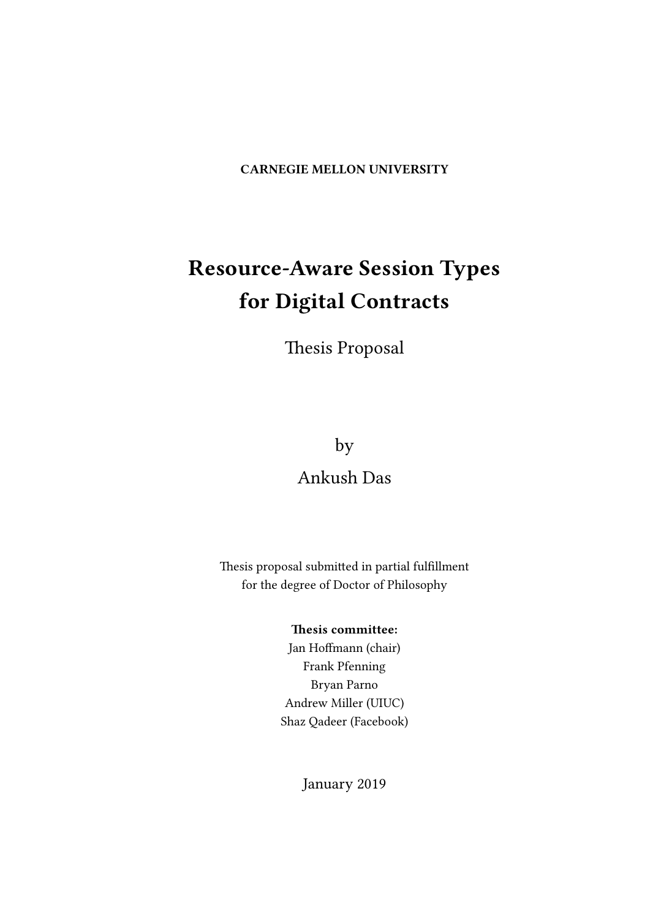**CARNEGIE MELLON UNIVERSITY**

# Resource-Aware Session Types for Digital Contracts

Thesis Proposal

by

Ankush Das

Thesis proposal submitted in partial fulfillment
for the degree of Doctor of Philosophy

**Thesis committee:**
Jan Hoffmann (chair)
Frank Pfenning
Bryan Parno
Andrew Miller (UIUC)
Shaz Qadeer (Facebook)

January 2019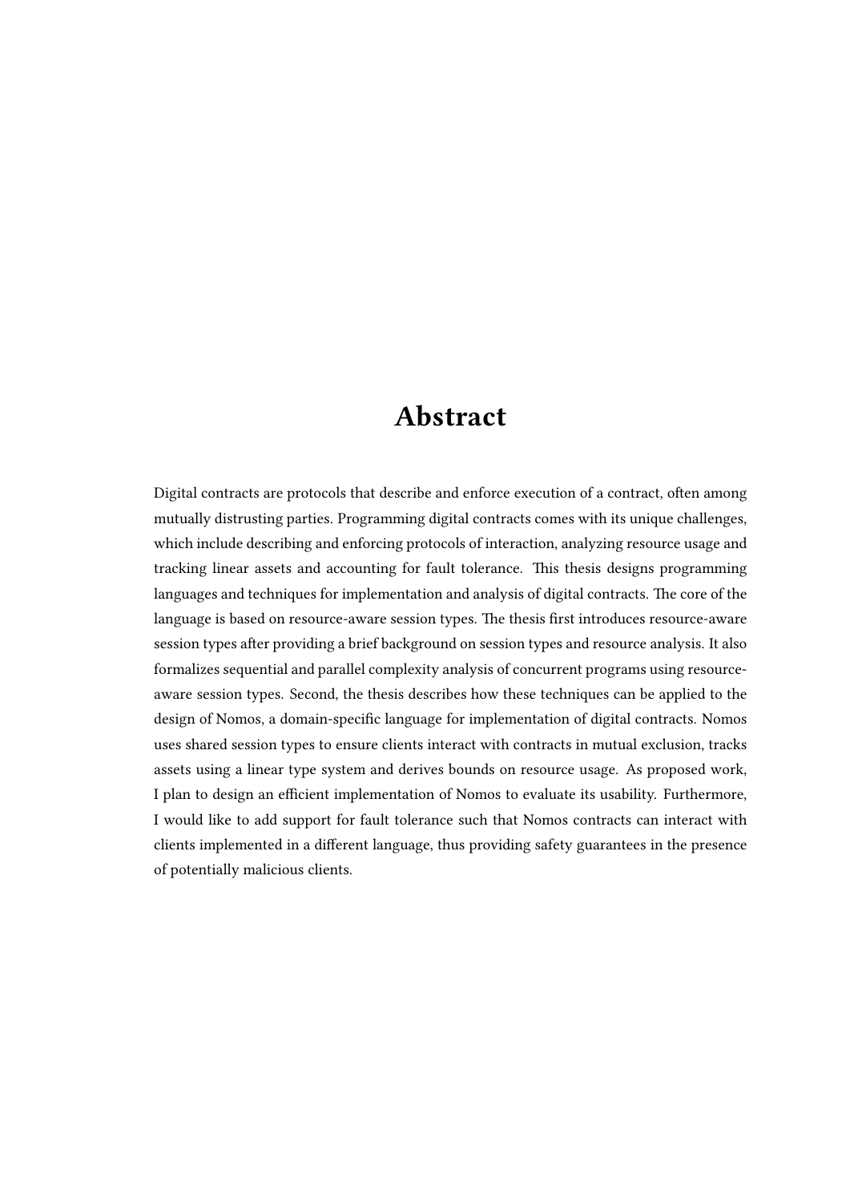# Abstract

Digital contracts are protocols that describe and enforce execution of a contract, often among mutually distrusting parties. Programming digital contracts comes with its unique challenges, which include describing and enforcing protocols of interaction, analyzing resource usage and tracking linear assets and accounting for fault tolerance. This thesis designs programming languages and techniques for implementation and analysis of digital contracts. The core of the language is based on resource-aware session types. The thesis first introduces resource-aware session types after providing a brief background on session types and resource analysis. It also formalizes sequential and parallel complexity analysis of concurrent programs using resource-aware session types. Second, the thesis describes how these techniques can be applied to the design of Nomos, a domain-specific language for implementation of digital contracts. Nomos uses shared session types to ensure clients interact with contracts in mutual exclusion, tracks assets using a linear type system and derives bounds on resource usage. As proposed work, I plan to design an efficient implementation of Nomos to evaluate its usability. Furthermore, I would like to add support for fault tolerance such that Nomos contracts can interact with clients implemented in a different language, thus providing safety guarantees in the presence of potentially malicious clients.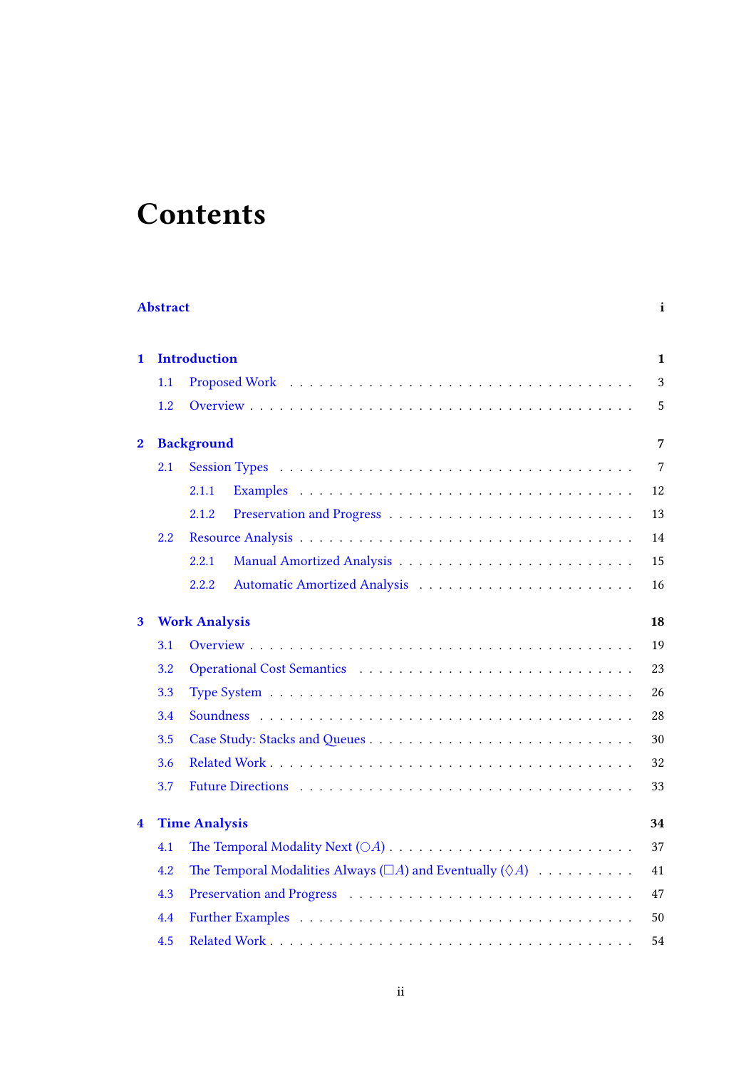# Contents

**Abstract** **i**

**1 Introduction** **1**

- 1.1 Proposed Work . . . . . . . . . . . . . . . . . . . . . . . . . . . . . . . . 3
- 1.2 Overview . . . . . . . . . . . . . . . . . . . . . . . . . . . . . . . . . . . 5

**2 Background** **7**

- 2.1 Session Types . . . . . . . . . . . . . . . . . . . . . . . . . . . . . . . . 7
  - 2.1.1 Examples . . . . . . . . . . . . . . . . . . . . . . . . . . . . . . 12
  - 2.1.2 Preservation and Progress . . . . . . . . . . . . . . . . . . . . . 13
- 2.2 Resource Analysis . . . . . . . . . . . . . . . . . . . . . . . . . . . . . . 14
  - 2.2.1 Manual Amortized Analysis . . . . . . . . . . . . . . . . . . . . 15
  - 2.2.2 Automatic Amortized Analysis . . . . . . . . . . . . . . . . . . . 16

**3 Work Analysis** **18**

- 3.1 Overview . . . . . . . . . . . . . . . . . . . . . . . . . . . . . . . . . . . 19
- 3.2 Operational Cost Semantics . . . . . . . . . . . . . . . . . . . . . . . . 23
- 3.3 Type System . . . . . . . . . . . . . . . . . . . . . . . . . . . . . . . . . 26
- 3.4 Soundness . . . . . . . . . . . . . . . . . . . . . . . . . . . . . . . . . . 28
- 3.5 Case Study: Stacks and Queues . . . . . . . . . . . . . . . . . . . . . . 30
- 3.6 Related Work . . . . . . . . . . . . . . . . . . . . . . . . . . . . . . . . 32
- 3.7 Future Directions . . . . . . . . . . . . . . . . . . . . . . . . . . . . . . 33

**4 Time Analysis** **34**

- 4.1 The Temporal Modality Next ($\bigcirc A$) . . . . . . . . . . . . . . . . . . . . 37
- 4.2 The Temporal Modalities Always ($\Box A$) and Eventually ($\Diamond A$) . . . . . . . . . 41
- 4.3 Preservation and Progress . . . . . . . . . . . . . . . . . . . . . . . . . 47
- 4.4 Further Examples . . . . . . . . . . . . . . . . . . . . . . . . . . . . . . 50
- 4.5 Related Work . . . . . . . . . . . . . . . . . . . . . . . . . . . . . . . . 54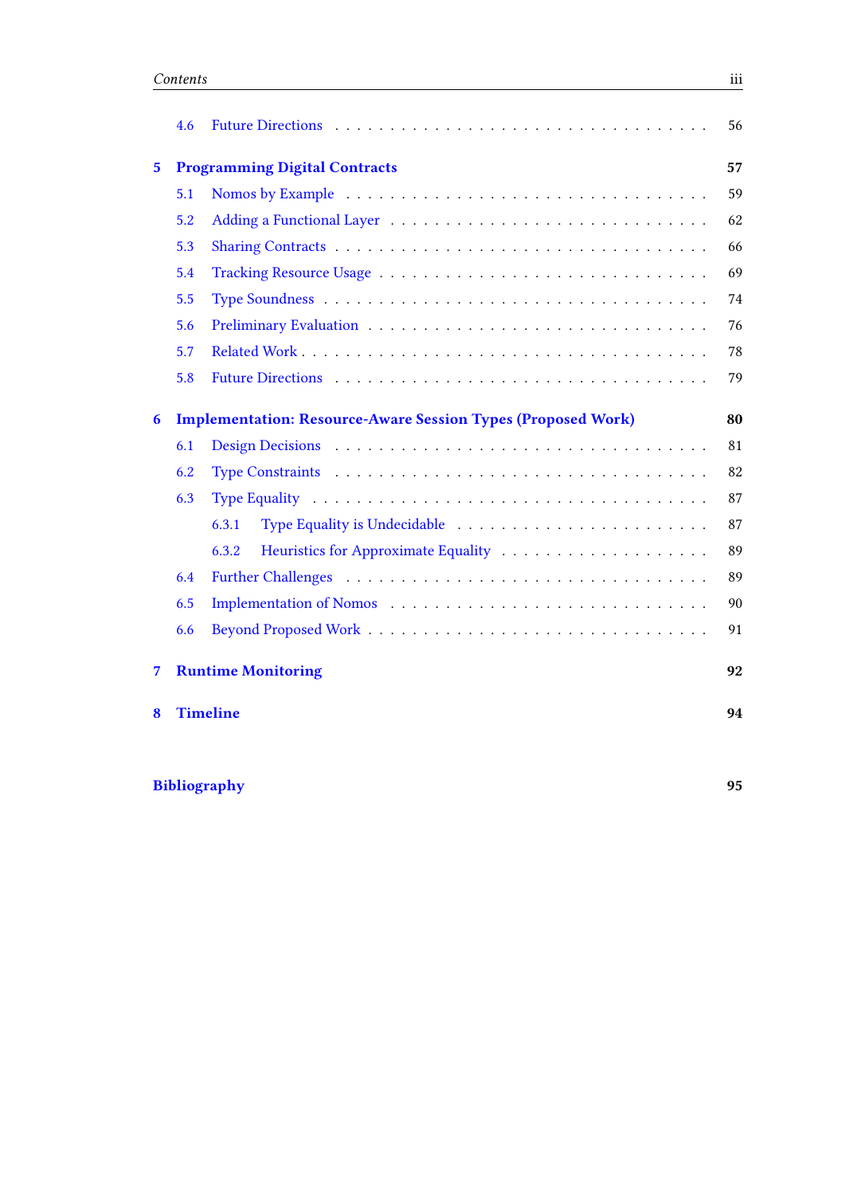4.6 Future Directions . . . . . 56

**5 Programming Digital Contracts** **57**

5.1 Nomos by Example . . . . . 59

5.2 Adding a Functional Layer . . . . . 62

5.3 Sharing Contracts . . . . . 66

5.4 Tracking Resource Usage . . . . . 69

5.5 Type Soundness . . . . . 74

5.6 Preliminary Evaluation . . . . . 76

5.7 Related Work . . . . . 78

5.8 Future Directions . . . . . 79

**6 Implementation: Resource-Aware Session Types (Proposed Work)** **80**

6.1 Design Decisions . . . . . 81

6.2 Type Constraints . . . . . 82

6.3 Type Equality . . . . . 87

6.3.1 Type Equality is Undecidable . . . . . 87

6.3.2 Heuristics for Approximate Equality . . . . . 89

6.4 Further Challenges . . . . . 89

6.5 Implementation of Nomos . . . . . 90

6.6 Beyond Proposed Work . . . . . 91

**7 Runtime Monitoring** **92**

**8 Timeline** **94**

**Bibliography** **95**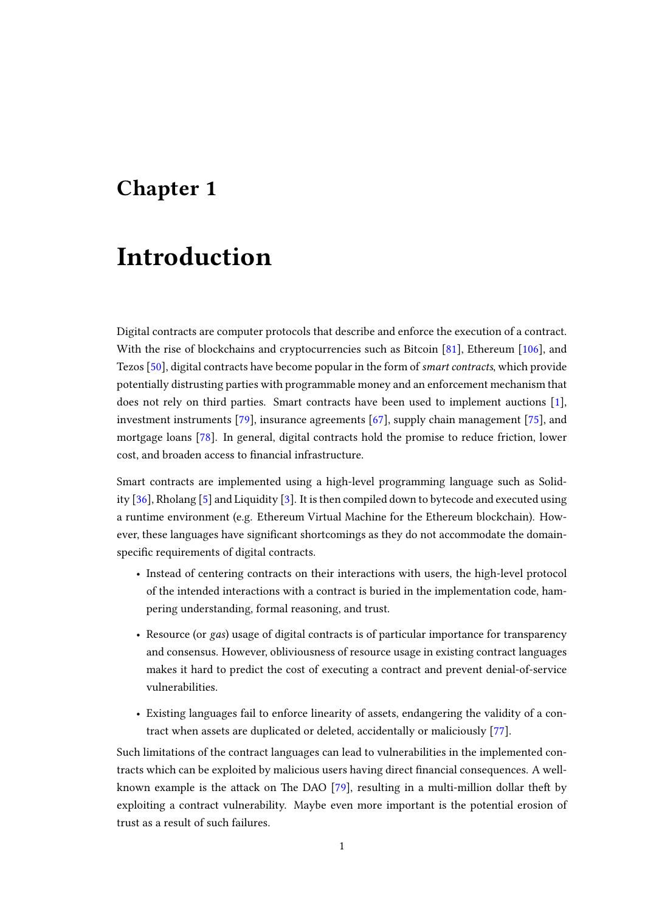# Chapter 1

# Introduction

Digital contracts are computer protocols that describe and enforce the execution of a contract. With the rise of blockchains and cryptocurrencies such as Bitcoin [81], Ethereum [106], and Tezos [50], digital contracts have become popular in the form of *smart contracts*, which provide potentially distrusting parties with programmable money and an enforcement mechanism that does not rely on third parties. Smart contracts have been used to implement auctions [1], investment instruments [79], insurance agreements [67], supply chain management [75], and mortgage loans [78]. In general, digital contracts hold the promise to reduce friction, lower cost, and broaden access to financial infrastructure.

Smart contracts are implemented using a high-level programming language such as Solidity [36], Rholang [5] and Liquidity [3]. It is then compiled down to bytecode and executed using a runtime environment (e.g. Ethereum Virtual Machine for the Ethereum blockchain). However, these languages have significant shortcomings as they do not accommodate the domain-specific requirements of digital contracts.

- Instead of centering contracts on their interactions with users, the high-level protocol of the intended interactions with a contract is buried in the implementation code, hampering understanding, formal reasoning, and trust.
- Resource (or *gas*) usage of digital contracts is of particular importance for transparency and consensus. However, obliviousness of resource usage in existing contract languages makes it hard to predict the cost of executing a contract and prevent denial-of-service vulnerabilities.
- Existing languages fail to enforce linearity of assets, endangering the validity of a contract when assets are duplicated or deleted, accidentally or maliciously [77].

Such limitations of the contract languages can lead to vulnerabilities in the implemented contracts which can be exploited by malicious users having direct financial consequences. A well-known example is the attack on The DAO [79], resulting in a multi-million dollar theft by exploiting a contract vulnerability. Maybe even more important is the potential erosion of trust as a result of such failures.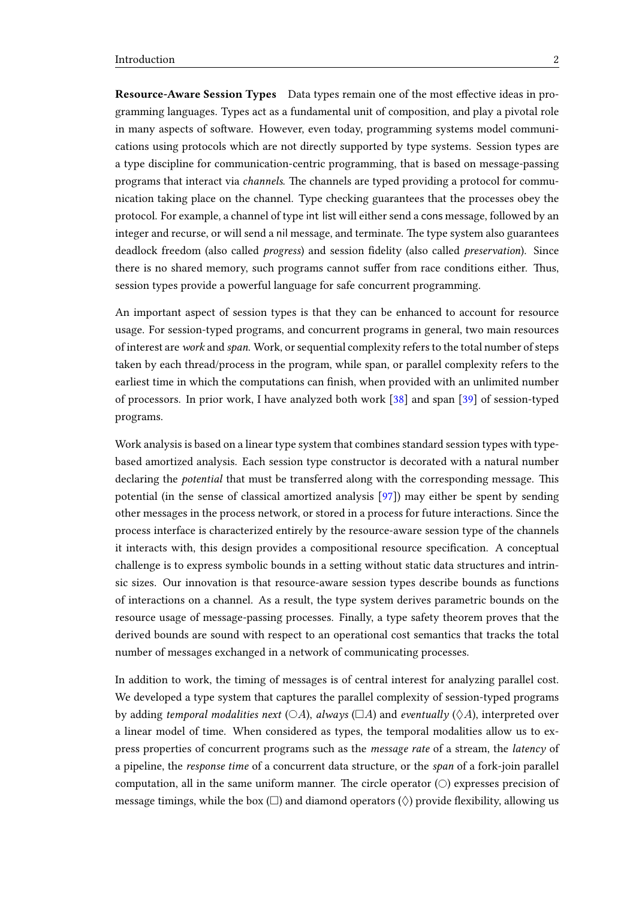**Resource-Aware Session Types** Data types remain one of the most effective ideas in programming languages. Types act as a fundamental unit of composition, and play a pivotal role in many aspects of software. However, even today, programming systems model communications using protocols which are not directly supported by type systems. Session types are a type discipline for communication-centric programming, that is based on message-passing programs that interact via *channels*. The channels are typed providing a protocol for communication taking place on the channel. Type checking guarantees that the processes obey the protocol. For example, a channel of type int list will either send a cons message, followed by an integer and recurse, or will send a nil message, and terminate. The type system also guarantees deadlock freedom (also called *progress*) and session fidelity (also called *preservation*). Since there is no shared memory, such programs cannot suffer from race conditions either. Thus, session types provide a powerful language for safe concurrent programming.

An important aspect of session types is that they can be enhanced to account for resource usage. For session-typed programs, and concurrent programs in general, two main resources of interest are *work* and *span*. Work, or sequential complexity refers to the total number of steps taken by each thread/process in the program, while span, or parallel complexity refers to the earliest time in which the computations can finish, when provided with an unlimited number of processors. In prior work, I have analyzed both work [38] and span [39] of session-typed programs.

Work analysis is based on a linear type system that combines standard session types with type-based amortized analysis. Each session type constructor is decorated with a natural number declaring the *potential* that must be transferred along with the corresponding message. This potential (in the sense of classical amortized analysis [97]) may either be spent by sending other messages in the process network, or stored in a process for future interactions. Since the process interface is characterized entirely by the resource-aware session type of the channels it interacts with, this design provides a compositional resource specification. A conceptual challenge is to express symbolic bounds in a setting without static data structures and intrinsic sizes. Our innovation is that resource-aware session types describe bounds as functions of interactions on a channel. As a result, the type system derives parametric bounds on the resource usage of message-passing processes. Finally, a type safety theorem proves that the derived bounds are sound with respect to an operational cost semantics that tracks the total number of messages exchanged in a network of communicating processes.

In addition to work, the timing of messages is of central interest for analyzing parallel cost. We developed a type system that captures the parallel complexity of session-typed programs by adding *temporal modalities next* ($\bigcirc A$), *always* ($\Box A$) and *eventually* ($\Diamond A$), interpreted over a linear model of time. When considered as types, the temporal modalities allow us to express properties of concurrent programs such as the *message rate* of a stream, the *latency* of a pipeline, the *response time* of a concurrent data structure, or the *span* of a fork-join parallel computation, all in the same uniform manner. The circle operator ($\bigcirc$) expresses precision of message timings, while the box ($\Box$) and diamond operators ($\Diamond$) provide flexibility, allowing us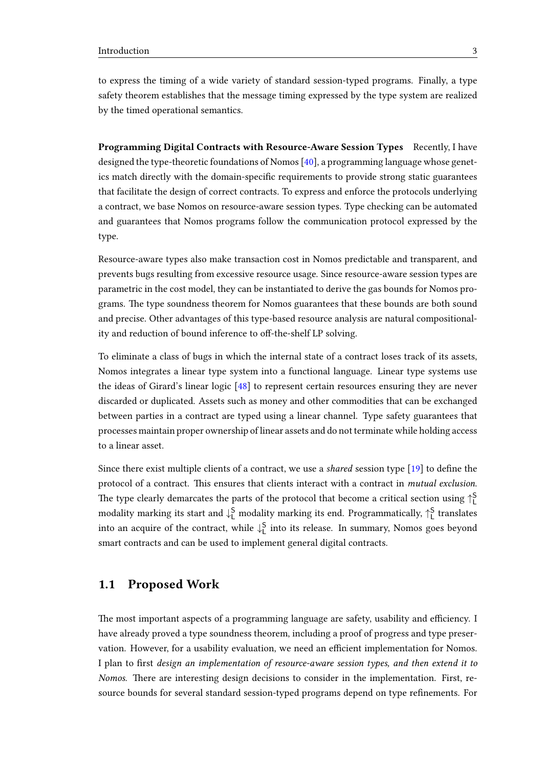to express the timing of a wide variety of standard session-typed programs. Finally, a type safety theorem establishes that the message timing expressed by the type system are realized by the timed operational semantics.

**Programming Digital Contracts with Resource-Aware Session Types** Recently, I have designed the type-theoretic foundations of Nomos [40], a programming language whose genetics match directly with the domain-specific requirements to provide strong static guarantees that facilitate the design of correct contracts. To express and enforce the protocols underlying a contract, we base Nomos on resource-aware session types. Type checking can be automated and guarantees that Nomos programs follow the communication protocol expressed by the type.

Resource-aware types also make transaction cost in Nomos predictable and transparent, and prevents bugs resulting from excessive resource usage. Since resource-aware session types are parametric in the cost model, they can be instantiated to derive the gas bounds for Nomos programs. The type soundness theorem for Nomos guarantees that these bounds are both sound and precise. Other advantages of this type-based resource analysis are natural compositionality and reduction of bound inference to off-the-shelf LP solving.

To eliminate a class of bugs in which the internal state of a contract loses track of its assets, Nomos integrates a linear type system into a functional language. Linear type systems use the ideas of Girard's linear logic [48] to represent certain resources ensuring they are never discarded or duplicated. Assets such as money and other commodities that can be exchanged between parties in a contract are typed using a linear channel. Type safety guarantees that processes maintain proper ownership of linear assets and do not terminate while holding access to a linear asset.

Since there exist multiple clients of a contract, we use a *shared* session type [19] to define the protocol of a contract. This ensures that clients interact with a contract in *mutual exclusion*. The type clearly demarcates the parts of the protocol that become a critical section using $\uparrow_{\mathsf{L}}^{\mathsf{S}}$ modality marking its start and $\downarrow_{\mathsf{L}}^{\mathsf{S}}$ modality marking its end. Programmatically, $\uparrow_{\mathsf{L}}^{\mathsf{S}}$ translates into an acquire of the contract, while $\downarrow_{\mathsf{L}}^{\mathsf{S}}$ into its release. In summary, Nomos goes beyond smart contracts and can be used to implement general digital contracts.

## 1.1 Proposed Work

The most important aspects of a programming language are safety, usability and efficiency. I have already proved a type soundness theorem, including a proof of progress and type preservation. However, for a usability evaluation, we need an efficient implementation for Nomos. I plan to first *design an implementation of resource-aware session types, and then extend it to Nomos*. There are interesting design decisions to consider in the implementation. First, resource bounds for several standard session-typed programs depend on type refinements. For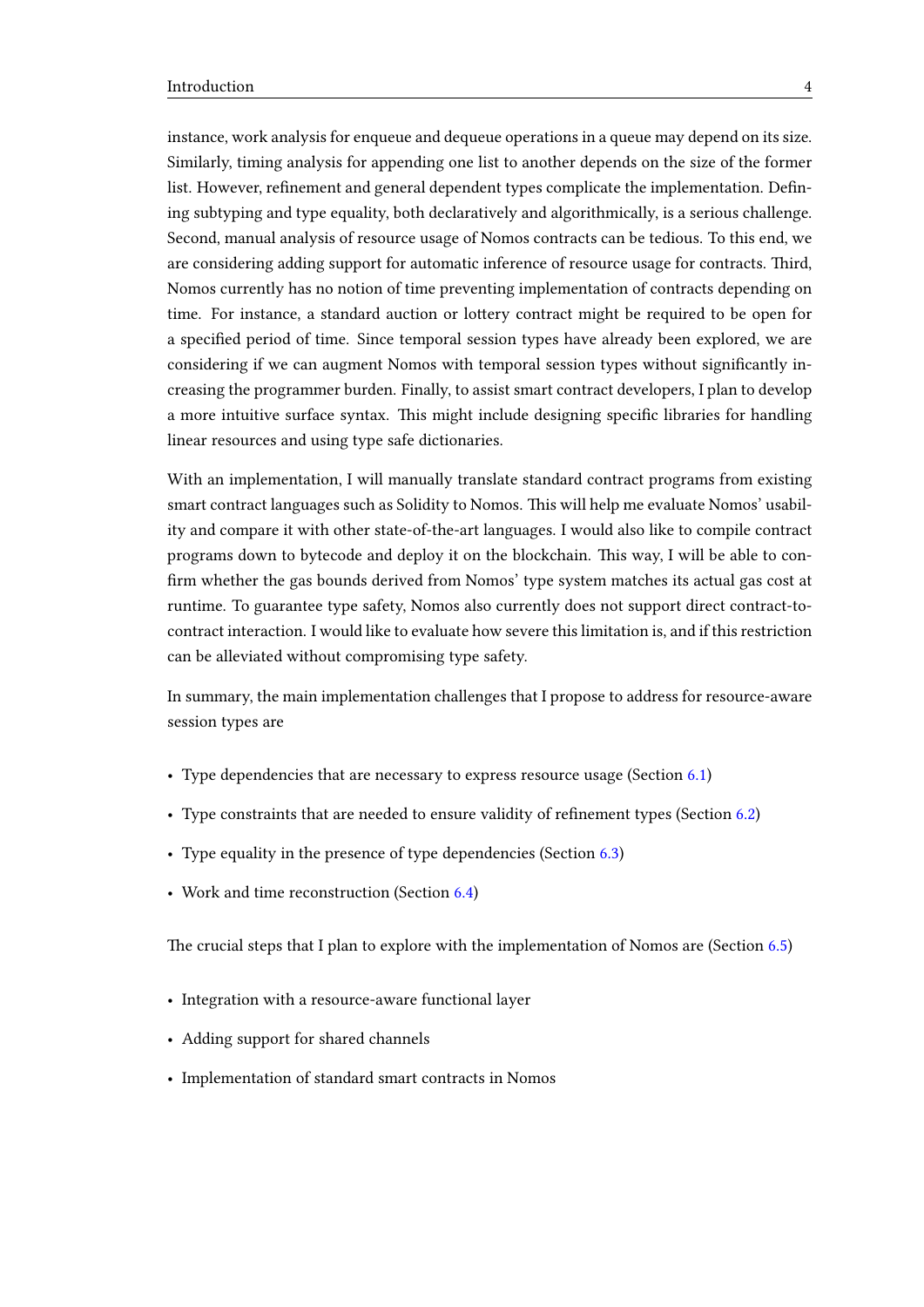instance, work analysis for enqueue and dequeue operations in a queue may depend on its size. Similarly, timing analysis for appending one list to another depends on the size of the former list. However, refinement and general dependent types complicate the implementation. Defining subtyping and type equality, both declaratively and algorithmically, is a serious challenge. Second, manual analysis of resource usage of Nomos contracts can be tedious. To this end, we are considering adding support for automatic inference of resource usage for contracts. Third, Nomos currently has no notion of time preventing implementation of contracts depending on time. For instance, a standard auction or lottery contract might be required to be open for a specified period of time. Since temporal session types have already been explored, we are considering if we can augment Nomos with temporal session types without significantly increasing the programmer burden. Finally, to assist smart contract developers, I plan to develop a more intuitive surface syntax. This might include designing specific libraries for handling linear resources and using type safe dictionaries.

With an implementation, I will manually translate standard contract programs from existing smart contract languages such as Solidity to Nomos. This will help me evaluate Nomos' usability and compare it with other state-of-the-art languages. I would also like to compile contract programs down to bytecode and deploy it on the blockchain. This way, I will be able to confirm whether the gas bounds derived from Nomos' type system matches its actual gas cost at runtime. To guarantee type safety, Nomos also currently does not support direct contract-to-contract interaction. I would like to evaluate how severe this limitation is, and if this restriction can be alleviated without compromising type safety.

In summary, the main implementation challenges that I propose to address for resource-aware session types are

- Type dependencies that are necessary to express resource usage (Section 6.1)
- Type constraints that are needed to ensure validity of refinement types (Section 6.2)
- Type equality in the presence of type dependencies (Section 6.3)
- Work and time reconstruction (Section 6.4)

The crucial steps that I plan to explore with the implementation of Nomos are (Section 6.5)

- Integration with a resource-aware functional layer
- Adding support for shared channels
- Implementation of standard smart contracts in Nomos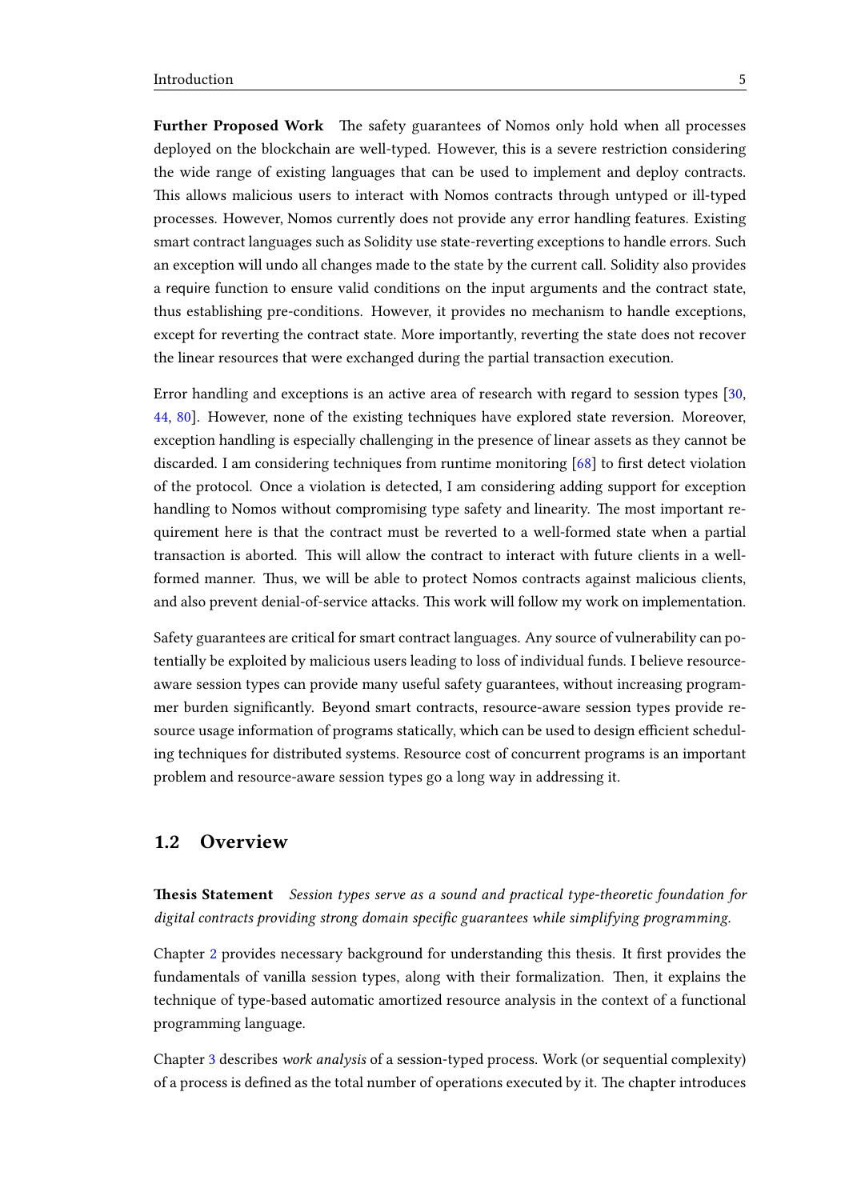**Further Proposed Work** The safety guarantees of Nomos only hold when all processes deployed on the blockchain are well-typed. However, this is a severe restriction considering the wide range of existing languages that can be used to implement and deploy contracts. This allows malicious users to interact with Nomos contracts through untyped or ill-typed processes. However, Nomos currently does not provide any error handling features. Existing smart contract languages such as Solidity use state-reverting exceptions to handle errors. Such an exception will undo all changes made to the state by the current call. Solidity also provides a require function to ensure valid conditions on the input arguments and the contract state, thus establishing pre-conditions. However, it provides no mechanism to handle exceptions, except for reverting the contract state. More importantly, reverting the state does not recover the linear resources that were exchanged during the partial transaction execution.

Error handling and exceptions is an active area of research with regard to session types [30, 44, 80]. However, none of the existing techniques have explored state reversion. Moreover, exception handling is especially challenging in the presence of linear assets as they cannot be discarded. I am considering techniques from runtime monitoring [68] to first detect violation of the protocol. Once a violation is detected, I am considering adding support for exception handling to Nomos without compromising type safety and linearity. The most important requirement here is that the contract must be reverted to a well-formed state when a partial transaction is aborted. This will allow the contract to interact with future clients in a well-formed manner. Thus, we will be able to protect Nomos contracts against malicious clients, and also prevent denial-of-service attacks. This work will follow my work on implementation.

Safety guarantees are critical for smart contract languages. Any source of vulnerability can potentially be exploited by malicious users leading to loss of individual funds. I believe resource-aware session types can provide many useful safety guarantees, without increasing programmer burden significantly. Beyond smart contracts, resource-aware session types provide resource usage information of programs statically, which can be used to design efficient scheduling techniques for distributed systems. Resource cost of concurrent programs is an important problem and resource-aware session types go a long way in addressing it.

## 1.2 Overview

**Thesis Statement** *Session types serve as a sound and practical type-theoretic foundation for digital contracts providing strong domain specific guarantees while simplifying programming.*

Chapter 2 provides necessary background for understanding this thesis. It first provides the fundamentals of vanilla session types, along with their formalization. Then, it explains the technique of type-based automatic amortized resource analysis in the context of a functional programming language.

Chapter 3 describes *work analysis* of a session-typed process. Work (or sequential complexity) of a process is defined as the total number of operations executed by it. The chapter introduces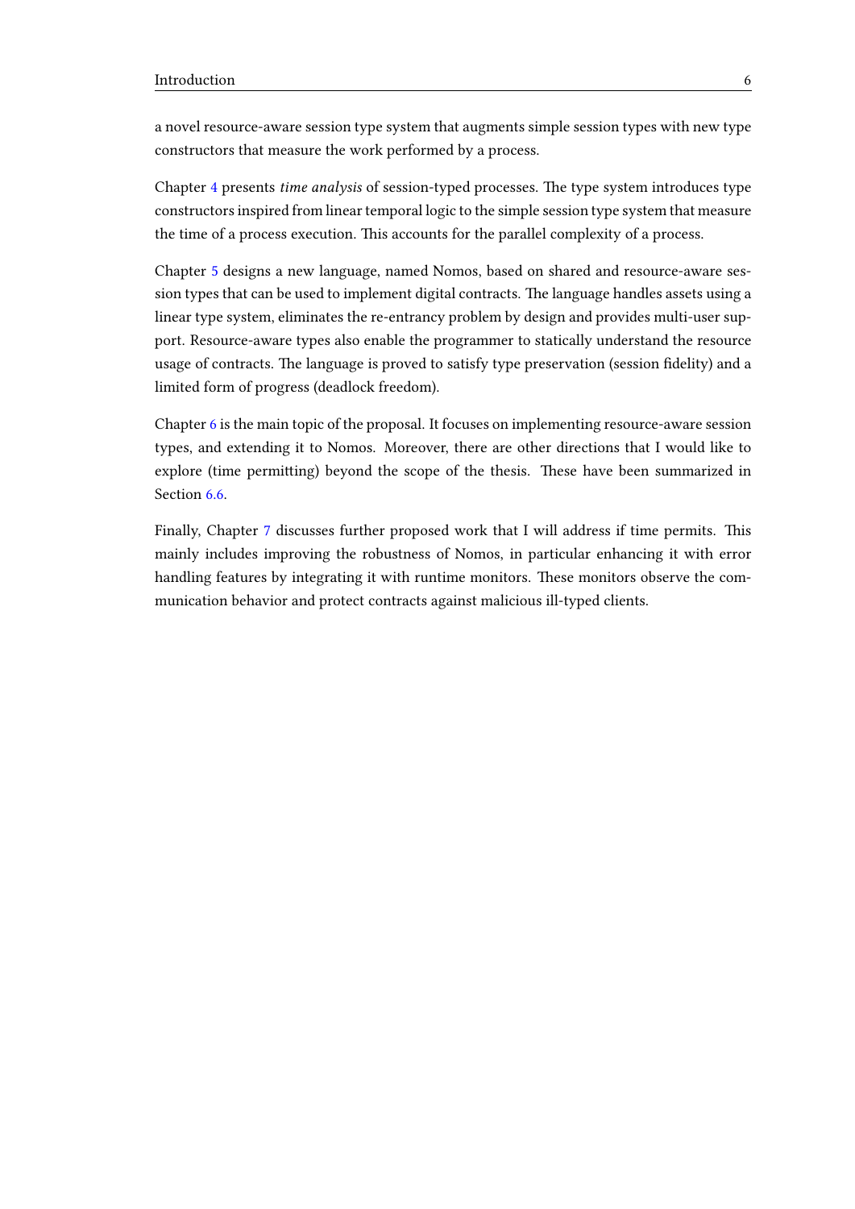a novel resource-aware session type system that augments simple session types with new type constructors that measure the work performed by a process.

Chapter 4 presents *time analysis* of session-typed processes. The type system introduces type constructors inspired from linear temporal logic to the simple session type system that measure the time of a process execution. This accounts for the parallel complexity of a process.

Chapter 5 designs a new language, named Nomos, based on shared and resource-aware session types that can be used to implement digital contracts. The language handles assets using a linear type system, eliminates the re-entrancy problem by design and provides multi-user support. Resource-aware types also enable the programmer to statically understand the resource usage of contracts. The language is proved to satisfy type preservation (session fidelity) and a limited form of progress (deadlock freedom).

Chapter 6 is the main topic of the proposal. It focuses on implementing resource-aware session types, and extending it to Nomos. Moreover, there are other directions that I would like to explore (time permitting) beyond the scope of the thesis. These have been summarized in Section 6.6.

Finally, Chapter 7 discusses further proposed work that I will address if time permits. This mainly includes improving the robustness of Nomos, in particular enhancing it with error handling features by integrating it with runtime monitors. These monitors observe the communication behavior and protect contracts against malicious ill-typed clients.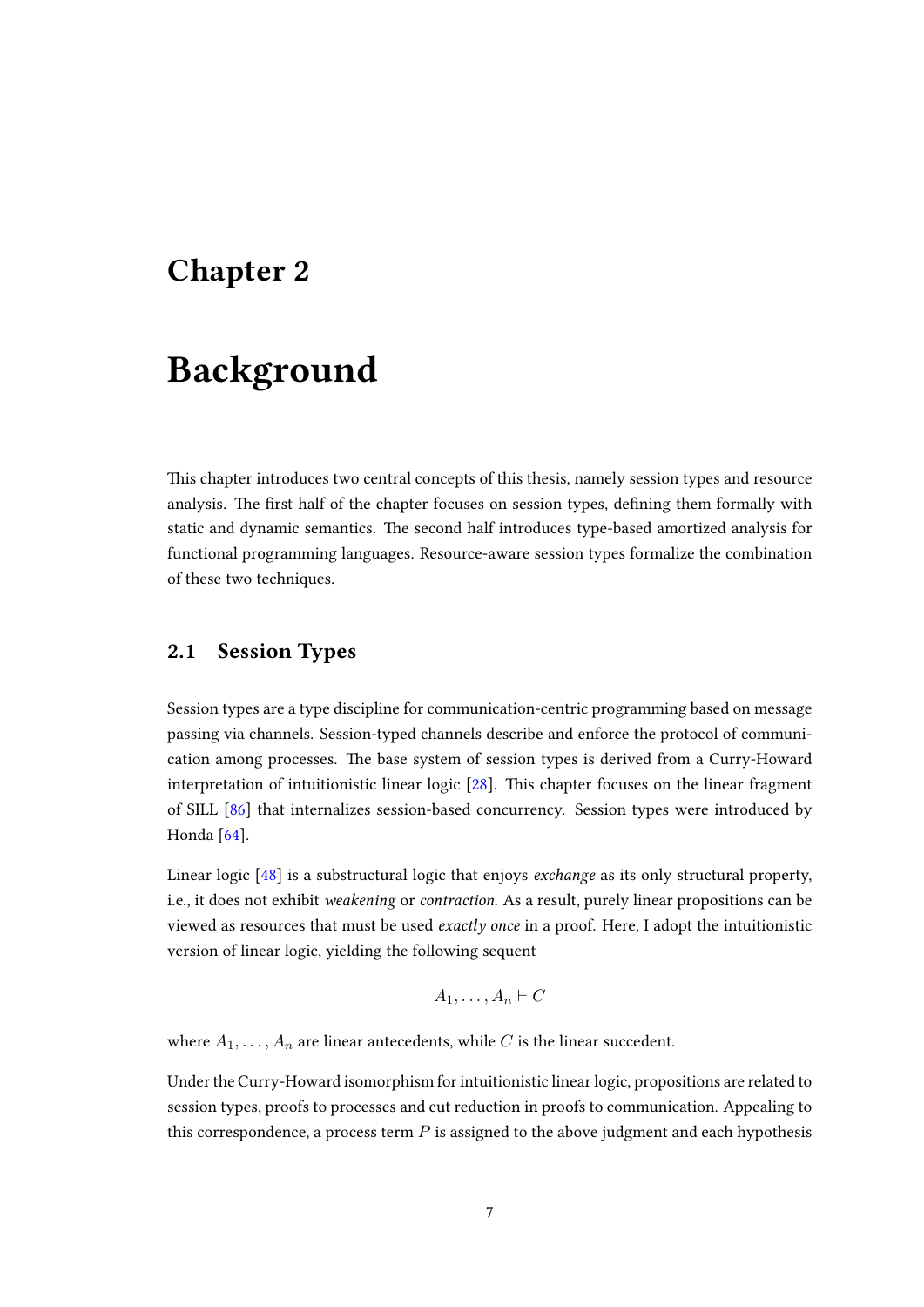# Chapter 2

# Background

This chapter introduces two central concepts of this thesis, namely session types and resource analysis. The first half of the chapter focuses on session types, defining them formally with static and dynamic semantics. The second half introduces type-based amortized analysis for functional programming languages. Resource-aware session types formalize the combination of these two techniques.

## 2.1 Session Types

Session types are a type discipline for communication-centric programming based on message passing via channels. Session-typed channels describe and enforce the protocol of communication among processes. The base system of session types is derived from a Curry-Howard interpretation of intuitionistic linear logic [28]. This chapter focuses on the linear fragment of SILL [86] that internalizes session-based concurrency. Session types were introduced by Honda [64].

Linear logic [48] is a substructural logic that enjoys *exchange* as its only structural property, i.e., it does not exhibit *weakening* or *contraction*. As a result, purely linear propositions can be viewed as resources that must be used *exactly once* in a proof. Here, I adopt the intuitionistic version of linear logic, yielding the following sequent

$$A_1, \ldots, A_n \vdash C$$

where $A_1, \ldots, A_n$ are linear antecedents, while $C$ is the linear succedent.

Under the Curry-Howard isomorphism for intuitionistic linear logic, propositions are related to session types, proofs to processes and cut reduction in proofs to communication. Appealing to this correspondence, a process term $P$ is assigned to the above judgment and each hypothesis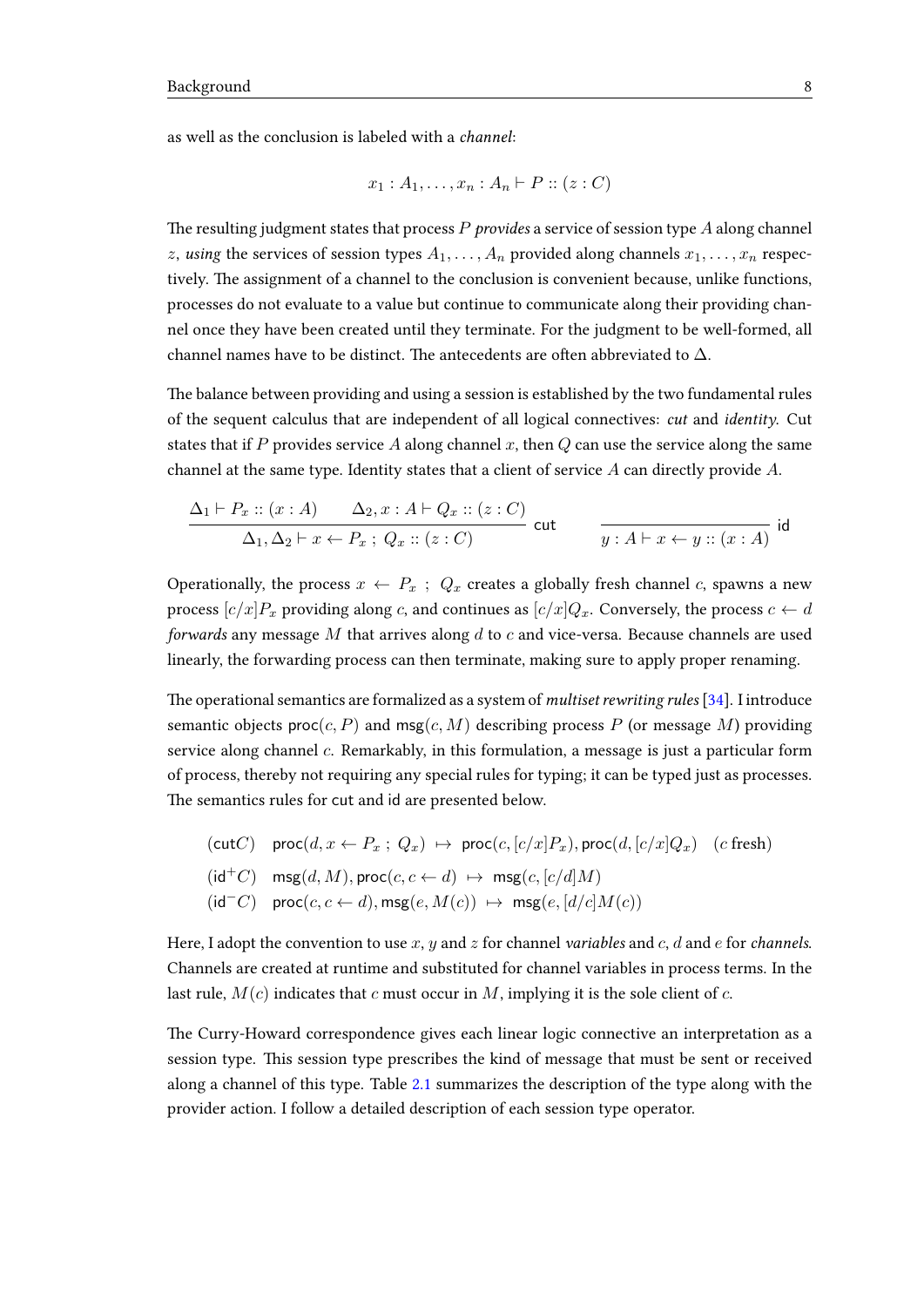as well as the conclusion is labeled with a *channel*:

$$x_1 : A_1, \ldots, x_n : A_n \vdash P :: (z : C)$$

The resulting judgment states that process $P$ *provides* a service of session type $A$ along channel $z$, *using* the services of session types $A_1, \ldots, A_n$ provided along channels $x_1, \ldots, x_n$ respectively. The assignment of a channel to the conclusion is convenient because, unlike functions, processes do not evaluate to a value but continue to communicate along their providing channel once they have been created until they terminate. For the judgment to be well-formed, all channel names have to be distinct. The antecedents are often abbreviated to $\Delta$.

The balance between providing and using a session is established by the two fundamental rules of the sequent calculus that are independent of all logical connectives: *cut* and *identity*. Cut states that if $P$ provides service $A$ along channel $x$, then $Q$ can use the service along the same channel at the same type. Identity states that a client of service $A$ can directly provide $A$.

$$\frac{\Delta_1 \vdash P_x :: (x : A) \qquad \Delta_2, x : A \vdash Q_x :: (z : C)}{\Delta_1, \Delta_2 \vdash x \leftarrow P_x \ ; \ Q_x :: (z : C)} \ \mathsf{cut} \qquad\qquad \frac{}{y : A \vdash x \leftarrow y :: (x : A)} \ \mathsf{id}$$

Operationally, the process $x \leftarrow P_x \ ; \ Q_x$ creates a globally fresh channel $c$, spawns a new process $[c/x]P_x$ providing along $c$, and continues as $[c/x]Q_x$. Conversely, the process $c \leftarrow d$ *forwards* any message $M$ that arrives along $d$ to $c$ and vice-versa. Because channels are used linearly, the forwarding process can then terminate, making sure to apply proper renaming.

The operational semantics are formalized as a system of *multiset rewriting rules* [34]. I introduce semantic objects $\mathsf{proc}(c, P)$ and $\mathsf{msg}(c, M)$ describing process $P$ (or message $M$) providing service along channel $c$. Remarkably, in this formulation, a message is just a particular form of process, thereby not requiring any special rules for typing; it can be typed just as processes. The semantics rules for $\mathsf{cut}$ and $\mathsf{id}$ are presented below.

$$
\begin{array}{lll}
(\mathsf{cut}C) & \mathsf{proc}(d, x \leftarrow P_x \ ; \ Q_x) \ \mapsto \ \mathsf{proc}(c, [c/x]P_x), \mathsf{proc}(d, [c/x]Q_x) & (c \text{ fresh}) \\
(\mathsf{id}^+C) & \mathsf{msg}(d, M), \mathsf{proc}(c, c \leftarrow d) \ \mapsto \ \mathsf{msg}(c, [c/d]M) & \\
(\mathsf{id}^-C) & \mathsf{proc}(c, c \leftarrow d), \mathsf{msg}(e, M(c)) \ \mapsto \ \mathsf{msg}(e, [d/c]M(c)) &
\end{array}
$$

Here, I adopt the convention to use $x$, $y$ and $z$ for channel *variables* and $c$, $d$ and $e$ for *channels*. Channels are created at runtime and substituted for channel variables in process terms. In the last rule, $M(c)$ indicates that $c$ must occur in $M$, implying it is the sole client of $c$.

The Curry-Howard correspondence gives each linear logic connective an interpretation as a session type. This session type prescribes the kind of message that must be sent or received along a channel of this type. Table 2.1 summarizes the description of the type along with the provider action. I follow a detailed description of each session type operator.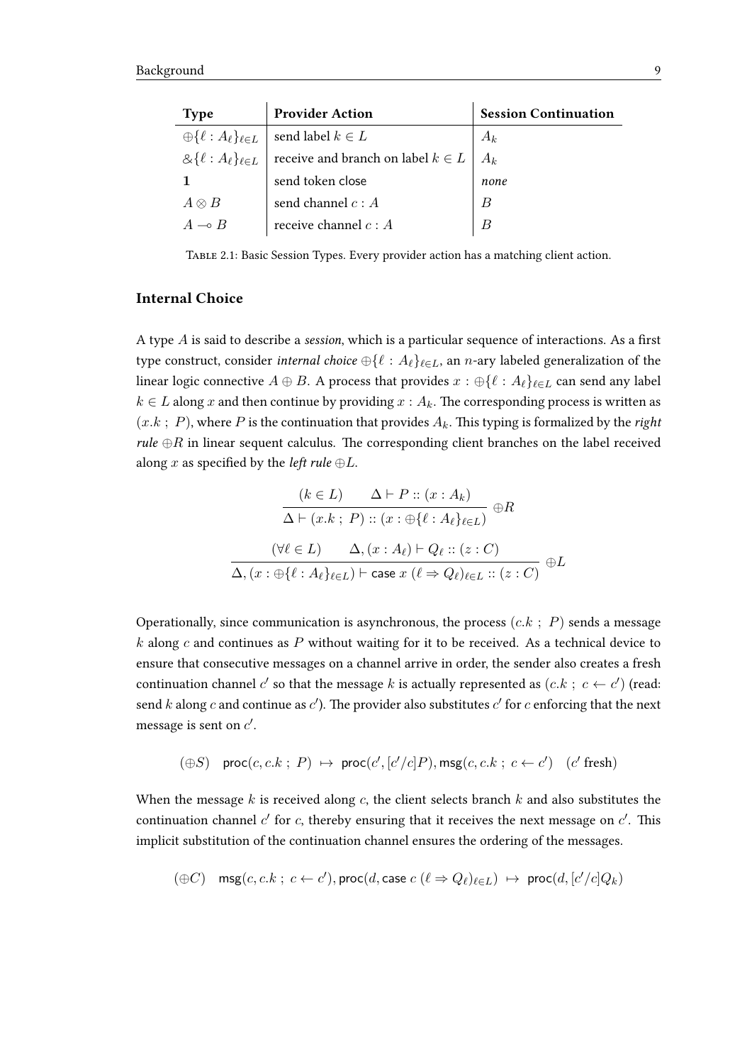| **Type** | **Provider Action** | **Session Continuation** |
| --- | --- | --- |
| $\oplus\{\ell : A_\ell\}_{\ell \in L}$ | send label $k \in L$ | $A_k$ |
| $\&\{\ell : A_\ell\}_{\ell \in L}$ | receive and branch on label $k \in L$ | $A_k$ |
| $\mathbf{1}$ | send token close | *none* |
| $A \otimes B$ | send channel $c : A$ | $B$ |
| $A \multimap B$ | receive channel $c : A$ | $B$ |

Table 2.1: Basic Session Types. Every provider action has a matching client action.

### Internal Choice

A type $A$ is said to describe a *session*, which is a particular sequence of interactions. As a first type construct, consider *internal choice* $\oplus\{\ell : A_\ell\}_{\ell \in L}$, an $n$-ary labeled generalization of the linear logic connective $A \oplus B$. A process that provides $x : \oplus\{\ell : A_\ell\}_{\ell \in L}$ can send any label $k \in L$ along $x$ and then continue by providing $x : A_k$. The corresponding process is written as $(x.k \; ; \; P)$, where $P$ is the continuation that provides $A_k$. This typing is formalized by the *right rule* $\oplus R$ in linear sequent calculus. The corresponding client branches on the label received along $x$ as specified by the *left rule* $\oplus L$.

$$\frac{(k \in L) \qquad \Delta \vdash P :: (x : A_k)}{\Delta \vdash (x.k \; ; \; P) :: (x : \oplus\{\ell : A_\ell\}_{\ell \in L})} \; \oplus R$$

$$\frac{(\forall \ell \in L) \qquad \Delta, (x : A_\ell) \vdash Q_\ell :: (z : C)}{\Delta, (x : \oplus\{\ell : A_\ell\}_{\ell \in L}) \vdash \mathsf{case} \; x \; (\ell \Rightarrow Q_\ell)_{\ell \in L} :: (z : C)} \; \oplus L$$

Operationally, since communication is asynchronous, the process $(c.k \; ; \; P)$ sends a message $k$ along $c$ and continues as $P$ without waiting for it to be received. As a technical device to ensure that consecutive messages on a channel arrive in order, the sender also creates a fresh continuation channel $c'$ so that the message $k$ is actually represented as $(c.k \; ; \; c \leftarrow c')$ (read: send $k$ along $c$ and continue as $c'$). The provider also substitutes $c'$ for $c$ enforcing that the next message is sent on $c'$.

$$(\oplus S) \quad \mathsf{proc}(c, c.k \; ; \; P) \; \mapsto \; \mathsf{proc}(c', [c'/c]P), \mathsf{msg}(c, c.k \; ; \; c \leftarrow c') \quad (c' \text{ fresh})$$

When the message $k$ is received along $c$, the client selects branch $k$ and also substitutes the continuation channel $c'$ for $c$, thereby ensuring that it receives the next message on $c'$. This implicit substitution of the continuation channel ensures the ordering of the messages.

$$(\oplus C) \quad \mathsf{msg}(c, c.k \; ; \; c \leftarrow c'), \mathsf{proc}(d, \mathsf{case} \; c \; (\ell \Rightarrow Q_\ell)_{\ell \in L}) \; \mapsto \; \mathsf{proc}(d, [c'/c]Q_k)$$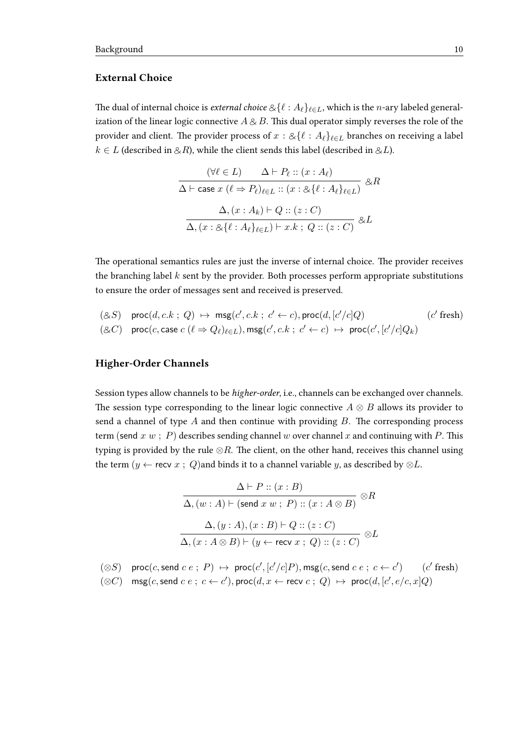### External Choice

The dual of internal choice is *external choice* $\&\{\ell : A_\ell\}_{\ell \in L}$, which is the $n$-ary labeled generalization of the linear logic connective $A \& B$. This dual operator simply reverses the role of the provider and client. The provider process of $x : \&\{\ell : A_\ell\}_{\ell \in L}$ branches on receiving a label $k \in L$ (described in $\&R$), while the client sends this label (described in $\&L$).

$$\frac{(\forall \ell \in L) \qquad \Delta \vdash P_\ell :: (x : A_\ell)}{\Delta \vdash \mathsf{case}\ x\ (\ell \Rightarrow P_\ell)_{\ell \in L} :: (x : \&\{\ell : A_\ell\}_{\ell \in L})}\ \&R$$

$$\frac{\Delta, (x : A_k) \vdash Q :: (z : C)}{\Delta, (x : \&\{\ell : A_\ell\}_{\ell \in L}) \vdash x.k\ ;\ Q :: (z : C)}\ \&L$$

The operational semantics rules are just the inverse of internal choice. The provider receives the branching label $k$ sent by the provider. Both processes perform appropriate substitutions to ensure the order of messages sent and received is preserved.

$$(\&S) \quad \mathsf{proc}(d, c.k\ ;\ Q) \ \mapsto\ \mathsf{msg}(c', c.k\ ;\ c' \leftarrow c), \mathsf{proc}(d, [c'/c]Q) \qquad (c' \text{ fresh})$$

$$(\&C) \quad \mathsf{proc}(c, \mathsf{case}\ c\ (\ell \Rightarrow Q_\ell)_{\ell \in L}), \mathsf{msg}(c', c.k\ ;\ c' \leftarrow c) \ \mapsto\ \mathsf{proc}(c', [c'/c]Q_k)$$

### Higher-Order Channels

Session types allow channels to be *higher-order*, i.e., channels can be exchanged over channels. The session type corresponding to the linear logic connective $A \otimes B$ allows its provider to send a channel of type $A$ and then continue with providing $B$. The corresponding process term ($\mathsf{send}\ x\ w\ ;\ P$) describes sending channel $w$ over channel $x$ and continuing with $P$. This typing is provided by the rule $\otimes R$. The client, on the other hand, receives this channel using the term ($y \leftarrow \mathsf{recv}\ x\ ;\ Q$)and binds it to a channel variable $y$, as described by $\otimes L$.

$$\frac{\Delta \vdash P :: (x : B)}{\Delta, (w : A) \vdash (\mathsf{send}\ x\ w\ ;\ P) :: (x : A \otimes B)}\ \otimes R$$

$$\frac{\Delta, (y : A), (x : B) \vdash Q :: (z : C)}{\Delta, (x : A \otimes B) \vdash (y \leftarrow \mathsf{recv}\ x\ ;\ Q) :: (z : C)}\ \otimes L$$

$$(\otimes S) \quad \mathsf{proc}(c, \mathsf{send}\ c\ e\ ;\ P) \ \mapsto\ \mathsf{proc}(c', [c'/c]P), \mathsf{msg}(c, \mathsf{send}\ c\ e\ ;\ c \leftarrow c') \qquad (c' \text{ fresh})$$

$$(\otimes C) \quad \mathsf{msg}(c, \mathsf{send}\ c\ e\ ;\ c \leftarrow c'), \mathsf{proc}(d, x \leftarrow \mathsf{recv}\ c\ ;\ Q) \ \mapsto\ \mathsf{proc}(d, [c', e/c, x]Q)$$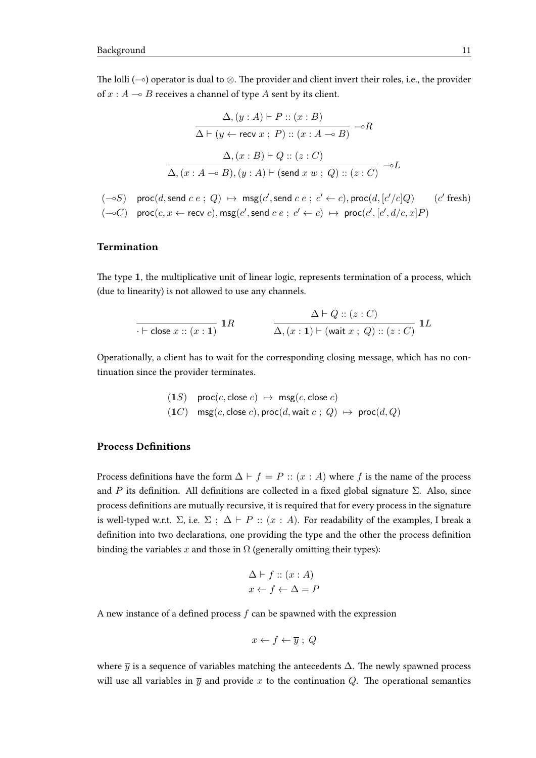The lolli ($\multimap$) operator is dual to $\otimes$. The provider and client invert their roles, i.e., the provider of $x : A \multimap B$ receives a channel of type $A$ sent by its client.

$$\frac{\Delta, (y : A) \vdash P :: (x : B)}{\Delta \vdash (y \leftarrow \mathsf{recv}\ x\ ;\ P) :: (x : A \multimap B)} \multimap R$$

$$\frac{\Delta, (x : B) \vdash Q :: (z : C)}{\Delta, (x : A \multimap B), (y : A) \vdash (\mathsf{send}\ x\ w\ ;\ Q) :: (z : C)} \multimap L$$

$$(\multimap S) \quad \mathsf{proc}(d, \mathsf{send}\ c\ e\ ;\ Q) \ \mapsto\ \mathsf{msg}(c', \mathsf{send}\ c\ e\ ;\ c' \leftarrow c), \mathsf{proc}(d, [c'/c]Q) \qquad (c' \text{ fresh})$$

$$(\multimap C) \quad \mathsf{proc}(c, x \leftarrow \mathsf{recv}\ c), \mathsf{msg}(c', \mathsf{send}\ c\ e\ ;\ c' \leftarrow c) \ \mapsto\ \mathsf{proc}(c', [c', d/c, x]P)$$

### Termination

The type $\mathbf{1}$, the multiplicative unit of linear logic, represents termination of a process, which (due to linearity) is not allowed to use any channels.

$$\frac{}{\cdot \vdash \mathsf{close}\ x :: (x : \mathbf{1})} \mathbf{1}R \qquad\qquad \frac{\Delta \vdash Q :: (z : C)}{\Delta, (x : \mathbf{1}) \vdash (\mathsf{wait}\ x\ ;\ Q) :: (z : C)} \mathbf{1}L$$

Operationally, a client has to wait for the corresponding closing message, which has no continuation since the provider terminates.

$$(\mathbf{1}S) \quad \mathsf{proc}(c, \mathsf{close}\ c) \ \mapsto\ \mathsf{msg}(c, \mathsf{close}\ c)$$

$$(\mathbf{1}C) \quad \mathsf{msg}(c, \mathsf{close}\ c), \mathsf{proc}(d, \mathsf{wait}\ c\ ;\ Q) \ \mapsto\ \mathsf{proc}(d, Q)$$

### Process Definitions

Process definitions have the form $\Delta \vdash f = P :: (x : A)$ where $f$ is the name of the process and $P$ its definition. All definitions are collected in a fixed global signature $\Sigma$. Also, since process definitions are mutually recursive, it is required that for every process in the signature is well-typed w.r.t. $\Sigma$, i.e. $\Sigma\ ;\ \Delta \vdash P :: (x : A)$. For readability of the examples, I break a definition into two declarations, one providing the type and the other the process definition binding the variables $x$ and those in $\Omega$ (generally omitting their types):

$$\Delta \vdash f :: (x : A)$$
$$x \leftarrow f \leftarrow \Delta = P$$

A new instance of a defined process $f$ can be spawned with the expression

$$x \leftarrow f \leftarrow \overline{y}\ ;\ Q$$

where $\overline{y}$ is a sequence of variables matching the antecedents $\Delta$. The newly spawned process will use all variables in $\overline{y}$ and provide $x$ to the continuation $Q$. The operational semantics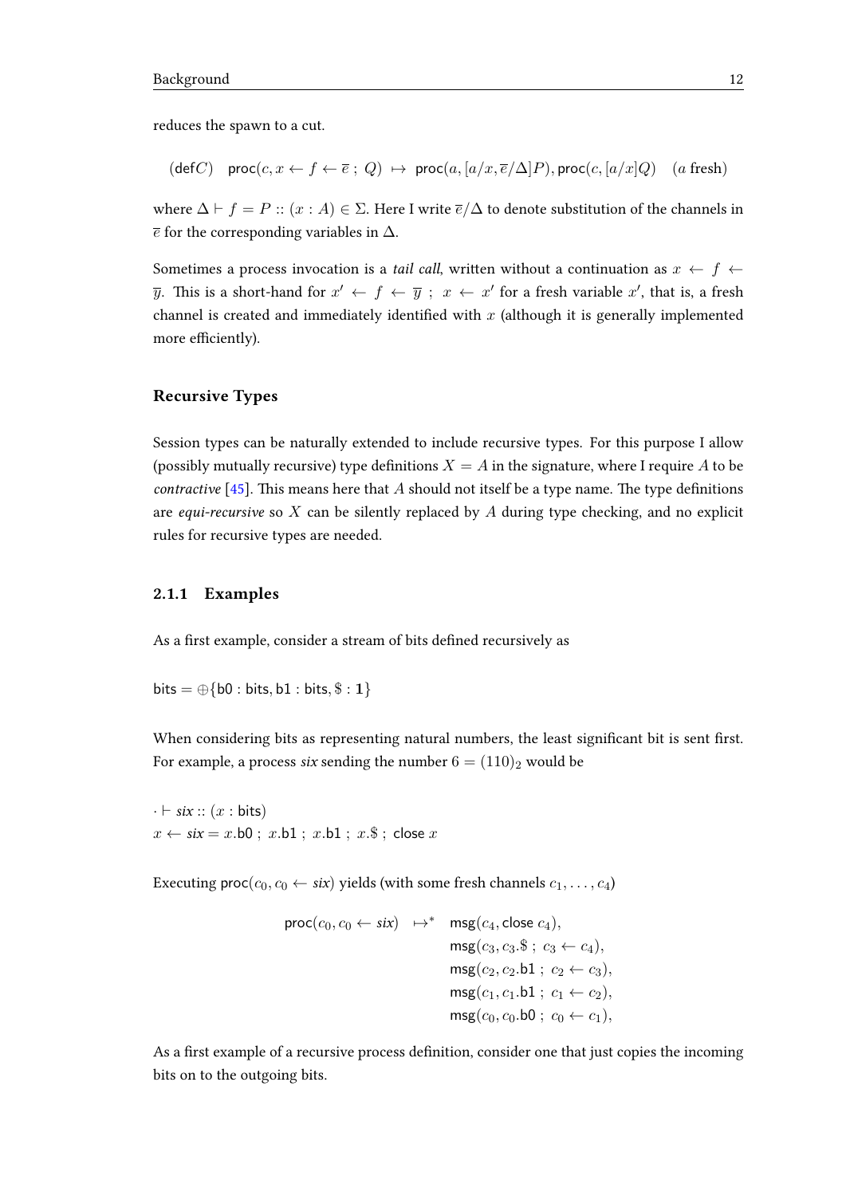reduces the spawn to a cut.

$$(\mathsf{def}C) \quad \mathsf{proc}(c, x \leftarrow f \leftarrow \overline{e} \; ; \; Q) \;\mapsto\; \mathsf{proc}(a, [a/x, \overline{e}/\Delta]P), \mathsf{proc}(c, [a/x]Q) \quad (a \text{ fresh})$$

where $\Delta \vdash f = P :: (x : A) \in \Sigma$. Here I write $\overline{e}/\Delta$ to denote substitution of the channels in $\overline{e}$ for the corresponding variables in $\Delta$.

Sometimes a process invocation is a *tail call*, written without a continuation as $x \leftarrow f \leftarrow \overline{y}$. This is a short-hand for $x' \leftarrow f \leftarrow \overline{y} \; ; \; x \leftarrow x'$ for a fresh variable $x'$, that is, a fresh channel is created and immediately identified with $x$ (although it is generally implemented more efficiently).

### Recursive Types

Session types can be naturally extended to include recursive types. For this purpose I allow (possibly mutually recursive) type definitions $X = A$ in the signature, where I require $A$ to be *contractive* [45]. This means here that $A$ should not itself be a type name. The type definitions are *equi-recursive* so $X$ can be silently replaced by $A$ during type checking, and no explicit rules for recursive types are needed.

### 2.1.1 Examples

As a first example, consider a stream of bits defined recursively as

$$\mathsf{bits} = \oplus\{\mathsf{b0} : \mathsf{bits}, \mathsf{b1} : \mathsf{bits}, \$ : \mathbf{1}\}$$

When considering bits as representing natural numbers, the least significant bit is sent first. For example, a process *six* sending the number $6 = (110)_2$ would be

$$\cdot \vdash \mathit{six} :: (x : \mathsf{bits})$$
$$x \leftarrow \mathit{six} = x.\mathsf{b0} \; ; \; x.\mathsf{b1} \; ; \; x.\mathsf{b1} \; ; \; x.\$ \; ; \; \mathsf{close}\; x$$

Executing $\mathsf{proc}(c_0, c_0 \leftarrow \mathit{six})$ yields (with some fresh channels $c_1, \ldots, c_4$)

$$\begin{array}{rl}
\mathsf{proc}(c_0, c_0 \leftarrow \mathit{six}) \;\mapsto^* & \mathsf{msg}(c_4, \mathsf{close}\; c_4), \\
& \mathsf{msg}(c_3, c_3.\$ \; ; \; c_3 \leftarrow c_4), \\
& \mathsf{msg}(c_2, c_2.\mathsf{b1} \; ; \; c_2 \leftarrow c_3), \\
& \mathsf{msg}(c_1, c_1.\mathsf{b1} \; ; \; c_1 \leftarrow c_2), \\
& \mathsf{msg}(c_0, c_0.\mathsf{b0} \; ; \; c_0 \leftarrow c_1),
\end{array}$$

As a first example of a recursive process definition, consider one that just copies the incoming bits on to the outgoing bits.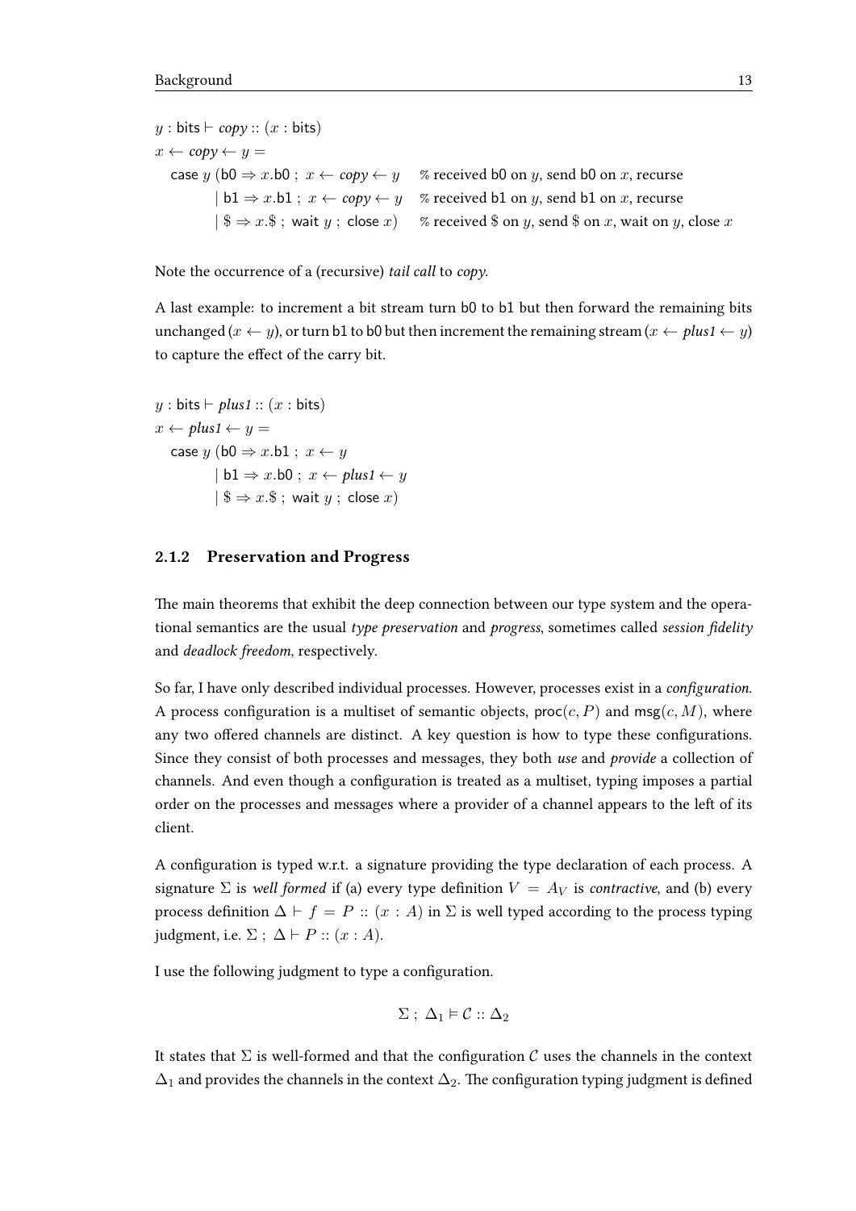$y : \mathsf{bits} \vdash \mathit{copy} :: (x : \mathsf{bits})$
$x \leftarrow \mathit{copy} \leftarrow y =$
$\quad \mathsf{case}\ y\ (\mathsf{b0} \Rightarrow x.\mathsf{b0}\ ;\ x \leftarrow \mathit{copy} \leftarrow y$ % received b0 on $y$, send b0 on $x$, recurse
$\quad\quad\quad\quad \mid \mathsf{b1} \Rightarrow x.\mathsf{b1}\ ;\ x \leftarrow \mathit{copy} \leftarrow y$ % received b1 on $y$, send b1 on $x$, recurse
$\quad\quad\quad\quad \mid \$ \Rightarrow x.\$\ ;\ \mathsf{wait}\ y\ ;\ \mathsf{close}\ x)$ % received \$ on $y$, send \$ on $x$, wait on $y$, close $x$

Note the occurrence of a (recursive) *tail call* to *copy*.

A last example: to increment a bit stream turn b0 to b1 but then forward the remaining bits unchanged ($x \leftarrow y$), or turn b1 to b0 but then increment the remaining stream ($x \leftarrow \mathit{plus1} \leftarrow y$) to capture the effect of the carry bit.

$y : \mathsf{bits} \vdash \mathit{plus1} :: (x : \mathsf{bits})$
$x \leftarrow \mathit{plus1} \leftarrow y =$
$\quad \mathsf{case}\ y\ (\mathsf{b0} \Rightarrow x.\mathsf{b1}\ ;\ x \leftarrow y$
$\quad\quad\quad\quad \mid \mathsf{b1} \Rightarrow x.\mathsf{b0}\ ;\ x \leftarrow \mathit{plus1} \leftarrow y$
$\quad\quad\quad\quad \mid \$ \Rightarrow x.\$\ ;\ \mathsf{wait}\ y\ ;\ \mathsf{close}\ x)$

### 2.1.2 Preservation and Progress

The main theorems that exhibit the deep connection between our type system and the operational semantics are the usual *type preservation* and *progress*, sometimes called *session fidelity* and *deadlock freedom*, respectively.

So far, I have only described individual processes. However, processes exist in a *configuration*. A process configuration is a multiset of semantic objects, $\mathsf{proc}(c, P)$ and $\mathsf{msg}(c, M)$, where any two offered channels are distinct. A key question is how to type these configurations. Since they consist of both processes and messages, they both *use* and *provide* a collection of channels. And even though a configuration is treated as a multiset, typing imposes a partial order on the processes and messages where a provider of a channel appears to the left of its client.

A configuration is typed w.r.t. a signature providing the type declaration of each process. A signature $\Sigma$ is *well formed* if (a) every type definition $V = A_V$ is *contractive*, and (b) every process definition $\Delta \vdash f = P :: (x : A)$ in $\Sigma$ is well typed according to the process typing judgment, i.e. $\Sigma\ ;\ \Delta \vdash P :: (x : A)$.

I use the following judgment to type a configuration.

$$\Sigma\ ;\ \Delta_1 \vDash \mathcal{C} :: \Delta_2$$

It states that $\Sigma$ is well-formed and that the configuration $\mathcal{C}$ uses the channels in the context $\Delta_1$ and provides the channels in the context $\Delta_2$. The configuration typing judgment is defined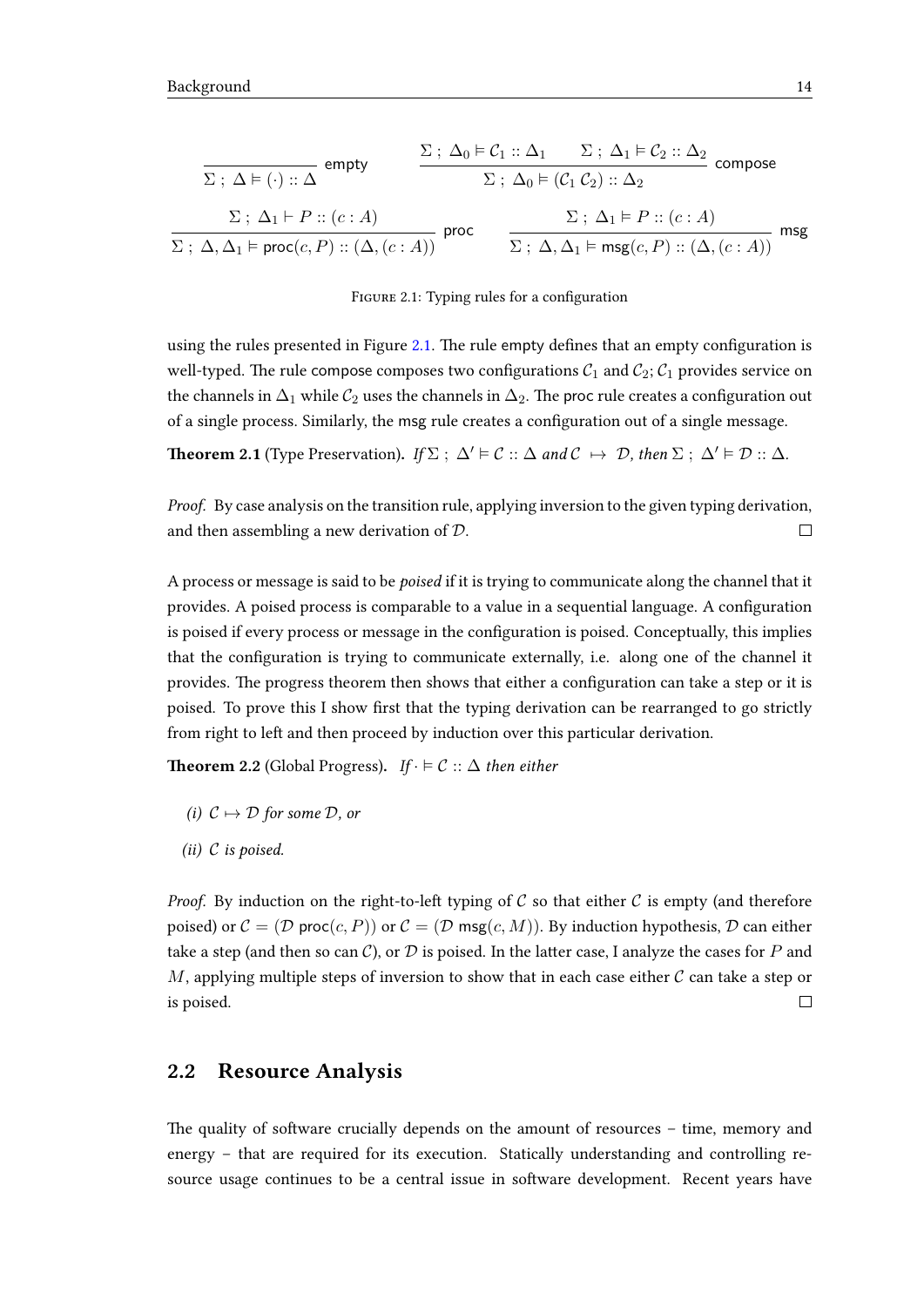$$\frac{}{\Sigma \; ; \; \Delta \vDash (\cdot) :: \Delta} \text{ empty} \qquad \frac{\Sigma \; ; \; \Delta_0 \vDash \mathcal{C}_1 :: \Delta_1 \qquad \Sigma \; ; \; \Delta_1 \vDash \mathcal{C}_2 :: \Delta_2}{\Sigma \; ; \; \Delta_0 \vDash (\mathcal{C}_1 \; \mathcal{C}_2) :: \Delta_2} \text{ compose}$$

$$\frac{\Sigma \; ; \; \Delta_1 \vdash P :: (c : A)}{\Sigma \; ; \; \Delta, \Delta_1 \vDash \mathsf{proc}(c, P) :: (\Delta, (c : A))} \text{ proc} \qquad \frac{\Sigma \; ; \; \Delta_1 \vDash P :: (c : A)}{\Sigma \; ; \; \Delta, \Delta_1 \vDash \mathsf{msg}(c, P) :: (\Delta, (c : A))} \text{ msg}$$

Figure 2.1: Typing rules for a configuration

using the rules presented in Figure 2.1. The rule empty defines that an empty configuration is well-typed. The rule compose composes two configurations $\mathcal{C}_1$ and $\mathcal{C}_2$; $\mathcal{C}_1$ provides service on the channels in $\Delta_1$ while $\mathcal{C}_2$ uses the channels in $\Delta_2$. The proc rule creates a configuration out of a single process. Similarly, the msg rule creates a configuration out of a single message.

**Theorem 2.1** (Type Preservation)**.** *If* $\Sigma \; ; \; \Delta' \vDash \mathcal{C} :: \Delta$ *and* $\mathcal{C} \mapsto \mathcal{D}$*, then* $\Sigma \; ; \; \Delta' \vDash \mathcal{D} :: \Delta$*.*

*Proof.* By case analysis on the transition rule, applying inversion to the given typing derivation, and then assembling a new derivation of $\mathcal{D}$. □

A process or message is said to be *poised* if it is trying to communicate along the channel that it provides. A poised process is comparable to a value in a sequential language. A configuration is poised if every process or message in the configuration is poised. Conceptually, this implies that the configuration is trying to communicate externally, i.e. along one of the channel it provides. The progress theorem then shows that either a configuration can take a step or it is poised. To prove this I show first that the typing derivation can be rearranged to go strictly from right to left and then proceed by induction over this particular derivation.

**Theorem 2.2** (Global Progress)**.** *If* $\cdot \vDash \mathcal{C} :: \Delta$ *then either*

*(i)* $\mathcal{C} \mapsto \mathcal{D}$ *for some* $\mathcal{D}$*, or*

*(ii)* $\mathcal{C}$ *is poised.*

*Proof.* By induction on the right-to-left typing of $\mathcal{C}$ so that either $\mathcal{C}$ is empty (and therefore poised) or $\mathcal{C} = (\mathcal{D} \; \mathsf{proc}(c, P))$ or $\mathcal{C} = (\mathcal{D} \; \mathsf{msg}(c, M))$. By induction hypothesis, $\mathcal{D}$ can either take a step (and then so can $\mathcal{C}$), or $\mathcal{D}$ is poised. In the latter case, I analyze the cases for $P$ and $M$, applying multiple steps of inversion to show that in each case either $\mathcal{C}$ can take a step or is poised. □

## 2.2 Resource Analysis

The quality of software crucially depends on the amount of resources – time, memory and energy – that are required for its execution. Statically understanding and controlling resource usage continues to be a central issue in software development. Recent years have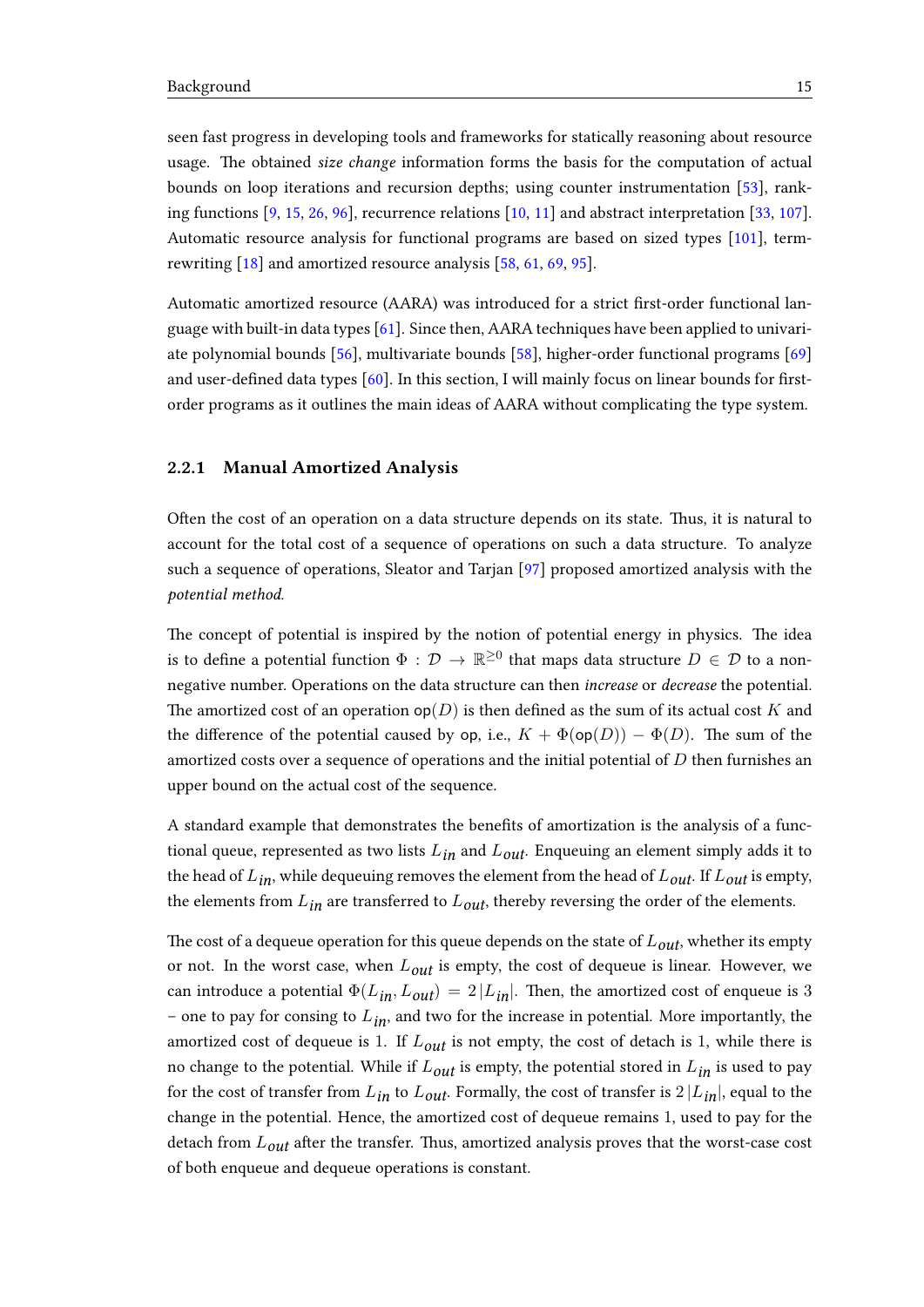seen fast progress in developing tools and frameworks for statically reasoning about resource usage. The obtained *size change* information forms the basis for the computation of actual bounds on loop iterations and recursion depths; using counter instrumentation [53], ranking functions [9, 15, 26, 96], recurrence relations [10, 11] and abstract interpretation [33, 107]. Automatic resource analysis for functional programs are based on sized types [101], term-rewriting [18] and amortized resource analysis [58, 61, 69, 95].

Automatic amortized resource (AARA) was introduced for a strict first-order functional language with built-in data types [61]. Since then, AARA techniques have been applied to univariate polynomial bounds [56], multivariate bounds [58], higher-order functional programs [69] and user-defined data types [60]. In this section, I will mainly focus on linear bounds for first-order programs as it outlines the main ideas of AARA without complicating the type system.

### 2.2.1 Manual Amortized Analysis

Often the cost of an operation on a data structure depends on its state. Thus, it is natural to account for the total cost of a sequence of operations on such a data structure. To analyze such a sequence of operations, Sleator and Tarjan [97] proposed amortized analysis with the *potential method*.

The concept of potential is inspired by the notion of potential energy in physics. The idea is to define a potential function $\Phi : \mathcal{D} \rightarrow \mathbb{R}^{\geq 0}$ that maps data structure $D \in \mathcal{D}$ to a non-negative number. Operations on the data structure can then *increase* or *decrease* the potential. The amortized cost of an operation $\mathsf{op}(D)$ is then defined as the sum of its actual cost $K$ and the difference of the potential caused by $\mathsf{op}$, i.e., $K + \Phi(\mathsf{op}(D)) - \Phi(D)$. The sum of the amortized costs over a sequence of operations and the initial potential of $D$ then furnishes an upper bound on the actual cost of the sequence.

A standard example that demonstrates the benefits of amortization is the analysis of a functional queue, represented as two lists $L_{in}$ and $L_{out}$. Enqueuing an element simply adds it to the head of $L_{in}$, while dequeuing removes the element from the head of $L_{out}$. If $L_{out}$ is empty, the elements from $L_{in}$ are transferred to $L_{out}$, thereby reversing the order of the elements.

The cost of a dequeue operation for this queue depends on the state of $L_{out}$, whether its empty or not. In the worst case, when $L_{out}$ is empty, the cost of dequeue is linear. However, we can introduce a potential $\Phi(L_{in}, L_{out}) = 2\,|L_{in}|$. Then, the amortized cost of enqueue is 3 – one to pay for consing to $L_{in}$, and two for the increase in potential. More importantly, the amortized cost of dequeue is 1. If $L_{out}$ is not empty, the cost of detach is 1, while there is no change to the potential. While if $L_{out}$ is empty, the potential stored in $L_{in}$ is used to pay for the cost of transfer from $L_{in}$ to $L_{out}$. Formally, the cost of transfer is $2\,|L_{in}|$, equal to the change in the potential. Hence, the amortized cost of dequeue remains 1, used to pay for the detach from $L_{out}$ after the transfer. Thus, amortized analysis proves that the worst-case cost of both enqueue and dequeue operations is constant.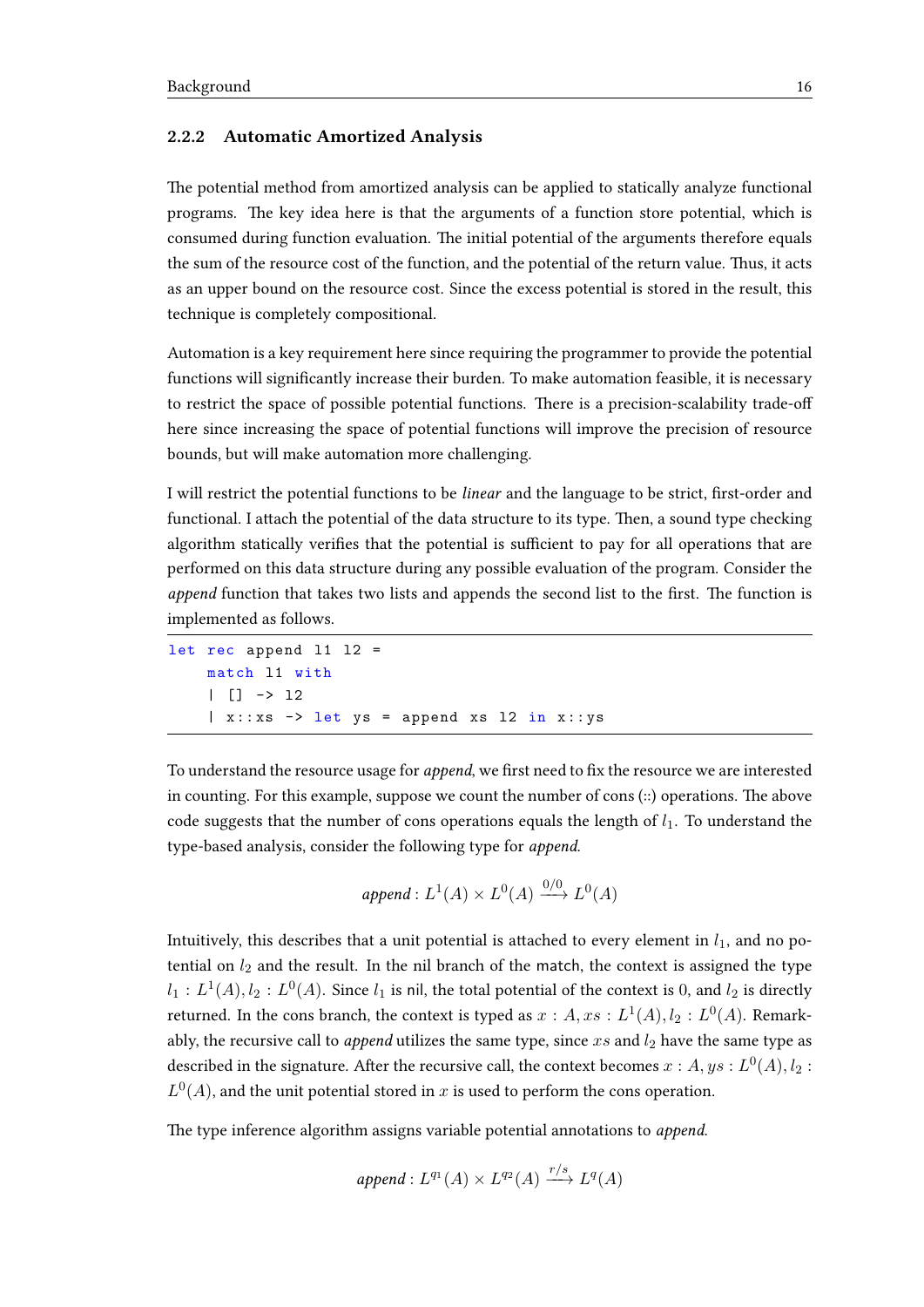### 2.2.2 Automatic Amortized Analysis

The potential method from amortized analysis can be applied to statically analyze functional programs. The key idea here is that the arguments of a function store potential, which is consumed during function evaluation. The initial potential of the arguments therefore equals the sum of the resource cost of the function, and the potential of the return value. Thus, it acts as an upper bound on the resource cost. Since the excess potential is stored in the result, this technique is completely compositional.

Automation is a key requirement here since requiring the programmer to provide the potential functions will significantly increase their burden. To make automation feasible, it is necessary to restrict the space of possible potential functions. There is a precision-scalability trade-off here since increasing the space of potential functions will improve the precision of resource bounds, but will make automation more challenging.

I will restrict the potential functions to be *linear* and the language to be strict, first-order and functional. I attach the potential of the data structure to its type. Then, a sound type checking algorithm statically verifies that the potential is sufficient to pay for all operations that are performed on this data structure during any possible evaluation of the program. Consider the *append* function that takes two lists and appends the second list to the first. The function is implemented as follows.

```
let rec append l1 l2 =
    match l1 with
    | [] -> l2
    | x::xs -> let ys = append xs l2 in x::ys
```

To understand the resource usage for *append*, we first need to fix the resource we are interested in counting. For this example, suppose we count the number of cons (::) operations. The above code suggests that the number of cons operations equals the length of $l_1$. To understand the type-based analysis, consider the following type for *append*.

$$\textit{append} : L^1(A) \times L^0(A) \xrightarrow{0/0} L^0(A)$$

Intuitively, this describes that a unit potential is attached to every element in $l_1$, and no potential on $l_2$ and the result. In the nil branch of the match, the context is assigned the type $l_1 : L^1(A), l_2 : L^0(A)$. Since $l_1$ is nil, the total potential of the context is 0, and $l_2$ is directly returned. In the cons branch, the context is typed as $x : A, xs : L^1(A), l_2 : L^0(A)$. Remarkably, the recursive call to *append* utilizes the same type, since $xs$ and $l_2$ have the same type as described in the signature. After the recursive call, the context becomes $x : A, ys : L^0(A), l_2 : L^0(A)$, and the unit potential stored in $x$ is used to perform the cons operation.

The type inference algorithm assigns variable potential annotations to *append*.

$$\textit{append} : L^{q_1}(A) \times L^{q_2}(A) \xrightarrow{r/s} L^{q}(A)$$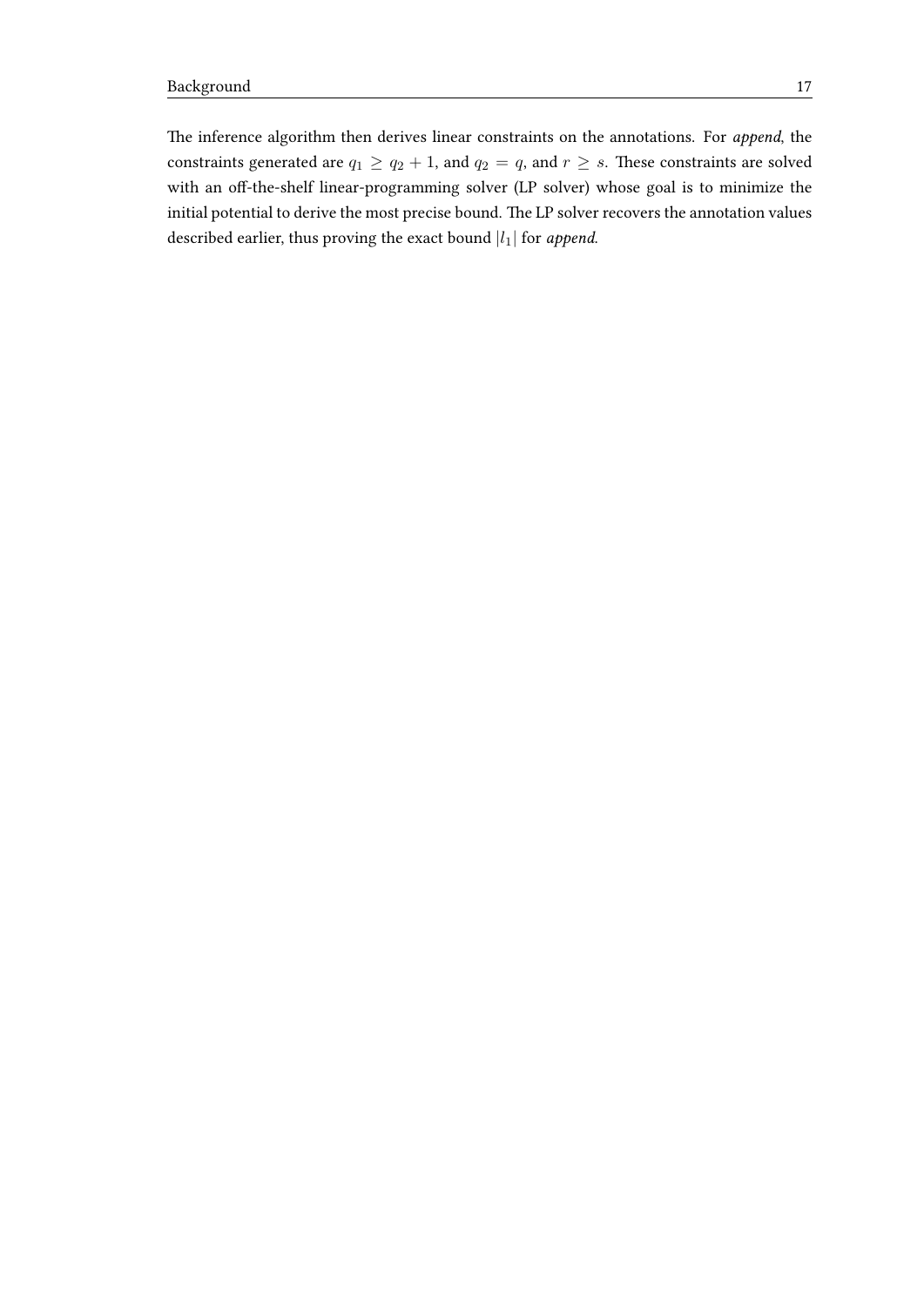The inference algorithm then derives linear constraints on the annotations. For *append*, the constraints generated are $q_1 \geq q_2 + 1$, and $q_2 = q$, and $r \geq s$. These constraints are solved with an off-the-shelf linear-programming solver (LP solver) whose goal is to minimize the initial potential to derive the most precise bound. The LP solver recovers the annotation values described earlier, thus proving the exact bound $|l_1|$ for *append*.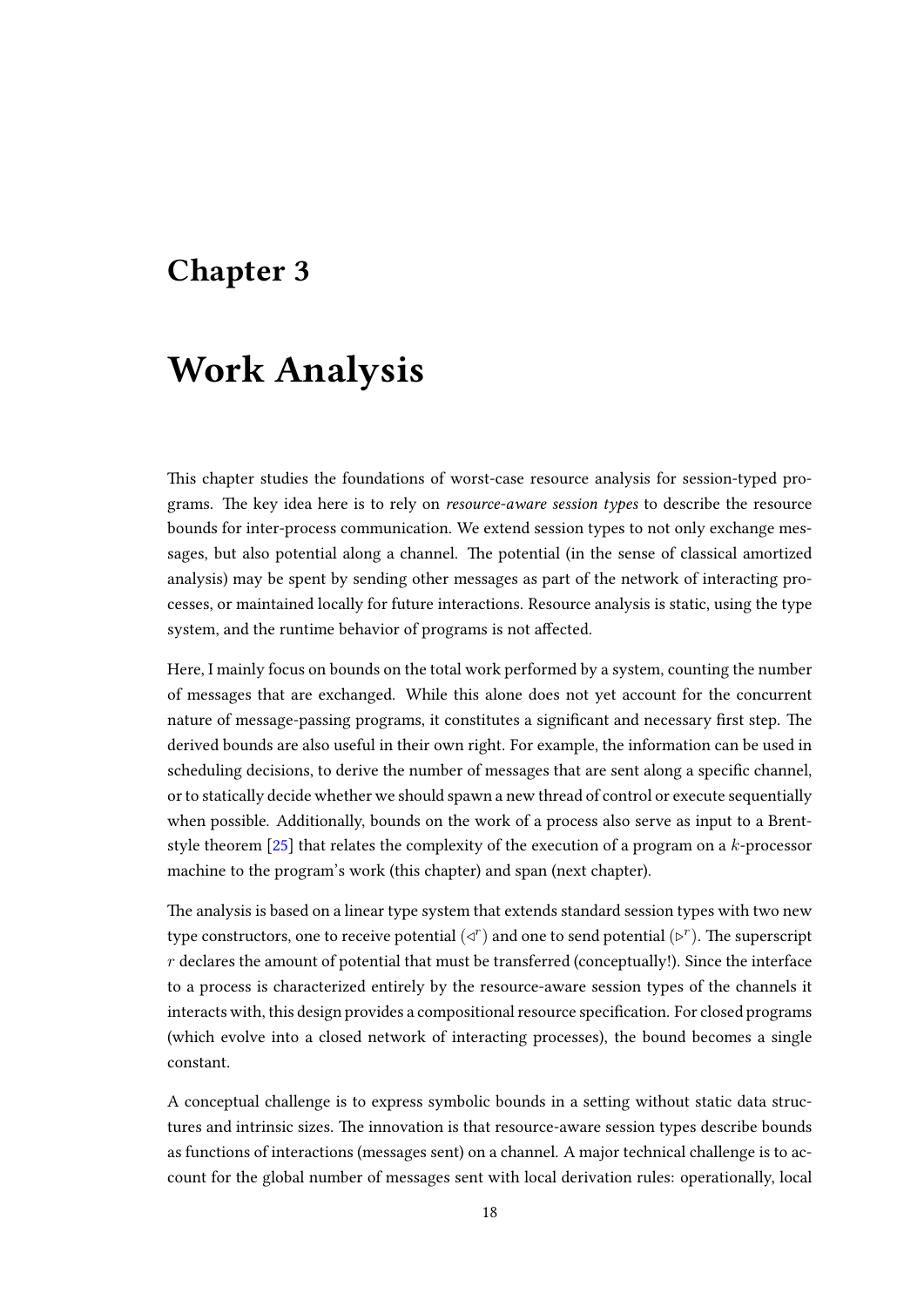# Chapter 3

# Work Analysis

This chapter studies the foundations of worst-case resource analysis for session-typed programs. The key idea here is to rely on *resource-aware session types* to describe the resource bounds for inter-process communication. We extend session types to not only exchange messages, but also potential along a channel. The potential (in the sense of classical amortized analysis) may be spent by sending other messages as part of the network of interacting processes, or maintained locally for future interactions. Resource analysis is static, using the type system, and the runtime behavior of programs is not affected.

Here, I mainly focus on bounds on the total work performed by a system, counting the number of messages that are exchanged. While this alone does not yet account for the concurrent nature of message-passing programs, it constitutes a significant and necessary first step. The derived bounds are also useful in their own right. For example, the information can be used in scheduling decisions, to derive the number of messages that are sent along a specific channel, or to statically decide whether we should spawn a new thread of control or execute sequentially when possible. Additionally, bounds on the work of a process also serve as input to a Brent-style theorem [25] that relates the complexity of the execution of a program on a $k$-processor machine to the program's work (this chapter) and span (next chapter).

The analysis is based on a linear type system that extends standard session types with two new type constructors, one to receive potential ($\triangleleft^r$) and one to send potential ($\triangleright^r$). The superscript $r$ declares the amount of potential that must be transferred (conceptually!). Since the interface to a process is characterized entirely by the resource-aware session types of the channels it interacts with, this design provides a compositional resource specification. For closed programs (which evolve into a closed network of interacting processes), the bound becomes a single constant.

A conceptual challenge is to express symbolic bounds in a setting without static data structures and intrinsic sizes. The innovation is that resource-aware session types describe bounds as functions of interactions (messages sent) on a channel. A major technical challenge is to account for the global number of messages sent with local derivation rules: operationally, local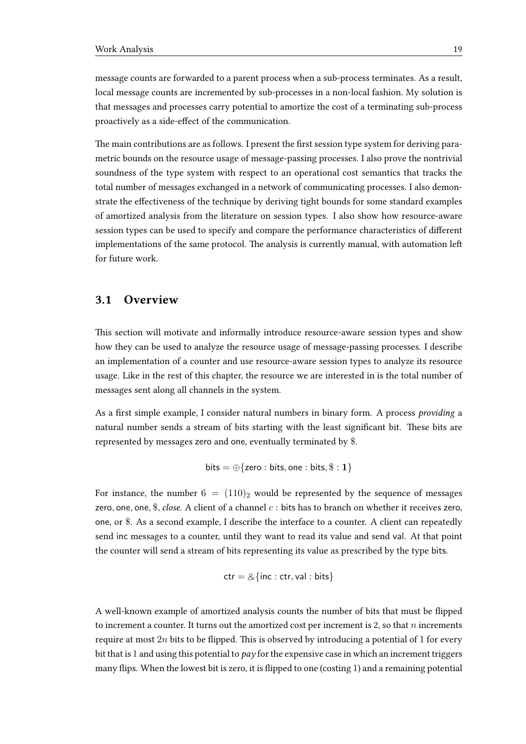message counts are forwarded to a parent process when a sub-process terminates. As a result, local message counts are incremented by sub-processes in a non-local fashion. My solution is that messages and processes carry potential to amortize the cost of a terminating sub-process proactively as a side-effect of the communication.

The main contributions are as follows. I present the first session type system for deriving parametric bounds on the resource usage of message-passing processes. I also prove the nontrivial soundness of the type system with respect to an operational cost semantics that tracks the total number of messages exchanged in a network of communicating processes. I also demonstrate the effectiveness of the technique by deriving tight bounds for some standard examples of amortized analysis from the literature on session types. I also show how resource-aware session types can be used to specify and compare the performance characteristics of different implementations of the same protocol. The analysis is currently manual, with automation left for future work.

## 3.1 Overview

This section will motivate and informally introduce resource-aware session types and show how they can be used to analyze the resource usage of message-passing processes. I describe an implementation of a counter and use resource-aware session types to analyze its resource usage. Like in the rest of this chapter, the resource we are interested in is the total number of messages sent along all channels in the system.

As a first simple example, I consider natural numbers in binary form. A process *providing* a natural number sends a stream of bits starting with the least significant bit. These bits are represented by messages zero and one, eventually terminated by $\$$.

$$\mathsf{bits} = \oplus\{\mathsf{zero} : \mathsf{bits}, \mathsf{one} : \mathsf{bits}, \$ : \mathbf{1}\}$$

For instance, the number $6 = (110)_2$ would be represented by the sequence of messages zero, one, one, $\$$, *close*. A client of a channel $c$ : bits has to branch on whether it receives zero, one, or $\$$. As a second example, I describe the interface to a counter. A client can repeatedly send inc messages to a counter, until they want to read its value and send val. At that point the counter will send a stream of bits representing its value as prescribed by the type bits.

$$\mathsf{ctr} = \&\{\mathsf{inc} : \mathsf{ctr}, \mathsf{val} : \mathsf{bits}\}$$

A well-known example of amortized analysis counts the number of bits that must be flipped to increment a counter. It turns out the amortized cost per increment is 2, so that $n$ increments require at most $2n$ bits to be flipped. This is observed by introducing a potential of 1 for every bit that is 1 and using this potential to *pay* for the expensive case in which an increment triggers many flips. When the lowest bit is zero, it is flipped to one (costing 1) and a remaining potential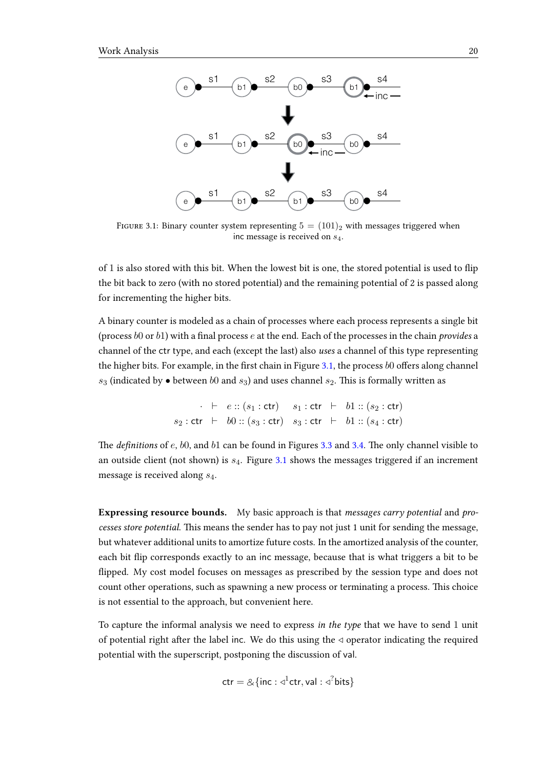FIGURE 3.1: Binary counter system representing $5 = (101)_2$ with messages triggered when inc message is received on $s_4$.

of 1 is also stored with this bit. When the lowest bit is one, the stored potential is used to flip the bit back to zero (with no stored potential) and the remaining potential of 2 is passed along for incrementing the higher bits.

A binary counter is modeled as a chain of processes where each process represents a single bit (process $b0$ or $b1$) with a final process $e$ at the end. Each of the processes in the chain *provides* a channel of the ctr type, and each (except the last) also *uses* a channel of this type representing the higher bits. For example, in the first chain in Figure 3.1, the process $b0$ offers along channel $s_3$ (indicated by $\bullet$ between $b0$ and $s_3$) and uses channel $s_2$. This is formally written as

$$\begin{array}{rcl} \cdot & \vdash & e :: (s_1 : \mathsf{ctr}) \quad\quad s_1 : \mathsf{ctr} \;\vdash\; b1 :: (s_2 : \mathsf{ctr}) \\ s_2 : \mathsf{ctr} & \vdash & b0 :: (s_3 : \mathsf{ctr}) \quad\quad s_3 : \mathsf{ctr} \;\vdash\; b1 :: (s_4 : \mathsf{ctr}) \end{array}$$

The *definitions* of $e$, $b0$, and $b1$ can be found in Figures 3.3 and 3.4. The only channel visible to an outside client (not shown) is $s_4$. Figure 3.1 shows the messages triggered if an increment message is received along $s_4$.

**Expressing resource bounds.** My basic approach is that *messages carry potential* and *processes store potential*. This means the sender has to pay not just 1 unit for sending the message, but whatever additional units to amortize future costs. In the amortized analysis of the counter, each bit flip corresponds exactly to an inc message, because that is what triggers a bit to be flipped. My cost model focuses on messages as prescribed by the session type and does not count other operations, such as spawning a new process or terminating a process. This choice is not essential to the approach, but convenient here.

To capture the informal analysis we need to express *in the type* that we have to send 1 unit of potential right after the label inc. We do this using the $\triangleleft$ operator indicating the required potential with the superscript, postponing the discussion of val.

$$\mathsf{ctr} = \&\{\mathsf{inc} : \triangleleft^1 \mathsf{ctr}, \mathsf{val} : \triangleleft^? \mathsf{bits}\}$$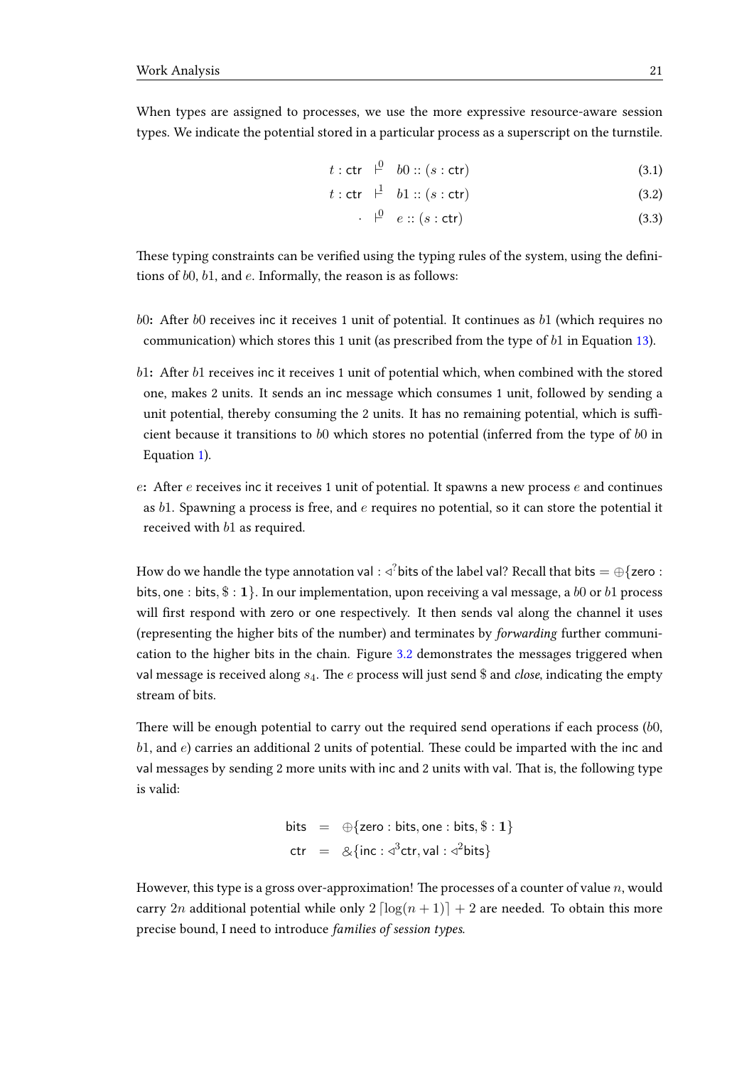When types are assigned to processes, we use the more expressive resource-aware session types. We indicate the potential stored in a particular process as a superscript on the turnstile.

$$t : \mathsf{ctr} \;\; \vdash^{0} \;\; b0 :: (s : \mathsf{ctr}) \tag{3.1}$$

$$t : \mathsf{ctr} \;\; \vdash^{1} \;\; b1 :: (s : \mathsf{ctr}) \tag{3.2}$$

$$\cdot \;\; \vdash^{0} \;\; e :: (s : \mathsf{ctr}) \tag{3.3}$$

These typing constraints can be verified using the typing rules of the system, using the definitions of $b0$, $b1$, and $e$. Informally, the reason is as follows:

**$b0$:** After $b0$ receives inc it receives 1 unit of potential. It continues as $b1$ (which requires no communication) which stores this 1 unit (as prescribed from the type of $b1$ in Equation 13).

**$b1$:** After $b1$ receives inc it receives 1 unit of potential which, when combined with the stored one, makes 2 units. It sends an inc message which consumes 1 unit, followed by sending a unit potential, thereby consuming the 2 units. It has no remaining potential, which is sufficient because it transitions to $b0$ which stores no potential (inferred from the type of $b0$ in Equation 1).

**$e$:** After $e$ receives inc it receives 1 unit of potential. It spawns a new process $e$ and continues as $b1$. Spawning a process is free, and $e$ requires no potential, so it can store the potential it received with $b1$ as required.

How do we handle the type annotation $\mathsf{val} : \triangleleft^{?}\mathsf{bits}$ of the label val? Recall that $\mathsf{bits} = \oplus\{\mathsf{zero} : \mathsf{bits}, \mathsf{one} : \mathsf{bits}, \$ : \mathbf{1}\}$. In our implementation, upon receiving a val message, a $b0$ or $b1$ process will first respond with zero or one respectively. It then sends val along the channel it uses (representing the higher bits of the number) and terminates by *forwarding* further communication to the higher bits in the chain. Figure 3.2 demonstrates the messages triggered when val message is received along $s_4$. The $e$ process will just send \$ and *close*, indicating the empty stream of bits.

There will be enough potential to carry out the required send operations if each process ($b0$, $b1$, and $e$) carries an additional 2 units of potential. These could be imparted with the inc and val messages by sending 2 more units with inc and 2 units with val. That is, the following type is valid:

$$\begin{aligned} \mathsf{bits} &= \oplus\{\mathsf{zero} : \mathsf{bits}, \mathsf{one} : \mathsf{bits}, \$ : \mathbf{1}\} \\ \mathsf{ctr} &= \&\{\mathsf{inc} : \triangleleft^{3}\mathsf{ctr}, \mathsf{val} : \triangleleft^{2}\mathsf{bits}\} \end{aligned}$$

However, this type is a gross over-approximation! The processes of a counter of value $n$, would carry $2n$ additional potential while only $2\lceil \log(n+1) \rceil + 2$ are needed. To obtain this more precise bound, I need to introduce *families of session types*.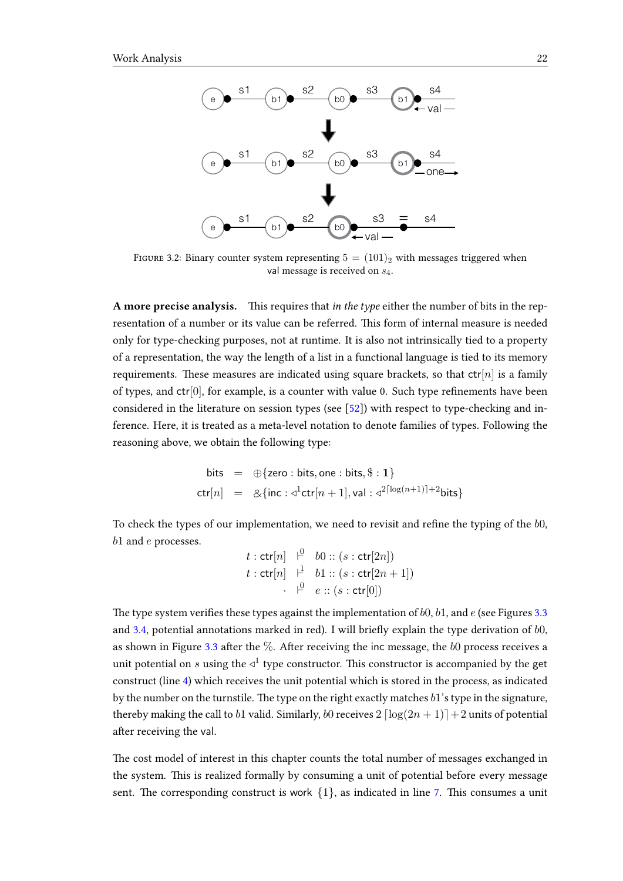FIGURE 3.2: Binary counter system representing $5 = (101)_2$ with messages triggered when val message is received on $s_4$.

**A more precise analysis.** This requires that *in the type* either the number of bits in the representation of a number or its value can be referred. This form of internal measure is needed only for type-checking purposes, not at runtime. It is also not intrinsically tied to a property of a representation, the way the length of a list in a functional language is tied to its memory requirements. These measures are indicated using square brackets, so that $\mathsf{ctr}[n]$ is a family of types, and $\mathsf{ctr}[0]$, for example, is a counter with value 0. Such type refinements have been considered in the literature on session types (see [52]) with respect to type-checking and inference. Here, it is treated as a meta-level notation to denote families of types. Following the reasoning above, we obtain the following type:

$$
\begin{array}{rcl}
\mathsf{bits} & = & \oplus\{\mathsf{zero} : \mathsf{bits}, \mathsf{one} : \mathsf{bits}, \$ : \mathbf{1}\} \\
\mathsf{ctr}[n] & = & \&\{\mathsf{inc} : \triangleleft^1 \mathsf{ctr}[n+1], \mathsf{val} : \triangleleft^{2\lceil \log(n+1) \rceil + 2} \mathsf{bits}\}
\end{array}
$$

To check the types of our implementation, we need to revisit and refine the typing of the $b0$, $b1$ and $e$ processes.

$$
\begin{array}{rcl}
t : \mathsf{ctr}[n] & \vdash^0 & b0 :: (s : \mathsf{ctr}[2n]) \\
t : \mathsf{ctr}[n] & \vdash^1 & b1 :: (s : \mathsf{ctr}[2n+1]) \\
\cdot & \vdash^0 & e :: (s : \mathsf{ctr}[0])
\end{array}
$$

The type system verifies these types against the implementation of $b0$, $b1$, and $e$ (see Figures 3.3 and 3.4, potential annotations marked in red). I will briefly explain the type derivation of $b0$, as shown in Figure 3.3 after the %. After receiving the inc message, the $b0$ process receives a unit potential on $s$ using the $\triangleleft^1$ type constructor. This constructor is accompanied by the get construct (line 4) which receives the unit potential which is stored in the process, as indicated by the number on the turnstile. The type on the right exactly matches $b1$'s type in the signature, thereby making the call to $b1$ valid. Similarly, $b0$ receives $2\lceil \log(2n+1) \rceil + 2$ units of potential after receiving the val.

The cost model of interest in this chapter counts the total number of messages exchanged in the system. This is realized formally by consuming a unit of potential before every message sent. The corresponding construct is work $\{1\}$, as indicated in line 7. This consumes a unit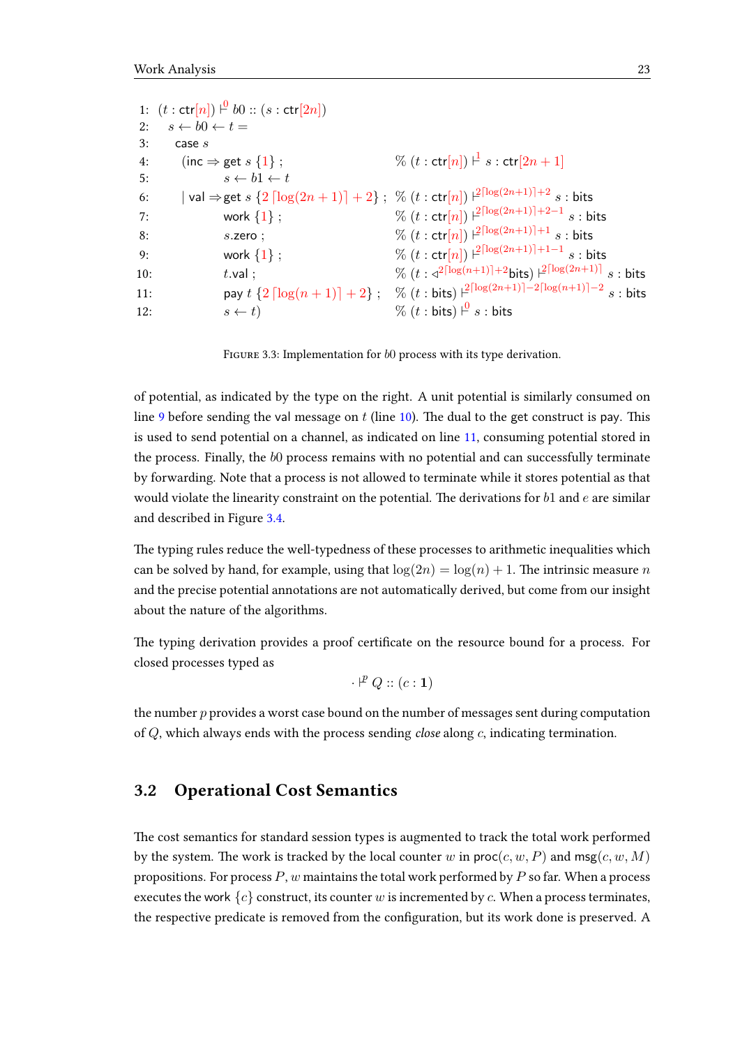```
1:  (t : ctr[n]) ⊢^0 b0 :: (s : ctr[2n])
2:    s ← b0 ← t =
3:      case s
4:        (inc ⇒ get s {1} ;                      % (t : ctr[n]) ⊢^1 s : ctr[2n + 1]
5:                s ← b1 ← t
6:        | val ⇒ get s {2 ⌈log(2n + 1)⌉ + 2} ;   % (t : ctr[n]) ⊢^{2⌈log(2n+1)⌉+2} s : bits
7:                work {1} ;                      % (t : ctr[n]) ⊢^{2⌈log(2n+1)⌉+2−1} s : bits
8:                s.zero ;                        % (t : ctr[n]) ⊢^{2⌈log(2n+1)⌉+1} s : bits
9:                work {1} ;                      % (t : ctr[n]) ⊢^{2⌈log(2n+1)⌉+1−1} s : bits
10:               t.val ;                         % (t : ◁^{2⌈log(n+1)⌉+2} bits) ⊢^{2⌈log(2n+1)⌉} s : bits
11:               pay t {2 ⌈log(n + 1)⌉ + 2} ;    % (t : bits) ⊢^{2⌈log(2n+1)⌉−2⌈log(n+1)⌉−2} s : bits
12:               s ← t)                          % (t : bits) ⊢^0 s : bits
```

FIGURE 3.3: Implementation for $b0$ process with its type derivation.

of potential, as indicated by the type on the right. A unit potential is similarly consumed on line 9 before sending the val message on $t$ (line 10). The dual to the get construct is pay. This is used to send potential on a channel, as indicated on line 11, consuming potential stored in the process. Finally, the $b0$ process remains with no potential and can successfully terminate by forwarding. Note that a process is not allowed to terminate while it stores potential as that would violate the linearity constraint on the potential. The derivations for $b1$ and $e$ are similar and described in Figure 3.4.

The typing rules reduce the well-typedness of these processes to arithmetic inequalities which can be solved by hand, for example, using that $\log(2n) = \log(n) + 1$. The intrinsic measure $n$ and the precise potential annotations are not automatically derived, but come from our insight about the nature of the algorithms.

The typing derivation provides a proof certificate on the resource bound for a process. For closed processes typed as

$$\cdot \vdash^{p} Q :: (c : \mathbf{1})$$

the number $p$ provides a worst case bound on the number of messages sent during computation of $Q$, which always ends with the process sending *close* along $c$, indicating termination.

## 3.2 Operational Cost Semantics

The cost semantics for standard session types is augmented to track the total work performed by the system. The work is tracked by the local counter $w$ in $\mathsf{proc}(c, w, P)$ and $\mathsf{msg}(c, w, M)$ propositions. For process $P$, $w$ maintains the total work performed by $P$ so far. When a process executes the work $\{c\}$ construct, its counter $w$ is incremented by $c$. When a process terminates, the respective predicate is removed from the configuration, but its work done is preserved. A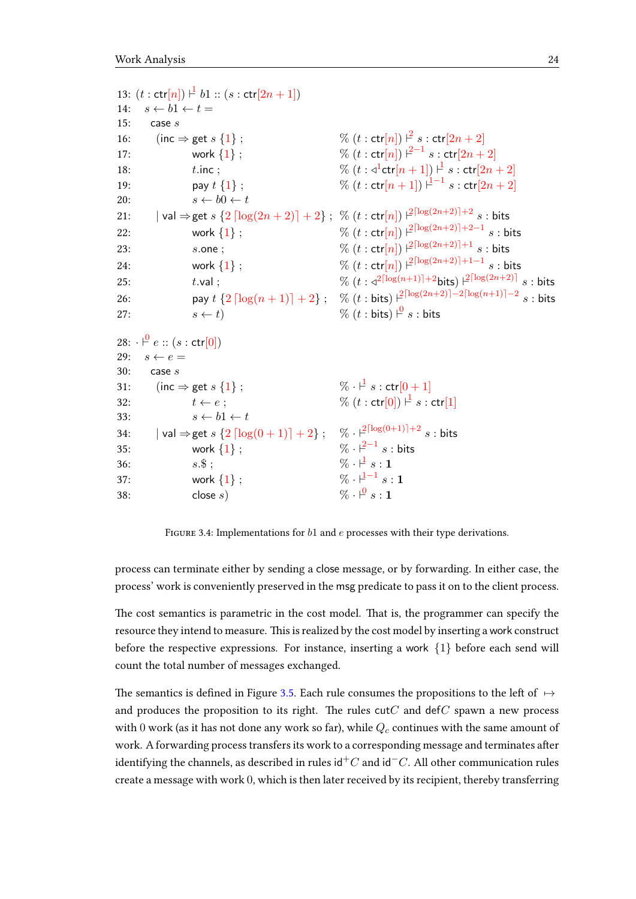```
13: (t : ctr[n]) ⊢^1 b1 :: (s : ctr[2n + 1])
14:   s ← b1 ← t =
15:     case s
16:       (inc ⇒ get s {1} ;                     % (t : ctr[n]) ⊢^2 s : ctr[2n + 2]
17:              work {1} ;                      % (t : ctr[n]) ⊢^{2−1} s : ctr[2n + 2]
18:              t.inc ;                         % (t : ◁^1 ctr[n + 1]) ⊢^1 s : ctr[2n + 2]
19:              pay t {1} ;                     % (t : ctr[n + 1]) ⊢^{1−1} s : ctr[2n + 2]
20:              s ← b0 ← t
21:       | val ⇒ get s {2 ⌈log(2n + 2)⌉ + 2} ;  % (t : ctr[n]) ⊢^{2⌈log(2n+2)⌉+2} s : bits
22:              work {1} ;                      % (t : ctr[n]) ⊢^{2⌈log(2n+2)⌉+2−1} s : bits
23:              s.one ;                         % (t : ctr[n]) ⊢^{2⌈log(2n+2)⌉+1} s : bits
24:              work {1} ;                      % (t : ctr[n]) ⊢^{2⌈log(2n+2)⌉+1−1} s : bits
25:              t.val ;                         % (t : ◁^{2⌈log(n+1)⌉+2} bits) ⊢^{2⌈log(2n+2)⌉} s : bits
26:              pay t {2 ⌈log(n + 1)⌉ + 2} ;    % (t : bits) ⊢^{2⌈log(2n+2)⌉−2⌈log(n+1)⌉−2} s : bits
27:              s ← t)                          % (t : bits) ⊢^0 s : bits

28: · ⊢^0 e :: (s : ctr[0])
29:   s ← e =
30:     case s
31:       (inc ⇒ get s {1} ;                     % · ⊢^1 s : ctr[0 + 1]
32:              t ← e ;                         % (t : ctr[0]) ⊢^1 s : ctr[1]
33:              s ← b1 ← t
34:       | val ⇒ get s {2 ⌈log(0 + 1)⌉ + 2} ;   % · ⊢^{2⌈log(0+1)⌉+2} s : bits
35:              work {1} ;                      % · ⊢^{2−1} s : bits
36:              s.$ ;                           % · ⊢^1 s : 1
37:              work {1} ;                      % · ⊢^{1−1} s : 1
38:              close s)                        % · ⊢^0 s : 1
```

Figure 3.4: Implementations for $b1$ and $e$ processes with their type derivations.

process can terminate either by sending a close message, or by forwarding. In either case, the process' work is conveniently preserved in the msg predicate to pass it on to the client process.

The cost semantics is parametric in the cost model. That is, the programmer can specify the resource they intend to measure. This is realized by the cost model by inserting a work construct before the respective expressions. For instance, inserting a work $\{1\}$ before each send will count the total number of messages exchanged.

The semantics is defined in Figure 3.5. Each rule consumes the propositions to the left of $\mapsto$ and produces the proposition to its right. The rules cut$C$ and def$C$ spawn a new process with $0$ work (as it has not done any work so far), while $Q_c$ continues with the same amount of work. A forwarding process transfers its work to a corresponding message and terminates after identifying the channels, as described in rules id$^+C$ and id$^-C$. All other communication rules create a message with work $0$, which is then later received by its recipient, thereby transferring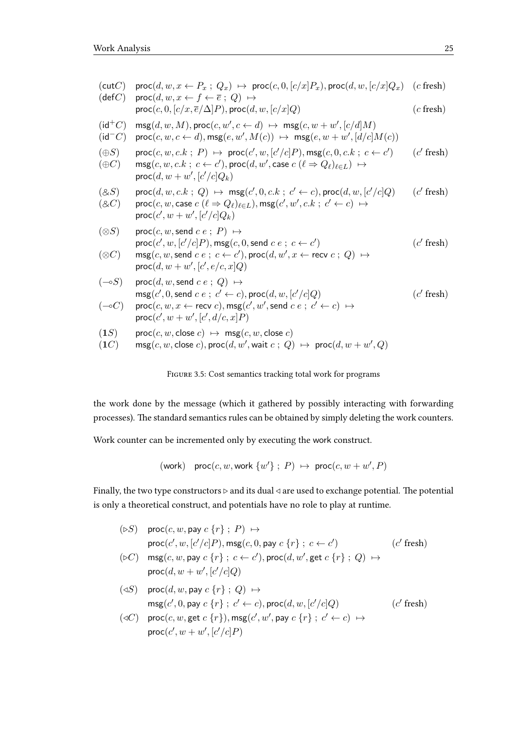$$
\begin{array}{lll}
(\mathsf{cut}C) & \mathsf{proc}(d, w, x \leftarrow P_x \; ; \; Q_x) \;\mapsto\; \mathsf{proc}(c, 0, [c/x]P_x), \mathsf{proc}(d, w, [c/x]Q_x) & (c \text{ fresh}) \\
(\mathsf{def}C) & \mathsf{proc}(d, w, x \leftarrow f \leftarrow \overline{e} \; ; \; Q) \;\mapsto & \\
& \mathsf{proc}(c, 0, [c/x, \overline{e}/\Delta]P), \mathsf{proc}(d, w, [c/x]Q) & (c \text{ fresh}) \\
(\mathsf{id}^+C) & \mathsf{msg}(d, w, M), \mathsf{proc}(c, w', c \leftarrow d) \;\mapsto\; \mathsf{msg}(c, w + w', [c/d]M) & \\
(\mathsf{id}^-C) & \mathsf{proc}(c, w, c \leftarrow d), \mathsf{msg}(e, w', M(c)) \;\mapsto\; \mathsf{msg}(e, w + w', [d/c]M(c)) & \\
(\oplus S) & \mathsf{proc}(c, w, c.k \; ; \; P) \;\mapsto\; \mathsf{proc}(c', w, [c'/c]P), \mathsf{msg}(c, 0, c.k \; ; \; c \leftarrow c') & (c' \text{ fresh}) \\
(\oplus C) & \mathsf{msg}(c, w, c.k \; ; \; c \leftarrow c'), \mathsf{proc}(d, w', \mathsf{case}\; c\; (\ell \Rightarrow Q_\ell)_{\ell \in L}) \;\mapsto & \\
& \mathsf{proc}(d, w + w', [c'/c]Q_k) & \\
(\& S) & \mathsf{proc}(d, w, c.k \; ; \; Q) \;\mapsto\; \mathsf{msg}(c', 0, c.k \; ; \; c' \leftarrow c), \mathsf{proc}(d, w, [c'/c]Q) & (c' \text{ fresh}) \\
(\& C) & \mathsf{proc}(c, w, \mathsf{case}\; c\; (\ell \Rightarrow Q_\ell)_{\ell \in L}), \mathsf{msg}(c', w', c.k \; ; \; c' \leftarrow c) \;\mapsto & \\
& \mathsf{proc}(c', w + w', [c'/c]Q_k) & \\
(\otimes S) & \mathsf{proc}(c, w, \mathsf{send}\; c\; e \; ; \; P) \;\mapsto & \\
& \mathsf{proc}(c', w, [c'/c]P), \mathsf{msg}(c, 0, \mathsf{send}\; c\; e \; ; \; c \leftarrow c') & (c' \text{ fresh}) \\
(\otimes C) & \mathsf{msg}(c, w, \mathsf{send}\; c\; e \; ; \; c \leftarrow c'), \mathsf{proc}(d, w', x \leftarrow \mathsf{recv}\; c \; ; \; Q) \;\mapsto & \\
& \mathsf{proc}(d, w + w', [c', e/c, x]Q) & \\
(\multimap S) & \mathsf{proc}(d, w, \mathsf{send}\; c\; e \; ; \; Q) \;\mapsto & \\
& \mathsf{msg}(c', 0, \mathsf{send}\; c\; e \; ; \; c' \leftarrow c), \mathsf{proc}(d, w, [c'/c]Q) & (c' \text{ fresh}) \\
(\multimap C) & \mathsf{proc}(c, w, x \leftarrow \mathsf{recv}\; c), \mathsf{msg}(c', w', \mathsf{send}\; c\; e \; ; \; c' \leftarrow c) \;\mapsto & \\
& \mathsf{proc}(c', w + w', [c', d/c, x]P) & \\
(\mathbf{1}S) & \mathsf{proc}(c, w, \mathsf{close}\; c) \;\mapsto\; \mathsf{msg}(c, w, \mathsf{close}\; c) & \\
(\mathbf{1}C) & \mathsf{msg}(c, w, \mathsf{close}\; c), \mathsf{proc}(d, w', \mathsf{wait}\; c \; ; \; Q) \;\mapsto\; \mathsf{proc}(d, w + w', Q) &
\end{array}
$$

Figure 3.5: Cost semantics tracking total work for programs

the work done by the message (which it gathered by possibly interacting with forwarding processes). The standard semantics rules can be obtained by simply deleting the work counters.

Work counter can be incremented only by executing the work construct.

$$
(\mathsf{work}) \quad \mathsf{proc}(c, w, \mathsf{work}\; \{w'\} \; ; \; P) \;\mapsto\; \mathsf{proc}(c, w + w', P)
$$

Finally, the two type constructors $\triangleright$ and its dual $\triangleleft$ are used to exchange potential. The potential is only a theoretical construct, and potentials have no role to play at runtime.

$$
\begin{array}{lll}
(\triangleright S) & \mathsf{proc}(c, w, \mathsf{pay}\; c\; \{r\} \; ; \; P) \;\mapsto & \\
& \mathsf{proc}(c', w, [c'/c]P), \mathsf{msg}(c, 0, \mathsf{pay}\; c\; \{r\} \; ; \; c \leftarrow c') & (c' \text{ fresh}) \\
(\triangleright C) & \mathsf{msg}(c, w, \mathsf{pay}\; c\; \{r\} \; ; \; c \leftarrow c'), \mathsf{proc}(d, w', \mathsf{get}\; c\; \{r\} \; ; \; Q) \;\mapsto & \\
& \mathsf{proc}(d, w + w', [c'/c]Q) & \\
(\triangleleft S) & \mathsf{proc}(d, w, \mathsf{pay}\; c\; \{r\} \; ; \; Q) \;\mapsto & \\
& \mathsf{msg}(c', 0, \mathsf{pay}\; c\; \{r\} \; ; \; c' \leftarrow c), \mathsf{proc}(d, w, [c'/c]Q) & (c' \text{ fresh}) \\
(\triangleleft C) & \mathsf{proc}(c, w, \mathsf{get}\; c\; \{r\}), \mathsf{msg}(c', w', \mathsf{pay}\; c\; \{r\} \; ; \; c' \leftarrow c) \;\mapsto & \\
& \mathsf{proc}(c', w + w', [c'/c]P) &
\end{array}
$$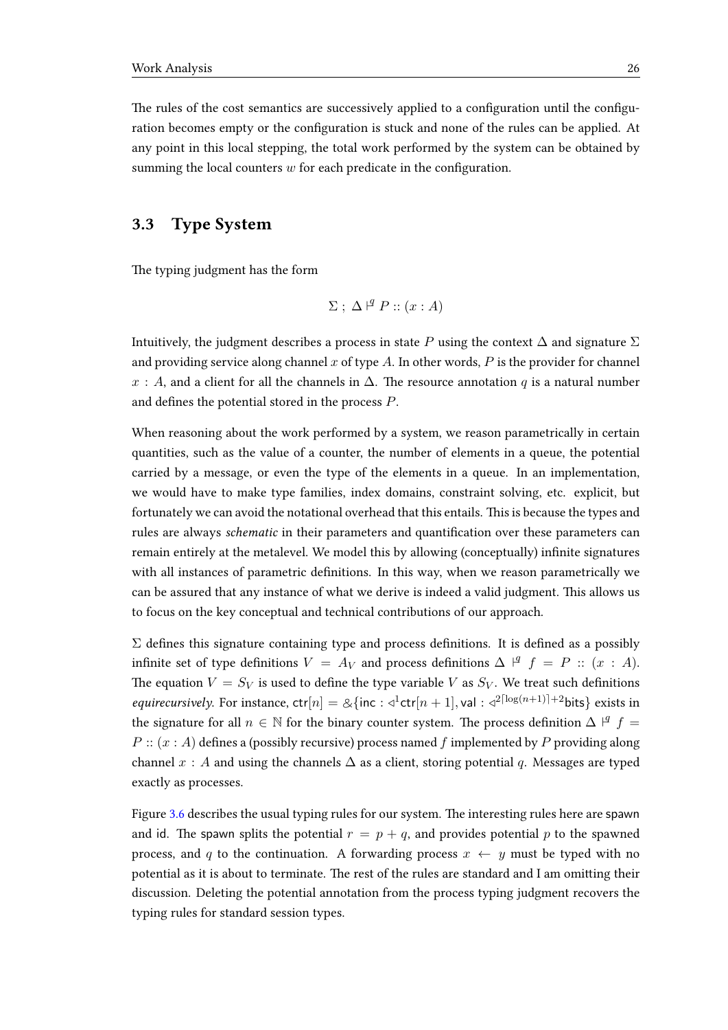The rules of the cost semantics are successively applied to a configuration until the configuration becomes empty or the configuration is stuck and none of the rules can be applied. At any point in this local stepping, the total work performed by the system can be obtained by summing the local counters $w$ for each predicate in the configuration.

## 3.3 Type System

The typing judgment has the form

$$\Sigma \; ; \; \Delta \vdash^{q} P :: (x : A)$$

Intuitively, the judgment describes a process in state $P$ using the context $\Delta$ and signature $\Sigma$ and providing service along channel $x$ of type $A$. In other words, $P$ is the provider for channel $x : A$, and a client for all the channels in $\Delta$. The resource annotation $q$ is a natural number and defines the potential stored in the process $P$.

When reasoning about the work performed by a system, we reason parametrically in certain quantities, such as the value of a counter, the number of elements in a queue, the potential carried by a message, or even the type of the elements in a queue. In an implementation, we would have to make type families, index domains, constraint solving, etc. explicit, but fortunately we can avoid the notational overhead that this entails. This is because the types and rules are always *schematic* in their parameters and quantification over these parameters can remain entirely at the metalevel. We model this by allowing (conceptually) infinite signatures with all instances of parametric definitions. In this way, when we reason parametrically we can be assured that any instance of what we derive is indeed a valid judgment. This allows us to focus on the key conceptual and technical contributions of our approach.

$\Sigma$ defines this signature containing type and process definitions. It is defined as a possibly infinite set of type definitions $V = A_V$ and process definitions $\Delta \vdash^{q} f = P :: (x : A)$. The equation $V = S_V$ is used to define the type variable $V$ as $S_V$. We treat such definitions *equirecursively*. For instance, $\mathsf{ctr}[n] = \&\{\mathsf{inc} : \triangleleft^{1}\mathsf{ctr}[n+1], \mathsf{val} : \triangleleft^{2\lceil \log(n+1) \rceil + 2}\mathsf{bits}\}$ exists in the signature for all $n \in \mathbb{N}$ for the binary counter system. The process definition $\Delta \vdash^{q} f = P :: (x : A)$ defines a (possibly recursive) process named $f$ implemented by $P$ providing along channel $x : A$ and using the channels $\Delta$ as a client, storing potential $q$. Messages are typed exactly as processes.

Figure 3.6 describes the usual typing rules for our system. The interesting rules here are spawn and id. The spawn splits the potential $r = p + q$, and provides potential $p$ to the spawned process, and $q$ to the continuation. A forwarding process $x \leftarrow y$ must be typed with no potential as it is about to terminate. The rest of the rules are standard and I am omitting their discussion. Deleting the potential annotation from the process typing judgment recovers the typing rules for standard session types.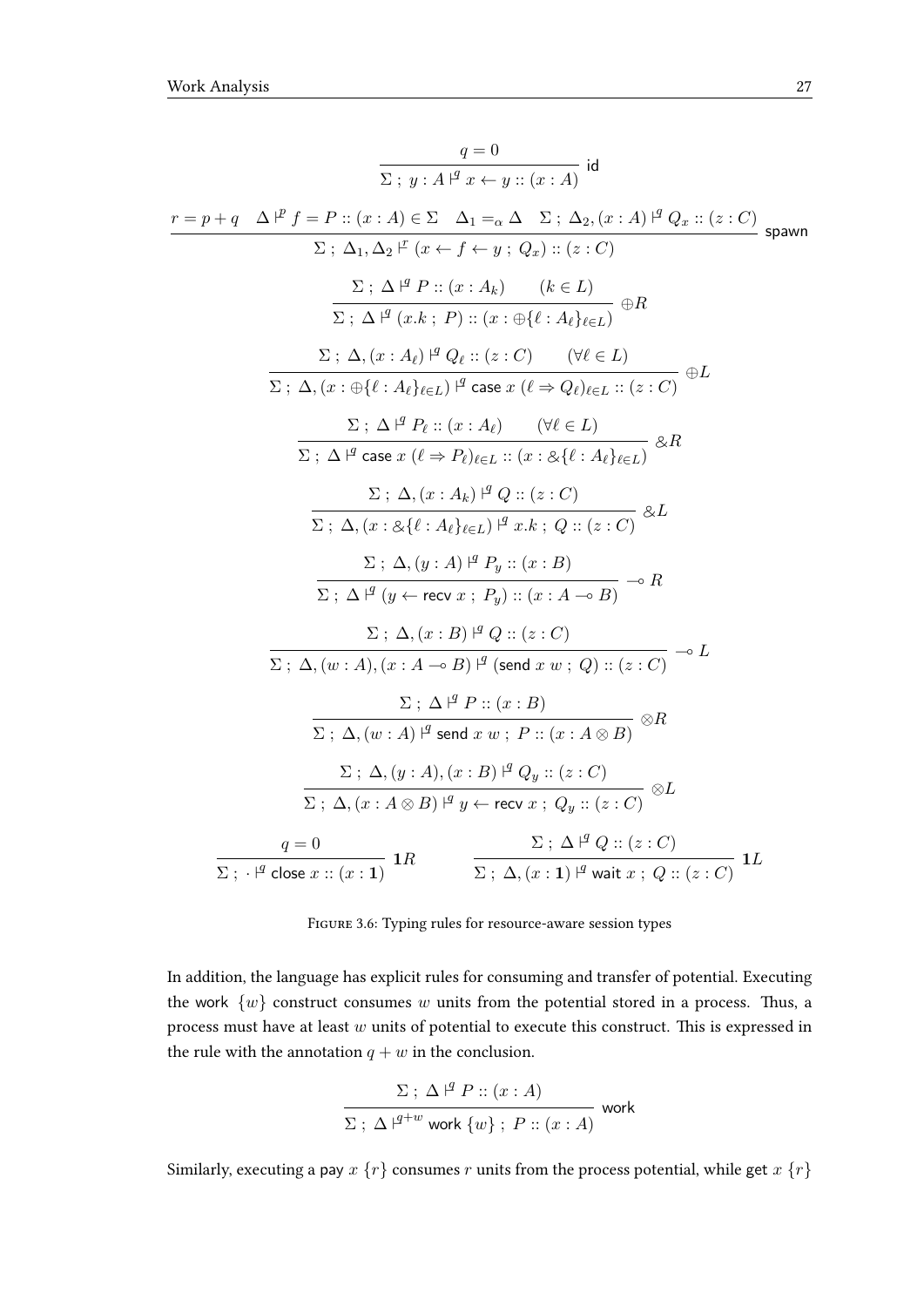$$\frac{q = 0}{\Sigma \ ; \ y : A \vdash^{q} x \leftarrow y :: (x : A)} \ \mathsf{id}$$

$$\frac{r = p + q \quad \Delta \vdash^{p} f = P :: (x : A) \in \Sigma \quad \Delta_1 =_{\alpha} \Delta \quad \Sigma \ ; \ \Delta_2, (x : A) \vdash^{q} Q_x :: (z : C)}{\Sigma \ ; \ \Delta_1, \Delta_2 \vdash^{r} (x \leftarrow f \leftarrow y \ ; \ Q_x) :: (z : C)} \ \mathsf{spawn}$$

$$\frac{\Sigma \ ; \ \Delta \vdash^{q} P :: (x : A_k) \qquad (k \in L)}{\Sigma \ ; \ \Delta \vdash^{q} (x.k \ ; \ P) :: (x : \oplus\{\ell : A_\ell\}_{\ell \in L})} \ \oplus R$$

$$\frac{\Sigma \ ; \ \Delta, (x : A_\ell) \vdash^{q} Q_\ell :: (z : C) \qquad (\forall \ell \in L)}{\Sigma \ ; \ \Delta, (x : \oplus\{\ell : A_\ell\}_{\ell \in L}) \vdash^{q} \mathsf{case} \ x \ (\ell \Rightarrow Q_\ell)_{\ell \in L} :: (z : C)} \ \oplus L$$

$$\frac{\Sigma \ ; \ \Delta \vdash^{q} P_\ell :: (x : A_\ell) \qquad (\forall \ell \in L)}{\Sigma \ ; \ \Delta \vdash^{q} \mathsf{case} \ x \ (\ell \Rightarrow P_\ell)_{\ell \in L} :: (x : \&\{\ell : A_\ell\}_{\ell \in L})} \ \& R$$

$$\frac{\Sigma \ ; \ \Delta, (x : A_k) \vdash^{q} Q :: (z : C)}{\Sigma \ ; \ \Delta, (x : \&\{\ell : A_\ell\}_{\ell \in L}) \vdash^{q} x.k \ ; \ Q :: (z : C)} \ \& L$$

$$\frac{\Sigma \ ; \ \Delta, (y : A) \vdash^{q} P_y :: (x : B)}{\Sigma \ ; \ \Delta \vdash^{q} (y \leftarrow \mathsf{recv} \ x \ ; \ P_y) :: (x : A \multimap B)} \ \multimap R$$

$$\frac{\Sigma \ ; \ \Delta, (x : B) \vdash^{q} Q :: (z : C)}{\Sigma \ ; \ \Delta, (w : A), (x : A \multimap B) \vdash^{q} (\mathsf{send} \ x \ w \ ; \ Q) :: (z : C)} \ \multimap L$$

$$\frac{\Sigma \ ; \ \Delta \vdash^{q} P :: (x : B)}{\Sigma \ ; \ \Delta, (w : A) \vdash^{q} \mathsf{send} \ x \ w \ ; \ P :: (x : A \otimes B)} \ \otimes R$$

$$\frac{\Sigma \ ; \ \Delta, (y : A), (x : B) \vdash^{q} Q_y :: (z : C)}{\Sigma \ ; \ \Delta, (x : A \otimes B) \vdash^{q} y \leftarrow \mathsf{recv} \ x \ ; \ Q_y :: (z : C)} \ \otimes L$$

$$\frac{q = 0}{\Sigma \ ; \ \cdot \vdash^{q} \mathsf{close} \ x :: (x : \mathbf{1})} \ \mathbf{1}R \qquad \frac{\Sigma \ ; \ \Delta \vdash^{q} Q :: (z : C)}{\Sigma \ ; \ \Delta, (x : \mathbf{1}) \vdash^{q} \mathsf{wait} \ x \ ; \ Q :: (z : C)} \ \mathbf{1}L$$

Figure 3.6: Typing rules for resource-aware session types

In addition, the language has explicit rules for consuming and transfer of potential. Executing the work $\{w\}$ construct consumes $w$ units from the potential stored in a process. Thus, a process must have at least $w$ units of potential to execute this construct. This is expressed in the rule with the annotation $q + w$ in the conclusion.

$$\frac{\Sigma \ ; \ \Delta \vdash^{q} P :: (x : A)}{\Sigma \ ; \ \Delta \vdash^{q+w} \mathsf{work} \ \{w\} \ ; \ P :: (x : A)} \ \mathsf{work}$$

Similarly, executing a pay $x$ $\{r\}$ consumes $r$ units from the process potential, while get $x$ $\{r\}$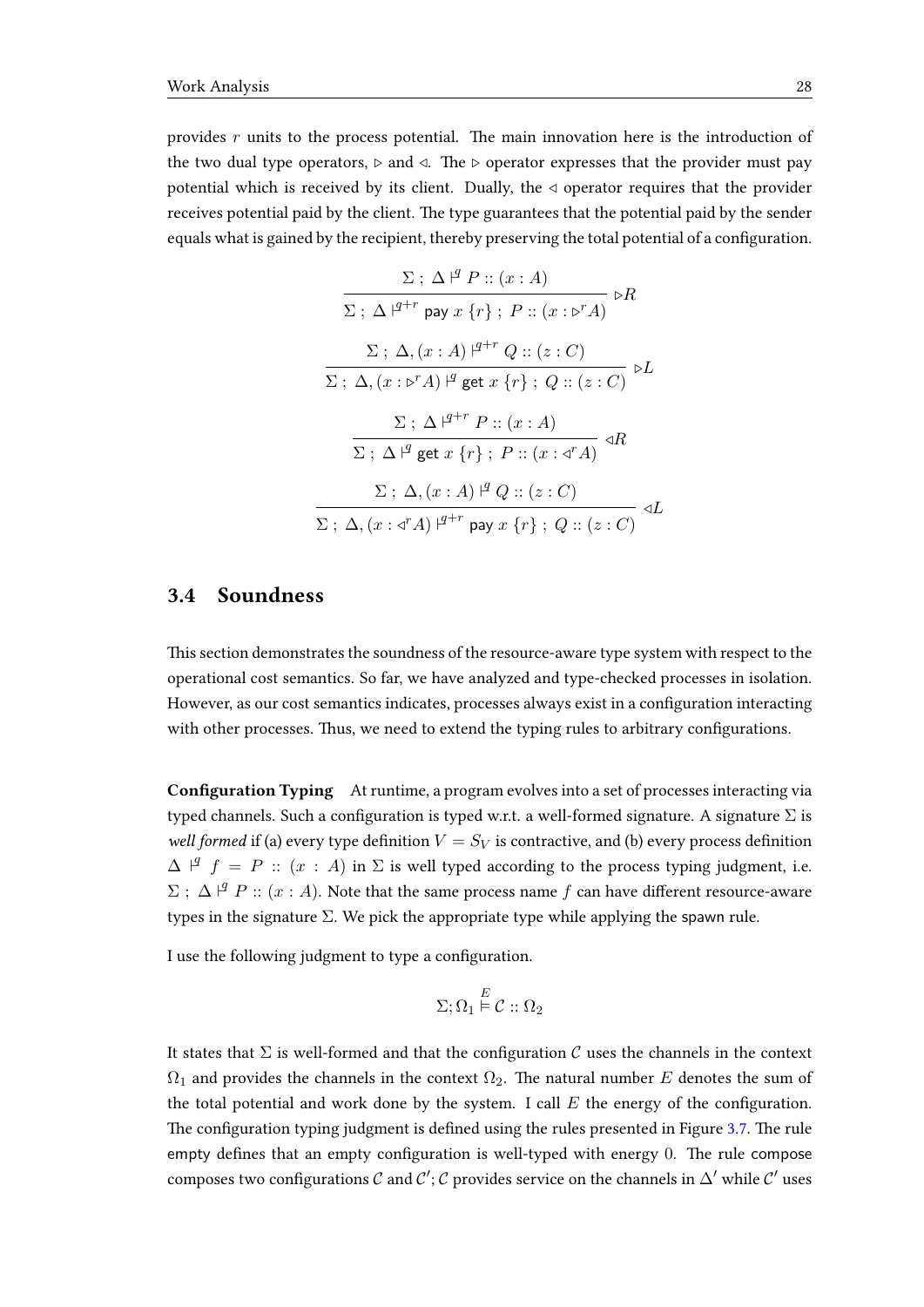provides $r$ units to the process potential. The main innovation here is the introduction of the two dual type operators, $\triangleright$ and $\triangleleft$. The $\triangleright$ operator expresses that the provider must pay potential which is received by its client. Dually, the $\triangleleft$ operator requires that the provider receives potential paid by the client. The type guarantees that the potential paid by the sender equals what is gained by the recipient, thereby preserving the total potential of a configuration.

$$\frac{\Sigma \; ; \; \Delta \vdash^{q} P :: (x : A)}{\Sigma \; ; \; \Delta \vdash^{q+r} \mathsf{pay}\ x\ \{r\} \; ; \; P :: (x : \triangleright^{r} A)} \; \triangleright R$$

$$\frac{\Sigma \; ; \; \Delta, (x : A) \vdash^{q+r} Q :: (z : C)}{\Sigma \; ; \; \Delta, (x : \triangleright^{r} A) \vdash^{q} \mathsf{get}\ x\ \{r\} \; ; \; Q :: (z : C)} \; \triangleright L$$

$$\frac{\Sigma \; ; \; \Delta \vdash^{q+r} P :: (x : A)}{\Sigma \; ; \; \Delta \vdash^{q} \mathsf{get}\ x\ \{r\} \; ; \; P :: (x : \triangleleft^{r} A)} \; \triangleleft R$$

$$\frac{\Sigma \; ; \; \Delta, (x : A) \vdash^{q} Q :: (z : C)}{\Sigma \; ; \; \Delta, (x : \triangleleft^{r} A) \vdash^{q+r} \mathsf{pay}\ x\ \{r\} \; ; \; Q :: (z : C)} \; \triangleleft L$$

## 3.4 Soundness

This section demonstrates the soundness of the resource-aware type system with respect to the operational cost semantics. So far, we have analyzed and type-checked processes in isolation. However, as our cost semantics indicates, processes always exist in a configuration interacting with other processes. Thus, we need to extend the typing rules to arbitrary configurations.

**Configuration Typing** At runtime, a program evolves into a set of processes interacting via typed channels. Such a configuration is typed w.r.t. a well-formed signature. A signature $\Sigma$ is *well formed* if (a) every type definition $V = S_V$ is contractive, and (b) every process definition $\Delta \vdash^{q} f = P :: (x : A)$ in $\Sigma$ is well typed according to the process typing judgment, i.e. $\Sigma \; ; \; \Delta \vdash^{q} P :: (x : A)$. Note that the same process name $f$ can have different resource-aware types in the signature $\Sigma$. We pick the appropriate type while applying the spawn rule.

I use the following judgment to type a configuration.

$$\Sigma; \Omega_1 \overset{E}{\vDash} \mathcal{C} :: \Omega_2$$

It states that $\Sigma$ is well-formed and that the configuration $\mathcal{C}$ uses the channels in the context $\Omega_1$ and provides the channels in the context $\Omega_2$. The natural number $E$ denotes the sum of the total potential and work done by the system. I call $E$ the energy of the configuration. The configuration typing judgment is defined using the rules presented in Figure 3.7. The rule empty defines that an empty configuration is well-typed with energy 0. The rule compose composes two configurations $\mathcal{C}$ and $\mathcal{C}'$; $\mathcal{C}$ provides service on the channels in $\Delta'$ while $\mathcal{C}'$ uses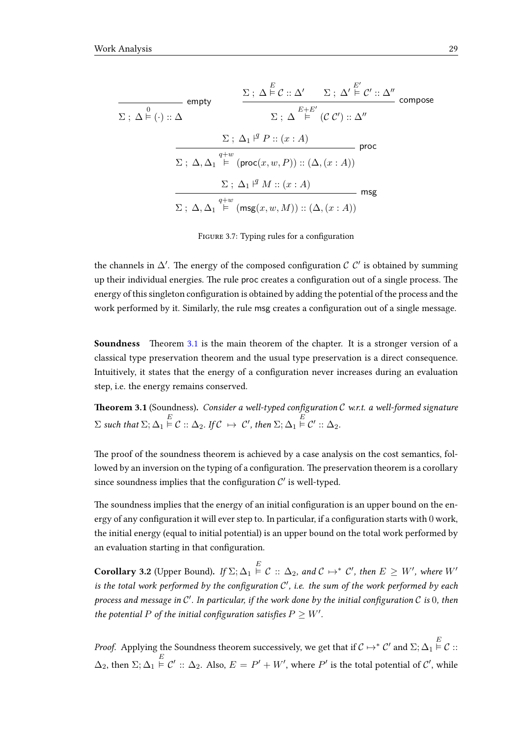$$\frac{}{\Sigma \; ; \; \Delta \overset{0}{\vDash} (\cdot) :: \Delta} \; \textsf{empty} \qquad \frac{\Sigma \; ; \; \Delta \overset{E}{\vDash} \mathcal{C} :: \Delta' \qquad \Sigma \; ; \; \Delta' \overset{E'}{\vDash} \mathcal{C}' :: \Delta''}{\Sigma \; ; \; \Delta \overset{E+E'}{\vDash} (\mathcal{C} \; \mathcal{C}') :: \Delta''} \; \textsf{compose}$$

$$\frac{\Sigma \; ; \; \Delta_1 \overset{q}{\vdash} P :: (x : A)}{\Sigma \; ; \; \Delta, \Delta_1 \overset{q+w}{\vDash} (\textsf{proc}(x, w, P)) :: (\Delta, (x : A))} \; \textsf{proc}$$

$$\frac{\Sigma \; ; \; \Delta_1 \overset{q}{\vdash} M :: (x : A)}{\Sigma \; ; \; \Delta, \Delta_1 \overset{q+w}{\vDash} (\textsf{msg}(x, w, M)) :: (\Delta, (x : A))} \; \textsf{msg}$$

Figure 3.7: Typing rules for a configuration

the channels in $\Delta'$. The energy of the composed configuration $\mathcal{C} \; \mathcal{C}'$ is obtained by summing up their individual energies. The rule proc creates a configuration out of a single process. The energy of this singleton configuration is obtained by adding the potential of the process and the work performed by it. Similarly, the rule msg creates a configuration out of a single message.

**Soundness** Theorem 3.1 is the main theorem of the chapter. It is a stronger version of a classical type preservation theorem and the usual type preservation is a direct consequence. Intuitively, it states that the energy of a configuration never increases during an evaluation step, i.e. the energy remains conserved.

**Theorem 3.1** (Soundness)**.** *Consider a well-typed configuration $\mathcal{C}$ w.r.t. a well-formed signature $\Sigma$ such that $\Sigma; \Delta_1 \overset{E}{\vDash} \mathcal{C} :: \Delta_2$. If $\mathcal{C} \mapsto \mathcal{C}'$, then $\Sigma; \Delta_1 \overset{E}{\vDash} \mathcal{C}' :: \Delta_2$.*

The proof of the soundness theorem is achieved by a case analysis on the cost semantics, followed by an inversion on the typing of a configuration. The preservation theorem is a corollary since soundness implies that the configuration $\mathcal{C}'$ is well-typed.

The soundness implies that the energy of an initial configuration is an upper bound on the energy of any configuration it will ever step to. In particular, if a configuration starts with 0 work, the initial energy (equal to initial potential) is an upper bound on the total work performed by an evaluation starting in that configuration.

**Corollary 3.2** (Upper Bound)**.** *If $\Sigma; \Delta_1 \overset{E}{\vDash} \mathcal{C} :: \Delta_2$, and $\mathcal{C} \mapsto^* \mathcal{C}'$, then $E \geq W'$, where $W'$ is the total work performed by the configuration $\mathcal{C}'$, i.e. the sum of the work performed by each process and message in $\mathcal{C}'$. In particular, if the work done by the initial configuration $\mathcal{C}$ is 0, then the potential $P$ of the initial configuration satisfies $P \geq W'$.*

*Proof.* Applying the Soundness theorem successively, we get that if $\mathcal{C} \mapsto^* \mathcal{C}'$ and $\Sigma; \Delta_1 \overset{E}{\vDash} \mathcal{C} :: \Delta_2$, then $\Sigma; \Delta_1 \overset{E}{\vDash} \mathcal{C}' :: \Delta_2$. Also, $E = P' + W'$, where $P'$ is the total potential of $\mathcal{C}'$, while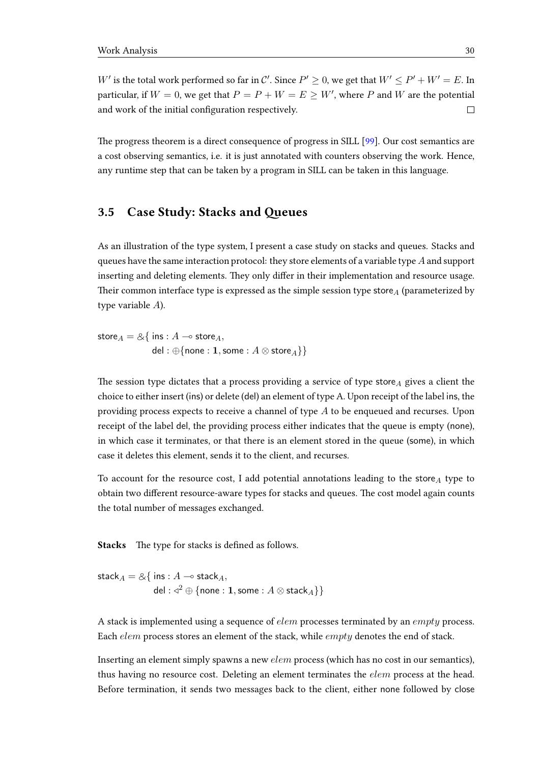$W'$ is the total work performed so far in $\mathcal{C}'$. Since $P' \geq 0$, we get that $W' \leq P' + W' = E$. In particular, if $W = 0$, we get that $P = P + W = E \geq W'$, where $P$ and $W$ are the potential and work of the initial configuration respectively. □

The progress theorem is a direct consequence of progress in SILL [99]. Our cost semantics are a cost observing semantics, i.e. it is just annotated with counters observing the work. Hence, any runtime step that can be taken by a program in SILL can be taken in this language.

## 3.5 Case Study: Stacks and Queues

As an illustration of the type system, I present a case study on stacks and queues. Stacks and queues have the same interaction protocol: they store elements of a variable type $A$ and support inserting and deleting elements. They only differ in their implementation and resource usage. Their common interface type is expressed as the simple session type $\mathsf{store}_A$ (parameterized by type variable $A$).

$$
\begin{aligned}
\mathsf{store}_A = \&\{\, & \mathsf{ins} : A \multimap \mathsf{store}_A, \\
& \mathsf{del} : \oplus\{\mathsf{none} : \mathbf{1}, \mathsf{some} : A \otimes \mathsf{store}_A\}\}
\end{aligned}
$$

The session type dictates that a process providing a service of type $\mathsf{store}_A$ gives a client the choice to either insert ($\mathsf{ins}$) or delete ($\mathsf{del}$) an element of type A. Upon receipt of the label $\mathsf{ins}$, the providing process expects to receive a channel of type $A$ to be enqueued and recurses. Upon receipt of the label $\mathsf{del}$, the providing process either indicates that the queue is empty ($\mathsf{none}$), in which case it terminates, or that there is an element stored in the queue ($\mathsf{some}$), in which case it deletes this element, sends it to the client, and recurses.

To account for the resource cost, I add potential annotations leading to the $\mathsf{store}_A$ type to obtain two different resource-aware types for stacks and queues. The cost model again counts the total number of messages exchanged.

**Stacks** The type for stacks is defined as follows.

$$
\begin{aligned}
\mathsf{stack}_A = \&\{\, & \mathsf{ins} : A \multimap \mathsf{stack}_A, \\
& \mathsf{del} : \triangleleft^2 \oplus \{\mathsf{none} : \mathbf{1}, \mathsf{some} : A \otimes \mathsf{stack}_A\}\}
\end{aligned}
$$

A stack is implemented using a sequence of $elem$ processes terminated by an $empty$ process. Each $elem$ process stores an element of the stack, while $empty$ denotes the end of stack.

Inserting an element simply spawns a new $elem$ process (which has no cost in our semantics), thus having no resource cost. Deleting an element terminates the $elem$ process at the head. Before termination, it sends two messages back to the client, either $\mathsf{none}$ followed by $\mathsf{close}$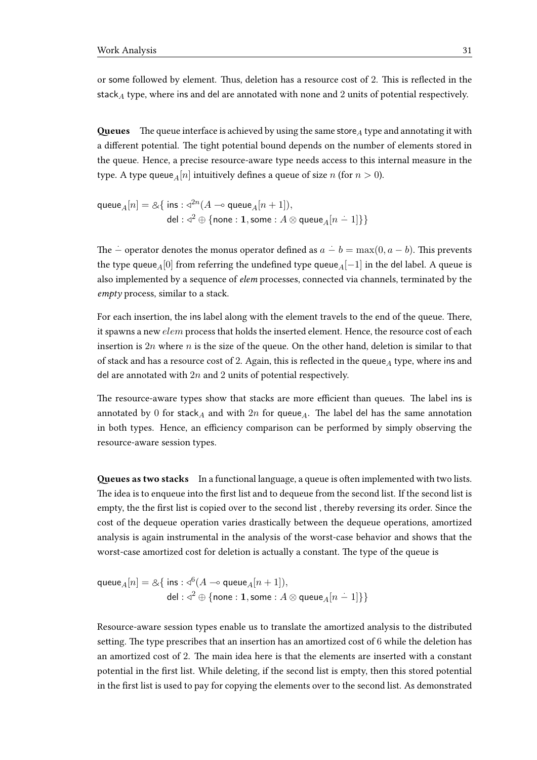or some followed by element. Thus, deletion has a resource cost of 2. This is reflected in the $\mathsf{stack}_A$ type, where ins and del are annotated with none and 2 units of potential respectively.

**Queues** The queue interface is achieved by using the same $\mathsf{store}_A$ type and annotating it with a different potential. The tight potential bound depends on the number of elements stored in the queue. Hence, a precise resource-aware type needs access to this internal measure in the type. A type $\mathsf{queue}_A[n]$ intuitively defines a queue of size $n$ (for $n > 0$).

$$
\begin{aligned}
\mathsf{queue}_A[n] = \&\{ \; & \mathsf{ins} : \triangleleft^{2n}(A \multimap \mathsf{queue}_A[n+1]), \\
& \mathsf{del} : \triangleleft^{2} \oplus \{\mathsf{none} : \mathbf{1}, \mathsf{some} : A \otimes \mathsf{queue}_A[n \mathbin{\dot{-}} 1]\}\}
\end{aligned}
$$

The $\dot{-}$ operator denotes the monus operator defined as $a \mathbin{\dot{-}} b = \max(0, a - b)$. This prevents the type $\mathsf{queue}_A[0]$ from referring the undefined type $\mathsf{queue}_A[-1]$ in the del label. A queue is also implemented by a sequence of *elem* processes, connected via channels, terminated by the *empty* process, similar to a stack.

For each insertion, the ins label along with the element travels to the end of the queue. There, it spawns a new $elem$ process that holds the inserted element. Hence, the resource cost of each insertion is $2n$ where $n$ is the size of the queue. On the other hand, deletion is similar to that of stack and has a resource cost of 2. Again, this is reflected in the $\mathsf{queue}_A$ type, where ins and del are annotated with $2n$ and 2 units of potential respectively.

The resource-aware types show that stacks are more efficient than queues. The label ins is annotated by 0 for $\mathsf{stack}_A$ and with $2n$ for $\mathsf{queue}_A$. The label del has the same annotation in both types. Hence, an efficiency comparison can be performed by simply observing the resource-aware session types.

**Queues as two stacks** In a functional language, a queue is often implemented with two lists. The idea is to enqueue into the first list and to dequeue from the second list. If the second list is empty, the the first list is copied over to the second list , thereby reversing its order. Since the cost of the dequeue operation varies drastically between the dequeue operations, amortized analysis is again instrumental in the analysis of the worst-case behavior and shows that the worst-case amortized cost for deletion is actually a constant. The type of the queue is

$$
\begin{aligned}
\mathsf{queue}_A[n] = \&\{ \; & \mathsf{ins} : \triangleleft^{6}(A \multimap \mathsf{queue}_A[n+1]), \\
& \mathsf{del} : \triangleleft^{2} \oplus \{\mathsf{none} : \mathbf{1}, \mathsf{some} : A \otimes \mathsf{queue}_A[n \mathbin{\dot{-}} 1]\}\}
\end{aligned}
$$

Resource-aware session types enable us to translate the amortized analysis to the distributed setting. The type prescribes that an insertion has an amortized cost of 6 while the deletion has an amortized cost of 2. The main idea here is that the elements are inserted with a constant potential in the first list. While deleting, if the second list is empty, then this stored potential in the first list is used to pay for copying the elements over to the second list. As demonstrated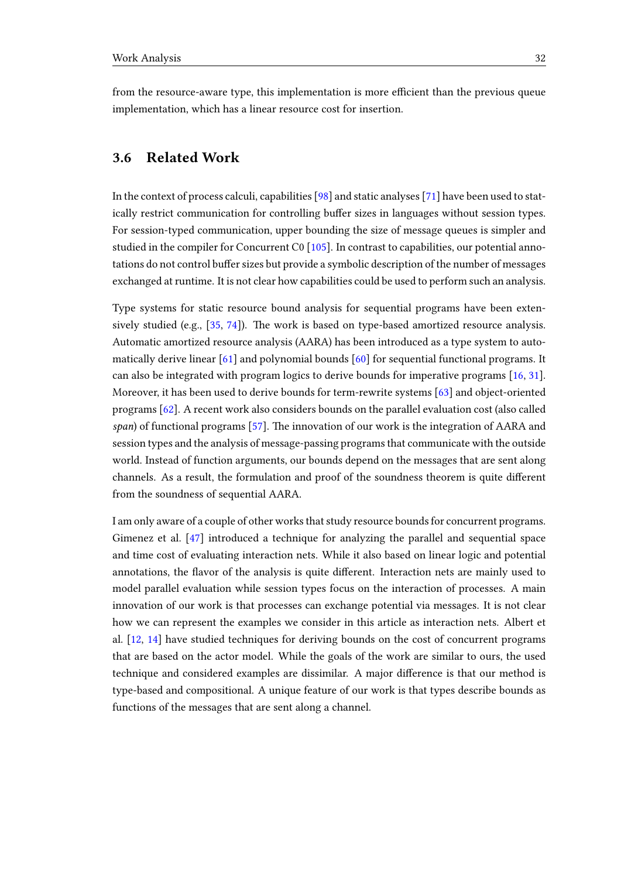from the resource-aware type, this implementation is more efficient than the previous queue implementation, which has a linear resource cost for insertion.

## 3.6 Related Work

In the context of process calculi, capabilities [98] and static analyses [71] have been used to statically restrict communication for controlling buffer sizes in languages without session types. For session-typed communication, upper bounding the size of message queues is simpler and studied in the compiler for Concurrent C0 [105]. In contrast to capabilities, our potential annotations do not control buffer sizes but provide a symbolic description of the number of messages exchanged at runtime. It is not clear how capabilities could be used to perform such an analysis.

Type systems for static resource bound analysis for sequential programs have been extensively studied (e.g., [35, 74]). The work is based on type-based amortized resource analysis. Automatic amortized resource analysis (AARA) has been introduced as a type system to automatically derive linear [61] and polynomial bounds [60] for sequential functional programs. It can also be integrated with program logics to derive bounds for imperative programs [16, 31]. Moreover, it has been used to derive bounds for term-rewrite systems [63] and object-oriented programs [62]. A recent work also considers bounds on the parallel evaluation cost (also called *span*) of functional programs [57]. The innovation of our work is the integration of AARA and session types and the analysis of message-passing programs that communicate with the outside world. Instead of function arguments, our bounds depend on the messages that are sent along channels. As a result, the formulation and proof of the soundness theorem is quite different from the soundness of sequential AARA.

I am only aware of a couple of other works that study resource bounds for concurrent programs. Gimenez et al. [47] introduced a technique for analyzing the parallel and sequential space and time cost of evaluating interaction nets. While it also based on linear logic and potential annotations, the flavor of the analysis is quite different. Interaction nets are mainly used to model parallel evaluation while session types focus on the interaction of processes. A main innovation of our work is that processes can exchange potential via messages. It is not clear how we can represent the examples we consider in this article as interaction nets. Albert et al. [12, 14] have studied techniques for deriving bounds on the cost of concurrent programs that are based on the actor model. While the goals of the work are similar to ours, the used technique and considered examples are dissimilar. A major difference is that our method is type-based and compositional. A unique feature of our work is that types describe bounds as functions of the messages that are sent along a channel.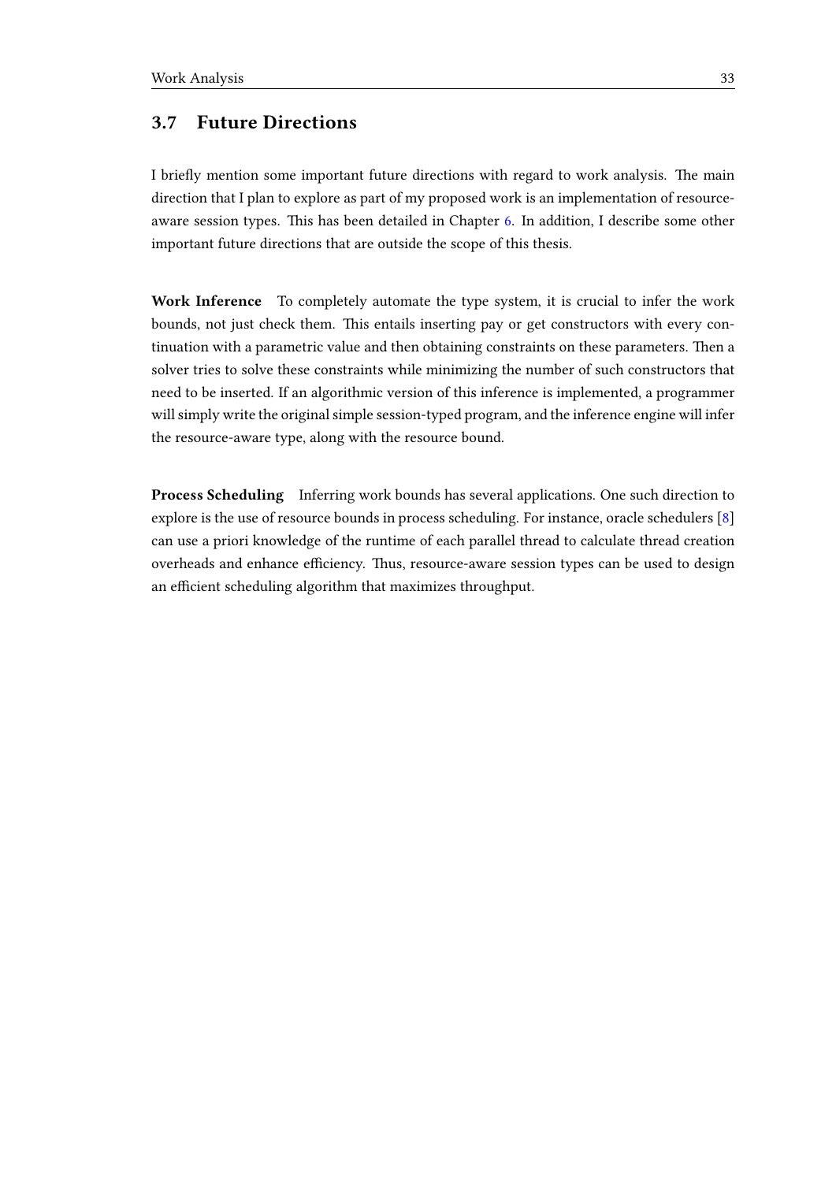## 3.7 Future Directions

I briefly mention some important future directions with regard to work analysis. The main direction that I plan to explore as part of my proposed work is an implementation of resource-aware session types. This has been detailed in Chapter 6. In addition, I describe some other important future directions that are outside the scope of this thesis.

**Work Inference** To completely automate the type system, it is crucial to infer the work bounds, not just check them. This entails inserting pay or get constructors with every continuation with a parametric value and then obtaining constraints on these parameters. Then a solver tries to solve these constraints while minimizing the number of such constructors that need to be inserted. If an algorithmic version of this inference is implemented, a programmer will simply write the original simple session-typed program, and the inference engine will infer the resource-aware type, along with the resource bound.

**Process Scheduling** Inferring work bounds has several applications. One such direction to explore is the use of resource bounds in process scheduling. For instance, oracle schedulers [8] can use a priori knowledge of the runtime of each parallel thread to calculate thread creation overheads and enhance efficiency. Thus, resource-aware session types can be used to design an efficient scheduling algorithm that maximizes throughput.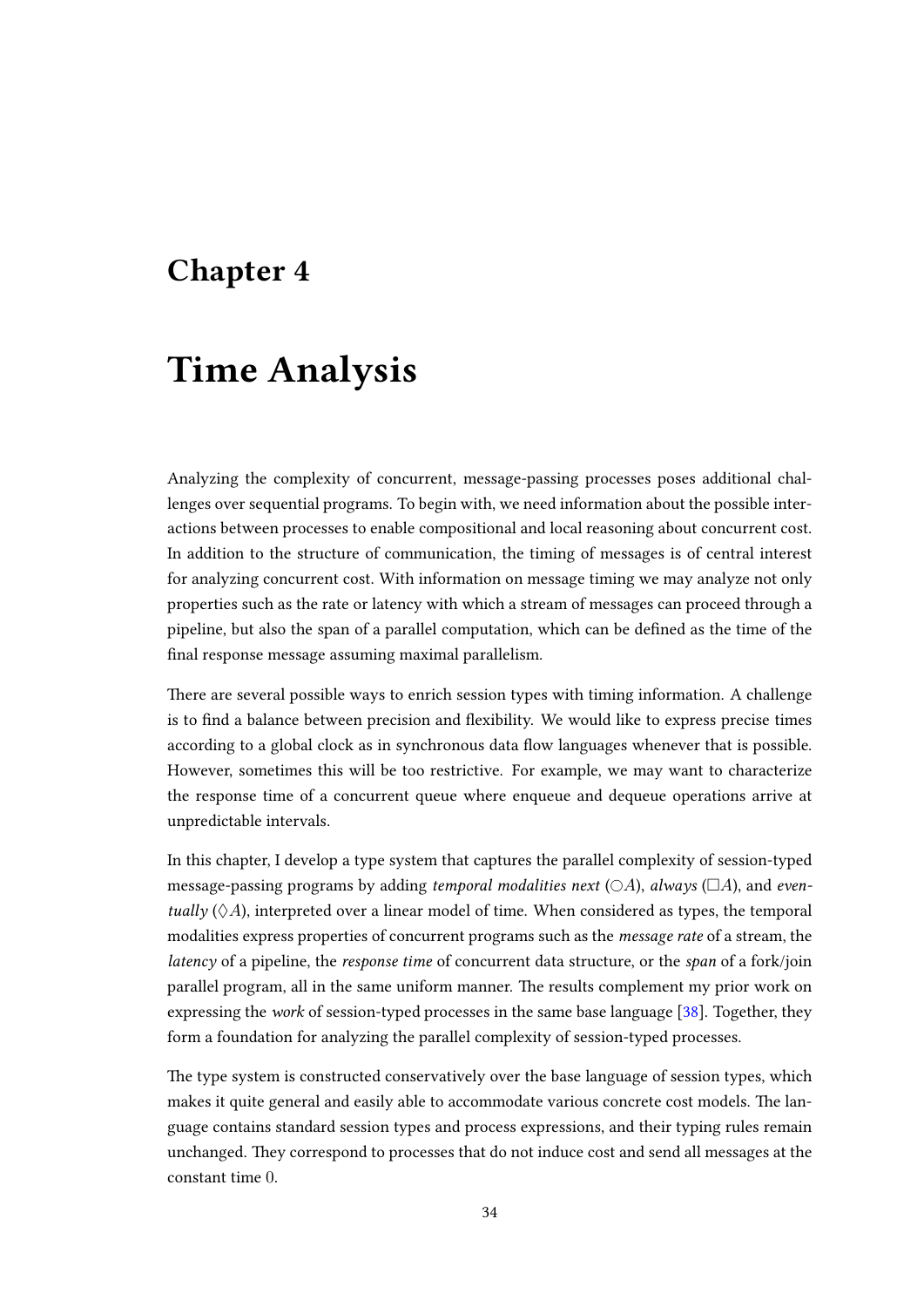# Chapter 4

# Time Analysis

Analyzing the complexity of concurrent, message-passing processes poses additional challenges over sequential programs. To begin with, we need information about the possible interactions between processes to enable compositional and local reasoning about concurrent cost. In addition to the structure of communication, the timing of messages is of central interest for analyzing concurrent cost. With information on message timing we may analyze not only properties such as the rate or latency with which a stream of messages can proceed through a pipeline, but also the span of a parallel computation, which can be defined as the time of the final response message assuming maximal parallelism.

There are several possible ways to enrich session types with timing information. A challenge is to find a balance between precision and flexibility. We would like to express precise times according to a global clock as in synchronous data flow languages whenever that is possible. However, sometimes this will be too restrictive. For example, we may want to characterize the response time of a concurrent queue where enqueue and dequeue operations arrive at unpredictable intervals.

In this chapter, I develop a type system that captures the parallel complexity of session-typed message-passing programs by adding *temporal modalities next* ($\bigcirc A$), *always* ($\Box A$), and *eventually* ($\Diamond A$), interpreted over a linear model of time. When considered as types, the temporal modalities express properties of concurrent programs such as the *message rate* of a stream, the *latency* of a pipeline, the *response time* of concurrent data structure, or the *span* of a fork/join parallel program, all in the same uniform manner. The results complement my prior work on expressing the *work* of session-typed processes in the same base language [38]. Together, they form a foundation for analyzing the parallel complexity of session-typed processes.

The type system is constructed conservatively over the base language of session types, which makes it quite general and easily able to accommodate various concrete cost models. The language contains standard session types and process expressions, and their typing rules remain unchanged. They correspond to processes that do not induce cost and send all messages at the constant time 0.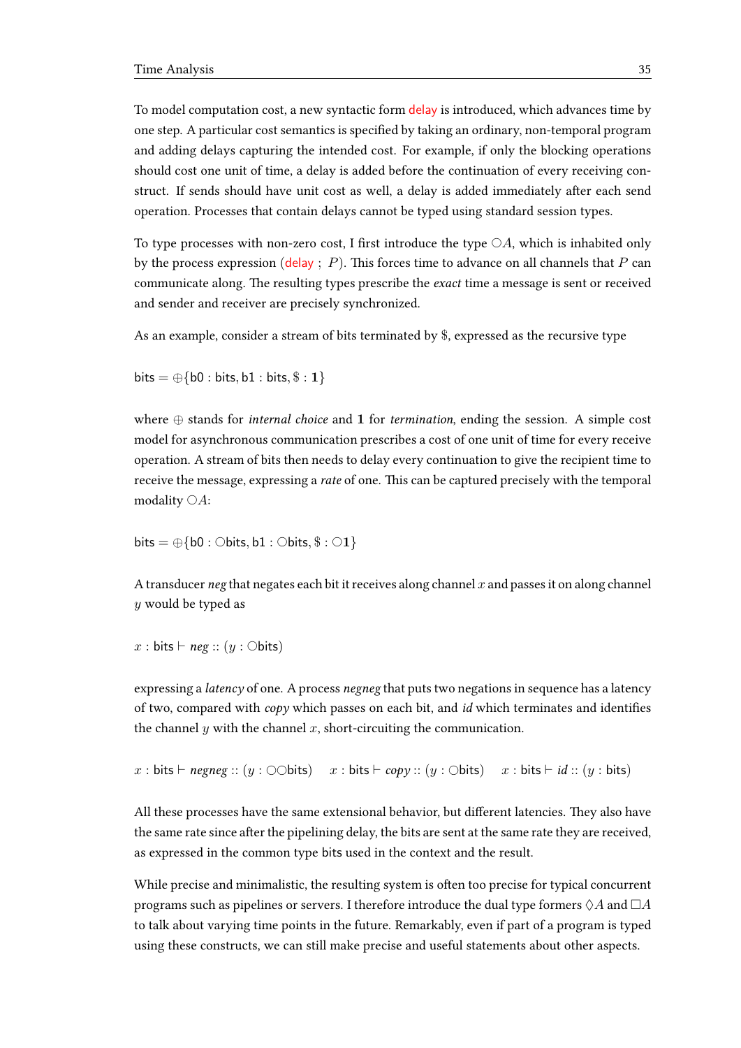To model computation cost, a new syntactic form delay is introduced, which advances time by one step. A particular cost semantics is specified by taking an ordinary, non-temporal program and adding delays capturing the intended cost. For example, if only the blocking operations should cost one unit of time, a delay is added before the continuation of every receiving construct. If sends should have unit cost as well, a delay is added immediately after each send operation. Processes that contain delays cannot be typed using standard session types.

To type processes with non-zero cost, I first introduce the type $\bigcirc A$, which is inhabited only by the process expression $(\mathsf{delay}\ ;\ P)$. This forces time to advance on all channels that $P$ can communicate along. The resulting types prescribe the *exact* time a message is sent or received and sender and receiver are precisely synchronized.

As an example, consider a stream of bits terminated by \$, expressed as the recursive type

$$\mathsf{bits} = \oplus\{\mathsf{b0} : \mathsf{bits}, \mathsf{b1} : \mathsf{bits}, \$ : \mathbf{1}\}$$

where $\oplus$ stands for *internal choice* and $\mathbf{1}$ for *termination*, ending the session. A simple cost model for asynchronous communication prescribes a cost of one unit of time for every receive operation. A stream of bits then needs to delay every continuation to give the recipient time to receive the message, expressing a *rate* of one. This can be captured precisely with the temporal modality $\bigcirc A$:

$$\mathsf{bits} = \oplus\{\mathsf{b0} : \bigcirc\mathsf{bits}, \mathsf{b1} : \bigcirc\mathsf{bits}, \$ : \bigcirc\mathbf{1}\}$$

A transducer *neg* that negates each bit it receives along channel $x$ and passes it on along channel $y$ would be typed as

$$x : \mathsf{bits} \vdash \mathit{neg} :: (y : \bigcirc\mathsf{bits})$$

expressing a *latency* of one. A process *negneg* that puts two negations in sequence has a latency of two, compared with *copy* which passes on each bit, and *id* which terminates and identifies the channel $y$ with the channel $x$, short-circuiting the communication.

$$x : \mathsf{bits} \vdash \mathit{negneg} :: (y : \bigcirc\bigcirc\mathsf{bits}) \quad x : \mathsf{bits} \vdash \mathit{copy} :: (y : \bigcirc\mathsf{bits}) \quad x : \mathsf{bits} \vdash \mathit{id} :: (y : \mathsf{bits})$$

All these processes have the same extensional behavior, but different latencies. They also have the same rate since after the pipelining delay, the bits are sent at the same rate they are received, as expressed in the common type bits used in the context and the result.

While precise and minimalistic, the resulting system is often too precise for typical concurrent programs such as pipelines or servers. I therefore introduce the dual type formers $\Diamond A$ and $\Box A$ to talk about varying time points in the future. Remarkably, even if part of a program is typed using these constructs, we can still make precise and useful statements about other aspects.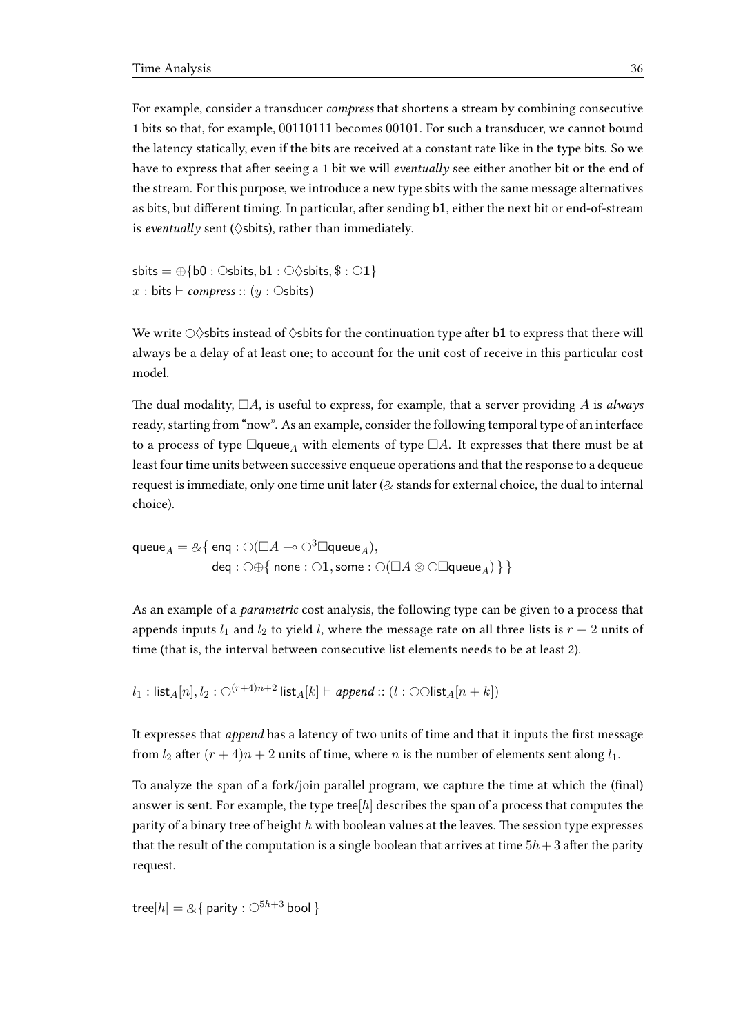For example, consider a transducer *compress* that shortens a stream by combining consecutive 1 bits so that, for example, 00110111 becomes 00101. For such a transducer, we cannot bound the latency statically, even if the bits are received at a constant rate like in the type bits. So we have to express that after seeing a 1 bit we will *eventually* see either another bit or the end of the stream. For this purpose, we introduce a new type sbits with the same message alternatives as bits, but different timing. In particular, after sending b1, either the next bit or end-of-stream is *eventually* sent ($\Diamond$sbits), rather than immediately.

$$\mathsf{sbits} = \oplus\{\mathsf{b0} : \bigcirc\mathsf{sbits}, \mathsf{b1} : \bigcirc\Diamond\mathsf{sbits}, \$ : \bigcirc\mathbf{1}\}$$
$$x : \mathsf{bits} \vdash \mathit{compress} :: (y : \bigcirc\mathsf{sbits})$$

We write $\bigcirc\Diamond$sbits instead of $\Diamond$sbits for the continuation type after b1 to express that there will always be a delay of at least one; to account for the unit cost of receive in this particular cost model.

The dual modality, $\Box A$, is useful to express, for example, that a server providing $A$ is *always* ready, starting from "now". As an example, consider the following temporal type of an interface to a process of type $\Box\mathsf{queue}_A$ with elements of type $\Box A$. It expresses that there must be at least four time units between successive enqueue operations and that the response to a dequeue request is immediate, only one time unit later ($\&$ stands for external choice, the dual to internal choice).

$$\begin{aligned}\mathsf{queue}_A = \&\{\ & \mathsf{enq} : \bigcirc(\Box A \multimap \bigcirc^3\Box\mathsf{queue}_A), \\ & \mathsf{deq} : \bigcirc\oplus\{\ \mathsf{none} : \bigcirc\mathbf{1}, \mathsf{some} : \bigcirc(\Box A \otimes \bigcirc\Box\mathsf{queue}_A)\ \}\ \}\end{aligned}$$

As an example of a *parametric* cost analysis, the following type can be given to a process that appends inputs $l_1$ and $l_2$ to yield $l$, where the message rate on all three lists is $r + 2$ units of time (that is, the interval between consecutive list elements needs to be at least 2).

$$l_1 : \mathsf{list}_A[n], l_2 : \bigcirc^{(r+4)n+2}\,\mathsf{list}_A[k] \vdash \mathit{append} :: (l : \bigcirc\bigcirc\mathsf{list}_A[n+k])$$

It expresses that *append* has a latency of two units of time and that it inputs the first message from $l_2$ after $(r + 4)n + 2$ units of time, where $n$ is the number of elements sent along $l_1$.

To analyze the span of a fork/join parallel program, we capture the time at which the (final) answer is sent. For example, the type $\mathsf{tree}[h]$ describes the span of a process that computes the parity of a binary tree of height $h$ with boolean values at the leaves. The session type expresses that the result of the computation is a single boolean that arrives at time $5h + 3$ after the parity request.

$$\mathsf{tree}[h] = \&\{\ \mathsf{parity} : \bigcirc^{5h+3}\,\mathsf{bool}\ \}$$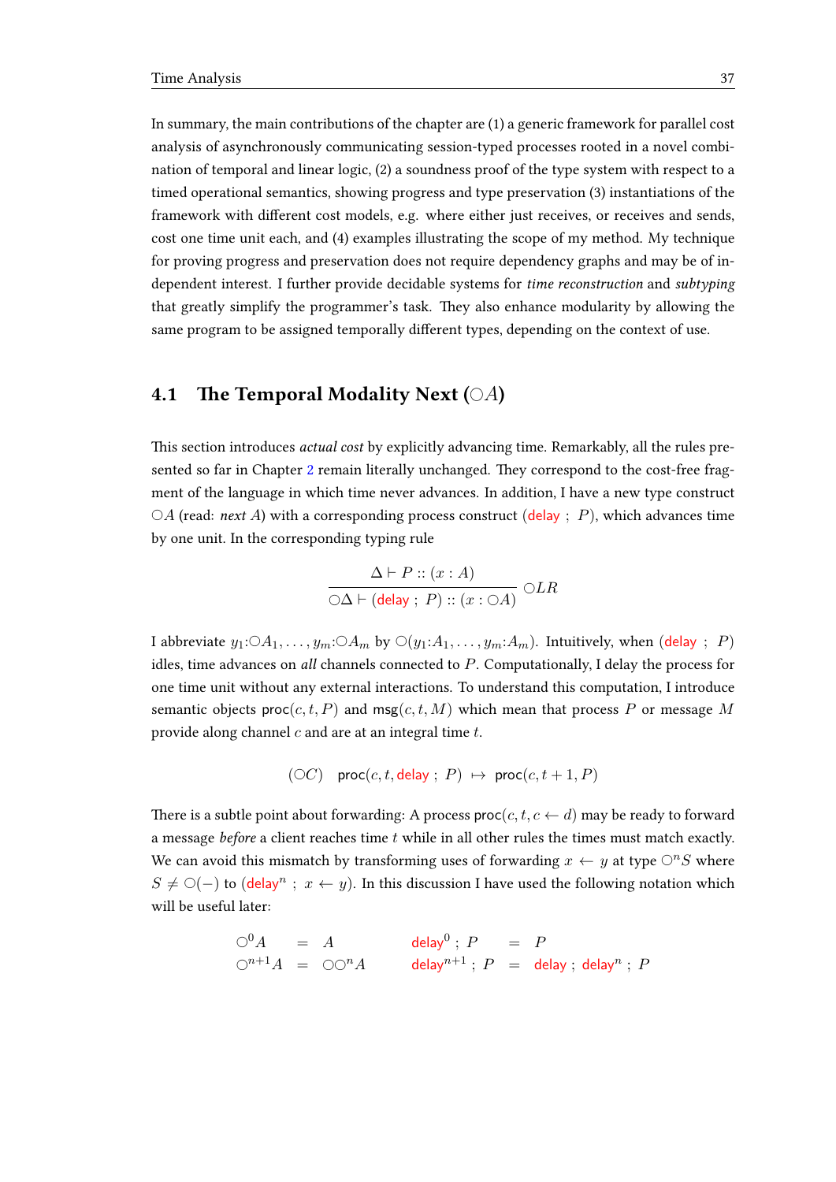In summary, the main contributions of the chapter are (1) a generic framework for parallel cost analysis of asynchronously communicating session-typed processes rooted in a novel combination of temporal and linear logic, (2) a soundness proof of the type system with respect to a timed operational semantics, showing progress and type preservation (3) instantiations of the framework with different cost models, e.g. where either just receives, or receives and sends, cost one time unit each, and (4) examples illustrating the scope of my method. My technique for proving progress and preservation does not require dependency graphs and may be of independent interest. I further provide decidable systems for *time reconstruction* and *subtyping* that greatly simplify the programmer's task. They also enhance modularity by allowing the same program to be assigned temporally different types, depending on the context of use.

## 4.1 The Temporal Modality Next ($\bigcirc A$)

This section introduces *actual cost* by explicitly advancing time. Remarkably, all the rules presented so far in Chapter 2 remain literally unchanged. They correspond to the cost-free fragment of the language in which time never advances. In addition, I have a new type construct $\bigcirc A$ (read: *next* $A$) with a corresponding process construct $(\mathsf{delay}\ ;\ P)$, which advances time by one unit. In the corresponding typing rule

$$\frac{\Delta \vdash P :: (x : A)}{\bigcirc\Delta \vdash (\mathsf{delay}\ ;\ P) :: (x : \bigcirc A)}\ \bigcirc LR$$

I abbreviate $y_1{:}\bigcirc A_1, \ldots, y_m{:}\bigcirc A_m$ by $\bigcirc(y_1{:}A_1, \ldots, y_m{:}A_m)$. Intuitively, when $(\mathsf{delay}\ ;\ P)$ idles, time advances on *all* channels connected to $P$. Computationally, I delay the process for one time unit without any external interactions. To understand this computation, I introduce semantic objects $\mathsf{proc}(c, t, P)$ and $\mathsf{msg}(c, t, M)$ which mean that process $P$ or message $M$ provide along channel $c$ and are at an integral time $t$.

$$(\bigcirc C) \quad \mathsf{proc}(c, t, \mathsf{delay}\ ;\ P) \ \mapsto\ \mathsf{proc}(c, t+1, P)$$

There is a subtle point about forwarding: A process $\mathsf{proc}(c, t, c \leftarrow d)$ may be ready to forward a message *before* a client reaches time $t$ while in all other rules the times must match exactly. We can avoid this mismatch by transforming uses of forwarding $x \leftarrow y$ at type $\bigcirc^n S$ where $S \neq \bigcirc(-)$ to $(\mathsf{delay}^n\ ;\ x \leftarrow y)$. In this discussion I have used the following notation which will be useful later:

$$\begin{array}{rclcrcl} \bigcirc^0 A & = & A & \qquad & \mathsf{delay}^0\ ;\ P & = & P \\ \bigcirc^{n+1} A & = & \bigcirc\bigcirc^n A & \qquad & \mathsf{delay}^{n+1}\ ;\ P & = & \mathsf{delay}\ ;\ \mathsf{delay}^n\ ;\ P \end{array}$$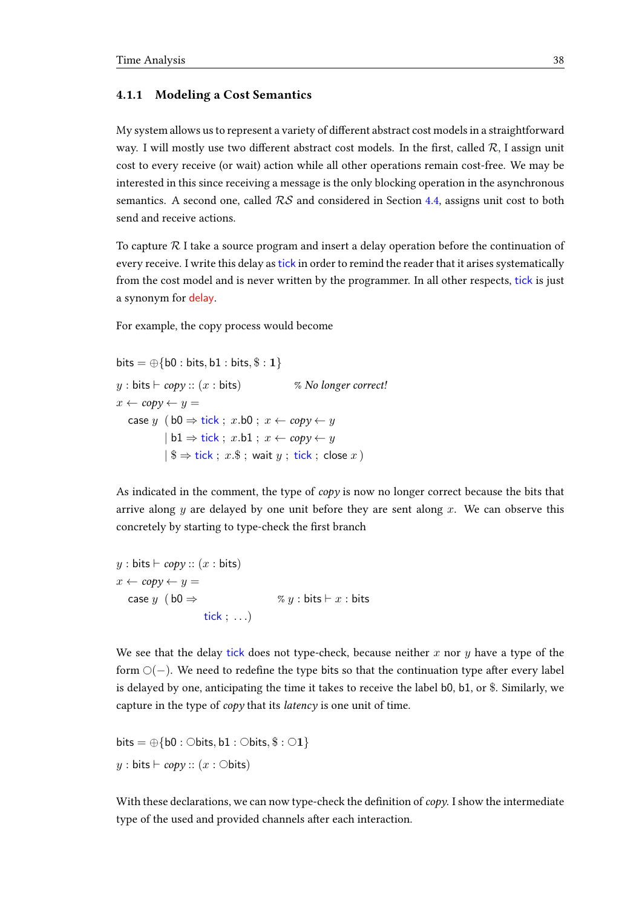### 4.1.1 Modeling a Cost Semantics

My system allows us to represent a variety of different abstract cost models in a straightforward way. I will mostly use two different abstract cost models. In the first, called $\mathcal{R}$, I assign unit cost to every receive (or wait) action while all other operations remain cost-free. We may be interested in this since receiving a message is the only blocking operation in the asynchronous semantics. A second one, called $\mathcal{RS}$ and considered in Section 4.4, assigns unit cost to both send and receive actions.

To capture $\mathcal{R}$ I take a source program and insert a delay operation before the continuation of every receive. I write this delay as tick in order to remind the reader that it arises systematically from the cost model and is never written by the programmer. In all other respects, tick is just a synonym for delay.

For example, the copy process would become

$$
\begin{array}{l}
\mathsf{bits} = \oplus\{\mathsf{b0} : \mathsf{bits}, \mathsf{b1} : \mathsf{bits}, \$ : \mathbf{1}\} \\
y : \mathsf{bits} \vdash \mathit{copy} :: (x : \mathsf{bits}) \qquad\qquad \textit{\% No longer correct!} \\
x \leftarrow \mathit{copy} \leftarrow y = \\
\quad \mathsf{case}\ y\ \ (\mathsf{b0} \Rightarrow \mathsf{tick}\ ;\ x.\mathsf{b0}\ ;\ x \leftarrow \mathit{copy} \leftarrow y \\
\qquad\qquad\ \mid \mathsf{b1} \Rightarrow \mathsf{tick}\ ;\ x.\mathsf{b1}\ ;\ x \leftarrow \mathit{copy} \leftarrow y \\
\qquad\qquad\ \mid \$ \Rightarrow \mathsf{tick}\ ;\ x.\$\ ;\ \mathsf{wait}\ y\ ;\ \mathsf{tick}\ ;\ \mathsf{close}\ x\ )
\end{array}
$$

As indicated in the comment, the type of *copy* is now no longer correct because the bits that arrive along $y$ are delayed by one unit before they are sent along $x$. We can observe this concretely by starting to type-check the first branch

$$
\begin{array}{l}
y : \mathsf{bits} \vdash \mathit{copy} :: (x : \mathsf{bits}) \\
x \leftarrow \mathit{copy} \leftarrow y = \\
\quad \mathsf{case}\ y\ \ (\mathsf{b0} \Rightarrow \qquad\qquad\qquad \%\ y : \mathsf{bits} \vdash x : \mathsf{bits} \\
\qquad\qquad\qquad\quad \mathsf{tick}\ ;\ \ldots)
\end{array}
$$

We see that the delay tick does not type-check, because neither $x$ nor $y$ have a type of the form $\bigcirc(-)$. We need to redefine the type bits so that the continuation type after every label is delayed by one, anticipating the time it takes to receive the label b0, b1, or \$. Similarly, we capture in the type of *copy* that its *latency* is one unit of time.

$$
\begin{array}{l}
\mathsf{bits} = \oplus\{\mathsf{b0} : \bigcirc\mathsf{bits}, \mathsf{b1} : \bigcirc\mathsf{bits}, \$ : \bigcirc\mathbf{1}\} \\
y : \mathsf{bits} \vdash \mathit{copy} :: (x : \bigcirc\mathsf{bits})
\end{array}
$$

With these declarations, we can now type-check the definition of *copy*. I show the intermediate type of the used and provided channels after each interaction.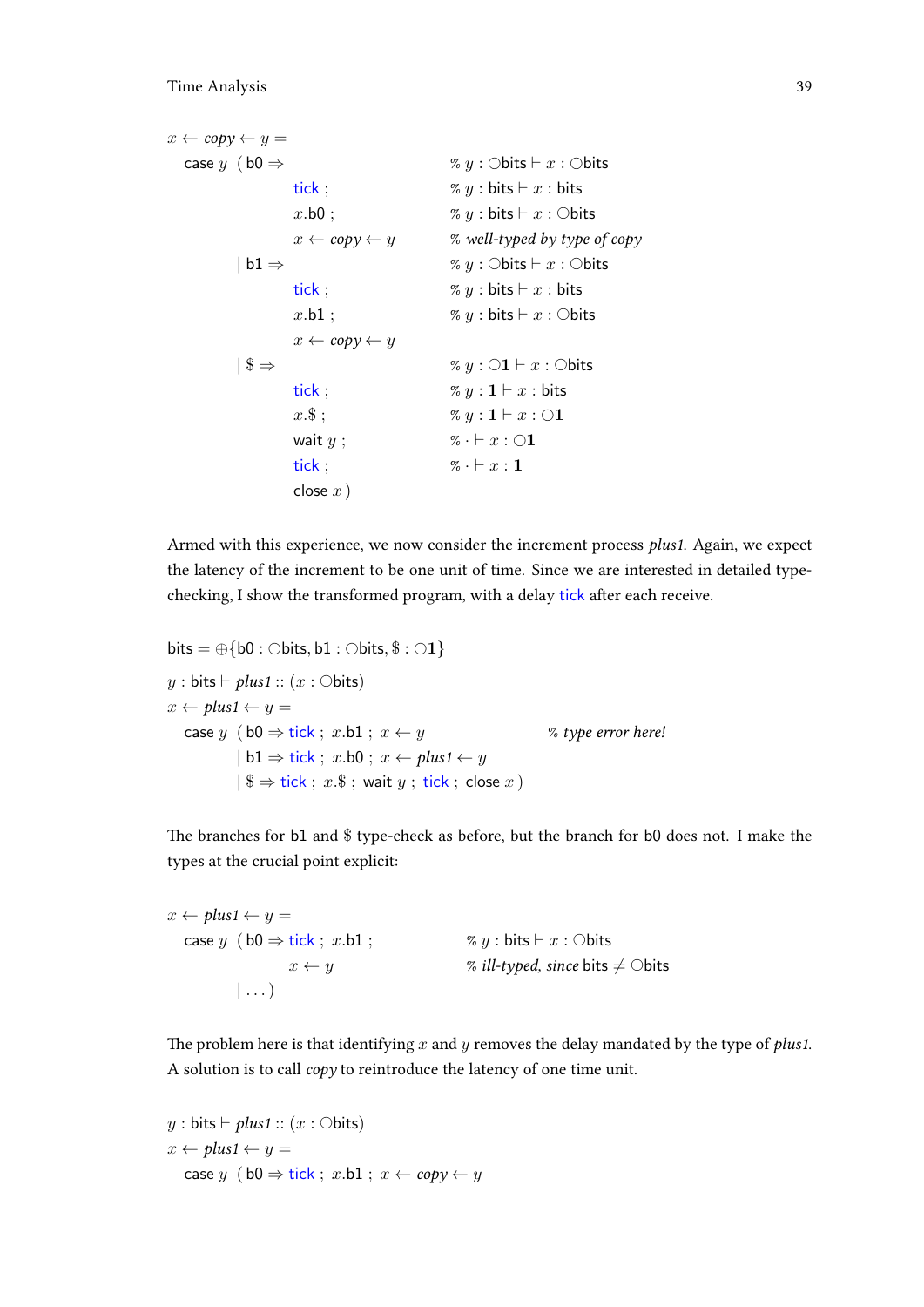$$
\begin{array}{lll}
x \leftarrow \mathit{copy} \leftarrow y = & & \\
\quad \mathsf{case}\ y\ \ (\mathsf{b0} \Rightarrow & & \%\ y : \bigcirc\mathsf{bits} \vdash x : \bigcirc\mathsf{bits} \\
\qquad\qquad\qquad \mathsf{tick}\ ; & & \%\ y : \mathsf{bits} \vdash x : \mathsf{bits} \\
\qquad\qquad\qquad x.\mathsf{b0}\ ; & & \%\ y : \mathsf{bits} \vdash x : \bigcirc\mathsf{bits} \\
\qquad\qquad\qquad x \leftarrow \mathit{copy} \leftarrow y & & \%\ \textit{well-typed by type of copy} \\
\qquad\quad \mid \mathsf{b1} \Rightarrow & & \%\ y : \bigcirc\mathsf{bits} \vdash x : \bigcirc\mathsf{bits} \\
\qquad\qquad\qquad \mathsf{tick}\ ; & & \%\ y : \mathsf{bits} \vdash x : \mathsf{bits} \\
\qquad\qquad\qquad x.\mathsf{b1}\ ; & & \%\ y : \mathsf{bits} \vdash x : \bigcirc\mathsf{bits} \\
\qquad\qquad\qquad x \leftarrow \mathit{copy} \leftarrow y & & \\
\qquad\quad \mid \$ \Rightarrow & & \%\ y : \bigcirc\mathbf{1} \vdash x : \bigcirc\mathsf{bits} \\
\qquad\qquad\qquad \mathsf{tick}\ ; & & \%\ y : \mathbf{1} \vdash x : \mathsf{bits} \\
\qquad\qquad\qquad x.\$\ ; & & \%\ y : \mathbf{1} \vdash x : \bigcirc\mathbf{1} \\
\qquad\qquad\qquad \mathsf{wait}\ y\ ; & & \%\ \cdot \vdash x : \bigcirc\mathbf{1} \\
\qquad\qquad\qquad \mathsf{tick}\ ; & & \%\ \cdot \vdash x : \mathbf{1} \\
\qquad\qquad\qquad \mathsf{close}\ x\ ) & &
\end{array}
$$

Armed with this experience, we now consider the increment process *plus1*. Again, we expect the latency of the increment to be one unit of time. Since we are interested in detailed type-checking, I show the transformed program, with a delay tick after each receive.

$$
\begin{array}{ll}
\mathsf{bits} = \oplus\{\mathsf{b0} : \bigcirc\mathsf{bits}, \mathsf{b1} : \bigcirc\mathsf{bits}, \$ : \bigcirc\mathbf{1}\} & \\
y : \mathsf{bits} \vdash \mathit{plus1} :: (x : \bigcirc\mathsf{bits}) & \\
x \leftarrow \mathit{plus1} \leftarrow y = & \\
\quad \mathsf{case}\ y\ \ (\mathsf{b0} \Rightarrow \mathsf{tick}\ ;\ x.\mathsf{b1}\ ;\ x \leftarrow y & \%\ \textit{type error here!} \\
\qquad\qquad\quad \mid \mathsf{b1} \Rightarrow \mathsf{tick}\ ;\ x.\mathsf{b0}\ ;\ x \leftarrow \mathit{plus1} \leftarrow y & \\
\qquad\qquad\quad \mid \$ \Rightarrow \mathsf{tick}\ ;\ x.\$\ ;\ \mathsf{wait}\ y\ ;\ \mathsf{tick}\ ;\ \mathsf{close}\ x\ ) &
\end{array}
$$

The branches for b1 and \$ type-check as before, but the branch for b0 does not. I make the types at the crucial point explicit:

$$
\begin{array}{ll}
x \leftarrow \mathit{plus1} \leftarrow y = & \\
\quad \mathsf{case}\ y\ \ (\mathsf{b0} \Rightarrow \mathsf{tick}\ ;\ x.\mathsf{b1}\ ; & \%\ y : \mathsf{bits} \vdash x : \bigcirc\mathsf{bits} \\
\qquad\qquad\qquad\quad x \leftarrow y & \%\ \textit{ill-typed, since } \mathsf{bits} \neq \bigcirc\mathsf{bits} \\
\qquad\qquad\quad \mid \ldots) &
\end{array}
$$

The problem here is that identifying $x$ and $y$ removes the delay mandated by the type of *plus1*. A solution is to call *copy* to reintroduce the latency of one time unit.

$$
\begin{array}{l}
y : \mathsf{bits} \vdash \mathit{plus1} :: (x : \bigcirc\mathsf{bits}) \\
x \leftarrow \mathit{plus1} \leftarrow y = \\
\quad \mathsf{case}\ y\ \ (\mathsf{b0} \Rightarrow \mathsf{tick}\ ;\ x.\mathsf{b1}\ ;\ x \leftarrow \mathit{copy} \leftarrow y
\end{array}
$$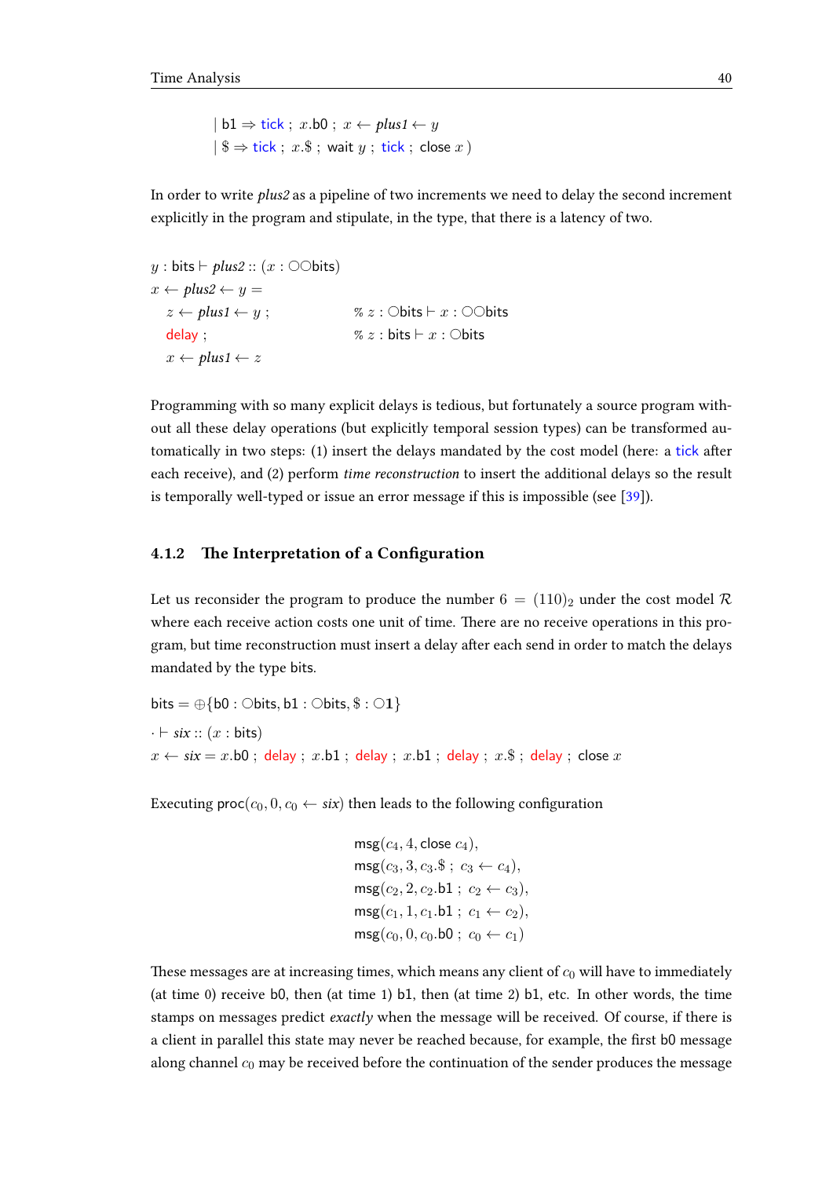$\quad\quad | \ \mathsf{b1} \Rightarrow \mathsf{tick} \ ; \ x.\mathsf{b0} \ ; \ x \leftarrow \mathit{plus1} \leftarrow y$
$\quad\quad | \ \$ \Rightarrow \mathsf{tick} \ ; \ x.\$ \ ; \ \mathsf{wait} \ y \ ; \ \mathsf{tick} \ ; \ \mathsf{close} \ x \ )$

In order to write *plus2* as a pipeline of two increments we need to delay the second increment explicitly in the program and stipulate, in the type, that there is a latency of two.

$$
\begin{array}{ll}
y : \mathsf{bits} \vdash \mathit{plus2} :: (x : \bigcirc\bigcirc\mathsf{bits}) & \\
x \leftarrow \mathit{plus2} \leftarrow y = & \\
\quad z \leftarrow \mathit{plus1} \leftarrow y \ ; & \%\ z : \bigcirc\mathsf{bits} \vdash x : \bigcirc\bigcirc\mathsf{bits} \\
\quad \mathsf{delay} \ ; & \%\ z : \mathsf{bits} \vdash x : \bigcirc\mathsf{bits} \\
\quad x \leftarrow \mathit{plus1} \leftarrow z &
\end{array}
$$

Programming with so many explicit delays is tedious, but fortunately a source program without all these delay operations (but explicitly temporal session types) can be transformed automatically in two steps: (1) insert the delays mandated by the cost model (here: a tick after each receive), and (2) perform *time reconstruction* to insert the additional delays so the result is temporally well-typed or issue an error message if this is impossible (see [39]).

### 4.1.2 The Interpretation of a Configuration

Let us reconsider the program to produce the number $6 = (110)_2$ under the cost model $\mathcal{R}$ where each receive action costs one unit of time. There are no receive operations in this program, but time reconstruction must insert a delay after each send in order to match the delays mandated by the type bits.

$$
\begin{array}{l}
\mathsf{bits} = \oplus\{\mathsf{b0} : \bigcirc\mathsf{bits}, \mathsf{b1} : \bigcirc\mathsf{bits}, \$ : \bigcirc\mathbf{1}\} \\
\cdot \vdash \mathit{six} :: (x : \mathsf{bits}) \\
x \leftarrow \mathit{six} = x.\mathsf{b0} \ ; \ \mathsf{delay} \ ; \ x.\mathsf{b1} \ ; \ \mathsf{delay} \ ; \ x.\mathsf{b1} \ ; \ \mathsf{delay} \ ; \ x.\$ \ ; \ \mathsf{delay} \ ; \ \mathsf{close} \ x
\end{array}
$$

Executing $\mathsf{proc}(c_0, 0, c_0 \leftarrow \mathit{six})$ then leads to the following configuration

$$
\begin{array}{l}
\mathsf{msg}(c_4, 4, \mathsf{close}\ c_4), \\
\mathsf{msg}(c_3, 3, c_3.\$ \ ; \ c_3 \leftarrow c_4), \\
\mathsf{msg}(c_2, 2, c_2.\mathsf{b1} \ ; \ c_2 \leftarrow c_3), \\
\mathsf{msg}(c_1, 1, c_1.\mathsf{b1} \ ; \ c_1 \leftarrow c_2), \\
\mathsf{msg}(c_0, 0, c_0.\mathsf{b0} \ ; \ c_0 \leftarrow c_1)
\end{array}
$$

These messages are at increasing times, which means any client of $c_0$ will have to immediately (at time 0) receive b0, then (at time 1) b1, then (at time 2) b1, etc. In other words, the time stamps on messages predict *exactly* when the message will be received. Of course, if there is a client in parallel this state may never be reached because, for example, the first b0 message along channel $c_0$ may be received before the continuation of the sender produces the message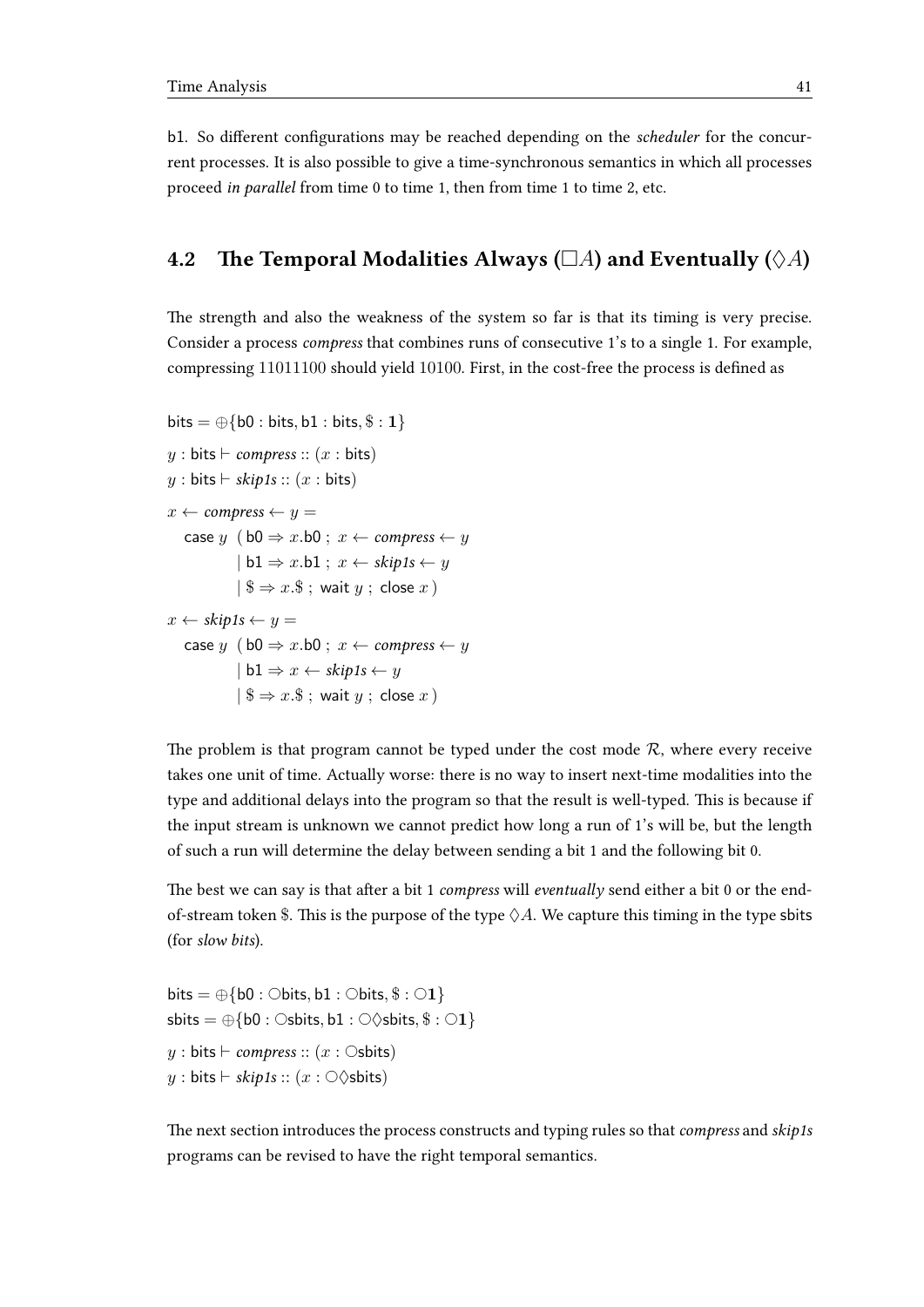b1. So different configurations may be reached depending on the *scheduler* for the concurrent processes. It is also possible to give a time-synchronous semantics in which all processes proceed *in parallel* from time 0 to time 1, then from time 1 to time 2, etc.

## 4.2 The Temporal Modalities Always ($\Box A$) and Eventually ($\Diamond A$)

The strength and also the weakness of the system so far is that its timing is very precise. Consider a process *compress* that combines runs of consecutive 1's to a single 1. For example, compressing 11011100 should yield 10100. First, in the cost-free the process is defined as

$$
\begin{array}{l}
\mathsf{bits} = \oplus\{\mathsf{b0} : \mathsf{bits}, \mathsf{b1} : \mathsf{bits}, \$ : \mathbf{1}\} \\
y : \mathsf{bits} \vdash \textit{compress} :: (x : \mathsf{bits}) \\
y : \mathsf{bits} \vdash \textit{skip1s} :: (x : \mathsf{bits}) \\
x \leftarrow \textit{compress} \leftarrow y = \\
\quad \mathsf{case}\ y\ \ (\,\mathsf{b0} \Rightarrow x.\mathsf{b0}\ ;\ x \leftarrow \textit{compress} \leftarrow y \\
\qquad\qquad\ \mid \mathsf{b1} \Rightarrow x.\mathsf{b1}\ ;\ x \leftarrow \textit{skip1s} \leftarrow y \\
\qquad\qquad\ \mid \$ \Rightarrow x.\$\ ;\ \mathsf{wait}\ y\ ;\ \mathsf{close}\ x\,) \\
x \leftarrow \textit{skip1s} \leftarrow y = \\
\quad \mathsf{case}\ y\ \ (\,\mathsf{b0} \Rightarrow x.\mathsf{b0}\ ;\ x \leftarrow \textit{compress} \leftarrow y \\
\qquad\qquad\ \mid \mathsf{b1} \Rightarrow x \leftarrow \textit{skip1s} \leftarrow y \\
\qquad\qquad\ \mid \$ \Rightarrow x.\$\ ;\ \mathsf{wait}\ y\ ;\ \mathsf{close}\ x\,)
\end{array}
$$

The problem is that program cannot be typed under the cost mode $\mathcal{R}$, where every receive takes one unit of time. Actually worse: there is no way to insert next-time modalities into the type and additional delays into the program so that the result is well-typed. This is because if the input stream is unknown we cannot predict how long a run of 1's will be, but the length of such a run will determine the delay between sending a bit 1 and the following bit 0.

The best we can say is that after a bit 1 *compress* will *eventually* send either a bit 0 or the end-of-stream token \$. This is the purpose of the type $\Diamond A$. We capture this timing in the type sbits (for *slow bits*).

$$
\begin{array}{l}
\mathsf{bits} = \oplus\{\mathsf{b0} : \bigcirc\mathsf{bits}, \mathsf{b1} : \bigcirc\mathsf{bits}, \$ : \bigcirc\mathbf{1}\} \\
\mathsf{sbits} = \oplus\{\mathsf{b0} : \bigcirc\mathsf{sbits}, \mathsf{b1} : \bigcirc\Diamond\mathsf{sbits}, \$ : \bigcirc\mathbf{1}\} \\
y : \mathsf{bits} \vdash \textit{compress} :: (x : \bigcirc\mathsf{sbits}) \\
y : \mathsf{bits} \vdash \textit{skip1s} :: (x : \bigcirc\Diamond\mathsf{sbits})
\end{array}
$$

The next section introduces the process constructs and typing rules so that *compress* and *skip1s* programs can be revised to have the right temporal semantics.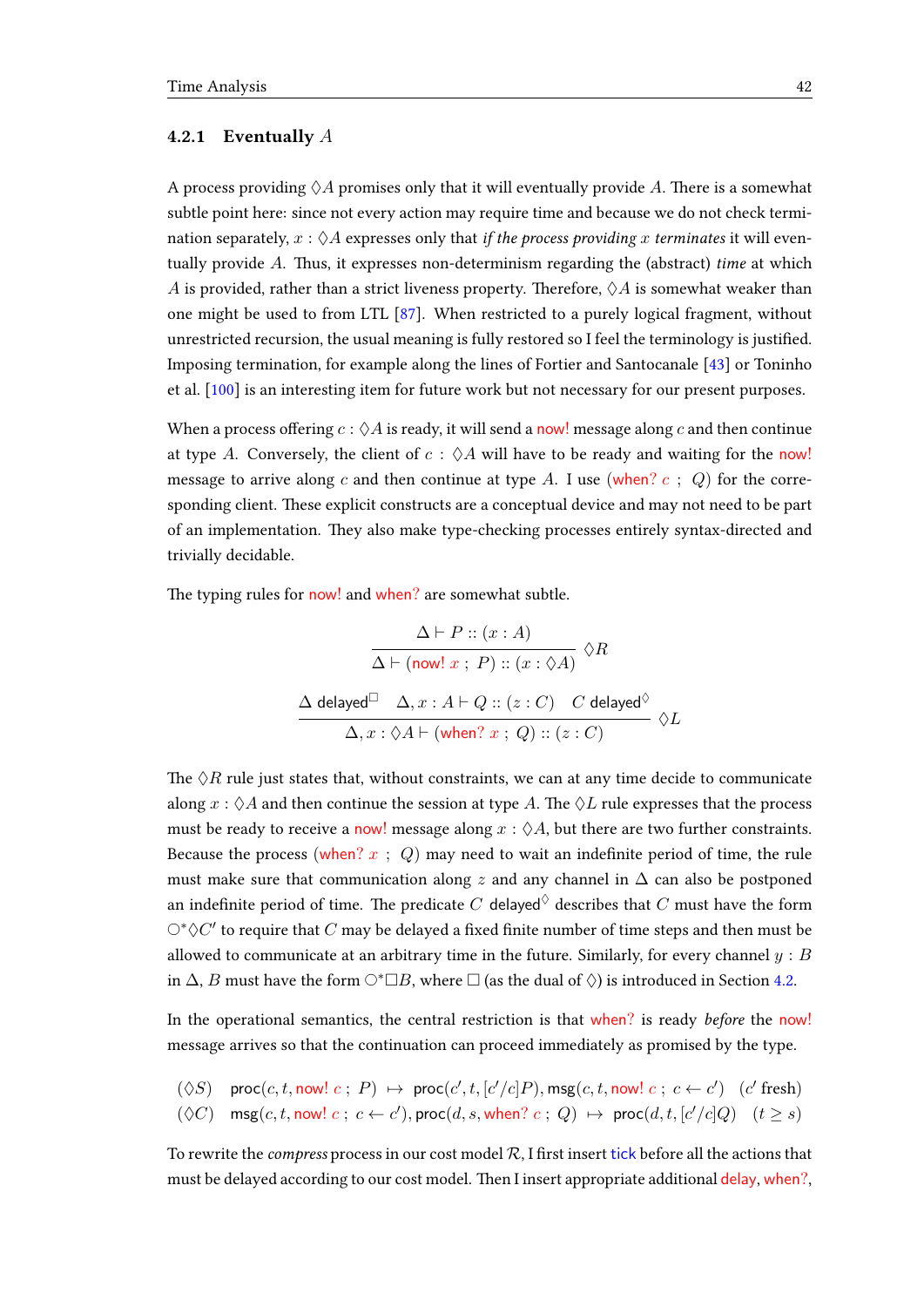### 4.2.1 Eventually $A$

A process providing $\Diamond A$ promises only that it will eventually provide $A$. There is a somewhat subtle point here: since not every action may require time and because we do not check termination separately, $x : \Diamond A$ expresses only that *if the process providing $x$ terminates* it will eventually provide $A$. Thus, it expresses non-determinism regarding the (abstract) *time* at which $A$ is provided, rather than a strict liveness property. Therefore, $\Diamond A$ is somewhat weaker than one might be used to from LTL [87]. When restricted to a purely logical fragment, without unrestricted recursion, the usual meaning is fully restored so I feel the terminology is justified. Imposing termination, for example along the lines of Fortier and Santocanale [43] or Toninho et al. [100] is an interesting item for future work but not necessary for our present purposes.

When a process offering $c : \Diamond A$ is ready, it will send a $\mathsf{now!}$ message along $c$ and then continue at type $A$. Conversely, the client of $c : \Diamond A$ will have to be ready and waiting for the $\mathsf{now!}$ message to arrive along $c$ and then continue at type $A$. I use $(\mathsf{when?}\ c\ ;\ Q)$ for the corresponding client. These explicit constructs are a conceptual device and may not need to be part of an implementation. They also make type-checking processes entirely syntax-directed and trivially decidable.

The typing rules for $\mathsf{now!}$ and $\mathsf{when?}$ are somewhat subtle.

$$\frac{\Delta \vdash P :: (x : A)}{\Delta \vdash (\mathsf{now!}\ x\ ;\ P) :: (x : \Diamond A)}\ \Diamond R$$

$$\frac{\Delta\ \mathsf{delayed}^{\Box} \quad \Delta, x : A \vdash Q :: (z : C) \quad C\ \mathsf{delayed}^{\Diamond}}{\Delta, x : \Diamond A \vdash (\mathsf{when?}\ x\ ;\ Q) :: (z : C)}\ \Diamond L$$

The $\Diamond R$ rule just states that, without constraints, we can at any time decide to communicate along $x : \Diamond A$ and then continue the session at type $A$. The $\Diamond L$ rule expresses that the process must be ready to receive a $\mathsf{now!}$ message along $x : \Diamond A$, but there are two further constraints. Because the process $(\mathsf{when?}\ x\ ;\ Q)$ may need to wait an indefinite period of time, the rule must make sure that communication along $z$ and any channel in $\Delta$ can also be postponed an indefinite period of time. The predicate $C\ \mathsf{delayed}^{\Diamond}$ describes that $C$ must have the form $\bigcirc^{*}\Diamond C'$ to require that $C$ may be delayed a fixed finite number of time steps and then must be allowed to communicate at an arbitrary time in the future. Similarly, for every channel $y : B$ in $\Delta$, $B$ must have the form $\bigcirc^{*}\Box B$, where $\Box$ (as the dual of $\Diamond$) is introduced in Section 4.2.

In the operational semantics, the central restriction is that $\mathsf{when?}$ is ready *before* the $\mathsf{now!}$ message arrives so that the continuation can proceed immediately as promised by the type.

$$(\Diamond S) \quad \mathsf{proc}(c, t, \mathsf{now!}\ c\ ;\ P) \ \mapsto\ \mathsf{proc}(c', t, [c'/c]P), \mathsf{msg}(c, t, \mathsf{now!}\ c\ ;\ c \leftarrow c') \quad (c'\ \text{fresh})$$

$$(\Diamond C) \quad \mathsf{msg}(c, t, \mathsf{now!}\ c\ ;\ c \leftarrow c'), \mathsf{proc}(d, s, \mathsf{when?}\ c\ ;\ Q) \ \mapsto\ \mathsf{proc}(d, t, [c'/c]Q) \quad (t \geq s)$$

To rewrite the *compress* process in our cost model $\mathcal{R}$, I first insert $\mathsf{tick}$ before all the actions that must be delayed according to our cost model. Then I insert appropriate additional $\mathsf{delay}$, $\mathsf{when?}$,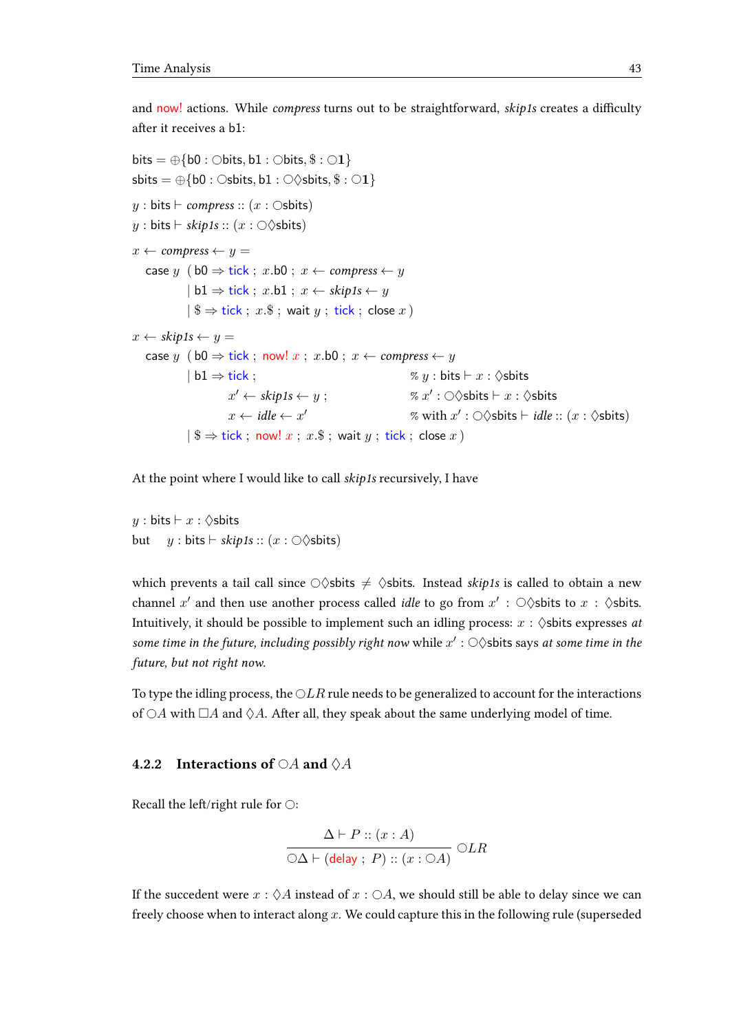and now! actions. While *compress* turns out to be straightforward, *skip1s* creates a difficulty after it receives a b1:

$$\mathsf{bits} = \oplus\{\mathsf{b0} : \bigcirc\mathsf{bits}, \mathsf{b1} : \bigcirc\mathsf{bits}, \$ : \bigcirc\mathbf{1}\}$$
$$\mathsf{sbits} = \oplus\{\mathsf{b0} : \bigcirc\mathsf{sbits}, \mathsf{b1} : \bigcirc\Diamond\mathsf{sbits}, \$ : \bigcirc\mathbf{1}\}$$

$$y : \mathsf{bits} \vdash \mathit{compress} :: (x : \bigcirc\mathsf{sbits})$$
$$y : \mathsf{bits} \vdash \mathit{skip1s} :: (x : \bigcirc\Diamond\mathsf{sbits})$$

```
x ← compress ← y =
   case y  ( b0 ⇒ tick ; x.b0 ; x ← compress ← y
           | b1 ⇒ tick ; x.b1 ; x ← skip1s ← y
           | $ ⇒ tick ; x.$ ; wait y ; tick ; close x )

x ← skip1s ← y =
   case y  ( b0 ⇒ tick ; now! x ; x.b0 ; x ← compress ← y
           | b1 ⇒ tick ;                  % y : bits ⊢ x : ◇sbits
                x' ← skip1s ← y ;         % x' : ○◇sbits ⊢ x : ◇sbits
                x ← idle ← x'             % with x' : ○◇sbits ⊢ idle :: (x : ◇sbits)
           | $ ⇒ tick ; now! x ; x.$ ; wait y ; tick ; close x )
```

At the point where I would like to call *skip1s* recursively, I have

$y : \mathsf{bits} \vdash x : \Diamond\mathsf{sbits}$
but $\quad y : \mathsf{bits} \vdash \mathit{skip1s} :: (x : \bigcirc\Diamond\mathsf{sbits})$

which prevents a tail call since $\bigcirc\Diamond\mathsf{sbits} \neq \Diamond\mathsf{sbits}$. Instead *skip1s* is called to obtain a new channel $x'$ and then use another process called *idle* to go from $x' : \bigcirc\Diamond\mathsf{sbits}$ to $x : \Diamond\mathsf{sbits}$. Intuitively, it should be possible to implement such an idling process: $x : \Diamond\mathsf{sbits}$ expresses *at some time in the future, including possibly right now* while $x' : \bigcirc\Diamond\mathsf{sbits}$ says *at some time in the future, but not right now.*

To type the idling process, the $\bigcirc LR$ rule needs to be generalized to account for the interactions of $\bigcirc A$ with $\Box A$ and $\Diamond A$. After all, they speak about the same underlying model of time.

### 4.2.2 Interactions of $\bigcirc A$ and $\Diamond A$

Recall the left/right rule for $\bigcirc$:

$$\frac{\Delta \vdash P :: (x : A)}{\bigcirc\Delta \vdash (\mathsf{delay} \,;\, P) :: (x : \bigcirc A)}\ \bigcirc LR$$

If the succedent were $x : \Diamond A$ instead of $x : \bigcirc A$, we should still be able to delay since we can freely choose when to interact along $x$. We could capture this in the following rule (superseded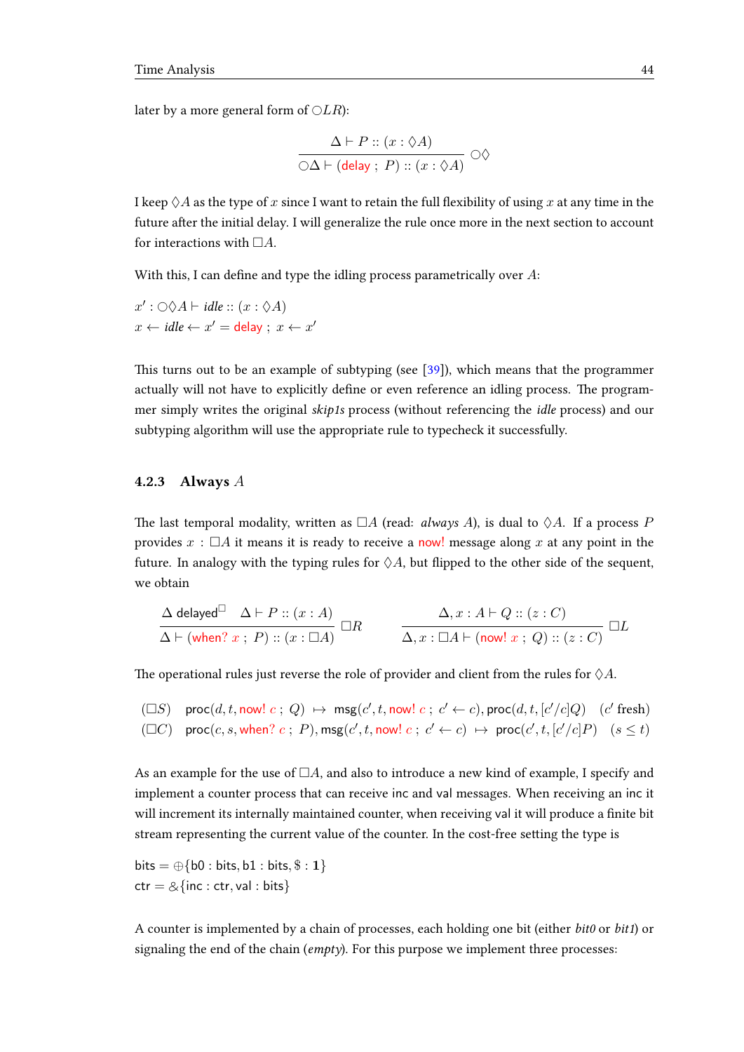later by a more general form of $\bigcirc LR$):

$$\frac{\Delta \vdash P :: (x : \Diamond A)}{\bigcirc\Delta \vdash (\mathsf{delay}\ ;\ P) :: (x : \Diamond A)}\ \bigcirc\Diamond$$

I keep $\Diamond A$ as the type of $x$ since I want to retain the full flexibility of using $x$ at any time in the future after the initial delay. I will generalize the rule once more in the next section to account for interactions with $\Box A$.

With this, I can define and type the idling process parametrically over $A$:

$x' : \bigcirc\Diamond A \vdash \mathit{idle} :: (x : \Diamond A)$
$x \leftarrow \mathit{idle} \leftarrow x' = \mathsf{delay}\ ;\ x \leftarrow x'$

This turns out to be an example of subtyping (see [39]), which means that the programmer actually will not have to explicitly define or even reference an idling process. The programmer simply writes the original *skip1s* process (without referencing the *idle* process) and our subtyping algorithm will use the appropriate rule to typecheck it successfully.

### 4.2.3 Always $A$

The last temporal modality, written as $\Box A$ (read: *always* $A$), is dual to $\Diamond A$. If a process $P$ provides $x : \Box A$ it means it is ready to receive a now! message along $x$ at any point in the future. In analogy with the typing rules for $\Diamond A$, but flipped to the other side of the sequent, we obtain

$$\frac{\Delta\ \mathsf{delayed}^{\Box} \quad \Delta \vdash P :: (x : A)}{\Delta \vdash (\mathsf{when?}\ x\ ;\ P) :: (x : \Box A)}\ \Box R \qquad \frac{\Delta, x : A \vdash Q :: (z : C)}{\Delta, x : \Box A \vdash (\mathsf{now!}\ x\ ;\ Q) :: (z : C)}\ \Box L$$

The operational rules just reverse the role of provider and client from the rules for $\Diamond A$.

$$(\Box S) \quad \mathsf{proc}(d, t, \mathsf{now!}\ c\ ;\ Q) \ \mapsto\ \mathsf{msg}(c', t, \mathsf{now!}\ c\ ;\ c' \leftarrow c), \mathsf{proc}(d, t, [c'/c]Q) \quad (c' \text{ fresh})$$
$$(\Box C) \quad \mathsf{proc}(c, s, \mathsf{when?}\ c\ ;\ P), \mathsf{msg}(c', t, \mathsf{now!}\ c\ ;\ c' \leftarrow c) \ \mapsto\ \mathsf{proc}(c', t, [c'/c]P) \quad (s \leq t)$$

As an example for the use of $\Box A$, and also to introduce a new kind of example, I specify and implement a counter process that can receive inc and val messages. When receiving an inc it will increment its internally maintained counter, when receiving val it will produce a finite bit stream representing the current value of the counter. In the cost-free setting the type is

$\mathsf{bits} = \oplus\{\mathsf{b0} : \mathsf{bits}, \mathsf{b1} : \mathsf{bits}, \$ : \mathbf{1}\}$
$\mathsf{ctr} = \&\{\mathsf{inc} : \mathsf{ctr}, \mathsf{val} : \mathsf{bits}\}$

A counter is implemented by a chain of processes, each holding one bit (either *bit0* or *bit1*) or signaling the end of the chain (*empty*). For this purpose we implement three processes: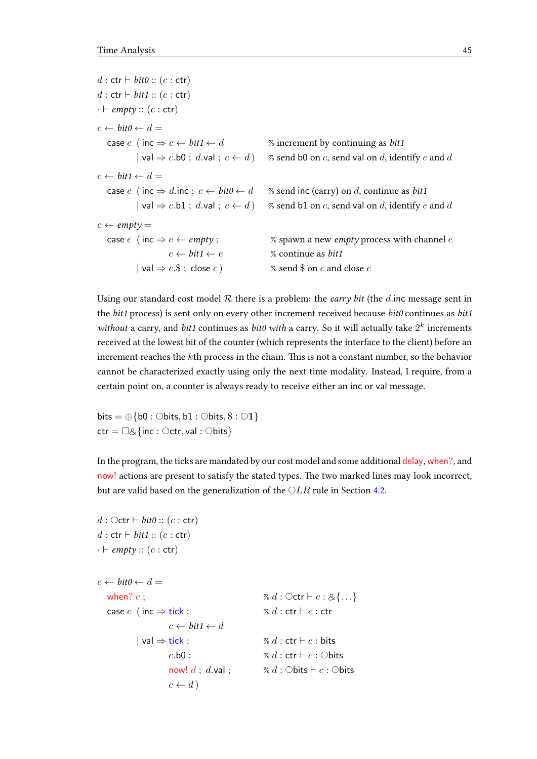$d : \mathsf{ctr} \vdash \mathit{bit0} :: (c : \mathsf{ctr})$
$d : \mathsf{ctr} \vdash \mathit{bit1} :: (c : \mathsf{ctr})$
$\cdot \vdash \mathit{empty} :: (c : \mathsf{ctr})$

```
c ← bit0 ← d =
  case c  ( inc ⇒ c ← bit1 ← d            % increment by continuing as bit1
          | val ⇒ c.b0 ; d.val ; c ← d )   % send b0 on c, send val on d, identify c and d
c ← bit1 ← d =
  case c  ( inc ⇒ d.inc ; c ← bit0 ← d    % send inc (carry) on d, continue as bit1
          | val ⇒ c.b1 ; d.val ; c ← d )   % send b1 on c, send val on d, identify c and d
c ← empty =
  case c  ( inc ⇒ e ← empty ;              % spawn a new empty process with channel e
                  c ← bit1 ← e             % continue as bit1
          | val ⇒ c.$ ; close c )          % send $ on c and close c
```

Using our standard cost model $\mathcal{R}$ there is a problem: the *carry bit* (the $d$.inc message sent in the *bit1* process) is sent only on every other increment received because *bit0* continues as *bit1* *without* a carry, and *bit1* continues as *bit0* *with* a carry. So it will actually take $2^k$ increments received at the lowest bit of the counter (which represents the interface to the client) before an increment reaches the $k$th process in the chain. This is not a constant number, so the behavior cannot be characterized exactly using only the next time modality. Instead, I require, from a certain point on, a counter is always ready to receive either an inc or val message.

$$\mathsf{bits} = \oplus\{\mathsf{b0} : \bigcirc\mathsf{bits}, \mathsf{b1} : \bigcirc\mathsf{bits}, \$ : \bigcirc\mathbf{1}\}$$
$$\mathsf{ctr} = \Box\&\{\mathsf{inc} : \bigcirc\mathsf{ctr}, \mathsf{val} : \bigcirc\mathsf{bits}\}$$

In the program, the ticks are mandated by our cost model and some additional delay, when?, and now! actions are present to satisfy the stated types. The two marked lines may look incorrect, but are valid based on the generalization of the $\bigcirc LR$ rule in Section 4.2.

$d : \bigcirc\mathsf{ctr} \vdash \mathit{bit0} :: (c : \mathsf{ctr})$
$d : \mathsf{ctr} \vdash \mathit{bit1} :: (c : \mathsf{ctr})$
$\cdot \vdash \mathit{empty} :: (c : \mathsf{ctr})$

```
c ← bit0 ← d =
  when? c ;                        % d : ○ctr ⊢ c : &{...}
  case c  ( inc ⇒ tick ;           % d : ctr ⊢ c : ctr
                  c ← bit1 ← d
          | val ⇒ tick ;           % d : ctr ⊢ c : bits
                  c.b0 ;           % d : ctr ⊢ c : ○bits
                  now! d ; d.val ; % d : ○bits ⊢ c : ○bits
                  c ← d )
```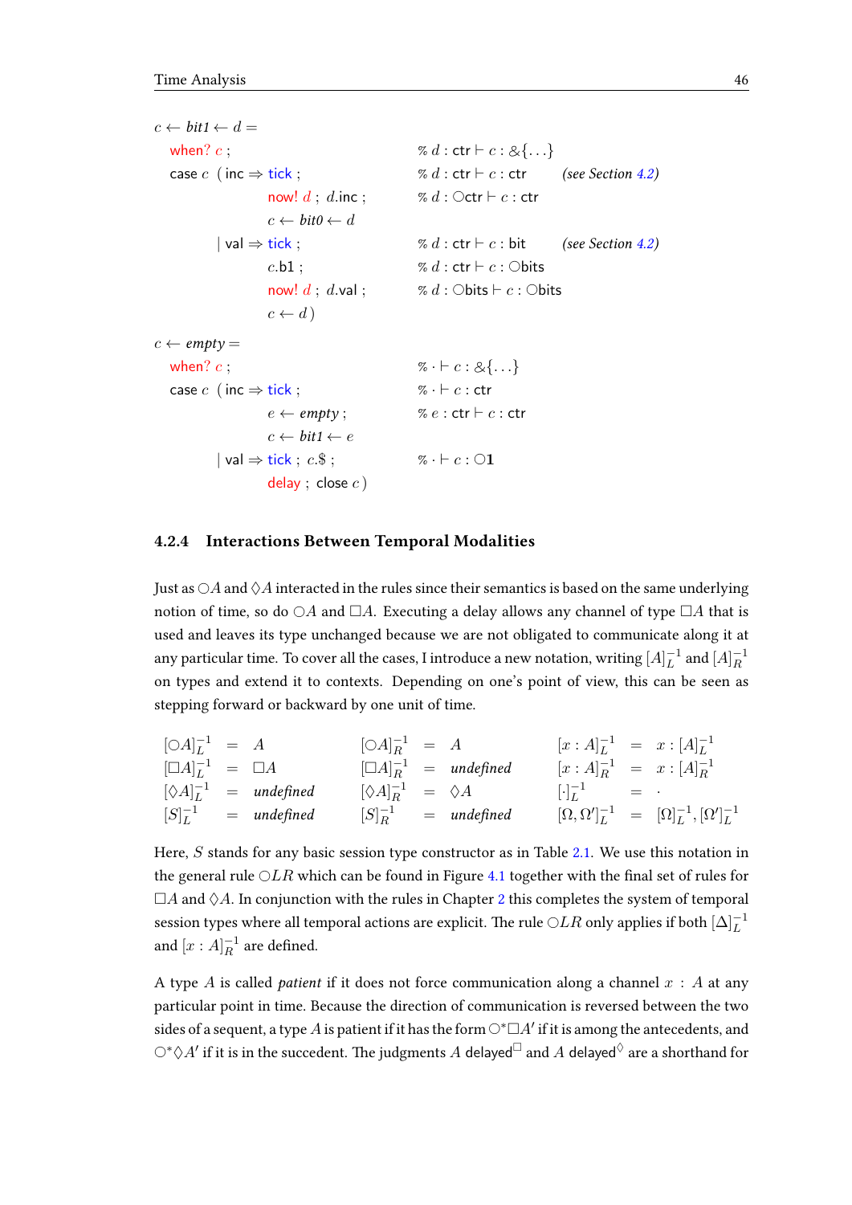```
c ← bit1 ← d =
  when? c ;                                   % d : ctr ⊢ c : &{...}
  case c  ( inc ⇒ tick ;                      % d : ctr ⊢ c : ctr      (see Section 4.2)
                  now! d ; d.inc ;            % d : ◯ctr ⊢ c : ctr
                  c ← bit0 ← d
          | val ⇒ tick ;                      % d : ctr ⊢ c : bit      (see Section 4.2)
                  c.b1 ;                      % d : ctr ⊢ c : ◯bits
                  now! d ; d.val ;            % d : ◯bits ⊢ c : ◯bits
                  c ← d )

c ← empty =
  when? c ;                                   % · ⊢ c : &{...}
  case c  ( inc ⇒ tick ;                      % · ⊢ c : ctr
                  e ← empty ;                 % e : ctr ⊢ c : ctr
                  c ← bit1 ← e
          | val ⇒ tick ; c.$ ;                % · ⊢ c : ◯1
                  delay ; close c )
```

### 4.2.4 Interactions Between Temporal Modalities

Just as $\bigcirc A$ and $\Diamond A$ interacted in the rules since their semantics is based on the same underlying notion of time, so do $\bigcirc A$ and $\Box A$. Executing a delay allows any channel of type $\Box A$ that is used and leaves its type unchanged because we are not obligated to communicate along it at any particular time. To cover all the cases, I introduce a new notation, writing $[A]_L^{-1}$ and $[A]_R^{-1}$ on types and extend it to contexts. Depending on one's point of view, this can be seen as stepping forward or backward by one unit of time.

$$
\begin{array}{lll@{\qquad}lll@{\qquad}lll}
[\bigcirc A]_L^{-1} & = & A & [\bigcirc A]_R^{-1} & = & A & [x : A]_L^{-1} & = & x : [A]_L^{-1} \\
[\Box A]_L^{-1} & = & \Box A & [\Box A]_R^{-1} & = & \textit{undefined} & [x : A]_R^{-1} & = & x : [A]_R^{-1} \\
[\Diamond A]_L^{-1} & = & \textit{undefined} & [\Diamond A]_R^{-1} & = & \Diamond A & [\cdot]_L^{-1} & = & \cdot \\
[S]_L^{-1} & = & \textit{undefined} & [S]_R^{-1} & = & \textit{undefined} & [\Omega, \Omega']_L^{-1} & = & [\Omega]_L^{-1}, [\Omega']_L^{-1}
\end{array}
$$

Here, $S$ stands for any basic session type constructor as in Table 2.1. We use this notation in the general rule $\bigcirc LR$ which can be found in Figure 4.1 together with the final set of rules for $\Box A$ and $\Diamond A$. In conjunction with the rules in Chapter 2 this completes the system of temporal session types where all temporal actions are explicit. The rule $\bigcirc LR$ only applies if both $[\Delta]_L^{-1}$ and $[x : A]_R^{-1}$ are defined.

A type $A$ is called *patient* if it does not force communication along a channel $x : A$ at any particular point in time. Because the direction of communication is reversed between the two sides of a sequent, a type $A$ is patient if it has the form $\bigcirc^* \Box A'$ if it is among the antecedents, and $\bigcirc^* \Diamond A'$ if it is in the succedent. The judgments $A$ delayed$^\Box$ and $A$ delayed$^\Diamond$ are a shorthand for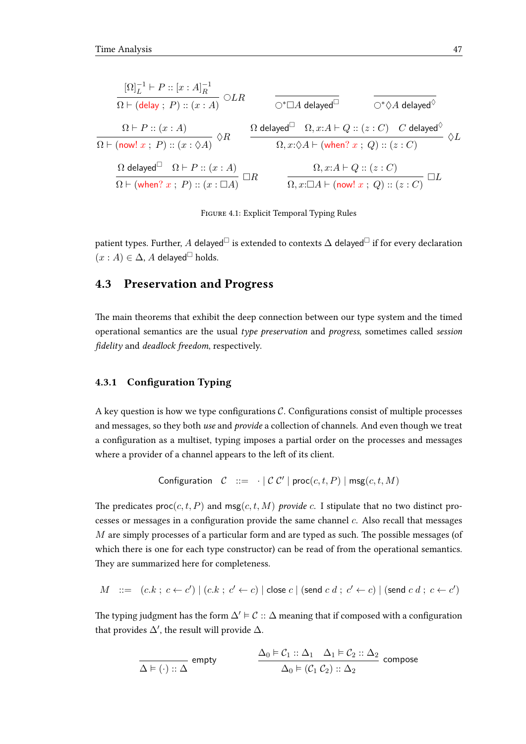$$\frac{[\Omega]_L^{-1} \vdash P :: [x : A]_R^{-1}}{\Omega \vdash (\mathsf{delay}\ ;\ P) :: (x : A)}\ \bigcirc LR \qquad \frac{}{\bigcirc^{*}\Box A\ \mathsf{delayed}^{\Box}} \qquad \frac{}{\bigcirc^{*}\Diamond A\ \mathsf{delayed}^{\Diamond}}$$

$$\frac{\Omega \vdash P :: (x : A)}{\Omega \vdash (\mathsf{now!}\ x\ ;\ P) :: (x : \Diamond A)}\ \Diamond R \qquad \frac{\Omega\ \mathsf{delayed}^{\Box} \quad \Omega, x{:}A \vdash Q :: (z : C) \quad C\ \mathsf{delayed}^{\Diamond}}{\Omega, x{:}\Diamond A \vdash (\mathsf{when?}\ x\ ;\ Q) :: (z : C)}\ \Diamond L$$

$$\frac{\Omega\ \mathsf{delayed}^{\Box} \quad \Omega \vdash P :: (x : A)}{\Omega \vdash (\mathsf{when?}\ x\ ;\ P) :: (x : \Box A)}\ \Box R \qquad \frac{\Omega, x{:}A \vdash Q :: (z : C)}{\Omega, x{:}\Box A \vdash (\mathsf{now!}\ x\ ;\ Q) :: (z : C)}\ \Box L$$

Figure 4.1: Explicit Temporal Typing Rules

patient types. Further, $A$ delayed$^{\Box}$ is extended to contexts $\Delta$ delayed$^{\Box}$ if for every declaration $(x : A) \in \Delta$, $A$ delayed$^{\Box}$ holds.

## 4.3 Preservation and Progress

The main theorems that exhibit the deep connection between our type system and the timed operational semantics are the usual *type preservation* and *progress*, sometimes called *session fidelity* and *deadlock freedom*, respectively.

### 4.3.1 Configuration Typing

A key question is how we type configurations $\mathcal{C}$. Configurations consist of multiple processes and messages, so they both *use* and *provide* a collection of channels. And even though we treat a configuration as a multiset, typing imposes a partial order on the processes and messages where a provider of a channel appears to the left of its client.

$$\text{Configuration} \quad \mathcal{C} \quad ::= \quad \cdot \mid \mathcal{C}\ \mathcal{C}' \mid \mathsf{proc}(c, t, P) \mid \mathsf{msg}(c, t, M)$$

The predicates $\mathsf{proc}(c, t, P)$ and $\mathsf{msg}(c, t, M)$ *provide* $c$. I stipulate that no two distinct processes or messages in a configuration provide the same channel $c$. Also recall that messages $M$ are simply processes of a particular form and are typed as such. The possible messages (of which there is one for each type constructor) can be read of from the operational semantics. They are summarized here for completeness.

$$M \quad ::= \quad (c.k\ ;\ c \leftarrow c') \mid (c.k\ ;\ c' \leftarrow c) \mid \mathsf{close}\ c \mid (\mathsf{send}\ c\ d\ ;\ c' \leftarrow c) \mid (\mathsf{send}\ c\ d\ ;\ c \leftarrow c')$$

The typing judgment has the form $\Delta' \vDash \mathcal{C} :: \Delta$ meaning that if composed with a configuration that provides $\Delta'$, the result will provide $\Delta$.

$$\frac{}{\Delta \vDash (\cdot) :: \Delta}\ \mathsf{empty} \qquad \frac{\Delta_0 \vDash \mathcal{C}_1 :: \Delta_1 \quad \Delta_1 \vDash \mathcal{C}_2 :: \Delta_2}{\Delta_0 \vDash (\mathcal{C}_1\ \mathcal{C}_2) :: \Delta_2}\ \mathsf{compose}$$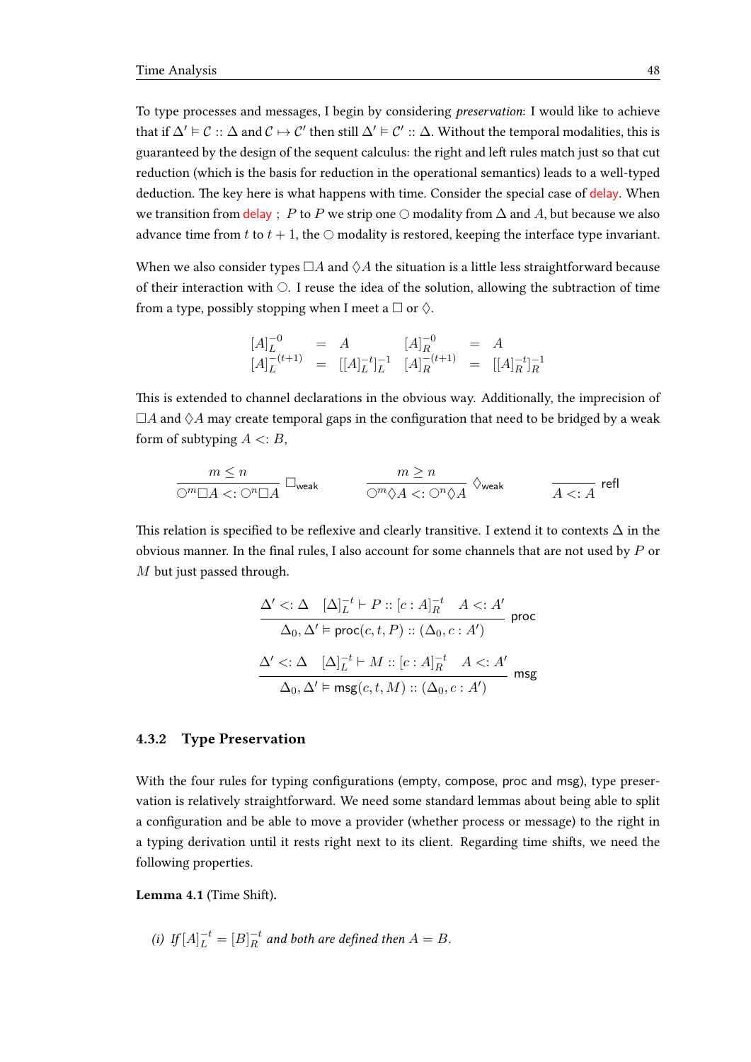To type processes and messages, I begin by considering *preservation*: I would like to achieve that if $\Delta' \vDash \mathcal{C} :: \Delta$ and $\mathcal{C} \mapsto \mathcal{C}'$ then still $\Delta' \vDash \mathcal{C}' :: \Delta$. Without the temporal modalities, this is guaranteed by the design of the sequent calculus: the right and left rules match just so that cut reduction (which is the basis for reduction in the operational semantics) leads to a well-typed deduction. The key here is what happens with time. Consider the special case of delay. When we transition from delay ; $P$ to $P$ we strip one $\bigcirc$ modality from $\Delta$ and $A$, but because we also advance time from $t$ to $t+1$, the $\bigcirc$ modality is restored, keeping the interface type invariant.

When we also consider types $\Box A$ and $\Diamond A$ the situation is a little less straightforward because of their interaction with $\bigcirc$. I reuse the idea of the solution, allowing the subtraction of time from a type, possibly stopping when I meet a $\Box$ or $\Diamond$.

$$
\begin{array}{lcl@{\qquad}lcl}
[A]_L^{-0} & = & A & [A]_R^{-0} & = & A \\
[A]_L^{-(t+1)} & = & [[A]_L^{-t}]_L^{-1} & [A]_R^{-(t+1)} & = & [[A]_R^{-t}]_R^{-1}
\end{array}
$$

This is extended to channel declarations in the obvious way. Additionally, the imprecision of $\Box A$ and $\Diamond A$ may create temporal gaps in the configuration that need to be bridged by a weak form of subtyping $A <: B$,

$$
\frac{m \leq n}{\bigcirc^m \Box A <: \bigcirc^n \Box A}\ \Box_{\mathsf{weak}}
\qquad
\frac{m \geq n}{\bigcirc^m \Diamond A <: \bigcirc^n \Diamond A}\ \Diamond_{\mathsf{weak}}
\qquad
\frac{}{A <: A}\ \mathsf{refl}
$$

This relation is specified to be reflexive and clearly transitive. I extend it to contexts $\Delta$ in the obvious manner. In the final rules, I also account for some channels that are not used by $P$ or $M$ but just passed through.

$$
\frac{\Delta' <: \Delta \quad [\Delta]_L^{-t} \vdash P :: [c : A]_R^{-t} \quad A <: A'}{\Delta_0, \Delta' \vDash \mathsf{proc}(c, t, P) :: (\Delta_0, c : A')}\ \mathsf{proc}
$$

$$
\frac{\Delta' <: \Delta \quad [\Delta]_L^{-t} \vdash M :: [c : A]_R^{-t} \quad A <: A'}{\Delta_0, \Delta' \vDash \mathsf{msg}(c, t, M) :: (\Delta_0, c : A')}\ \mathsf{msg}
$$

### 4.3.2 Type Preservation

With the four rules for typing configurations (empty, compose, proc and msg), type preservation is relatively straightforward. We need some standard lemmas about being able to split a configuration and be able to move a provider (whether process or message) to the right in a typing derivation until it rests right next to its client. Regarding time shifts, we need the following properties.

**Lemma 4.1** (Time Shift)**.**

*(i) If $[A]_L^{-t} = [B]_R^{-t}$ and both are defined then $A = B$.*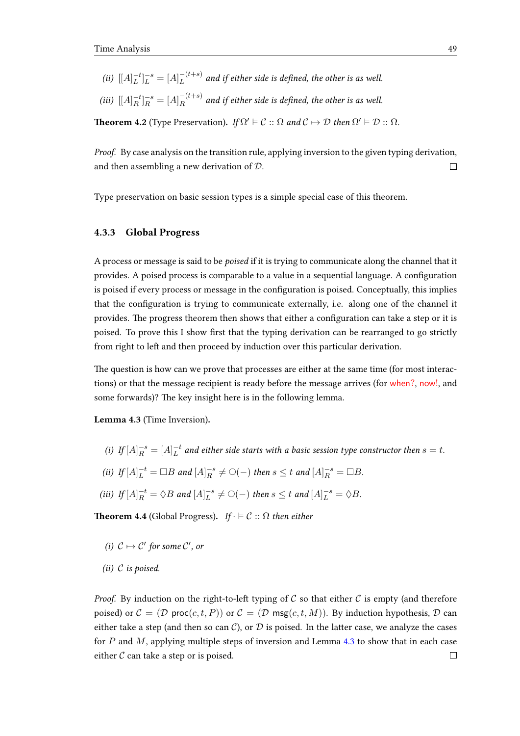*(ii)* $[[A]_L^{-t}]_L^{-s} = [A]_L^{-(t+s)}$ *and if either side is defined, the other is as well.*

*(iii)* $[[A]_R^{-t}]_R^{-s} = [A]_R^{-(t+s)}$ *and if either side is defined, the other is as well.*

**Theorem 4.2** (Type Preservation)**.** *If* $\Omega' \models \mathcal{C} :: \Omega$ *and* $\mathcal{C} \mapsto \mathcal{D}$ *then* $\Omega' \models \mathcal{D} :: \Omega$.

*Proof.* By case analysis on the transition rule, applying inversion to the given typing derivation, and then assembling a new derivation of $\mathcal{D}$. □

Type preservation on basic session types is a simple special case of this theorem.

### 4.3.3 Global Progress

A process or message is said to be *poised* if it is trying to communicate along the channel that it provides. A poised process is comparable to a value in a sequential language. A configuration is poised if every process or message in the configuration is poised. Conceptually, this implies that the configuration is trying to communicate externally, i.e. along one of the channel it provides. The progress theorem then shows that either a configuration can take a step or it is poised. To prove this I show first that the typing derivation can be rearranged to go strictly from right to left and then proceed by induction over this particular derivation.

The question is how can we prove that processes are either at the same time (for most interactions) or that the message recipient is ready before the message arrives (for when?, now!, and some forwards)? The key insight here is in the following lemma.

**Lemma 4.3** (Time Inversion)**.**

*(i) If* $[A]_R^{-s} = [A]_L^{-t}$ *and either side starts with a basic session type constructor then* $s = t$.

*(ii) If* $[A]_L^{-t} = \Box B$ *and* $[A]_R^{-s} \neq \bigcirc(-)$ *then* $s \leq t$ *and* $[A]_R^{-s} = \Box B$.

*(iii) If* $[A]_R^{-t} = \Diamond B$ *and* $[A]_L^{-s} \neq \bigcirc(-)$ *then* $s \leq t$ *and* $[A]_L^{-s} = \Diamond B$.

**Theorem 4.4** (Global Progress)**.** *If* $\cdot \models \mathcal{C} :: \Omega$ *then either*

*(i)* $\mathcal{C} \mapsto \mathcal{C}'$ *for some* $\mathcal{C}'$*, or*

*(ii)* $\mathcal{C}$ *is poised.*

*Proof.* By induction on the right-to-left typing of $\mathcal{C}$ so that either $\mathcal{C}$ is empty (and therefore poised) or $\mathcal{C} = (\mathcal{D}\ \mathsf{proc}(c, t, P))$ or $\mathcal{C} = (\mathcal{D}\ \mathsf{msg}(c, t, M))$. By induction hypothesis, $\mathcal{D}$ can either take a step (and then so can $\mathcal{C}$), or $\mathcal{D}$ is poised. In the latter case, we analyze the cases for $P$ and $M$, applying multiple steps of inversion and Lemma 4.3 to show that in each case either $\mathcal{C}$ can take a step or is poised. □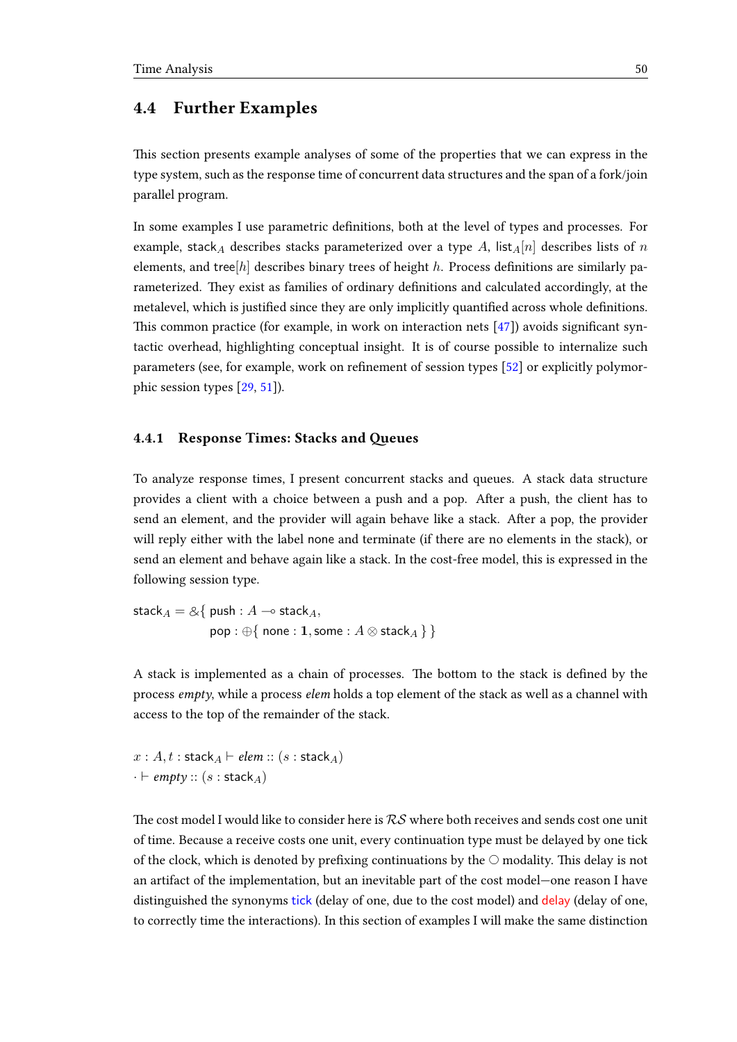## 4.4 Further Examples

This section presents example analyses of some of the properties that we can express in the type system, such as the response time of concurrent data structures and the span of a fork/join parallel program.

In some examples I use parametric definitions, both at the level of types and processes. For example, $\mathsf{stack}_A$ describes stacks parameterized over a type $A$, $\mathsf{list}_A[n]$ describes lists of $n$ elements, and $\mathsf{tree}[h]$ describes binary trees of height $h$. Process definitions are similarly parameterized. They exist as families of ordinary definitions and calculated accordingly, at the metalevel, which is justified since they are only implicitly quantified across whole definitions. This common practice (for example, in work on interaction nets [47]) avoids significant syntactic overhead, highlighting conceptual insight. It is of course possible to internalize such parameters (see, for example, work on refinement of session types [52] or explicitly polymorphic session types [29, 51]).

### 4.4.1 Response Times: Stacks and Queues

To analyze response times, I present concurrent stacks and queues. A stack data structure provides a client with a choice between a push and a pop. After a push, the client has to send an element, and the provider will again behave like a stack. After a pop, the provider will reply either with the label none and terminate (if there are no elements in the stack), or send an element and behave again like a stack. In the cost-free model, this is expressed in the following session type.

$$
\begin{aligned}
\mathsf{stack}_A = \&\{\ & \mathsf{push} : A \multimap \mathsf{stack}_A, \\
& \mathsf{pop} : \oplus\{\ \mathsf{none} : \mathbf{1}, \mathsf{some} : A \otimes \mathsf{stack}_A\ \}\ \}
\end{aligned}
$$

A stack is implemented as a chain of processes. The bottom to the stack is defined by the process *empty*, while a process *elem* holds a top element of the stack as well as a channel with access to the top of the remainder of the stack.

$$
\begin{aligned}
& x : A, t : \mathsf{stack}_A \vdash \mathit{elem} :: (s : \mathsf{stack}_A) \\
& \cdot \vdash \mathit{empty} :: (s : \mathsf{stack}_A)
\end{aligned}
$$

The cost model I would like to consider here is $\mathcal{RS}$ where both receives and sends cost one unit of time. Because a receive costs one unit, every continuation type must be delayed by one tick of the clock, which is denoted by prefixing continuations by the $\bigcirc$ modality. This delay is not an artifact of the implementation, but an inevitable part of the cost model—one reason I have distinguished the synonyms tick (delay of one, due to the cost model) and delay (delay of one, to correctly time the interactions). In this section of examples I will make the same distinction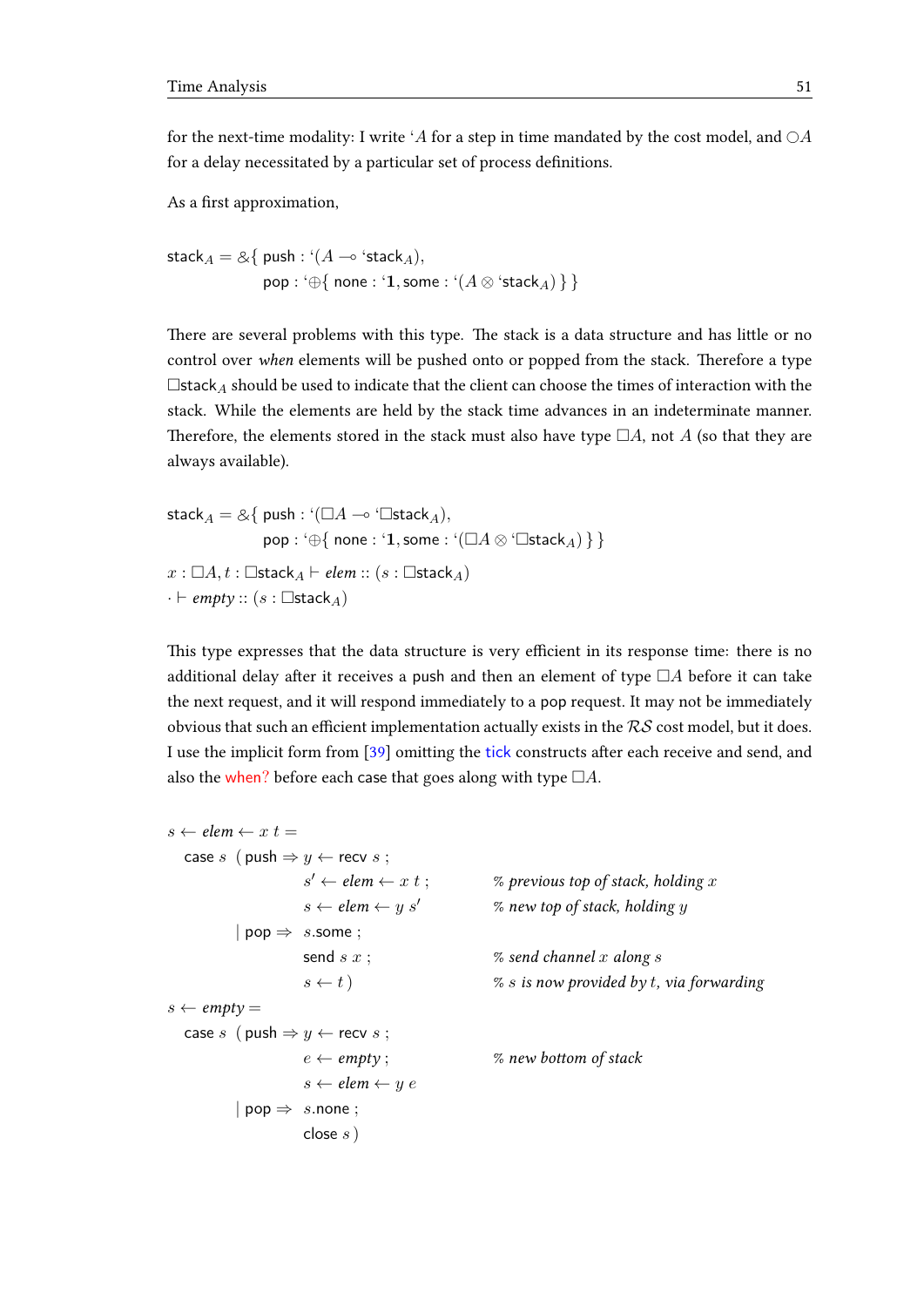for the next-time modality: I write $`A$ for a step in time mandated by the cost model, and $\bigcirc A$ for a delay necessitated by a particular set of process definitions.

As a first approximation,

$$
\begin{aligned}
\mathsf{stack}_A = \&\{\ & \mathsf{push} : `(A \multimap `\mathsf{stack}_A), \\
& \mathsf{pop} : `\oplus\{\ \mathsf{none} : `\mathbf{1}, \mathsf{some} : `(A \otimes `\mathsf{stack}_A)\ \}\ \}
\end{aligned}
$$

There are several problems with this type. The stack is a data structure and has little or no control over *when* elements will be pushed onto or popped from the stack. Therefore a type $\Box\mathsf{stack}_A$ should be used to indicate that the client can choose the times of interaction with the stack. While the elements are held by the stack time advances in an indeterminate manner. Therefore, the elements stored in the stack must also have type $\Box A$, not $A$ (so that they are always available).

$$
\begin{aligned}
\mathsf{stack}_A = \&\{\ & \mathsf{push} : `(\Box A \multimap `\Box\mathsf{stack}_A), \\
& \mathsf{pop} : `\oplus\{\ \mathsf{none} : `\mathbf{1}, \mathsf{some} : `(\Box A \otimes `\Box\mathsf{stack}_A)\ \}\ \}
\end{aligned}
$$

$$x : \Box A, t : \Box\mathsf{stack}_A \vdash \mathit{elem} :: (s : \Box\mathsf{stack}_A)$$
$$\cdot \vdash \mathit{empty} :: (s : \Box\mathsf{stack}_A)$$

This type expresses that the data structure is very efficient in its response time: there is no additional delay after it receives a push and then an element of type $\Box A$ before it can take the next request, and it will respond immediately to a pop request. It may not be immediately obvious that such an efficient implementation actually exists in the $\mathcal{RS}$ cost model, but it does. I use the implicit form from [39] omitting the tick constructs after each receive and send, and also the when? before each case that goes along with type $\Box A$.

```
s ← elem ← x t =
   case s  ( push ⇒ y ← recv s ;
                    s' ← elem ← x t ;      % previous top of stack, holding x
                    s ← elem ← y s'        % new top of stack, holding y
           | pop ⇒  s.some ;
                    send s x ;             % send channel x along s
                    s ← t )                % s is now provided by t, via forwarding
s ← empty =
   case s  ( push ⇒ y ← recv s ;
                    e ← empty ;            % new bottom of stack
                    s ← elem ← y e
           | pop ⇒  s.none ;
                    close s )
```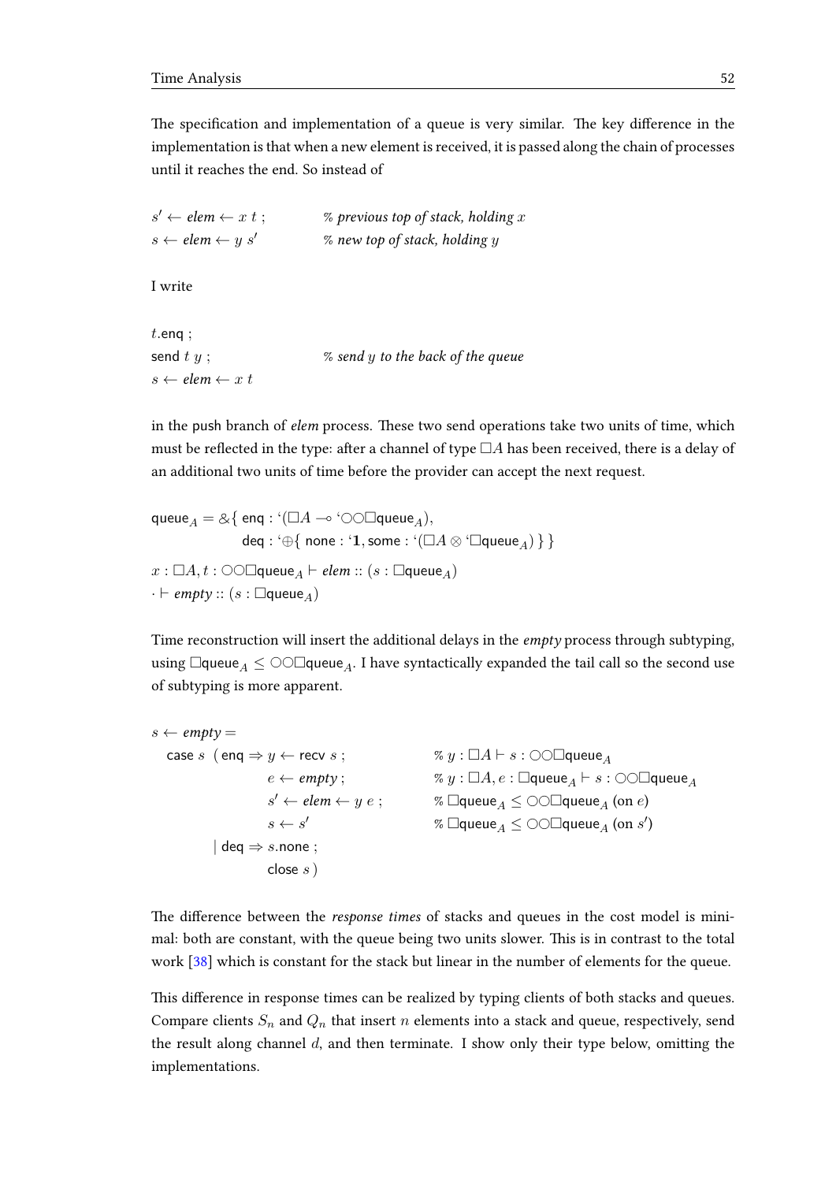The specification and implementation of a queue is very similar. The key difference in the implementation is that when a new element is received, it is passed along the chain of processes until it reaches the end. So instead of

$$
\begin{array}{ll}
s' \leftarrow \textit{elem} \leftarrow x\ t\ ; & \text{\% previous top of stack, holding } x \\
s \leftarrow \textit{elem} \leftarrow y\ s' & \text{\% new top of stack, holding } y
\end{array}
$$

I write

$$
\begin{array}{ll}
t.\mathsf{enq}\ ; & \\
\mathsf{send}\ t\ y\ ; & \text{\% send } y \text{ to the back of the queue} \\
s \leftarrow \textit{elem} \leftarrow x\ t &
\end{array}
$$

in the push branch of *elem* process. These two send operations take two units of time, which must be reflected in the type: after a channel of type $\Box A$ has been received, there is a delay of an additional two units of time before the provider can accept the next request.

$$
\begin{array}{l}
\mathsf{queue}_A = \&\{\ \mathsf{enq} : `(\Box A \multimap `\bigcirc\bigcirc\Box\mathsf{queue}_A), \\
\qquad\qquad\quad \mathsf{deq} : `\oplus\{\ \mathsf{none} : `\mathbf{1}, \mathsf{some} : `(\Box A \otimes `\Box\mathsf{queue}_A)\ \}\ \} \\
x : \Box A, t : \bigcirc\bigcirc\Box\mathsf{queue}_A \vdash \textit{elem} :: (s : \Box\mathsf{queue}_A) \\
\cdot \vdash \textit{empty} :: (s : \Box\mathsf{queue}_A)
\end{array}
$$

Time reconstruction will insert the additional delays in the *empty* process through subtyping, using $\Box\mathsf{queue}_A \leq \bigcirc\bigcirc\Box\mathsf{queue}_A$. I have syntactically expanded the tail call so the second use of subtyping is more apparent.

$$
\begin{array}{ll}
s \leftarrow \textit{empty} = & \\
\quad \mathsf{case}\ s\ \ (\mathsf{enq} \Rightarrow y \leftarrow \mathsf{recv}\ s\ ; & \text{\% } y : \Box A \vdash s : \bigcirc\bigcirc\Box\mathsf{queue}_A \\
\qquad\qquad\qquad\ e \leftarrow \textit{empty}\ ; & \text{\% } y : \Box A, e : \Box\mathsf{queue}_A \vdash s : \bigcirc\bigcirc\Box\mathsf{queue}_A \\
\qquad\qquad\qquad\ s' \leftarrow \textit{elem} \leftarrow y\ e\ ; & \text{\% } \Box\mathsf{queue}_A \leq \bigcirc\bigcirc\Box\mathsf{queue}_A \text{ (on } e\text{)} \\
\qquad\qquad\qquad\ s \leftarrow s' & \text{\% } \Box\mathsf{queue}_A \leq \bigcirc\bigcirc\Box\mathsf{queue}_A \text{ (on } s'\text{)} \\
\qquad\quad \mid \mathsf{deq} \Rightarrow s.\mathsf{none}\ ; & \\
\qquad\qquad\qquad\ \mathsf{close}\ s\ ) &
\end{array}
$$

The difference between the *response times* of stacks and queues in the cost model is minimal: both are constant, with the queue being two units slower. This is in contrast to the total work [38] which is constant for the stack but linear in the number of elements for the queue.

This difference in response times can be realized by typing clients of both stacks and queues. Compare clients $S_n$ and $Q_n$ that insert $n$ elements into a stack and queue, respectively, send the result along channel $d$, and then terminate. I show only their type below, omitting the implementations.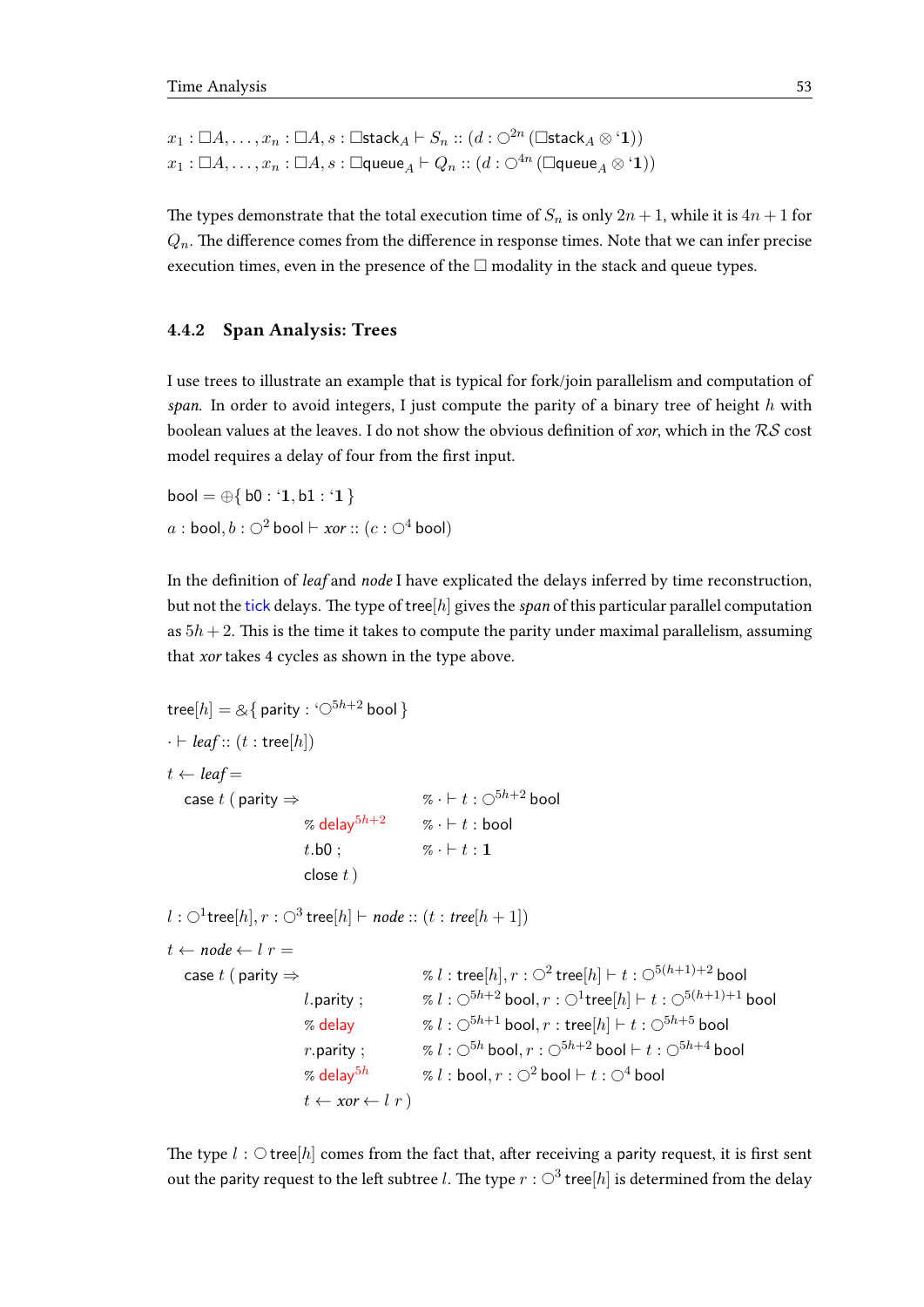$$x_1 : \Box A, \ldots, x_n : \Box A, s : \Box\mathsf{stack}_A \vdash S_n :: (d : \bigcirc^{2n}\,(\Box\mathsf{stack}_A \otimes {`}\mathbf{1}))$$
$$x_1 : \Box A, \ldots, x_n : \Box A, s : \Box\mathsf{queue}_A \vdash Q_n :: (d : \bigcirc^{4n}\,(\Box\mathsf{queue}_A \otimes {`}\mathbf{1}))$$

The types demonstrate that the total execution time of $S_n$ is only $2n + 1$, while it is $4n + 1$ for $Q_n$. The difference comes from the difference in response times. Note that we can infer precise execution times, even in the presence of the $\Box$ modality in the stack and queue types.

### 4.4.2 Span Analysis: Trees

I use trees to illustrate an example that is typical for fork/join parallelism and computation of *span*. In order to avoid integers, I just compute the parity of a binary tree of height $h$ with boolean values at the leaves. I do not show the obvious definition of *xor*, which in the $\mathcal{RS}$ cost model requires a delay of four from the first input.

$$\mathsf{bool} = \oplus\{\,\mathsf{b0} : {`}\mathbf{1}, \mathsf{b1} : {`}\mathbf{1}\,\}$$
$$a : \mathsf{bool}, b : \bigcirc^2\,\mathsf{bool} \vdash \mathit{xor} :: (c : \bigcirc^4\,\mathsf{bool})$$

In the definition of *leaf* and *node* I have explicated the delays inferred by time reconstruction, but not the tick delays. The type of $\mathsf{tree}[h]$ gives the *span* of this particular parallel computation as $5h + 2$. This is the time it takes to compute the parity under maximal parallelism, assuming that *xor* takes 4 cycles as shown in the type above.

```
tree[h] = &{ parity : ‘◯^{5h+2} bool }
· ⊢ leaf :: (t : tree[h])
t ← leaf =
  case t ( parity ⇒                 % · ⊢ t : ◯^{5h+2} bool
             % delay^{5h+2}          % · ⊢ t : bool
             t.b0 ;                  % · ⊢ t : 1
             close t )

l : ◯^1 tree[h], r : ◯^3 tree[h] ⊢ node :: (t : tree[h + 1])
t ← node ← l r =
  case t ( parity ⇒                 % l : tree[h], r : ◯^2 tree[h] ⊢ t : ◯^{5(h+1)+2} bool
             l.parity ;              % l : ◯^{5h+2} bool, r : ◯^1 tree[h] ⊢ t : ◯^{5(h+1)+1} bool
             % delay                 % l : ◯^{5h+1} bool, r : tree[h] ⊢ t : ◯^{5h+5} bool
             r.parity ;              % l : ◯^{5h} bool, r : ◯^{5h+2} bool ⊢ t : ◯^{5h+4} bool
             % delay^{5h}            % l : bool, r : ◯^2 bool ⊢ t : ◯^4 bool
             t ← xor ← l r )
```

The type $l : \bigcirc\,\mathsf{tree}[h]$ comes from the fact that, after receiving a parity request, it is first sent out the parity request to the left subtree $l$. The type $r : \bigcirc^3\,\mathsf{tree}[h]$ is determined from the delay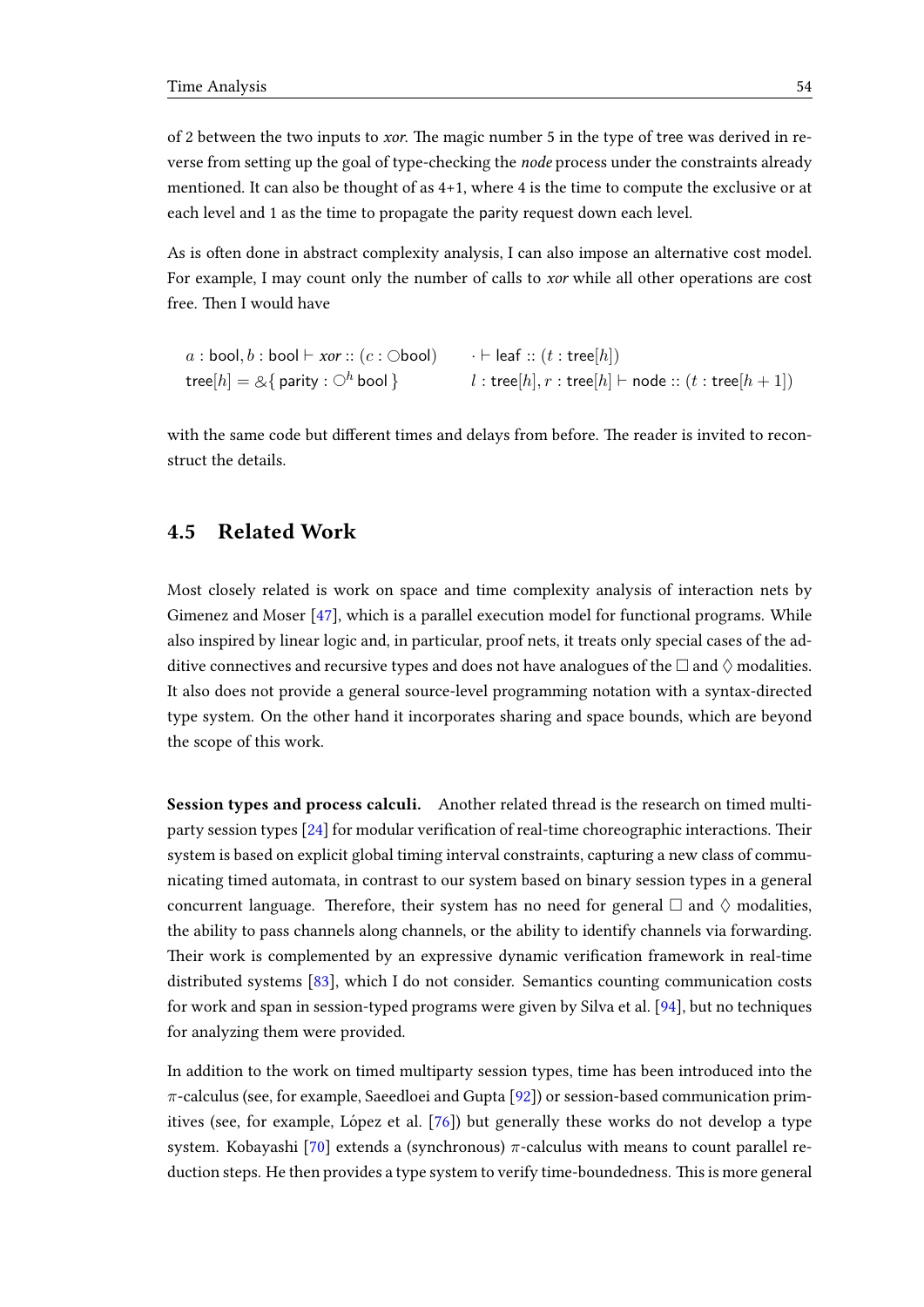of 2 between the two inputs to *xor*. The magic number 5 in the type of tree was derived in reverse from setting up the goal of type-checking the *node* process under the constraints already mentioned. It can also be thought of as 4+1, where 4 is the time to compute the exclusive or at each level and 1 as the time to propagate the parity request down each level.

As is often done in abstract complexity analysis, I can also impose an alternative cost model. For example, I may count only the number of calls to *xor* while all other operations are cost free. Then I would have

$$
\begin{array}{ll}
a : \mathsf{bool}, b : \mathsf{bool} \vdash \mathit{xor} :: (c : \bigcirc \mathsf{bool}) & \cdot \vdash \mathsf{leaf} :: (t : \mathsf{tree}[h]) \\
\mathsf{tree}[h] = \&\{\, \mathsf{parity} : \bigcirc^h \,\mathsf{bool}\,\} & l : \mathsf{tree}[h], r : \mathsf{tree}[h] \vdash \mathsf{node} :: (t : \mathsf{tree}[h+1])
\end{array}
$$

with the same code but different times and delays from before. The reader is invited to reconstruct the details.

## 4.5 Related Work

Most closely related is work on space and time complexity analysis of interaction nets by Gimenez and Moser [47], which is a parallel execution model for functional programs. While also inspired by linear logic and, in particular, proof nets, it treats only special cases of the additive connectives and recursive types and does not have analogues of the $\Box$ and $\Diamond$ modalities. It also does not provide a general source-level programming notation with a syntax-directed type system. On the other hand it incorporates sharing and space bounds, which are beyond the scope of this work.

**Session types and process calculi.** Another related thread is the research on timed multiparty session types [24] for modular verification of real-time choreographic interactions. Their system is based on explicit global timing interval constraints, capturing a new class of communicating timed automata, in contrast to our system based on binary session types in a general concurrent language. Therefore, their system has no need for general $\Box$ and $\Diamond$ modalities, the ability to pass channels along channels, or the ability to identify channels via forwarding. Their work is complemented by an expressive dynamic verification framework in real-time distributed systems [83], which I do not consider. Semantics counting communication costs for work and span in session-typed programs were given by Silva et al. [94], but no techniques for analyzing them were provided.

In addition to the work on timed multiparty session types, time has been introduced into the $\pi$-calculus (see, for example, Saeedloei and Gupta [92]) or session-based communication primitives (see, for example, López et al. [76]) but generally these works do not develop a type system. Kobayashi [70] extends a (synchronous) $\pi$-calculus with means to count parallel reduction steps. He then provides a type system to verify time-boundedness. This is more general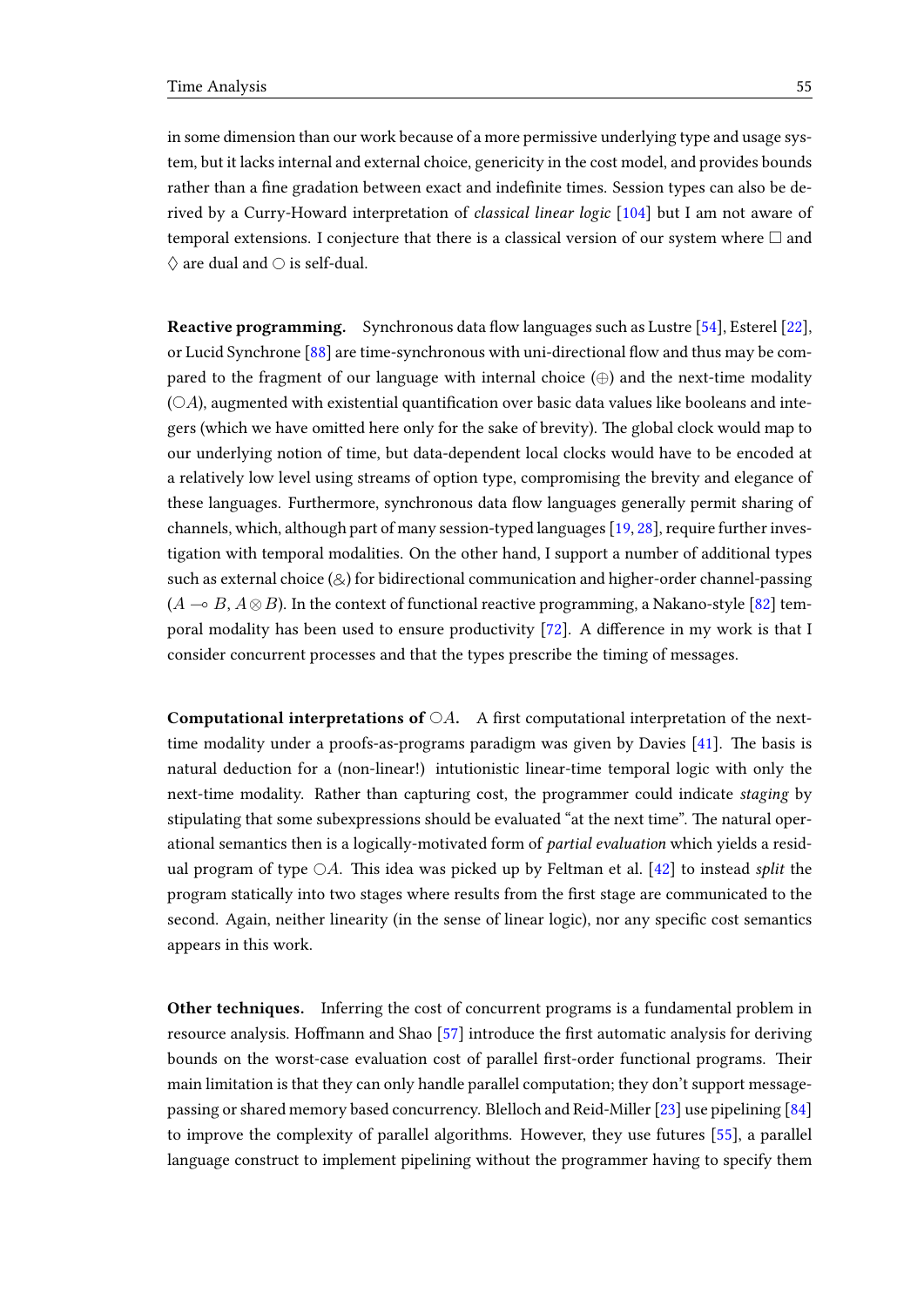in some dimension than our work because of a more permissive underlying type and usage system, but it lacks internal and external choice, genericity in the cost model, and provides bounds rather than a fine gradation between exact and indefinite times. Session types can also be derived by a Curry-Howard interpretation of *classical linear logic* [104] but I am not aware of temporal extensions. I conjecture that there is a classical version of our system where $\Box$ and $\Diamond$ are dual and $\bigcirc$ is self-dual.

**Reactive programming.** Synchronous data flow languages such as Lustre [54], Esterel [22], or Lucid Synchrone [88] are time-synchronous with uni-directional flow and thus may be compared to the fragment of our language with internal choice ($\oplus$) and the next-time modality ($\bigcirc A$), augmented with existential quantification over basic data values like booleans and integers (which we have omitted here only for the sake of brevity). The global clock would map to our underlying notion of time, but data-dependent local clocks would have to be encoded at a relatively low level using streams of option type, compromising the brevity and elegance of these languages. Furthermore, synchronous data flow languages generally permit sharing of channels, which, although part of many session-typed languages [19, 28], require further investigation with temporal modalities. On the other hand, I support a number of additional types such as external choice ($\&$) for bidirectional communication and higher-order channel-passing ($A \multimap B$, $A \otimes B$). In the context of functional reactive programming, a Nakano-style [82] temporal modality has been used to ensure productivity [72]. A difference in my work is that I consider concurrent processes and that the types prescribe the timing of messages.

**Computational interpretations of $\bigcirc A$.** A first computational interpretation of the next-time modality under a proofs-as-programs paradigm was given by Davies [41]. The basis is natural deduction for a (non-linear!) intutionistic linear-time temporal logic with only the next-time modality. Rather than capturing cost, the programmer could indicate *staging* by stipulating that some subexpressions should be evaluated "at the next time". The natural operational semantics then is a logically-motivated form of *partial evaluation* which yields a residual program of type $\bigcirc A$. This idea was picked up by Feltman et al. [42] to instead *split* the program statically into two stages where results from the first stage are communicated to the second. Again, neither linearity (in the sense of linear logic), nor any specific cost semantics appears in this work.

**Other techniques.** Inferring the cost of concurrent programs is a fundamental problem in resource analysis. Hoffmann and Shao [57] introduce the first automatic analysis for deriving bounds on the worst-case evaluation cost of parallel first-order functional programs. Their main limitation is that they can only handle parallel computation; they don't support message-passing or shared memory based concurrency. Blelloch and Reid-Miller [23] use pipelining [84] to improve the complexity of parallel algorithms. However, they use futures [55], a parallel language construct to implement pipelining without the programmer having to specify them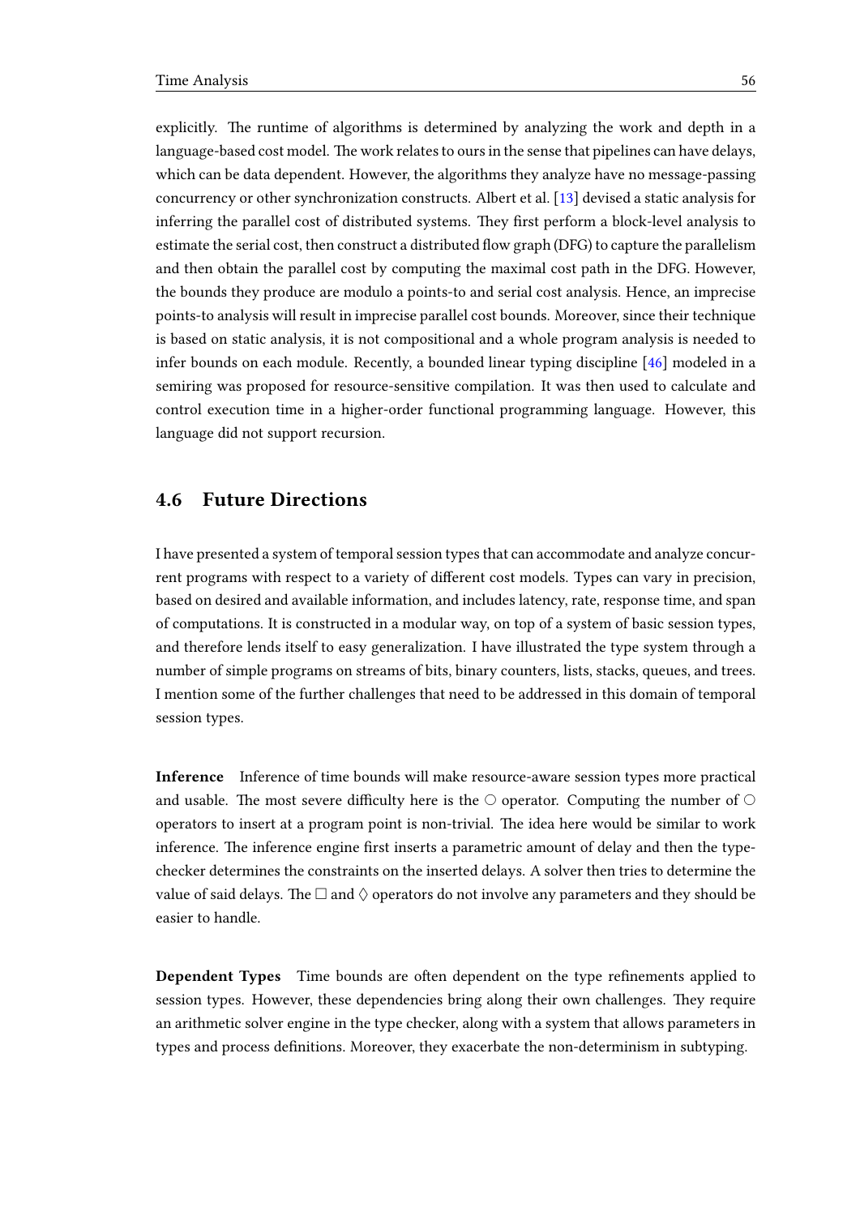explicitly. The runtime of algorithms is determined by analyzing the work and depth in a language-based cost model. The work relates to ours in the sense that pipelines can have delays, which can be data dependent. However, the algorithms they analyze have no message-passing concurrency or other synchronization constructs. Albert et al. [13] devised a static analysis for inferring the parallel cost of distributed systems. They first perform a block-level analysis to estimate the serial cost, then construct a distributed flow graph (DFG) to capture the parallelism and then obtain the parallel cost by computing the maximal cost path in the DFG. However, the bounds they produce are modulo a points-to and serial cost analysis. Hence, an imprecise points-to analysis will result in imprecise parallel cost bounds. Moreover, since their technique is based on static analysis, it is not compositional and a whole program analysis is needed to infer bounds on each module. Recently, a bounded linear typing discipline [46] modeled in a semiring was proposed for resource-sensitive compilation. It was then used to calculate and control execution time in a higher-order functional programming language. However, this language did not support recursion.

## 4.6 Future Directions

I have presented a system of temporal session types that can accommodate and analyze concurrent programs with respect to a variety of different cost models. Types can vary in precision, based on desired and available information, and includes latency, rate, response time, and span of computations. It is constructed in a modular way, on top of a system of basic session types, and therefore lends itself to easy generalization. I have illustrated the type system through a number of simple programs on streams of bits, binary counters, lists, stacks, queues, and trees. I mention some of the further challenges that need to be addressed in this domain of temporal session types.

**Inference** Inference of time bounds will make resource-aware session types more practical and usable. The most severe difficulty here is the $\bigcirc$ operator. Computing the number of $\bigcirc$ operators to insert at a program point is non-trivial. The idea here would be similar to work inference. The inference engine first inserts a parametric amount of delay and then the type-checker determines the constraints on the inserted delays. A solver then tries to determine the value of said delays. The $\Box$ and $\Diamond$ operators do not involve any parameters and they should be easier to handle.

**Dependent Types** Time bounds are often dependent on the type refinements applied to session types. However, these dependencies bring along their own challenges. They require an arithmetic solver engine in the type checker, along with a system that allows parameters in types and process definitions. Moreover, they exacerbate the non-determinism in subtyping.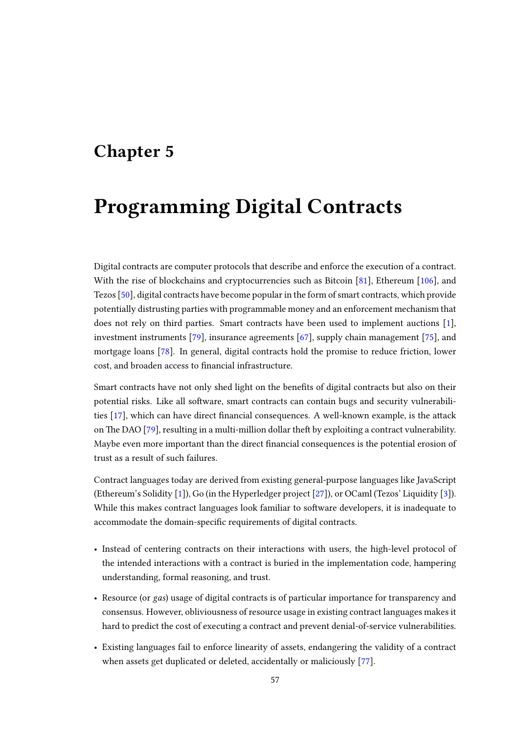# Chapter 5

# Programming Digital Contracts

Digital contracts are computer protocols that describe and enforce the execution of a contract. With the rise of blockchains and cryptocurrencies such as Bitcoin [81], Ethereum [106], and Tezos [50], digital contracts have become popular in the form of smart contracts, which provide potentially distrusting parties with programmable money and an enforcement mechanism that does not rely on third parties. Smart contracts have been used to implement auctions [1], investment instruments [79], insurance agreements [67], supply chain management [75], and mortgage loans [78]. In general, digital contracts hold the promise to reduce friction, lower cost, and broaden access to financial infrastructure.

Smart contracts have not only shed light on the benefits of digital contracts but also on their potential risks. Like all software, smart contracts can contain bugs and security vulnerabilities [17], which can have direct financial consequences. A well-known example, is the attack on The DAO [79], resulting in a multi-million dollar theft by exploiting a contract vulnerability. Maybe even more important than the direct financial consequences is the potential erosion of trust as a result of such failures.

Contract languages today are derived from existing general-purpose languages like JavaScript (Ethereum's Solidity [1]), Go (in the Hyperledger project [27]), or OCaml (Tezos' Liquidity [3]). While this makes contract languages look familiar to software developers, it is inadequate to accommodate the domain-specific requirements of digital contracts.

- Instead of centering contracts on their interactions with users, the high-level protocol of the intended interactions with a contract is buried in the implementation code, hampering understanding, formal reasoning, and trust.
- Resource (or *gas*) usage of digital contracts is of particular importance for transparency and consensus. However, obliviousness of resource usage in existing contract languages makes it hard to predict the cost of executing a contract and prevent denial-of-service vulnerabilities.
- Existing languages fail to enforce linearity of assets, endangering the validity of a contract when assets get duplicated or deleted, accidentally or maliciously [77].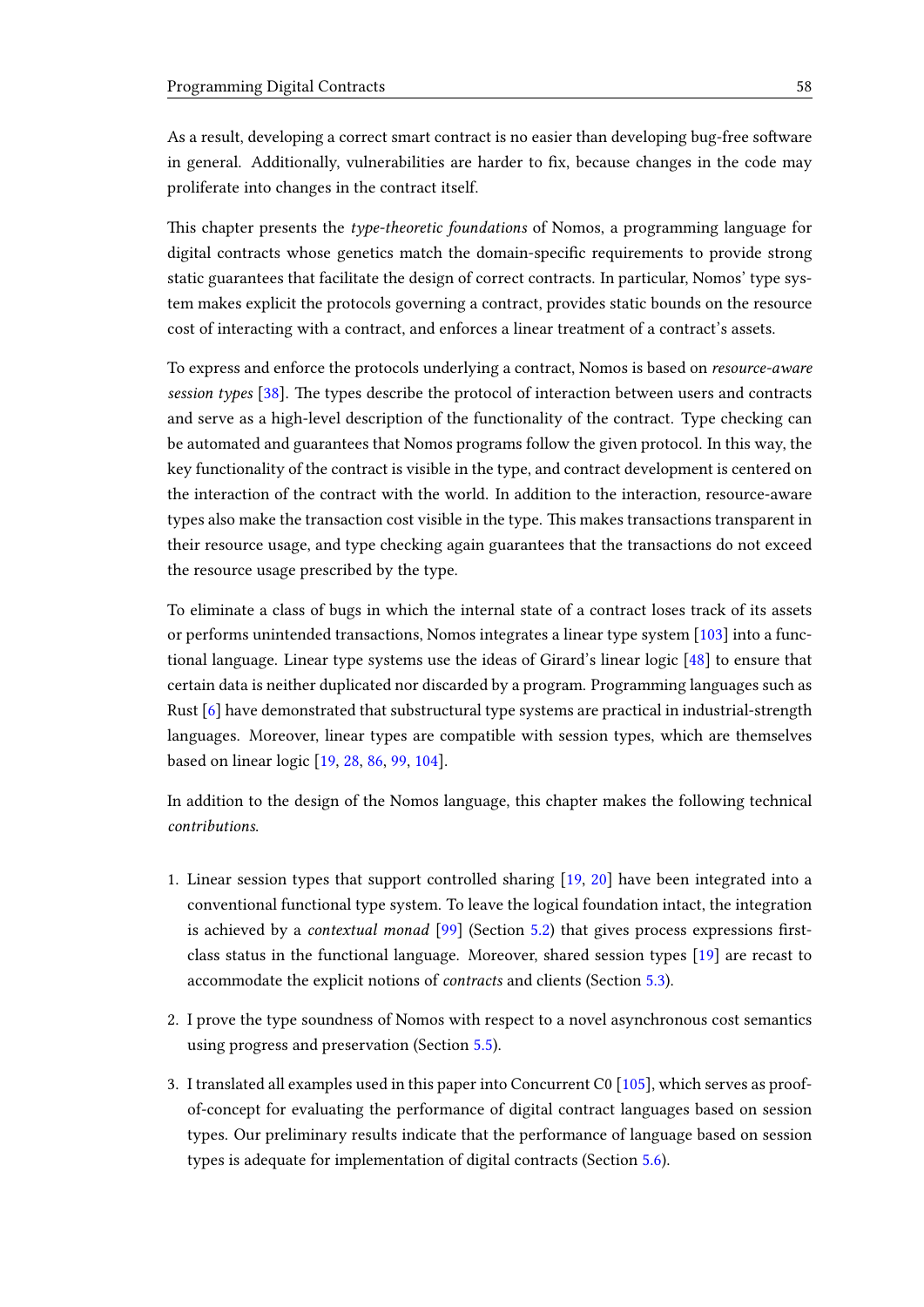As a result, developing a correct smart contract is no easier than developing bug-free software in general. Additionally, vulnerabilities are harder to fix, because changes in the code may proliferate into changes in the contract itself.

This chapter presents the *type-theoretic foundations* of Nomos, a programming language for digital contracts whose genetics match the domain-specific requirements to provide strong static guarantees that facilitate the design of correct contracts. In particular, Nomos' type system makes explicit the protocols governing a contract, provides static bounds on the resource cost of interacting with a contract, and enforces a linear treatment of a contract's assets.

To express and enforce the protocols underlying a contract, Nomos is based on *resource-aware session types* [38]. The types describe the protocol of interaction between users and contracts and serve as a high-level description of the functionality of the contract. Type checking can be automated and guarantees that Nomos programs follow the given protocol. In this way, the key functionality of the contract is visible in the type, and contract development is centered on the interaction of the contract with the world. In addition to the interaction, resource-aware types also make the transaction cost visible in the type. This makes transactions transparent in their resource usage, and type checking again guarantees that the transactions do not exceed the resource usage prescribed by the type.

To eliminate a class of bugs in which the internal state of a contract loses track of its assets or performs unintended transactions, Nomos integrates a linear type system [103] into a functional language. Linear type systems use the ideas of Girard's linear logic [48] to ensure that certain data is neither duplicated nor discarded by a program. Programming languages such as Rust [6] have demonstrated that substructural type systems are practical in industrial-strength languages. Moreover, linear types are compatible with session types, which are themselves based on linear logic [19, 28, 86, 99, 104].

In addition to the design of the Nomos language, this chapter makes the following technical *contributions*.

1. Linear session types that support controlled sharing [19, 20] have been integrated into a conventional functional type system. To leave the logical foundation intact, the integration is achieved by a *contextual monad* [99] (Section 5.2) that gives process expressions first-class status in the functional language. Moreover, shared session types [19] are recast to accommodate the explicit notions of *contracts* and clients (Section 5.3).

2. I prove the type soundness of Nomos with respect to a novel asynchronous cost semantics using progress and preservation (Section 5.5).

3. I translated all examples used in this paper into Concurrent C0 [105], which serves as proof-of-concept for evaluating the performance of digital contract languages based on session types. Our preliminary results indicate that the performance of language based on session types is adequate for implementation of digital contracts (Section 5.6).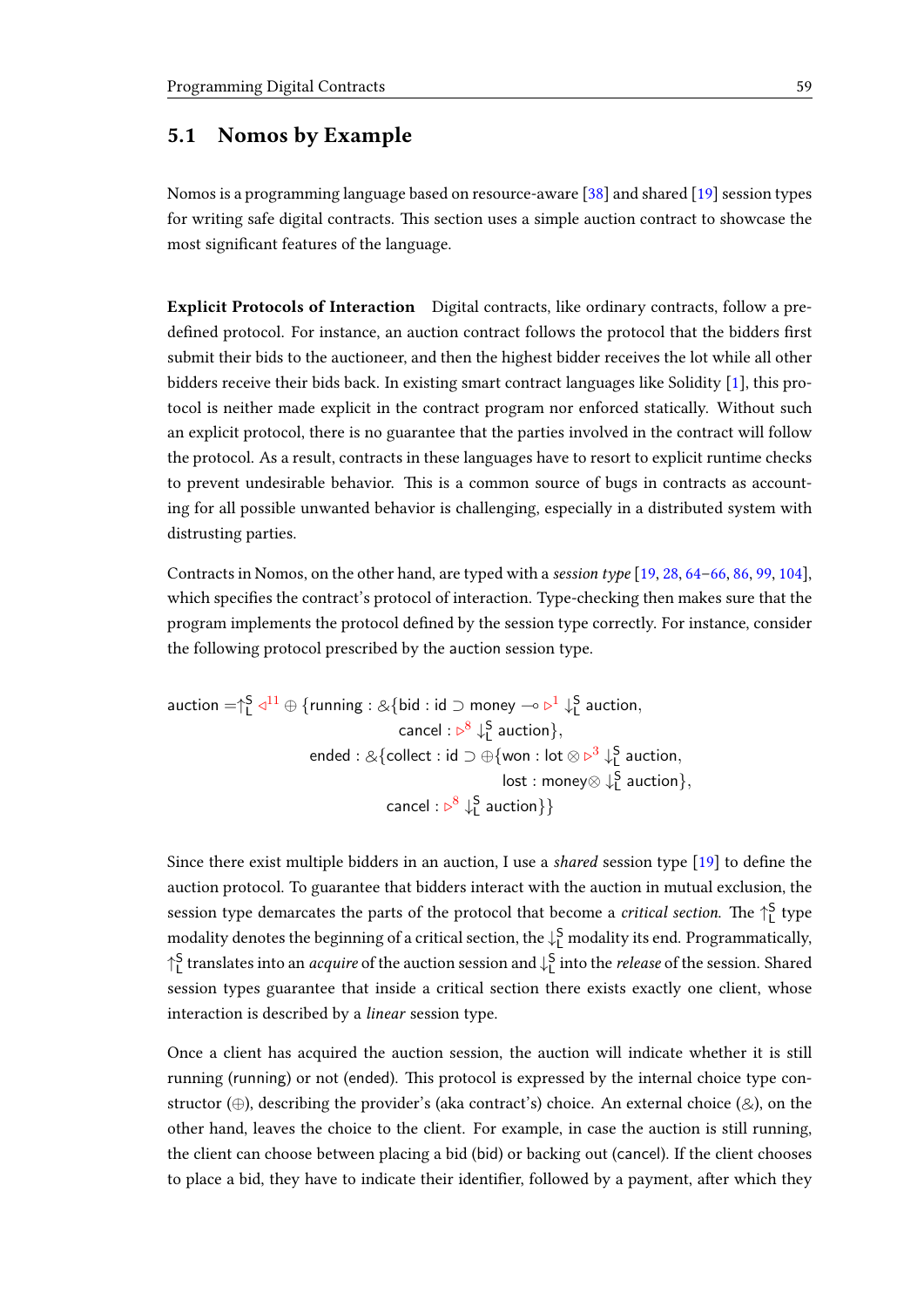## 5.1 Nomos by Example

Nomos is a programming language based on resource-aware [38] and shared [19] session types for writing safe digital contracts. This section uses a simple auction contract to showcase the most significant features of the language.

**Explicit Protocols of Interaction** Digital contracts, like ordinary contracts, follow a predefined protocol. For instance, an auction contract follows the protocol that the bidders first submit their bids to the auctioneer, and then the highest bidder receives the lot while all other bidders receive their bids back. In existing smart contract languages like Solidity [1], this protocol is neither made explicit in the contract program nor enforced statically. Without such an explicit protocol, there is no guarantee that the parties involved in the contract will follow the protocol. As a result, contracts in these languages have to resort to explicit runtime checks to prevent undesirable behavior. This is a common source of bugs in contracts as accounting for all possible unwanted behavior is challenging, especially in a distributed system with distrusting parties.

Contracts in Nomos, on the other hand, are typed with a *session type* [19, 28, 64–66, 86, 99, 104], which specifies the contract's protocol of interaction. Type-checking then makes sure that the program implements the protocol defined by the session type correctly. For instance, consider the following protocol prescribed by the auction session type.

$$
\begin{aligned}
\mathsf{auction} = {\uparrow_{\mathsf{L}}^{\mathsf{S}}} \triangleleft^{11} \oplus \{ &\mathsf{running} : \&\{\mathsf{bid} : \mathsf{id} \supset \mathsf{money} \multimap \triangleright^{1} {\downarrow_{\mathsf{L}}^{\mathsf{S}}} \mathsf{auction}, \\
&\qquad\qquad\quad \mathsf{cancel} : \triangleright^{8} {\downarrow_{\mathsf{L}}^{\mathsf{S}}} \mathsf{auction}\}, \\
&\mathsf{ended} : \&\{\mathsf{collect} : \mathsf{id} \supset \oplus\{\mathsf{won} : \mathsf{lot} \otimes \triangleright^{3} {\downarrow_{\mathsf{L}}^{\mathsf{S}}} \mathsf{auction}, \\
&\qquad\qquad\qquad\qquad\qquad\quad \mathsf{lost} : \mathsf{money} \otimes {\downarrow_{\mathsf{L}}^{\mathsf{S}}} \mathsf{auction}\}, \\
&\qquad\qquad\quad \mathsf{cancel} : \triangleright^{8} {\downarrow_{\mathsf{L}}^{\mathsf{S}}} \mathsf{auction}\}\}
\end{aligned}
$$

Since there exist multiple bidders in an auction, I use a *shared* session type [19] to define the auction protocol. To guarantee that bidders interact with the auction in mutual exclusion, the session type demarcates the parts of the protocol that become a *critical section*. The $\uparrow_{\mathsf{L}}^{\mathsf{S}}$ type modality denotes the beginning of a critical section, the $\downarrow_{\mathsf{L}}^{\mathsf{S}}$ modality its end. Programmatically, $\uparrow_{\mathsf{L}}^{\mathsf{S}}$ translates into an *acquire* of the auction session and $\downarrow_{\mathsf{L}}^{\mathsf{S}}$ into the *release* of the session. Shared session types guarantee that inside a critical section there exists exactly one client, whose interaction is described by a *linear* session type.

Once a client has acquired the auction session, the auction will indicate whether it is still running (running) or not (ended). This protocol is expressed by the internal choice type constructor ($\oplus$), describing the provider's (aka contract's) choice. An external choice ($\&$), on the other hand, leaves the choice to the client. For example, in case the auction is still running, the client can choose between placing a bid (bid) or backing out (cancel). If the client chooses to place a bid, they have to indicate their identifier, followed by a payment, after which they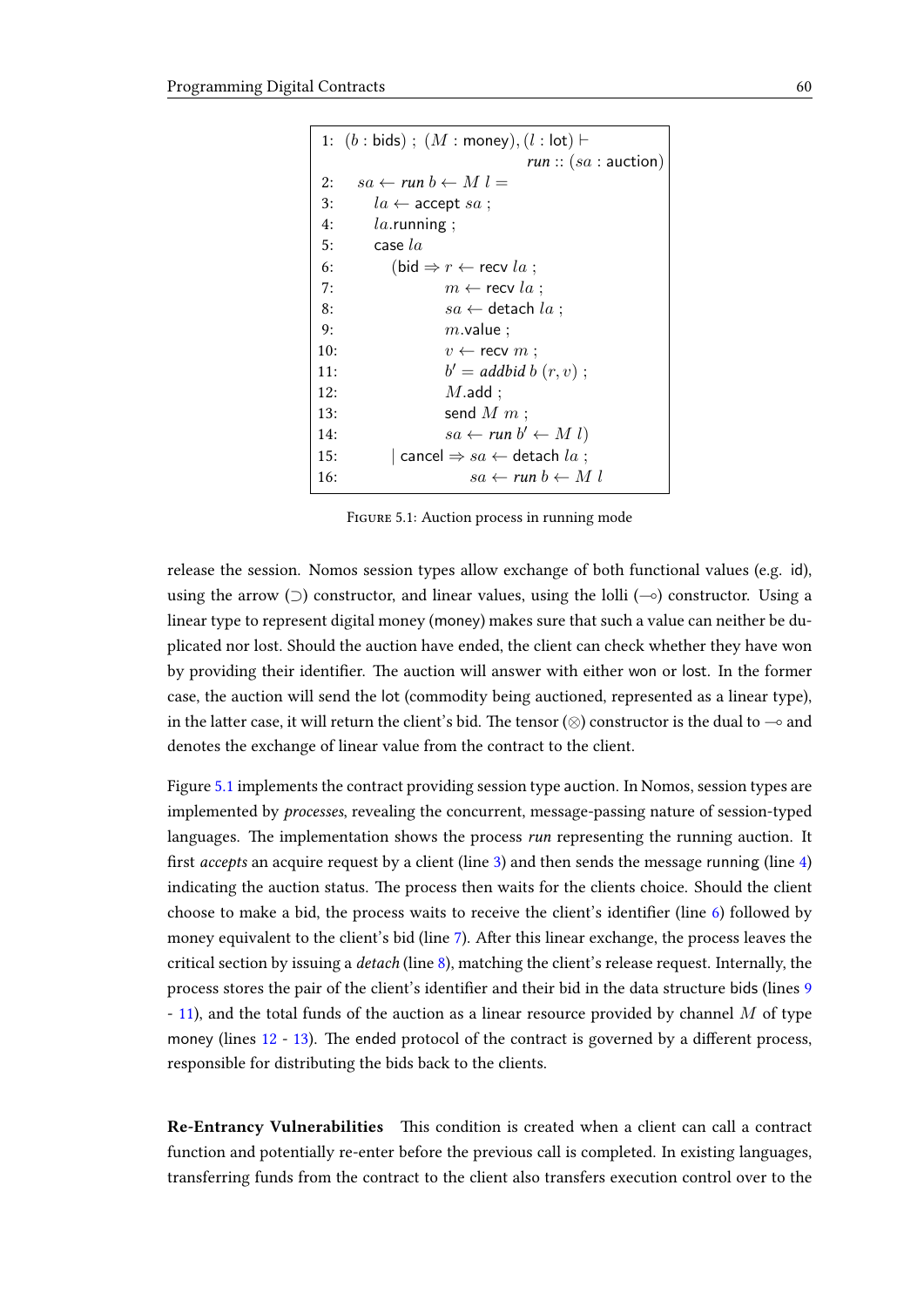```
1:  (b : bids) ; (M : money), (l : lot) ⊢
                                   run :: (sa : auction)
2:    sa ← run b ← M l =
3:      la ← accept sa ;
4:      la.running ;
5:      case la
6:        (bid ⇒ r ← recv la ;
7:               m ← recv la ;
8:               sa ← detach la ;
9:               m.value ;
10:              v ← recv m ;
11:              b′ = addbid b (r, v) ;
12:              M.add ;
13:              send M m ;
14:              sa ← run b′ ← M l)
15:       | cancel ⇒ sa ← detach la ;
16:                  sa ← run b ← M l
```

Figure 5.1: Auction process in running mode

release the session. Nomos session types allow exchange of both functional values (e.g. id), using the arrow ($\supset$) constructor, and linear values, using the lolli ($\multimap$) constructor. Using a linear type to represent digital money (money) makes sure that such a value can neither be duplicated nor lost. Should the auction have ended, the client can check whether they have won by providing their identifier. The auction will answer with either won or lost. In the former case, the auction will send the lot (commodity being auctioned, represented as a linear type), in the latter case, it will return the client's bid. The tensor ($\otimes$) constructor is the dual to $\multimap$ and denotes the exchange of linear value from the contract to the client.

Figure 5.1 implements the contract providing session type auction. In Nomos, session types are implemented by *processes*, revealing the concurrent, message-passing nature of session-typed languages. The implementation shows the process *run* representing the running auction. It first *accepts* an acquire request by a client (line 3) and then sends the message running (line 4) indicating the auction status. The process then waits for the clients choice. Should the client choose to make a bid, the process waits to receive the client's identifier (line 6) followed by money equivalent to the client's bid (line 7). After this linear exchange, the process leaves the critical section by issuing a *detach* (line 8), matching the client's release request. Internally, the process stores the pair of the client's identifier and their bid in the data structure bids (lines 9 - 11), and the total funds of the auction as a linear resource provided by channel $M$ of type money (lines 12 - 13). The ended protocol of the contract is governed by a different process, responsible for distributing the bids back to the clients.

**Re-Entrancy Vulnerabilities** This condition is created when a client can call a contract function and potentially re-enter before the previous call is completed. In existing languages, transferring funds from the contract to the client also transfers execution control over to the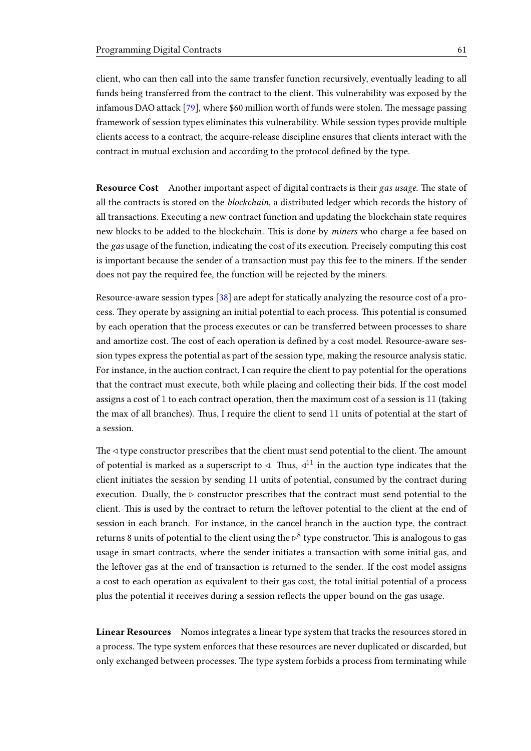client, who can then call into the same transfer function recursively, eventually leading to all funds being transferred from the contract to the client. This vulnerability was exposed by the infamous DAO attack [79], where $60 million worth of funds were stolen. The message passing framework of session types eliminates this vulnerability. While session types provide multiple clients access to a contract, the acquire-release discipline ensures that clients interact with the contract in mutual exclusion and according to the protocol defined by the type.

**Resource Cost** Another important aspect of digital contracts is their *gas usage*. The state of all the contracts is stored on the *blockchain*, a distributed ledger which records the history of all transactions. Executing a new contract function and updating the blockchain state requires new blocks to be added to the blockchain. This is done by *miners* who charge a fee based on the *gas* usage of the function, indicating the cost of its execution. Precisely computing this cost is important because the sender of a transaction must pay this fee to the miners. If the sender does not pay the required fee, the function will be rejected by the miners.

Resource-aware session types [38] are adept for statically analyzing the resource cost of a process. They operate by assigning an initial potential to each process. This potential is consumed by each operation that the process executes or can be transferred between processes to share and amortize cost. The cost of each operation is defined by a cost model. Resource-aware session types express the potential as part of the session type, making the resource analysis static. For instance, in the auction contract, I can require the client to pay potential for the operations that the contract must execute, both while placing and collecting their bids. If the cost model assigns a cost of 1 to each contract operation, then the maximum cost of a session is 11 (taking the max of all branches). Thus, I require the client to send 11 units of potential at the start of a session.

The $\triangleleft$ type constructor prescribes that the client must send potential to the client. The amount of potential is marked as a superscript to $\triangleleft$. Thus, $\triangleleft^{11}$ in the auction type indicates that the client initiates the session by sending 11 units of potential, consumed by the contract during execution. Dually, the $\triangleright$ constructor prescribes that the contract must send potential to the client. This is used by the contract to return the leftover potential to the client at the end of session in each branch. For instance, in the cancel branch in the auction type, the contract returns 8 units of potential to the client using the $\triangleright^{8}$ type constructor. This is analogous to gas usage in smart contracts, where the sender initiates a transaction with some initial gas, and the leftover gas at the end of transaction is returned to the sender. If the cost model assigns a cost to each operation as equivalent to their gas cost, the total initial potential of a process plus the potential it receives during a session reflects the upper bound on the gas usage.

**Linear Resources** Nomos integrates a linear type system that tracks the resources stored in a process. The type system enforces that these resources are never duplicated or discarded, but only exchanged between processes. The type system forbids a process from terminating while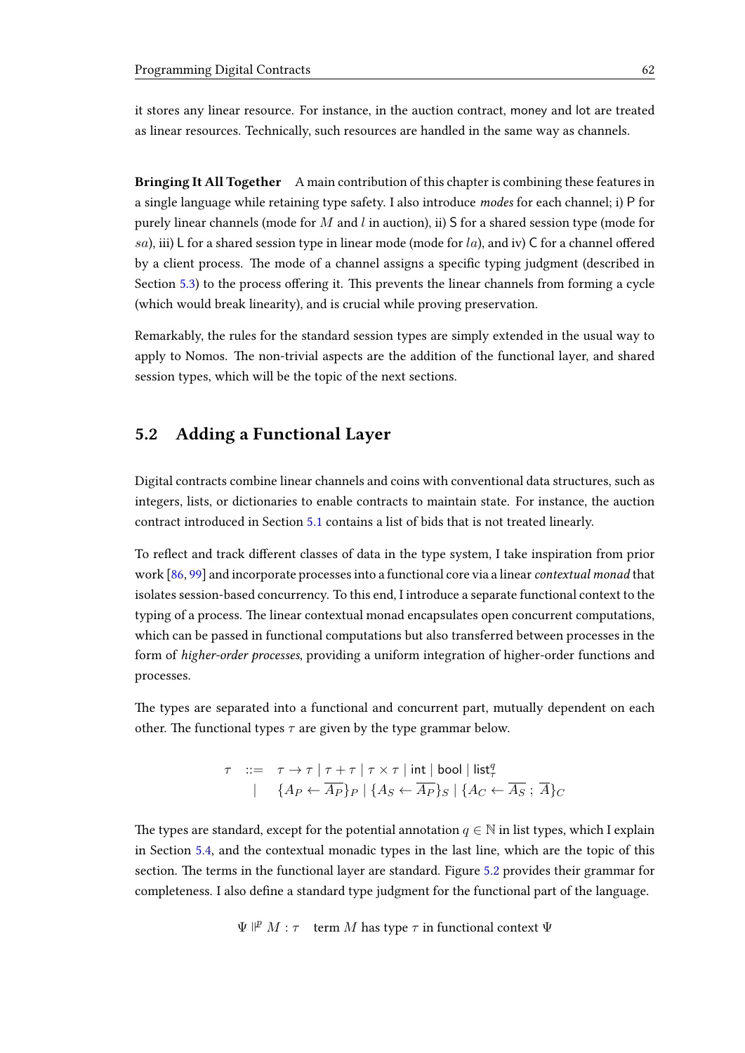it stores any linear resource. For instance, in the auction contract, money and lot are treated as linear resources. Technically, such resources are handled in the same way as channels.

**Bringing It All Together** A main contribution of this chapter is combining these features in a single language while retaining type safety. I also introduce *modes* for each channel; i) P for purely linear channels (mode for $M$ and $l$ in auction), ii) S for a shared session type (mode for $sa$), iii) L for a shared session type in linear mode (mode for $la$), and iv) C for a channel offered by a client process. The mode of a channel assigns a specific typing judgment (described in Section 5.3) to the process offering it. This prevents the linear channels from forming a cycle (which would break linearity), and is crucial while proving preservation.

Remarkably, the rules for the standard session types are simply extended in the usual way to apply to Nomos. The non-trivial aspects are the addition of the functional layer, and shared session types, which will be the topic of the next sections.

## 5.2 Adding a Functional Layer

Digital contracts combine linear channels and coins with conventional data structures, such as integers, lists, or dictionaries to enable contracts to maintain state. For instance, the auction contract introduced in Section 5.1 contains a list of bids that is not treated linearly.

To reflect and track different classes of data in the type system, I take inspiration from prior work [86, 99] and incorporate processes into a functional core via a linear *contextual monad* that isolates session-based concurrency. To this end, I introduce a separate functional context to the typing of a process. The linear contextual monad encapsulates open concurrent computations, which can be passed in functional computations but also transferred between processes in the form of *higher-order processes*, providing a uniform integration of higher-order functions and processes.

The types are separated into a functional and concurrent part, mutually dependent on each other. The functional types $\tau$ are given by the type grammar below.

$$
\begin{array}{rcl}
\tau & ::= & \tau \rightarrow \tau \mid \tau + \tau \mid \tau \times \tau \mid \mathsf{int} \mid \mathsf{bool} \mid \mathsf{list}_{\tau}^{q} \\
& \mid & \{A_P \leftarrow \overline{A_P}\}_P \mid \{A_S \leftarrow \overline{A_P}\}_S \mid \{A_C \leftarrow \overline{A_S} \; ; \; \overline{A}\}_C
\end{array}
$$

The types are standard, except for the potential annotation $q \in \mathbb{N}$ in list types, which I explain in Section 5.4, and the contextual monadic types in the last line, which are the topic of this section. The terms in the functional layer are standard. Figure 5.2 provides their grammar for completeness. I also define a standard type judgment for the functional part of the language.

$$\Psi \Vdash^{p} M : \tau \quad \text{term } M \text{ has type } \tau \text{ in functional context } \Psi$$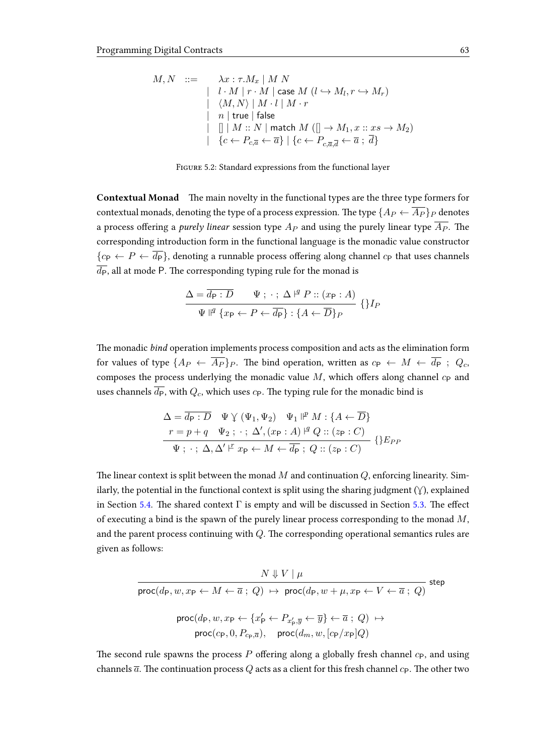$$
\begin{array}{rcl}
M, N & ::= & \lambda x : \tau . M_x \mid M\ N \\
& \mid & l \cdot M \mid r \cdot M \mid \mathsf{case}\ M\ (l \hookrightarrow M_l, r \hookrightarrow M_r) \\
& \mid & \langle M, N \rangle \mid M \cdot l \mid M \cdot r \\
& \mid & n \mid \mathsf{true} \mid \mathsf{false} \\
& \mid & [] \mid M :: N \mid \mathsf{match}\ M\ ([] \rightarrow M_1, x :: xs \rightarrow M_2) \\
& \mid & \{c \leftarrow P_{c,\overline{a}} \leftarrow \overline{a}\} \mid \{c \leftarrow P_{c,\overline{a},\overline{d}} \leftarrow \overline{a}\ ;\ \overline{d}\}
\end{array}
$$

FIGURE 5.2: Standard expressions from the functional layer

**Contextual Monad** The main novelty in the functional types are the three type formers for contextual monads, denoting the type of a process expression. The type $\{A_P \leftarrow \overline{A_P}\}_P$ denotes a process offering a *purely linear* session type $A_P$ and using the purely linear type $\overline{A_P}$. The corresponding introduction form in the functional language is the monadic value constructor $\{c_\mathsf{P} \leftarrow P \leftarrow \overline{d_\mathsf{P}}\}$, denoting a runnable process offering along channel $c_\mathsf{P}$ that uses channels $\overline{d_\mathsf{P}}$, all at mode $\mathsf{P}$. The corresponding typing rule for the monad is

$$
\frac{\Delta = \overline{d_\mathsf{P} : D} \qquad \Psi\ ;\ \cdot\ ;\ \Delta \vdash^{q} P :: (x_\mathsf{P} : A)}{\Psi \Vdash^{q} \{x_\mathsf{P} \leftarrow P \leftarrow \overline{d_\mathsf{P}}\} : \{A \leftarrow \overline{D}\}_P}\ \{\}I_P
$$

The monadic *bind* operation implements process composition and acts as the elimination form for values of type $\{A_P \leftarrow \overline{A_P}\}_P$. The bind operation, written as $c_\mathsf{P} \leftarrow M \leftarrow \overline{d_\mathsf{P}}\ ;\ Q_c$, composes the process underlying the monadic value $M$, which offers along channel $c_\mathsf{P}$ and uses channels $\overline{d_\mathsf{P}}$, with $Q_c$, which uses $c_\mathsf{P}$. The typing rule for the monadic bind is

$$
\frac{\begin{array}{c}\Delta = \overline{d_\mathsf{P} : D} \quad \Psi \curlyvee (\Psi_1, \Psi_2) \quad \Psi_1 \Vdash^{p} M : \{A \leftarrow \overline{D}\} \\ r = p + q \quad \Psi_2\ ;\ \cdot\ ;\ \Delta', (x_\mathsf{P} : A) \vdash^{q} Q :: (z_\mathsf{P} : C)\end{array}}{\Psi\ ;\ \cdot\ ;\ \Delta, \Delta' \vdash^{r} x_\mathsf{P} \leftarrow M \leftarrow \overline{d_\mathsf{P}}\ ;\ Q :: (z_\mathsf{P} : C)}\ \{\}E_{PP}
$$

The linear context is split between the monad $M$ and continuation $Q$, enforcing linearity. Similarly, the potential in the functional context is split using the sharing judgment ($\curlyvee$), explained in Section 5.4. The shared context $\Gamma$ is empty and will be discussed in Section 5.3. The effect of executing a bind is the spawn of the purely linear process corresponding to the monad $M$, and the parent process continuing with $Q$. The corresponding operational semantics rules are given as follows:

$$
\frac{N \Downarrow V \mid \mu}{\mathsf{proc}(d_\mathsf{P}, w, x_\mathsf{P} \leftarrow M \leftarrow \overline{a}\ ;\ Q) \ \mapsto\ \mathsf{proc}(d_\mathsf{P}, w + \mu, x_\mathsf{P} \leftarrow V \leftarrow \overline{a}\ ;\ Q)}\ \mathsf{step}
$$

$$
\begin{array}{l}
\mathsf{proc}(d_\mathsf{P}, w, x_\mathsf{P} \leftarrow \{x'_\mathsf{P} \leftarrow P_{x'_\mathsf{P},\overline{y}} \leftarrow \overline{y}\} \leftarrow \overline{a}\ ;\ Q) \ \mapsto \\
\qquad \mathsf{proc}(c_\mathsf{P}, 0, P_{c_\mathsf{P},\overline{a}}), \quad \mathsf{proc}(d_m, w, [c_\mathsf{P}/x_\mathsf{P}]Q)
\end{array}
$$

The second rule spawns the process $P$ offering along a globally fresh channel $c_\mathsf{P}$, and using channels $\overline{a}$. The continuation process $Q$ acts as a client for this fresh channel $c_\mathsf{P}$. The other two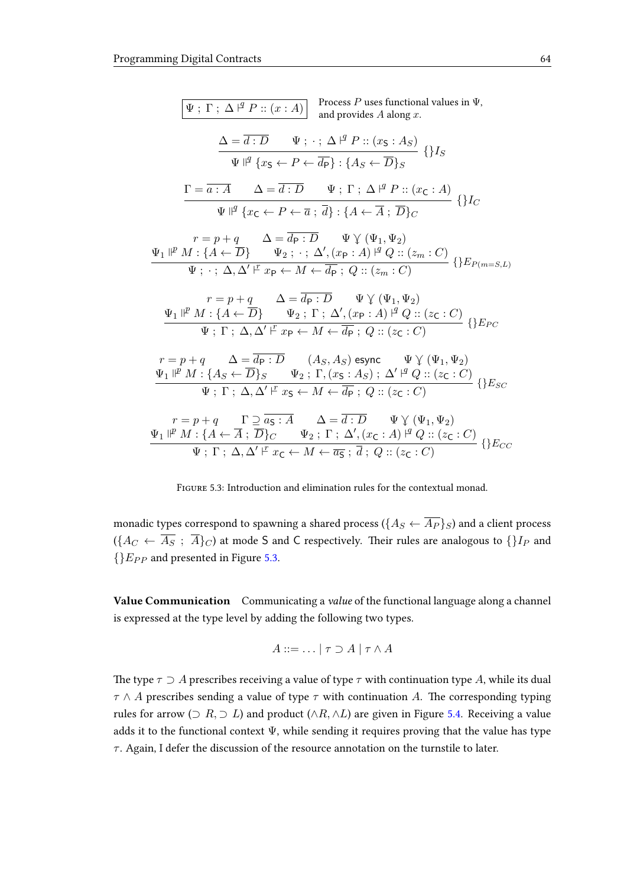$$\boxed{\Psi \,;\, \Gamma \,;\, \Delta \Vdash^{q} P :: (x : A)} \quad \text{Process } P \text{ uses functional values in } \Psi\text{, and provides } A \text{ along } x.$$

$$\frac{\Delta = \overline{d : D} \qquad \Psi \,;\, \cdot \,;\, \Delta \Vdash^{q} P :: (x_{\mathsf{S}} : A_S)}{\Psi \Vdash^{q} \{x_{\mathsf{S}} \leftarrow P \leftarrow \overline{d_{\mathsf{P}}}\} : \{A_S \leftarrow \overline{D}\}_S} \; \{\}I_S$$

$$\frac{\Gamma = \overline{a : A} \qquad \Delta = \overline{d : D} \qquad \Psi \,;\, \Gamma \,;\, \Delta \Vdash^{q} P :: (x_{\mathsf{C}} : A)}{\Psi \Vdash^{q} \{x_{\mathsf{C}} \leftarrow P \leftarrow \overline{a} \,;\, \overline{d}\} : \{A \leftarrow \overline{A} \,;\, \overline{D}\}_C} \; \{\}I_C$$

$$\frac{\begin{array}{c} r = p + q \qquad \Delta = \overline{d_{\mathsf{P}} : D} \qquad \Psi \curlyvee (\Psi_1, \Psi_2) \\ \Psi_1 \Vdash^{p} M : \{A \leftarrow \overline{D}\} \qquad \Psi_2 \,;\, \cdot \,;\, \Delta', (x_{\mathsf{P}} : A) \Vdash^{q} Q :: (z_m : C) \end{array}}{\Psi \,;\, \cdot \,;\, \Delta, \Delta' \Vdash^{r} x_{\mathsf{P}} \leftarrow M \leftarrow \overline{d_{\mathsf{P}}} \,;\, Q :: (z_m : C)} \; \{\}E_{P(m=S,L)}$$

$$\frac{\begin{array}{c} r = p + q \qquad \Delta = \overline{d_{\mathsf{P}} : D} \qquad \Psi \curlyvee (\Psi_1, \Psi_2) \\ \Psi_1 \Vdash^{p} M : \{A \leftarrow \overline{D}\} \qquad \Psi_2 \,;\, \Gamma \,;\, \Delta', (x_{\mathsf{P}} : A) \Vdash^{q} Q :: (z_{\mathsf{C}} : C) \end{array}}{\Psi \,;\, \Gamma \,;\, \Delta, \Delta' \Vdash^{r} x_{\mathsf{P}} \leftarrow M \leftarrow \overline{d_{\mathsf{P}}} \,;\, Q :: (z_{\mathsf{C}} : C)} \; \{\}E_{PC}$$

$$\frac{\begin{array}{c} r = p + q \qquad \Delta = \overline{d_{\mathsf{P}} : D} \qquad (A_S, A_S)\ \mathsf{esync} \qquad \Psi \curlyvee (\Psi_1, \Psi_2) \\ \Psi_1 \Vdash^{p} M : \{A_S \leftarrow \overline{D}\}_S \qquad \Psi_2 \,;\, \Gamma, (x_{\mathsf{S}} : A_S) \,;\, \Delta' \Vdash^{q} Q :: (z_{\mathsf{C}} : C) \end{array}}{\Psi \,;\, \Gamma \,;\, \Delta, \Delta' \Vdash^{r} x_{\mathsf{S}} \leftarrow M \leftarrow \overline{d_{\mathsf{P}}} \,;\, Q :: (z_{\mathsf{C}} : C)} \; \{\}E_{SC}$$

$$\frac{\begin{array}{c} r = p + q \qquad \Gamma \supseteq \overline{a_{\mathsf{S}} : A} \qquad \Delta = \overline{d : D} \qquad \Psi \curlyvee (\Psi_1, \Psi_2) \\ \Psi_1 \Vdash^{p} M : \{A \leftarrow \overline{A} \,;\, \overline{D}\}_C \qquad \Psi_2 \,;\, \Gamma \,;\, \Delta', (x_{\mathsf{C}} : A) \Vdash^{q} Q :: (z_{\mathsf{C}} : C) \end{array}}{\Psi \,;\, \Gamma \,;\, \Delta, \Delta' \Vdash^{r} x_{\mathsf{C}} \leftarrow M \leftarrow \overline{a_{\mathsf{S}}} \,;\, \overline{d} \,;\, Q :: (z_{\mathsf{C}} : C)} \; \{\}E_{CC}$$

Figure 5.3: Introduction and elimination rules for the contextual monad.

monadic types correspond to spawning a shared process ($\{A_S \leftarrow \overline{A_P}\}_S$) and a client process ($\{A_C \leftarrow \overline{A_S} \,;\, \overline{A}\}_C$) at mode S and C respectively. Their rules are analogous to $\{\}I_P$ and $\{\}E_{PP}$ and presented in Figure 5.3.

**Value Communication** Communicating a *value* of the functional language along a channel is expressed at the type level by adding the following two types.

$$A ::= \ldots \mid \tau \supset A \mid \tau \wedge A$$

The type $\tau \supset A$ prescribes receiving a value of type $\tau$ with continuation type $A$, while its dual $\tau \wedge A$ prescribes sending a value of type $\tau$ with continuation $A$. The corresponding typing rules for arrow ($\supset R, \supset L$) and product ($\wedge R, \wedge L$) are given in Figure 5.4. Receiving a value adds it to the functional context $\Psi$, while sending it requires proving that the value has type $\tau$. Again, I defer the discussion of the resource annotation on the turnstile to later.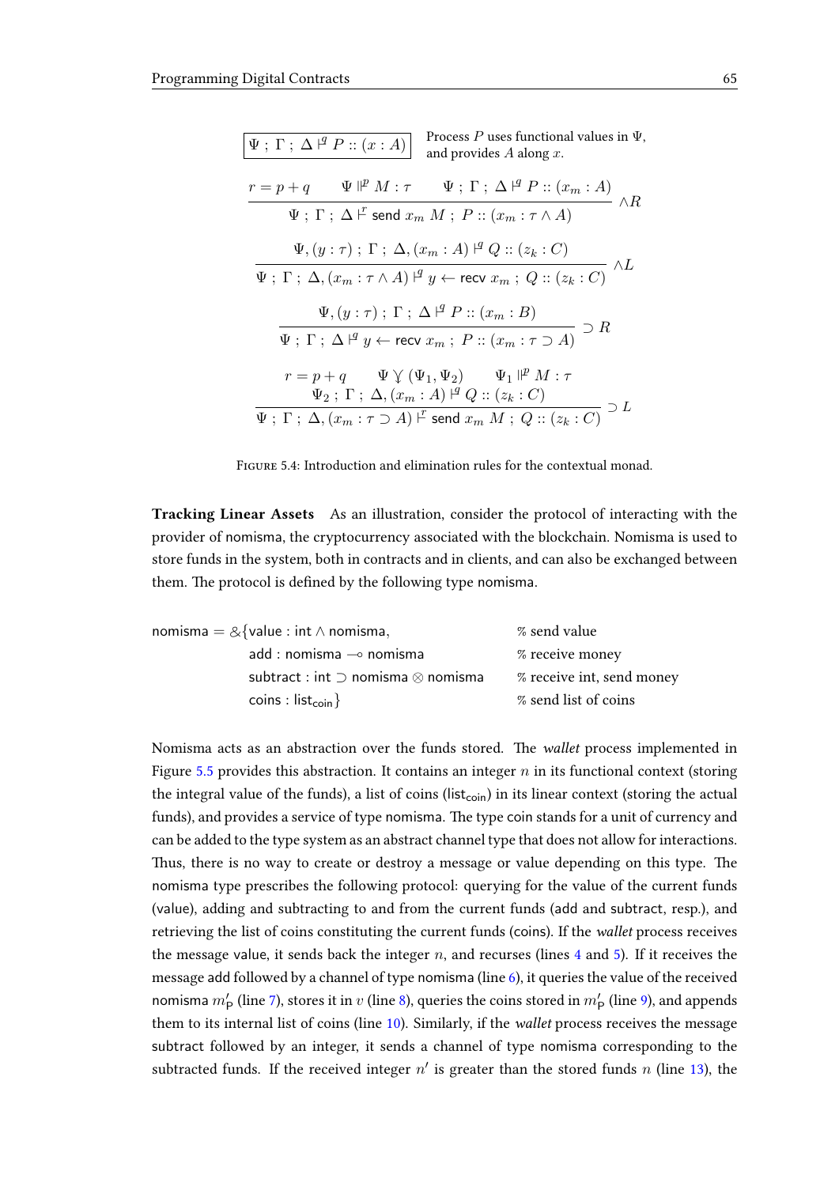$$\boxed{\Psi \;;\; \Gamma \;;\; \Delta \Vdash^{q} P :: (x : A)} \quad \text{Process } P \text{ uses functional values in } \Psi\text{, and provides } A \text{ along } x.$$

$$\frac{r = p + q \qquad \Psi \Vdash^{p} M : \tau \qquad \Psi \;;\; \Gamma \;;\; \Delta \Vdash^{q} P :: (x_m : A)}{\Psi \;;\; \Gamma \;;\; \Delta \Vdash^{r} \mathsf{send}\ x_m\ M \;;\; P :: (x_m : \tau \wedge A)} \wedge R$$

$$\frac{\Psi, (y : \tau) \;;\; \Gamma \;;\; \Delta, (x_m : A) \Vdash^{q} Q :: (z_k : C)}{\Psi \;;\; \Gamma \;;\; \Delta, (x_m : \tau \wedge A) \Vdash^{q} y \leftarrow \mathsf{recv}\ x_m \;;\; Q :: (z_k : C)} \wedge L$$

$$\frac{\Psi, (y : \tau) \;;\; \Gamma \;;\; \Delta \Vdash^{q} P :: (x_m : B)}{\Psi \;;\; \Gamma \;;\; \Delta \Vdash^{q} y \leftarrow \mathsf{recv}\ x_m \;;\; P :: (x_m : \tau \supset A)} \supset R$$

$$\frac{\begin{array}{c} r = p + q \qquad \Psi \curlyvee (\Psi_1, \Psi_2) \qquad \Psi_1 \Vdash^{p} M : \tau \\ \Psi_2 \;;\; \Gamma \;;\; \Delta, (x_m : A) \Vdash^{q} Q :: (z_k : C) \end{array}}{\Psi \;;\; \Gamma \;;\; \Delta, (x_m : \tau \supset A) \Vdash^{r} \mathsf{send}\ x_m\ M \;;\; Q :: (z_k : C)} \supset L$$

Figure 5.4: Introduction and elimination rules for the contextual monad.

**Tracking Linear Assets** As an illustration, consider the protocol of interacting with the provider of nomisma, the cryptocurrency associated with the blockchain. Nomisma is used to store funds in the system, both in contracts and in clients, and can also be exchanged between them. The protocol is defined by the following type nomisma.

$$\begin{array}{lll} \mathsf{nomisma} = \&\{ & \mathsf{value} : \mathsf{int} \wedge \mathsf{nomisma}, & \%\ \text{send value} \\ & \mathsf{add} : \mathsf{nomisma} \multimap \mathsf{nomisma} & \%\ \text{receive money} \\ & \mathsf{subtract} : \mathsf{int} \supset \mathsf{nomisma} \otimes \mathsf{nomisma} & \%\ \text{receive int, send money} \\ & \mathsf{coins} : \mathsf{list}_{\mathsf{coin}} \} & \%\ \text{send list of coins} \end{array}$$

Nomisma acts as an abstraction over the funds stored. The *wallet* process implemented in Figure 5.5 provides this abstraction. It contains an integer $n$ in its functional context (storing the integral value of the funds), a list of coins ($\mathsf{list}_{\mathsf{coin}}$) in its linear context (storing the actual funds), and provides a service of type nomisma. The type coin stands for a unit of currency and can be added to the type system as an abstract channel type that does not allow for interactions. Thus, there is no way to create or destroy a message or value depending on this type. The nomisma type prescribes the following protocol: querying for the value of the current funds (value), adding and subtracting to and from the current funds (add and subtract, resp.), and retrieving the list of coins constituting the current funds (coins). If the *wallet* process receives the message value, it sends back the integer $n$, and recurses (lines 4 and 5). If it receives the message add followed by a channel of type nomisma (line 6), it queries the value of the received nomisma $m'_{\mathsf{P}}$ (line 7), stores it in $v$ (line 8), queries the coins stored in $m'_{\mathsf{P}}$ (line 9), and appends them to its internal list of coins (line 10). Similarly, if the *wallet* process receives the message subtract followed by an integer, it sends a channel of type nomisma corresponding to the subtracted funds. If the received integer $n'$ is greater than the stored funds $n$ (line 13), the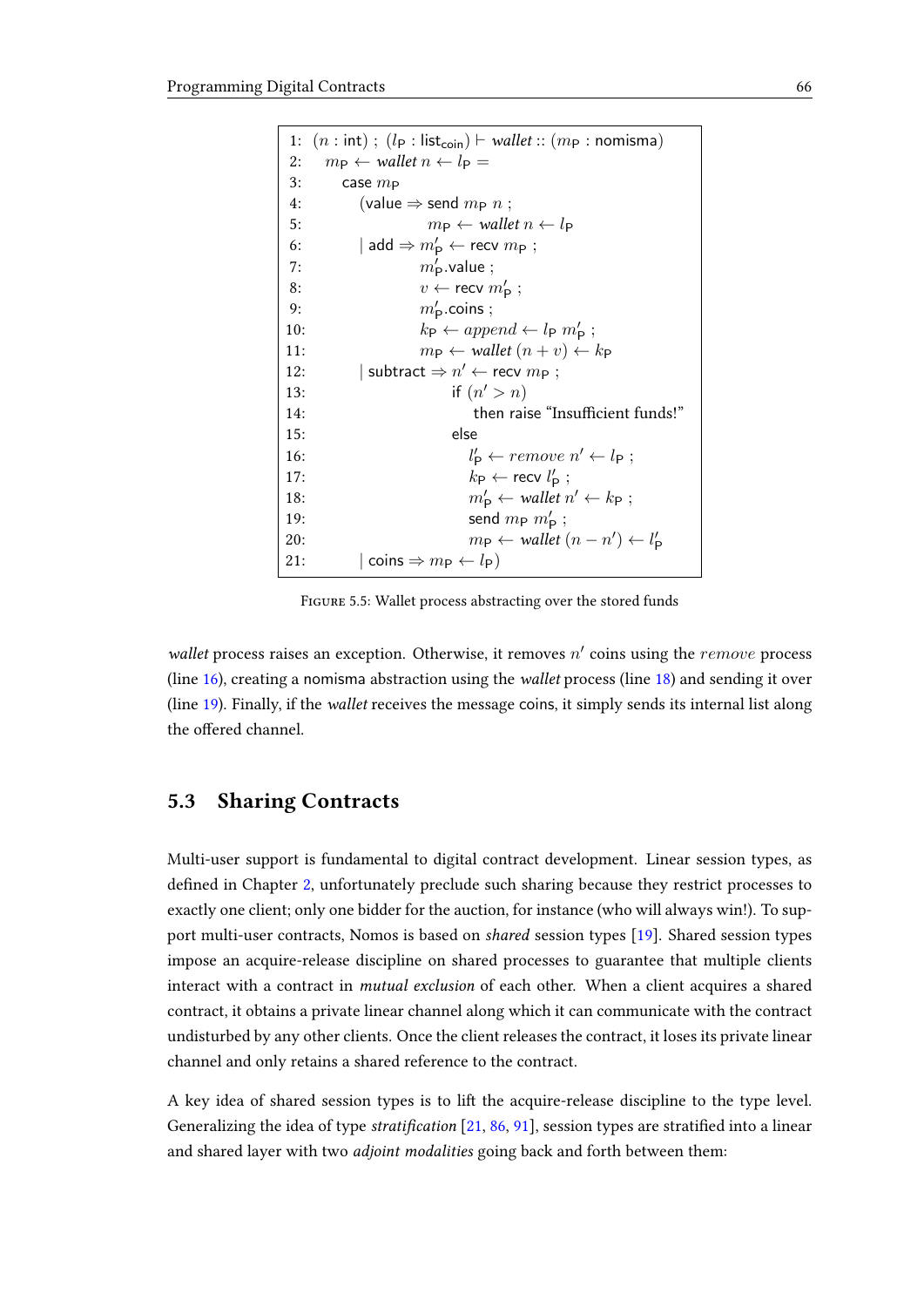```
1:  (n : int) ; (l_P : list_coin) ⊢ wallet :: (m_P : nomisma)
2:    m_P ← wallet n ← l_P =
3:      case m_P
4:        (value ⇒ send m_P n ;
5:                  m_P ← wallet n ← l_P
6:        | add ⇒ m'_P ← recv m_P ;
7:                m'_P.value ;
8:                v ← recv m'_P ;
9:                m'_P.coins ;
10:               k_P ← append ← l_P m'_P ;
11:               m_P ← wallet (n + v) ← k_P
12:       | subtract ⇒ n' ← recv m_P ;
13:                    if (n' > n)
14:                      then raise "Insufficient funds!"
15:                    else
16:                      l'_P ← remove n' ← l_P ;
17:                      k_P ← recv l'_P ;
18:                      m'_P ← wallet n' ← k_P ;
19:                      send m_P m'_P ;
20:                      m_P ← wallet (n − n') ← l'_P
21:       | coins ⇒ m_P ← l_P)
```

Figure 5.5: Wallet process abstracting over the stored funds

*wallet* process raises an exception. Otherwise, it removes $n'$ coins using the $remove$ process (line 16), creating a nomisma abstraction using the *wallet* process (line 18) and sending it over (line 19). Finally, if the *wallet* receives the message coins, it simply sends its internal list along the offered channel.

## 5.3 Sharing Contracts

Multi-user support is fundamental to digital contract development. Linear session types, as defined in Chapter 2, unfortunately preclude such sharing because they restrict processes to exactly one client; only one bidder for the auction, for instance (who will always win!). To support multi-user contracts, Nomos is based on *shared* session types [19]. Shared session types impose an acquire-release discipline on shared processes to guarantee that multiple clients interact with a contract in *mutual exclusion* of each other. When a client acquires a shared contract, it obtains a private linear channel along which it can communicate with the contract undisturbed by any other clients. Once the client releases the contract, it loses its private linear channel and only retains a shared reference to the contract.

A key idea of shared session types is to lift the acquire-release discipline to the type level. Generalizing the idea of type *stratification* [21, 86, 91], session types are stratified into a linear and shared layer with two *adjoint modalities* going back and forth between them: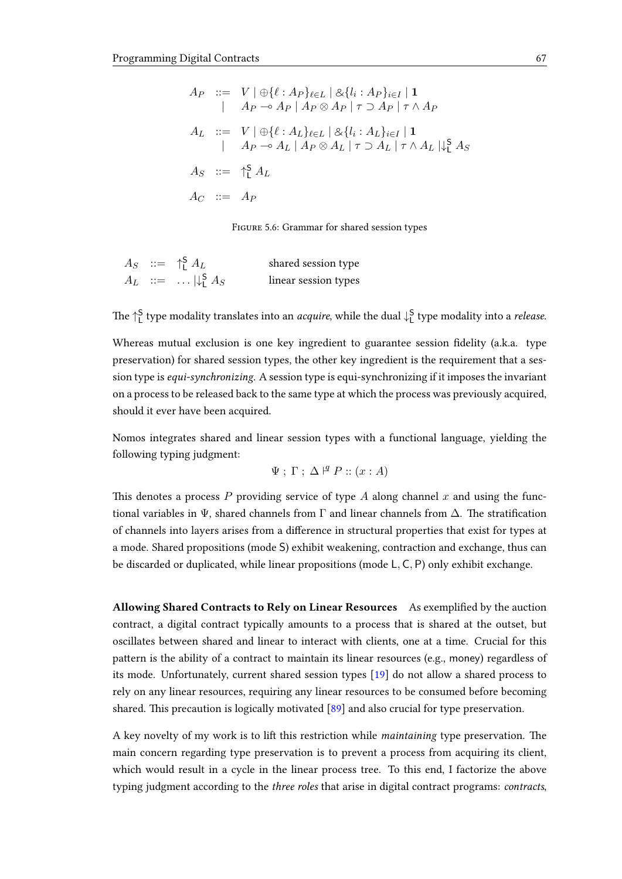$$
\begin{array}{rcl}
A_P & ::= & V \mid \oplus\{\ell : A_P\}_{\ell \in L} \mid \&\{l_i : A_P\}_{i \in I} \mid \mathbf{1} \\
& \mid & A_P \multimap A_P \mid A_P \otimes A_P \mid \tau \supset A_P \mid \tau \wedge A_P \\
\\
A_L & ::= & V \mid \oplus\{\ell : A_L\}_{\ell \in L} \mid \&\{l_i : A_L\}_{i \in I} \mid \mathbf{1} \\
& \mid & A_P \multimap A_L \mid A_P \otimes A_L \mid \tau \supset A_L \mid \tau \wedge A_L \mid \downarrow_{\mathsf{L}}^{\mathsf{S}} A_S \\
\\
A_S & ::= & \uparrow_{\mathsf{L}}^{\mathsf{S}} A_L \\
\\
A_C & ::= & A_P
\end{array}
$$

Figure 5.6: Grammar for shared session types

| | |
|---|---|
| $A_S \; ::= \; \uparrow_{\mathsf{L}}^{\mathsf{S}} A_L$ | shared session type |
| $A_L \; ::= \; \ldots \mid \downarrow_{\mathsf{L}}^{\mathsf{S}} A_S$ | linear session types |

The $\uparrow_{\mathsf{L}}^{\mathsf{S}}$ type modality translates into an *acquire*, while the dual $\downarrow_{\mathsf{L}}^{\mathsf{S}}$ type modality into a *release*.

Whereas mutual exclusion is one key ingredient to guarantee session fidelity (a.k.a. type preservation) for shared session types, the other key ingredient is the requirement that a session type is *equi-synchronizing*. A session type is equi-synchronizing if it imposes the invariant on a process to be released back to the same type at which the process was previously acquired, should it ever have been acquired.

Nomos integrates shared and linear session types with a functional language, yielding the following typing judgment:

$$\Psi \; ; \; \Gamma \; ; \; \Delta \vdash^{q} P :: (x : A)$$

This denotes a process $P$ providing service of type $A$ along channel $x$ and using the functional variables in $\Psi$, shared channels from $\Gamma$ and linear channels from $\Delta$. The stratification of channels into layers arises from a difference in structural properties that exist for types at a mode. Shared propositions (mode $\mathsf{S}$) exhibit weakening, contraction and exchange, thus can be discarded or duplicated, while linear propositions (mode $\mathsf{L}, \mathsf{C}, \mathsf{P}$) only exhibit exchange.

**Allowing Shared Contracts to Rely on Linear Resources** As exemplified by the auction contract, a digital contract typically amounts to a process that is shared at the outset, but oscillates between shared and linear to interact with clients, one at a time. Crucial for this pattern is the ability of a contract to maintain its linear resources (e.g., money) regardless of its mode. Unfortunately, current shared session types [19] do not allow a shared process to rely on any linear resources, requiring any linear resources to be consumed before becoming shared. This precaution is logically motivated [89] and also crucial for type preservation.

A key novelty of my work is to lift this restriction while *maintaining* type preservation. The main concern regarding type preservation is to prevent a process from acquiring its client, which would result in a cycle in the linear process tree. To this end, I factorize the above typing judgment according to the *three roles* that arise in digital contract programs: *contracts*,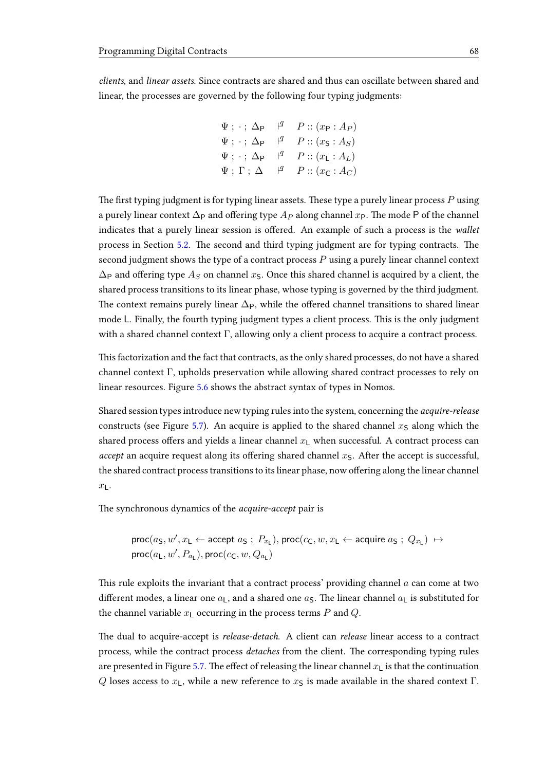*clients*, and *linear assets*. Since contracts are shared and thus can oscillate between shared and linear, the processes are governed by the following four typing judgments:

$$
\begin{array}{lcl}
\Psi \;;\; \cdot \;;\; \Delta_{\mathsf{P}} & \vdash^{q} & P :: (x_{\mathsf{P}} : A_P) \\
\Psi \;;\; \cdot \;;\; \Delta_{\mathsf{P}} & \vdash^{q} & P :: (x_{\mathsf{S}} : A_S) \\
\Psi \;;\; \cdot \;;\; \Delta_{\mathsf{P}} & \vdash^{q} & P :: (x_{\mathsf{L}} : A_L) \\
\Psi \;;\; \Gamma \;;\; \Delta & \vdash^{q} & P :: (x_{\mathsf{C}} : A_C)
\end{array}
$$

The first typing judgment is for typing linear assets. These type a purely linear process $P$ using a purely linear context $\Delta_{\mathsf{P}}$ and offering type $A_P$ along channel $x_{\mathsf{P}}$. The mode $\mathsf{P}$ of the channel indicates that a purely linear session is offered. An example of such a process is the *wallet* process in Section 5.2. The second and third typing judgment are for typing contracts. The second judgment shows the type of a contract process $P$ using a purely linear channel context $\Delta_{\mathsf{P}}$ and offering type $A_S$ on channel $x_{\mathsf{S}}$. Once this shared channel is acquired by a client, the shared process transitions to its linear phase, whose typing is governed by the third judgment. The context remains purely linear $\Delta_{\mathsf{P}}$, while the offered channel transitions to shared linear mode $\mathsf{L}$. Finally, the fourth typing judgment types a client process. This is the only judgment with a shared channel context $\Gamma$, allowing only a client process to acquire a contract process.

This factorization and the fact that contracts, as the only shared processes, do not have a shared channel context $\Gamma$, upholds preservation while allowing shared contract processes to rely on linear resources. Figure 5.6 shows the abstract syntax of types in Nomos.

Shared session types introduce new typing rules into the system, concerning the *acquire-release* constructs (see Figure 5.7). An acquire is applied to the shared channel $x_{\mathsf{S}}$ along which the shared process offers and yields a linear channel $x_{\mathsf{L}}$ when successful. A contract process can *accept* an acquire request along its offering shared channel $x_{\mathsf{S}}$. After the accept is successful, the shared contract process transitions to its linear phase, now offering along the linear channel $x_{\mathsf{L}}$.

The synchronous dynamics of the *acquire-accept* pair is

$$
\begin{array}{l}
\mathsf{proc}(a_{\mathsf{S}}, w', x_{\mathsf{L}} \leftarrow \mathsf{accept}\ a_{\mathsf{S}} \;;\; P_{x_{\mathsf{L}}}),\, \mathsf{proc}(c_{\mathsf{C}}, w, x_{\mathsf{L}} \leftarrow \mathsf{acquire}\ a_{\mathsf{S}} \;;\; Q_{x_{\mathsf{L}}}) \;\mapsto \\
\mathsf{proc}(a_{\mathsf{L}}, w', P_{a_{\mathsf{L}}}),\, \mathsf{proc}(c_{\mathsf{C}}, w, Q_{a_{\mathsf{L}}})
\end{array}
$$

This rule exploits the invariant that a contract process' providing channel $a$ can come at two different modes, a linear one $a_{\mathsf{L}}$, and a shared one $a_{\mathsf{S}}$. The linear channel $a_{\mathsf{L}}$ is substituted for the channel variable $x_{\mathsf{L}}$ occurring in the process terms $P$ and $Q$.

The dual to acquire-accept is *release-detach*. A client can *release* linear access to a contract process, while the contract process *detaches* from the client. The corresponding typing rules are presented in Figure 5.7. The effect of releasing the linear channel $x_{\mathsf{L}}$ is that the continuation $Q$ loses access to $x_{\mathsf{L}}$, while a new reference to $x_{\mathsf{S}}$ is made available in the shared context $\Gamma$.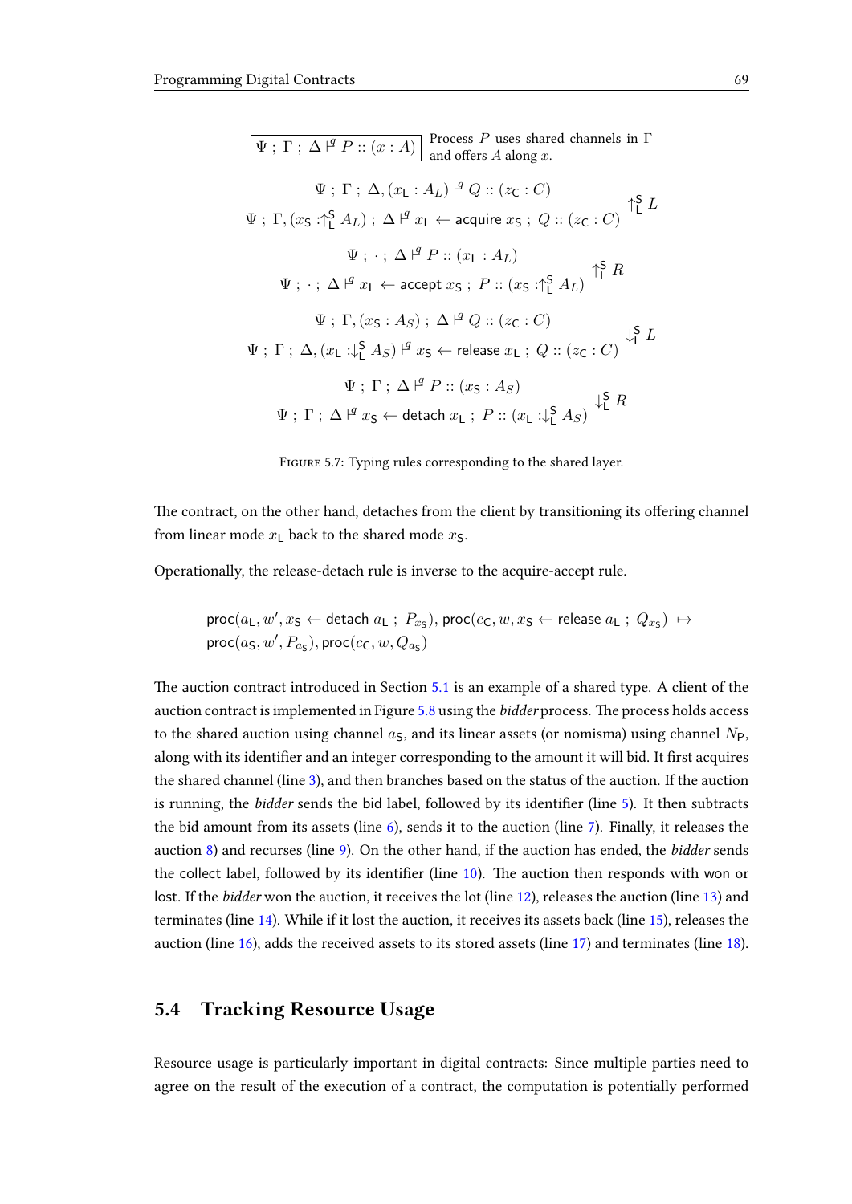$$\boxed{\Psi \; ; \; \Gamma \; ; \; \Delta \vdash^{q} P :: (x : A)} \quad \text{Process } P \text{ uses shared channels in } \Gamma \text{ and offers } A \text{ along } x.$$

$$\frac{\Psi \; ; \; \Gamma \; ; \; \Delta, (x_{\mathsf{L}} : A_L) \vdash^{q} Q :: (z_{\mathsf{C}} : C)}{\Psi \; ; \; \Gamma, (x_{\mathsf{S}} : \uparrow^{\mathsf{S}}_{\mathsf{L}} A_L) \; ; \; \Delta \vdash^{q} x_{\mathsf{L}} \leftarrow \mathsf{acquire}\; x_{\mathsf{S}} \; ; \; Q :: (z_{\mathsf{C}} : C)} \uparrow^{\mathsf{S}}_{\mathsf{L}} L$$

$$\frac{\Psi \; ; \; \cdot \; ; \; \Delta \vdash^{q} P :: (x_{\mathsf{L}} : A_L)}{\Psi \; ; \; \cdot \; ; \; \Delta \vdash^{q} x_{\mathsf{L}} \leftarrow \mathsf{accept}\; x_{\mathsf{S}} \; ; \; P :: (x_{\mathsf{S}} : \uparrow^{\mathsf{S}}_{\mathsf{L}} A_L)} \uparrow^{\mathsf{S}}_{\mathsf{L}} R$$

$$\frac{\Psi \; ; \; \Gamma, (x_{\mathsf{S}} : A_S) \; ; \; \Delta \vdash^{q} Q :: (z_{\mathsf{C}} : C)}{\Psi \; ; \; \Gamma \; ; \; \Delta, (x_{\mathsf{L}} : \downarrow^{\mathsf{S}}_{\mathsf{L}} A_S) \vdash^{q} x_{\mathsf{S}} \leftarrow \mathsf{release}\; x_{\mathsf{L}} \; ; \; Q :: (z_{\mathsf{C}} : C)} \downarrow^{\mathsf{S}}_{\mathsf{L}} L$$

$$\frac{\Psi \; ; \; \Gamma \; ; \; \Delta \vdash^{q} P :: (x_{\mathsf{S}} : A_S)}{\Psi \; ; \; \Gamma \; ; \; \Delta \vdash^{q} x_{\mathsf{S}} \leftarrow \mathsf{detach}\; x_{\mathsf{L}} \; ; \; P :: (x_{\mathsf{L}} : \downarrow^{\mathsf{S}}_{\mathsf{L}} A_S)} \downarrow^{\mathsf{S}}_{\mathsf{L}} R$$

FIGURE 5.7: Typing rules corresponding to the shared layer.

The contract, on the other hand, detaches from the client by transitioning its offering channel from linear mode $x_{\mathsf{L}}$ back to the shared mode $x_{\mathsf{S}}$.

Operationally, the release-detach rule is inverse to the acquire-accept rule.

$$\mathsf{proc}(a_{\mathsf{L}}, w', x_{\mathsf{S}} \leftarrow \mathsf{detach}\; a_{\mathsf{L}} \; ; \; P_{x_{\mathsf{S}}}), \mathsf{proc}(c_{\mathsf{C}}, w, x_{\mathsf{S}} \leftarrow \mathsf{release}\; a_{\mathsf{L}} \; ; \; Q_{x_{\mathsf{S}}}) \; \mapsto$$
$$\mathsf{proc}(a_{\mathsf{S}}, w', P_{a_{\mathsf{S}}}), \mathsf{proc}(c_{\mathsf{C}}, w, Q_{a_{\mathsf{S}}})$$

The auction contract introduced in Section 5.1 is an example of a shared type. A client of the auction contract is implemented in Figure 5.8 using the *bidder* process. The process holds access to the shared auction using channel $a_{\mathsf{S}}$, and its linear assets (or nomisma) using channel $N_{\mathsf{P}}$, along with its identifier and an integer corresponding to the amount it will bid. It first acquires the shared channel (line 3), and then branches based on the status of the auction. If the auction is running, the *bidder* sends the bid label, followed by its identifier (line 5). It then subtracts the bid amount from its assets (line 6), sends it to the auction (line 7). Finally, it releases the auction 8) and recurses (line 9). On the other hand, if the auction has ended, the *bidder* sends the collect label, followed by its identifier (line 10). The auction then responds with won or lost. If the *bidder* won the auction, it receives the lot (line 12), releases the auction (line 13) and terminates (line 14). While if it lost the auction, it receives its assets back (line 15), releases the auction (line 16), adds the received assets to its stored assets (line 17) and terminates (line 18).

## 5.4 Tracking Resource Usage

Resource usage is particularly important in digital contracts: Since multiple parties need to agree on the result of the execution of a contract, the computation is potentially performed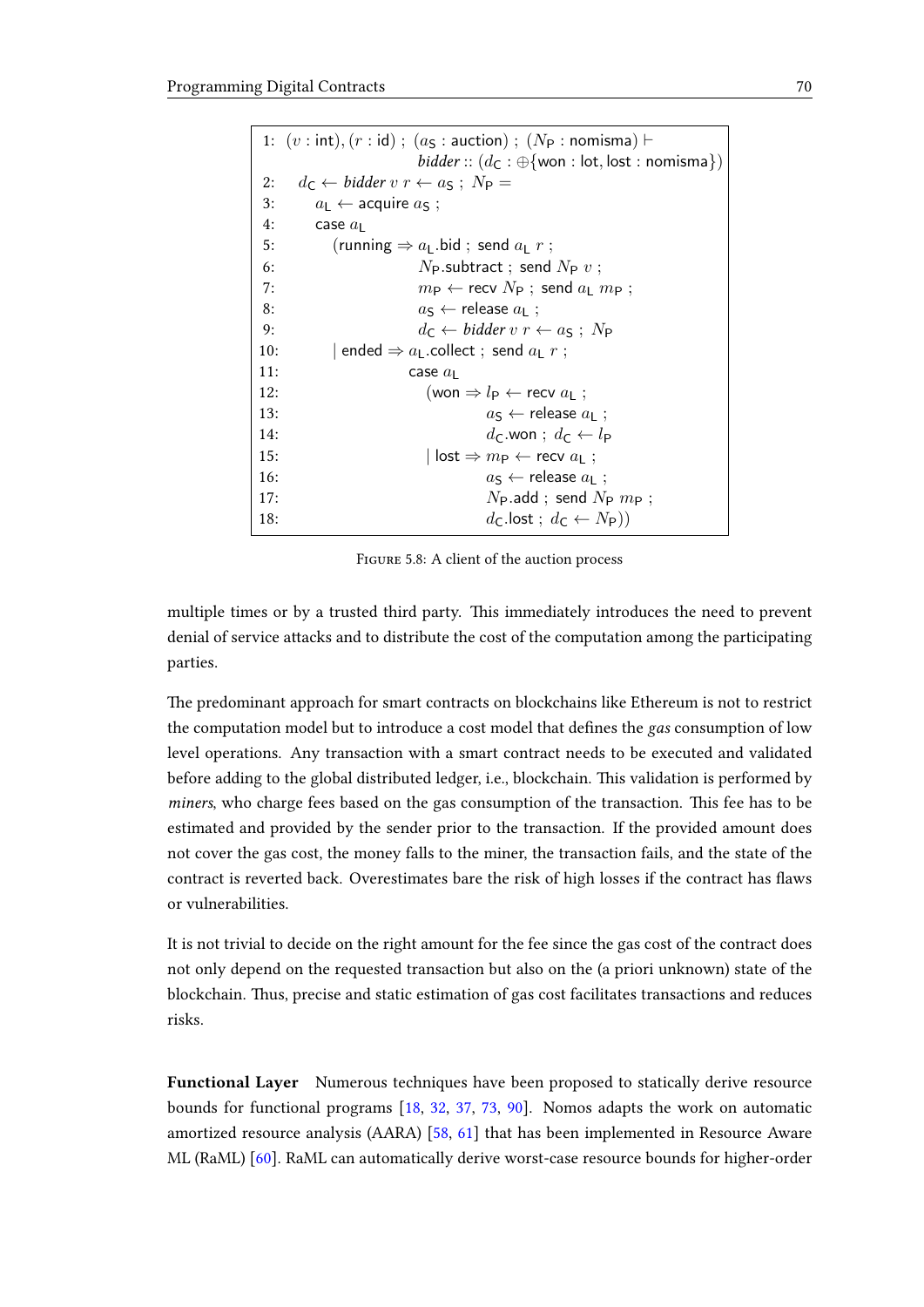```
1:  (v : int), (r : id) ; (a_S : auction) ; (N_P : nomisma) ⊢
                         bidder :: (d_C : ⊕{won : lot, lost : nomisma})
2:  d_C ← bidder v r ← a_S ; N_P =
3:     a_L ← acquire a_S ;
4:     case a_L
5:       (running ⇒ a_L.bid ; send a_L r ;
6:                  N_P.subtract ; send N_P v ;
7:                  m_P ← recv N_P ; send a_L m_P ;
8:                  a_S ← release a_L ;
9:                  d_C ← bidder v r ← a_S ; N_P
10:      | ended ⇒ a_L.collect ; send a_L r ;
11:                case a_L
12:                  (won ⇒ l_P ← recv a_L ;
13:                         a_S ← release a_L ;
14:                         d_C.won ; d_C ← l_P
15:                  | lost ⇒ m_P ← recv a_L ;
16:                         a_S ← release a_L ;
17:                         N_P.add ; send N_P m_P ;
18:                         d_C.lost ; d_C ← N_P))
```

FIGURE 5.8: A client of the auction process

multiple times or by a trusted third party. This immediately introduces the need to prevent denial of service attacks and to distribute the cost of the computation among the participating parties.

The predominant approach for smart contracts on blockchains like Ethereum is not to restrict the computation model but to introduce a cost model that defines the *gas* consumption of low level operations. Any transaction with a smart contract needs to be executed and validated before adding to the global distributed ledger, i.e., blockchain. This validation is performed by *miners*, who charge fees based on the gas consumption of the transaction. This fee has to be estimated and provided by the sender prior to the transaction. If the provided amount does not cover the gas cost, the money falls to the miner, the transaction fails, and the state of the contract is reverted back. Overestimates bare the risk of high losses if the contract has flaws or vulnerabilities.

It is not trivial to decide on the right amount for the fee since the gas cost of the contract does not only depend on the requested transaction but also on the (a priori unknown) state of the blockchain. Thus, precise and static estimation of gas cost facilitates transactions and reduces risks.

**Functional Layer** Numerous techniques have been proposed to statically derive resource bounds for functional programs [18, 32, 37, 73, 90]. Nomos adapts the work on automatic amortized resource analysis (AARA) [58, 61] that has been implemented in Resource Aware ML (RaML) [60]. RaML can automatically derive worst-case resource bounds for higher-order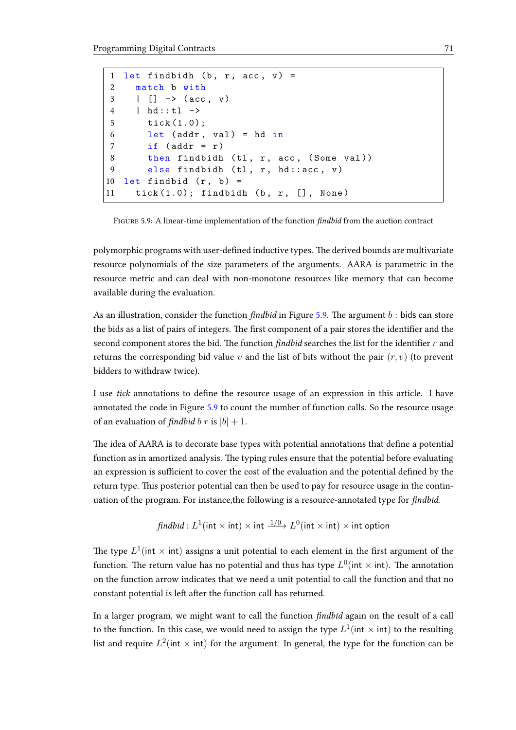```
let findbidh (b, r, acc, v) =
  match b with
  | [] -> (acc, v)
  | hd::tl ->
    tick(1.0);
    let (addr, val) = hd in
    if (addr = r)
    then findbidh (tl, r, acc, (Some val))
    else findbidh (tl, r, hd::acc, v)
let findbid (r, b) =
  tick(1.0); findbidh (b, r, [], None)
```

Figure 5.9: A linear-time implementation of the function *findbid* from the auction contract

polymorphic programs with user-defined inductive types. The derived bounds are multivariate resource polynomials of the size parameters of the arguments. AARA is parametric in the resource metric and can deal with non-monotone resources like memory that can become available during the evaluation.

As an illustration, consider the function *findbid* in Figure 5.9. The argument $b : \mathsf{bids}$ can store the bids as a list of pairs of integers. The first component of a pair stores the identifier and the second component stores the bid. The function *findbid* searches the list for the identifier $r$ and returns the corresponding bid value $v$ and the list of bits without the pair $(r, v)$ (to prevent bidders to withdraw twice).

I use *tick* annotations to define the resource usage of an expression in this article. I have annotated the code in Figure 5.9 to count the number of function calls. So the resource usage of an evaluation of *findbid* $b$ $r$ is $|b| + 1$.

The idea of AARA is to decorate base types with potential annotations that define a potential function as in amortized analysis. The typing rules ensure that the potential before evaluating an expression is sufficient to cover the cost of the evaluation and the potential defined by the return type. This posterior potential can then be used to pay for resource usage in the continuation of the program. For instance,the following is a resource-annotated type for *findbid*.

$$\mathit{findbid} : L^1(\mathsf{int} \times \mathsf{int}) \times \mathsf{int} \xrightarrow{1/0} L^0(\mathsf{int} \times \mathsf{int}) \times \mathsf{int\ option}$$

The type $L^1(\mathsf{int} \times \mathsf{int})$ assigns a unit potential to each element in the first argument of the function. The return value has no potential and thus has type $L^0(\mathsf{int} \times \mathsf{int})$. The annotation on the function arrow indicates that we need a unit potential to call the function and that no constant potential is left after the function call has returned.

In a larger program, we might want to call the function *findbid* again on the result of a call to the function. In this case, we would need to assign the type $L^1(\mathsf{int} \times \mathsf{int})$ to the resulting list and require $L^2(\mathsf{int} \times \mathsf{int})$ for the argument. In general, the type for the function can be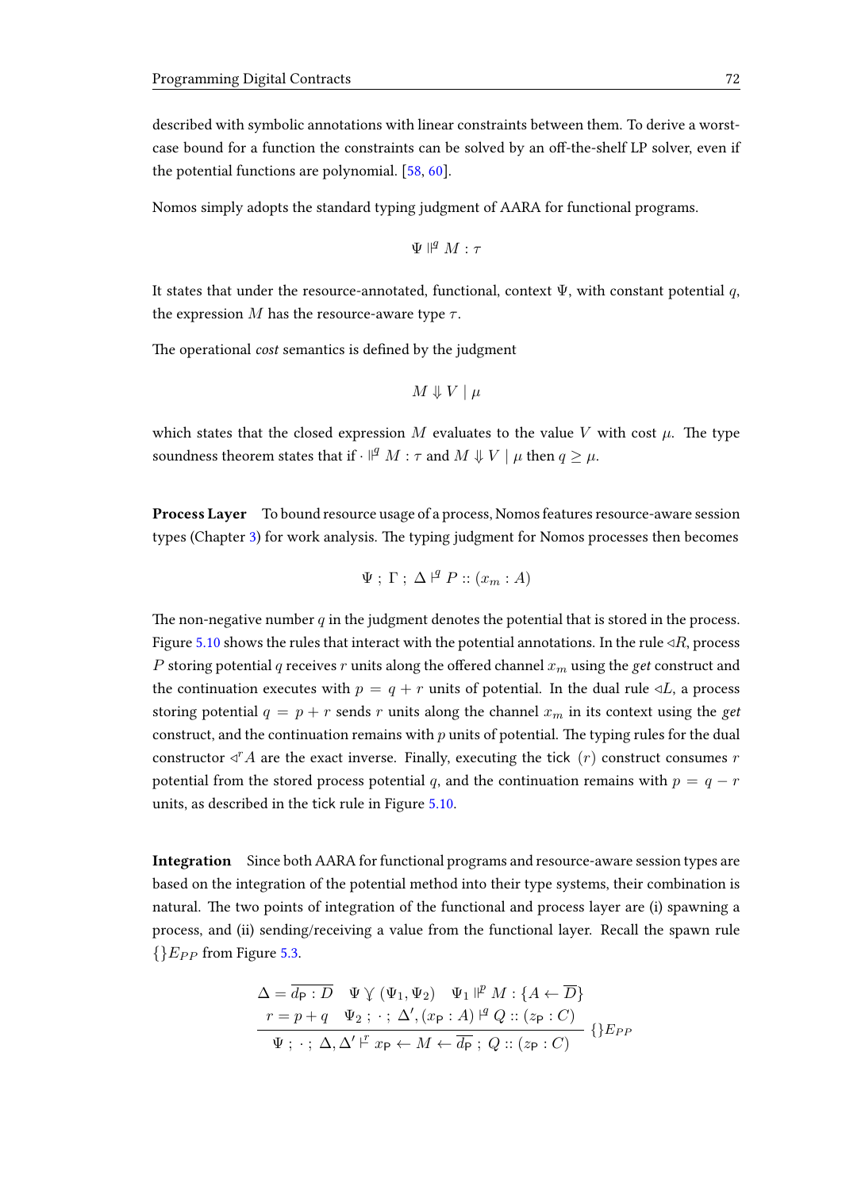described with symbolic annotations with linear constraints between them. To derive a worst-case bound for a function the constraints can be solved by an off-the-shelf LP solver, even if the potential functions are polynomial. [58, 60].

Nomos simply adopts the standard typing judgment of AARA for functional programs.

$$\Psi \Vdash^{q} M : \tau$$

It states that under the resource-annotated, functional, context $\Psi$, with constant potential $q$, the expression $M$ has the resource-aware type $\tau$.

The operational *cost* semantics is defined by the judgment

$$M \Downarrow V \mid \mu$$

which states that the closed expression $M$ evaluates to the value $V$ with cost $\mu$. The type soundness theorem states that if $\cdot \Vdash^{q} M : \tau$ and $M \Downarrow V \mid \mu$ then $q \geq \mu$.

**Process Layer** To bound resource usage of a process, Nomos features resource-aware session types (Chapter 3) for work analysis. The typing judgment for Nomos processes then becomes

$$\Psi \; ; \; \Gamma \; ; \; \Delta \vdash^{q} P :: (x_m : A)$$

The non-negative number $q$ in the judgment denotes the potential that is stored in the process. Figure 5.10 shows the rules that interact with the potential annotations. In the rule $\triangleleft R$, process $P$ storing potential $q$ receives $r$ units along the offered channel $x_m$ using the *get* construct and the continuation executes with $p = q + r$ units of potential. In the dual rule $\triangleleft L$, a process storing potential $q = p + r$ sends $r$ units along the channel $x_m$ in its context using the *get* construct, and the continuation remains with $p$ units of potential. The typing rules for the dual constructor $\triangleleft^{r} A$ are the exact inverse. Finally, executing the tick $(r)$ construct consumes $r$ potential from the stored process potential $q$, and the continuation remains with $p = q - r$ units, as described in the tick rule in Figure 5.10.

**Integration** Since both AARA for functional programs and resource-aware session types are based on the integration of the potential method into their type systems, their combination is natural. The two points of integration of the functional and process layer are (i) spawning a process, and (ii) sending/receiving a value from the functional layer. Recall the spawn rule $\{\}E_{PP}$ from Figure 5.3.

$$\frac{\begin{array}{c}\Delta = \overline{d_{\mathsf{P}} : D} \quad \Psi \curlyvee (\Psi_1, \Psi_2) \quad \Psi_1 \Vdash^{p} M : \{A \leftarrow \overline{D}\} \\ r = p + q \quad \Psi_2 \; ; \; \cdot \; ; \; \Delta', (x_{\mathsf{P}} : A) \vdash^{q} Q :: (z_{\mathsf{P}} : C)\end{array}}{\Psi \; ; \; \cdot \; ; \; \Delta, \Delta' \vdash^{r} x_{\mathsf{P}} \leftarrow M \leftarrow \overline{d_{\mathsf{P}}} \; ; \; Q :: (z_{\mathsf{P}} : C)} \; \{\}E_{PP}$$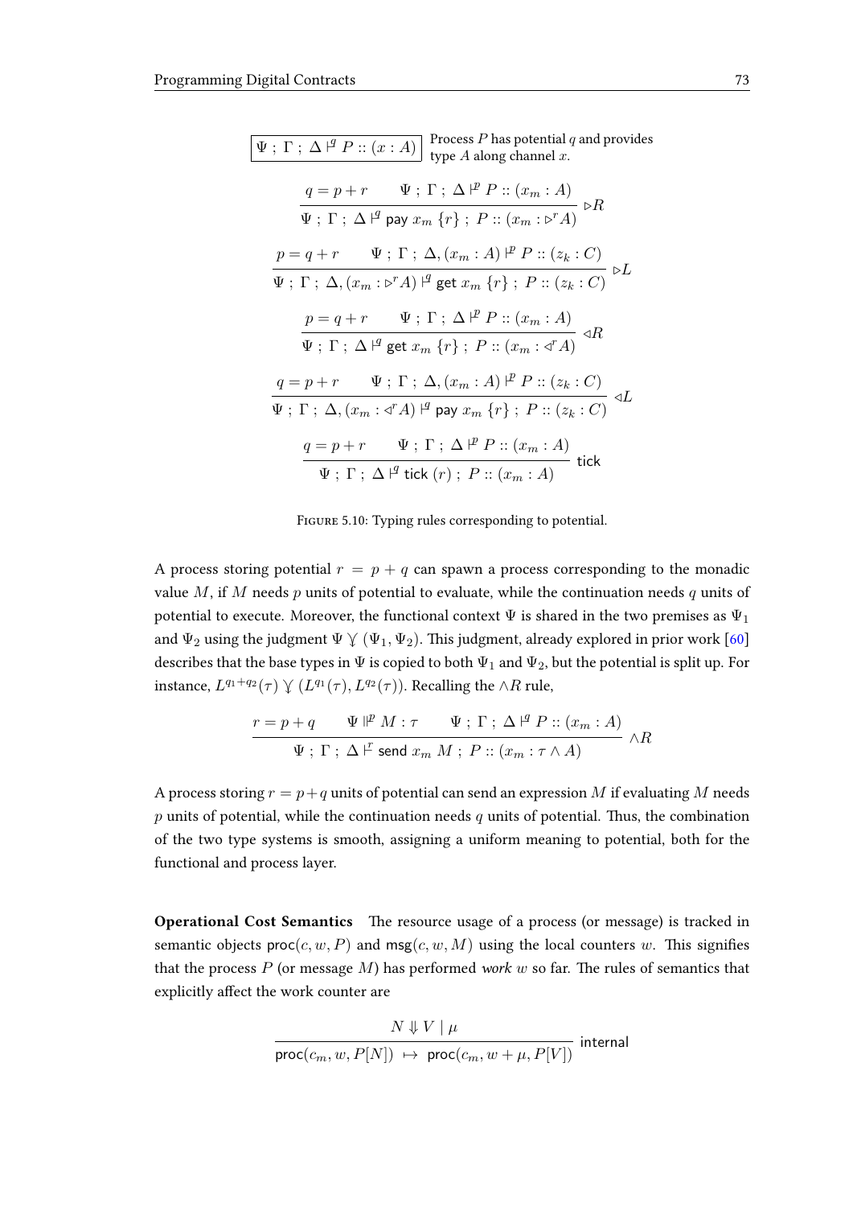$$\boxed{\Psi \; ; \; \Gamma \; ; \; \Delta \vdash^{q} P :: (x : A)} \quad \text{Process } P \text{ has potential } q \text{ and provides type } A \text{ along channel } x.$$

$$\frac{q = p + r \qquad \Psi \; ; \; \Gamma \; ; \; \Delta \vdash^{p} P :: (x_m : A)}{\Psi \; ; \; \Gamma \; ; \; \Delta \vdash^{q} \mathsf{pay}\; x_m \;\{r\} \; ; \; P :: (x_m : \triangleright^{r} A)} \; \triangleright R$$

$$\frac{p = q + r \qquad \Psi \; ; \; \Gamma \; ; \; \Delta, (x_m : A) \vdash^{p} P :: (z_k : C)}{\Psi \; ; \; \Gamma \; ; \; \Delta, (x_m : \triangleright^{r} A) \vdash^{q} \mathsf{get}\; x_m \;\{r\} \; ; \; P :: (z_k : C)} \; \triangleright L$$

$$\frac{p = q + r \qquad \Psi \; ; \; \Gamma \; ; \; \Delta \vdash^{p} P :: (x_m : A)}{\Psi \; ; \; \Gamma \; ; \; \Delta \vdash^{q} \mathsf{get}\; x_m \;\{r\} \; ; \; P :: (x_m : \triangleleft^{r} A)} \; \triangleleft R$$

$$\frac{q = p + r \qquad \Psi \; ; \; \Gamma \; ; \; \Delta, (x_m : A) \vdash^{p} P :: (z_k : C)}{\Psi \; ; \; \Gamma \; ; \; \Delta, (x_m : \triangleleft^{r} A) \vdash^{q} \mathsf{pay}\; x_m \;\{r\} \; ; \; P :: (z_k : C)} \; \triangleleft L$$

$$\frac{q = p + r \qquad \Psi \; ; \; \Gamma \; ; \; \Delta \vdash^{p} P :: (x_m : A)}{\Psi \; ; \; \Gamma \; ; \; \Delta \vdash^{q} \mathsf{tick}\; (r) \; ; \; P :: (x_m : A)} \; \mathsf{tick}$$

Figure 5.10: Typing rules corresponding to potential.

A process storing potential $r = p + q$ can spawn a process corresponding to the monadic value $M$, if $M$ needs $p$ units of potential to evaluate, while the continuation needs $q$ units of potential to execute. Moreover, the functional context $\Psi$ is shared in the two premises as $\Psi_1$ and $\Psi_2$ using the judgment $\Psi \curlyvee (\Psi_1, \Psi_2)$. This judgment, already explored in prior work [60] describes that the base types in $\Psi$ is copied to both $\Psi_1$ and $\Psi_2$, but the potential is split up. For instance, $L^{q_1+q_2}(\tau) \curlyvee (L^{q_1}(\tau), L^{q_2}(\tau))$. Recalling the $\wedge R$ rule,

$$\frac{r = p + q \qquad \Psi \Vdash^{p} M : \tau \qquad \Psi \; ; \; \Gamma \; ; \; \Delta \vdash^{q} P :: (x_m : A)}{\Psi \; ; \; \Gamma \; ; \; \Delta \vdash^{r} \mathsf{send}\; x_m \; M \; ; \; P :: (x_m : \tau \wedge A)} \; \wedge R$$

A process storing $r = p + q$ units of potential can send an expression $M$ if evaluating $M$ needs $p$ units of potential, while the continuation needs $q$ units of potential. Thus, the combination of the two type systems is smooth, assigning a uniform meaning to potential, both for the functional and process layer.

**Operational Cost Semantics** The resource usage of a process (or message) is tracked in semantic objects $\mathsf{proc}(c, w, P)$ and $\mathsf{msg}(c, w, M)$ using the local counters $w$. This signifies that the process $P$ (or message $M$) has performed *work* $w$ so far. The rules of semantics that explicitly affect the work counter are

$$\frac{N \Downarrow V \mid \mu}{\mathsf{proc}(c_m, w, P[N]) \;\mapsto\; \mathsf{proc}(c_m, w + \mu, P[V])} \; \mathsf{internal}$$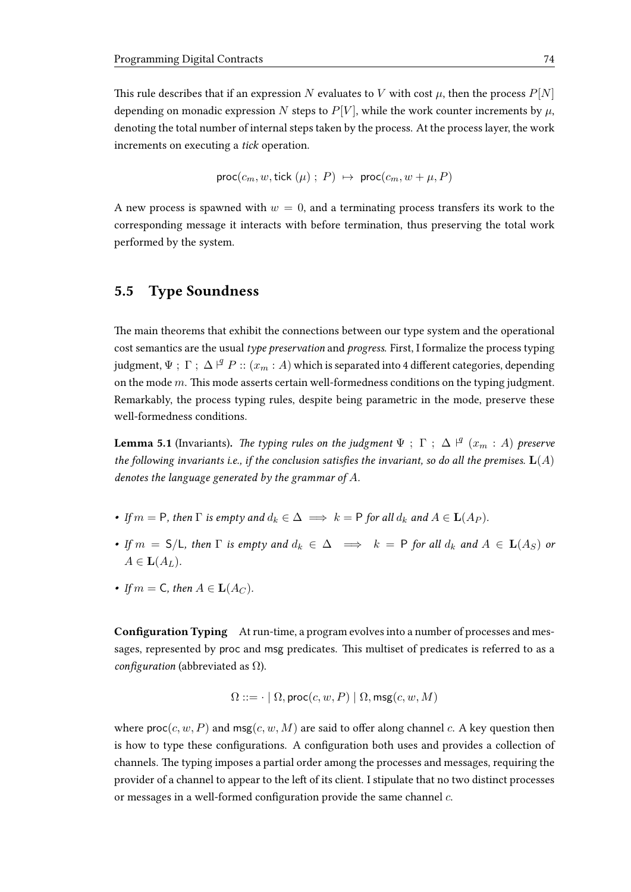This rule describes that if an expression $N$ evaluates to $V$ with cost $\mu$, then the process $P[N]$ depending on monadic expression $N$ steps to $P[V]$, while the work counter increments by $\mu$, denoting the total number of internal steps taken by the process. At the process layer, the work increments on executing a *tick* operation.

$$\mathsf{proc}(c_m, w, \mathsf{tick}\ (\mu)\ ;\ P) \ \mapsto\ \mathsf{proc}(c_m, w + \mu, P)$$

A new process is spawned with $w = 0$, and a terminating process transfers its work to the corresponding message it interacts with before termination, thus preserving the total work performed by the system.

## 5.5 Type Soundness

The main theorems that exhibit the connections between our type system and the operational cost semantics are the usual *type preservation* and *progress*. First, I formalize the process typing judgment, $\Psi\ ;\ \Gamma\ ;\ \Delta \vdash^{q} P :: (x_m : A)$ which is separated into 4 different categories, depending on the mode $m$. This mode asserts certain well-formedness conditions on the typing judgment. Remarkably, the process typing rules, despite being parametric in the mode, preserve these well-formedness conditions.

**Lemma 5.1** (Invariants)**.** *The typing rules on the judgment $\Psi\ ;\ \Gamma\ ;\ \Delta \vdash^{q} (x_m : A)$ preserve the following invariants i.e., if the conclusion satisfies the invariant, so do all the premises. $\mathbf{L}(A)$ denotes the language generated by the grammar of $A$.*

- *If $m = \mathsf{P}$, then $\Gamma$ is empty and $d_k \in \Delta \implies k = \mathsf{P}$ for all $d_k$ and $A \in \mathbf{L}(A_P)$.*
- *If $m = \mathsf{S}/\mathsf{L}$, then $\Gamma$ is empty and $d_k \in \Delta \implies k = \mathsf{P}$ for all $d_k$ and $A \in \mathbf{L}(A_S)$ or $A \in \mathbf{L}(A_L)$.*
- *If $m = \mathsf{C}$, then $A \in \mathbf{L}(A_C)$.*

**Configuration Typing** At run-time, a program evolves into a number of processes and messages, represented by proc and msg predicates. This multiset of predicates is referred to as a *configuration* (abbreviated as $\Omega$).

$$\Omega ::= \cdot \mid \Omega, \mathsf{proc}(c, w, P) \mid \Omega, \mathsf{msg}(c, w, M)$$

where $\mathsf{proc}(c, w, P)$ and $\mathsf{msg}(c, w, M)$ are said to offer along channel $c$. A key question then is how to type these configurations. A configuration both uses and provides a collection of channels. The typing imposes a partial order among the processes and messages, requiring the provider of a channel to appear to the left of its client. I stipulate that no two distinct processes or messages in a well-formed configuration provide the same channel $c$.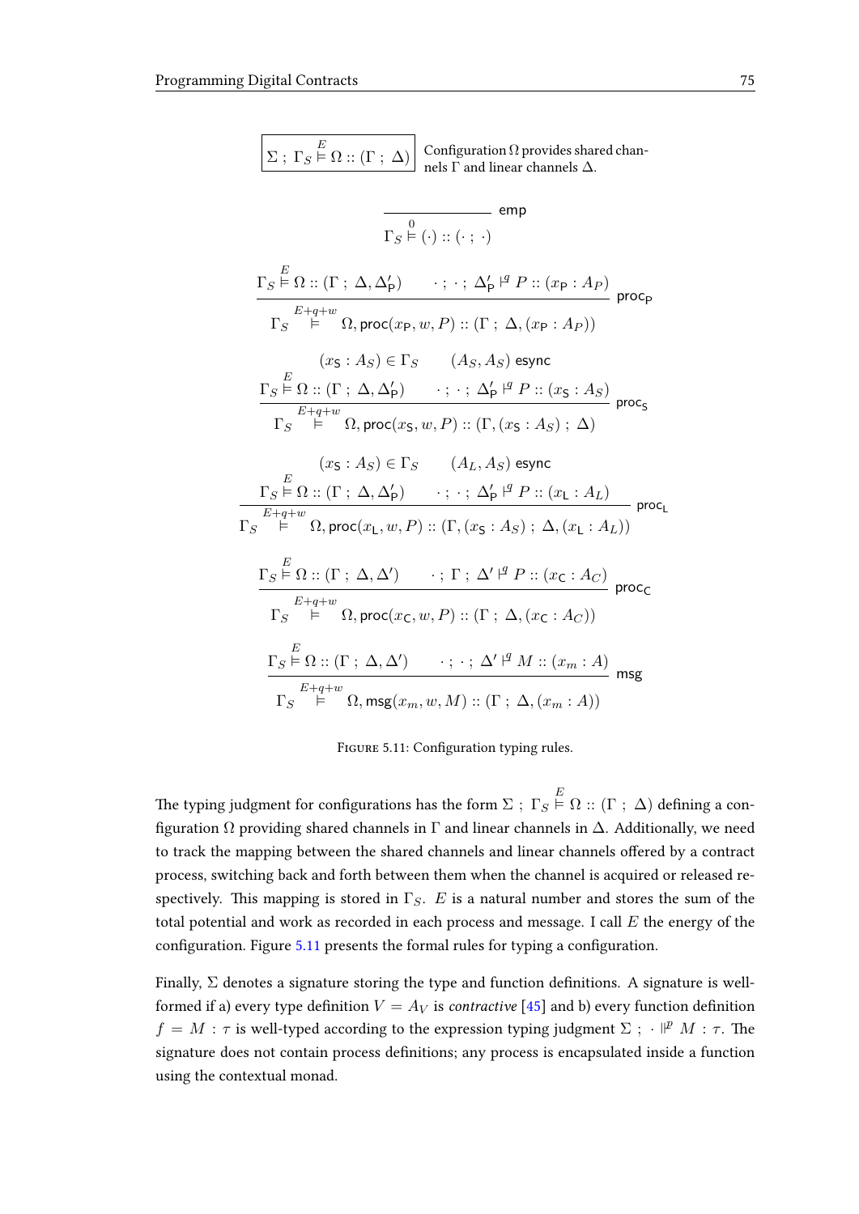$$\boxed{\Sigma \; ; \; \Gamma_S \overset{E}{\vDash} \Omega :: (\Gamma \; ; \; \Delta)}$$ Configuration $\Omega$ provides shared channels $\Gamma$ and linear channels $\Delta$.

$$\frac{}{\Gamma_S \overset{0}{\vDash} (\cdot) :: (\cdot \; ; \; \cdot)} \; \mathsf{emp}$$

$$\frac{\Gamma_S \overset{E}{\vDash} \Omega :: (\Gamma \; ; \; \Delta, \Delta'_{\mathsf{P}}) \qquad \cdot \; ; \; \cdot \; ; \; \Delta'_{\mathsf{P}} \vdash^{q} P :: (x_{\mathsf{P}} : A_P)}{\Gamma_S \overset{E+q+w}{\vDash} \Omega, \mathsf{proc}(x_{\mathsf{P}}, w, P) :: (\Gamma \; ; \; \Delta, (x_{\mathsf{P}} : A_P))} \; \mathsf{proc_P}$$

$$\frac{(x_S : A_S) \in \Gamma_S \qquad (A_S, A_S) \; \mathsf{esync} \qquad \Gamma_S \overset{E}{\vDash} \Omega :: (\Gamma \; ; \; \Delta, \Delta'_{\mathsf{P}}) \qquad \cdot \; ; \; \cdot \; ; \; \Delta'_{\mathsf{P}} \vdash^{q} P :: (x_{\mathsf{S}} : A_S)}{\Gamma_S \overset{E+q+w}{\vDash} \Omega, \mathsf{proc}(x_{\mathsf{S}}, w, P) :: (\Gamma, (x_{\mathsf{S}} : A_S) \; ; \; \Delta)} \; \mathsf{proc_S}$$

$$\frac{(x_{\mathsf{S}} : A_S) \in \Gamma_S \qquad (A_L, A_S) \; \mathsf{esync} \qquad \Gamma_S \overset{E}{\vDash} \Omega :: (\Gamma \; ; \; \Delta, \Delta'_{\mathsf{P}}) \qquad \cdot \; ; \; \cdot \; ; \; \Delta'_{\mathsf{P}} \vdash^{q} P :: (x_{\mathsf{L}} : A_L)}{\Gamma_S \overset{E+q+w}{\vDash} \Omega, \mathsf{proc}(x_{\mathsf{L}}, w, P) :: (\Gamma, (x_{\mathsf{S}} : A_S) \; ; \; \Delta, (x_{\mathsf{L}} : A_L))} \; \mathsf{proc_L}$$

$$\frac{\Gamma_S \overset{E}{\vDash} \Omega :: (\Gamma \; ; \; \Delta, \Delta') \qquad \cdot \; ; \; \Gamma \; ; \; \Delta' \vdash^{q} P :: (x_{\mathsf{C}} : A_C)}{\Gamma_S \overset{E+q+w}{\vDash} \Omega, \mathsf{proc}(x_{\mathsf{C}}, w, P) :: (\Gamma \; ; \; \Delta, (x_{\mathsf{C}} : A_C))} \; \mathsf{proc_C}$$

$$\frac{\Gamma_S \overset{E}{\vDash} \Omega :: (\Gamma \; ; \; \Delta, \Delta') \qquad \cdot \; ; \; \cdot \; ; \; \Delta' \vdash^{q} M :: (x_m : A)}{\Gamma_S \overset{E+q+w}{\vDash} \Omega, \mathsf{msg}(x_m, w, M) :: (\Gamma \; ; \; \Delta, (x_m : A))} \; \mathsf{msg}$$

FIGURE 5.11: Configuration typing rules.

The typing judgment for configurations has the form $\Sigma \; ; \; \Gamma_S \overset{E}{\vDash} \Omega :: (\Gamma \; ; \; \Delta)$ defining a configuration $\Omega$ providing shared channels in $\Gamma$ and linear channels in $\Delta$. Additionally, we need to track the mapping between the shared channels and linear channels offered by a contract process, switching back and forth between them when the channel is acquired or released respectively. This mapping is stored in $\Gamma_S$. $E$ is a natural number and stores the sum of the total potential and work as recorded in each process and message. I call $E$ the energy of the configuration. Figure 5.11 presents the formal rules for typing a configuration.

Finally, $\Sigma$ denotes a signature storing the type and function definitions. A signature is well-formed if a) every type definition $V = A_V$ is *contractive* [45] and b) every function definition $f = M : \tau$ is well-typed according to the expression typing judgment $\Sigma \; ; \; \cdot \Vdash^{p} M : \tau$. The signature does not contain process definitions; any process is encapsulated inside a function using the contextual monad.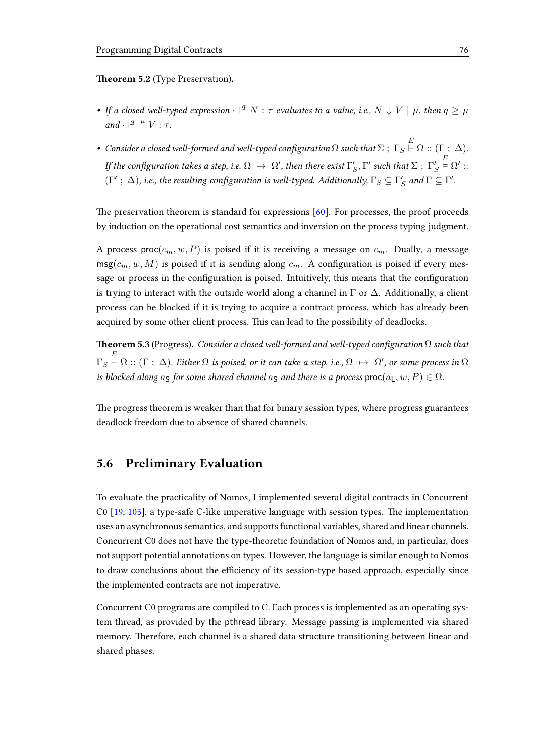**Theorem 5.2** (Type Preservation)**.**

- *If a closed well-typed expression* $\cdot \Vdash^{q} N : \tau$ *evaluates to a value, i.e.,* $N \Downarrow V \mid \mu$*, then* $q \geq \mu$ *and* $\cdot \Vdash^{q-\mu} V : \tau$*.*
- *Consider a closed well-formed and well-typed configuration* $\Omega$ *such that* $\Sigma \; ; \; \Gamma_S \overset{E}{\vDash} \Omega :: (\Gamma \; ; \; \Delta)$*. If the configuration takes a step, i.e.* $\Omega \;\mapsto\; \Omega'$*, then there exist* $\Gamma'_S, \Gamma'$ *such that* $\Sigma \; ; \; \Gamma'_S \overset{E}{\vDash} \Omega' :: (\Gamma' \; ; \; \Delta)$*, i.e., the resulting configuration is well-typed. Additionally,* $\Gamma_S \subseteq \Gamma'_S$ *and* $\Gamma \subseteq \Gamma'$*.*

The preservation theorem is standard for expressions [60]. For processes, the proof proceeds by induction on the operational cost semantics and inversion on the process typing judgment.

A process $\mathsf{proc}(c_m, w, P)$ is poised if it is receiving a message on $c_m$. Dually, a message $\mathsf{msg}(c_m, w, M)$ is poised if it is sending along $c_m$. A configuration is poised if every message or process in the configuration is poised. Intuitively, this means that the configuration is trying to interact with the outside world along a channel in $\Gamma$ or $\Delta$. Additionally, a client process can be blocked if it is trying to acquire a contract process, which has already been acquired by some other client process. This can lead to the possibility of deadlocks.

**Theorem 5.3** (Progress)**.** *Consider a closed well-formed and well-typed configuration* $\Omega$ *such that* $\Gamma_S \overset{E}{\vDash} \Omega :: (\Gamma \; ; \; \Delta)$*. Either* $\Omega$ *is poised, or it can take a step, i.e.,* $\Omega \;\mapsto\; \Omega'$*, or some process in* $\Omega$ *is blocked along* $a_{\mathsf{S}}$ *for some shared channel* $a_{\mathsf{S}}$ *and there is a process* $\mathsf{proc}(a_{\mathsf{L}}, w, P) \in \Omega$*.*

The progress theorem is weaker than that for binary session types, where progress guarantees deadlock freedom due to absence of shared channels.

## 5.6 Preliminary Evaluation

To evaluate the practicality of Nomos, I implemented several digital contracts in Concurrent C0 [19, 105], a type-safe C-like imperative language with session types. The implementation uses an asynchronous semantics, and supports functional variables, shared and linear channels. Concurrent C0 does not have the type-theoretic foundation of Nomos and, in particular, does not support potential annotations on types. However, the language is similar enough to Nomos to draw conclusions about the efficiency of its session-type based approach, especially since the implemented contracts are not imperative.

Concurrent C0 programs are compiled to C. Each process is implemented as an operating system thread, as provided by the pthread library. Message passing is implemented via shared memory. Therefore, each channel is a shared data structure transitioning between linear and shared phases.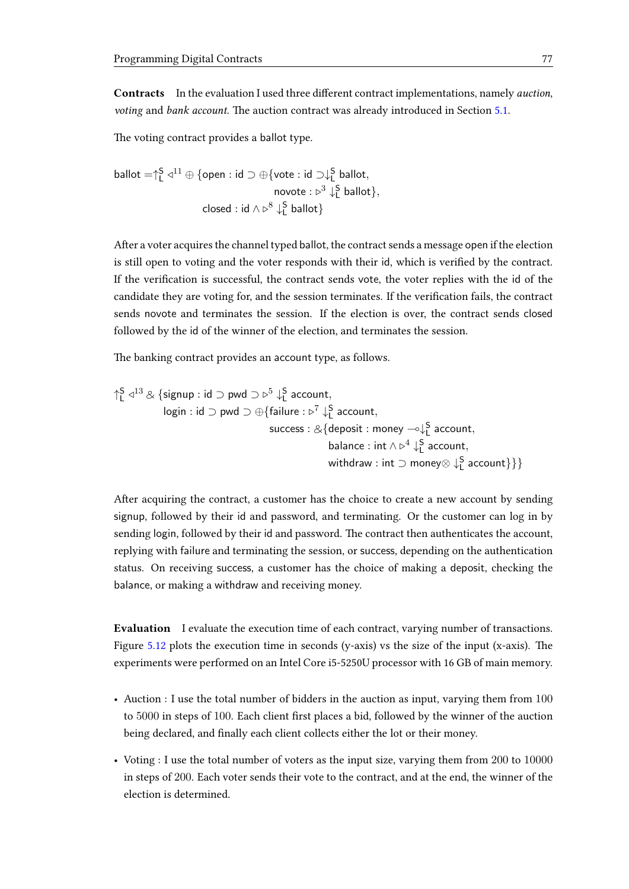**Contracts** In the evaluation I used three different contract implementations, namely *auction*, *voting* and *bank account*. The auction contract was already introduced in Section 5.1.

The voting contract provides a ballot type.

$$
\begin{aligned}
\mathsf{ballot} = \uparrow_{\mathsf{L}}^{\mathsf{S}} \triangleleft^{11} \oplus \{ & \mathsf{open} : \mathsf{id} \supset \oplus\{\mathsf{vote} : \mathsf{id} \supset \downarrow_{\mathsf{L}}^{\mathsf{S}} \mathsf{ballot}, \\
& \qquad\qquad\qquad \mathsf{novote} : \triangleright^{3} \downarrow_{\mathsf{L}}^{\mathsf{S}} \mathsf{ballot}\}, \\
& \mathsf{closed} : \mathsf{id} \wedge \triangleright^{8} \downarrow_{\mathsf{L}}^{\mathsf{S}} \mathsf{ballot}\}
\end{aligned}
$$

After a voter acquires the channel typed ballot, the contract sends a message open if the election is still open to voting and the voter responds with their id, which is verified by the contract. If the verification is successful, the contract sends vote, the voter replies with the id of the candidate they are voting for, and the session terminates. If the verification fails, the contract sends novote and terminates the session. If the election is over, the contract sends closed followed by the id of the winner of the election, and terminates the session.

The banking contract provides an account type, as follows.

$$
\begin{aligned}
\uparrow_{\mathsf{L}}^{\mathsf{S}} \triangleleft^{13} \mathbin{\&} \{ & \mathsf{signup} : \mathsf{id} \supset \mathsf{pwd} \supset \triangleright^{5} \downarrow_{\mathsf{L}}^{\mathsf{S}} \mathsf{account}, \\
& \mathsf{login} : \mathsf{id} \supset \mathsf{pwd} \supset \oplus\{\mathsf{failure} : \triangleright^{7} \downarrow_{\mathsf{L}}^{\mathsf{S}} \mathsf{account}, \\
& \qquad \mathsf{success} : \mathbin{\&}\{\mathsf{deposit} : \mathsf{money} \multimap \downarrow_{\mathsf{L}}^{\mathsf{S}} \mathsf{account}, \\
& \qquad\qquad \mathsf{balance} : \mathsf{int} \wedge \triangleright^{4} \downarrow_{\mathsf{L}}^{\mathsf{S}} \mathsf{account}, \\
& \qquad\qquad \mathsf{withdraw} : \mathsf{int} \supset \mathsf{money} \otimes \downarrow_{\mathsf{L}}^{\mathsf{S}} \mathsf{account}\}\}\}
\end{aligned}
$$

After acquiring the contract, a customer has the choice to create a new account by sending signup, followed by their id and password, and terminating. Or the customer can log in by sending login, followed by their id and password. The contract then authenticates the account, replying with failure and terminating the session, or success, depending on the authentication status. On receiving success, a customer has the choice of making a deposit, checking the balance, or making a withdraw and receiving money.

**Evaluation** I evaluate the execution time of each contract, varying number of transactions. Figure 5.12 plots the execution time in seconds (y-axis) vs the size of the input (x-axis). The experiments were performed on an Intel Core i5-5250U processor with 16 GB of main memory.

- Auction : I use the total number of bidders in the auction as input, varying them from 100 to 5000 in steps of 100. Each client first places a bid, followed by the winner of the auction being declared, and finally each client collects either the lot or their money.
- Voting : I use the total number of voters as the input size, varying them from 200 to 10000 in steps of 200. Each voter sends their vote to the contract, and at the end, the winner of the election is determined.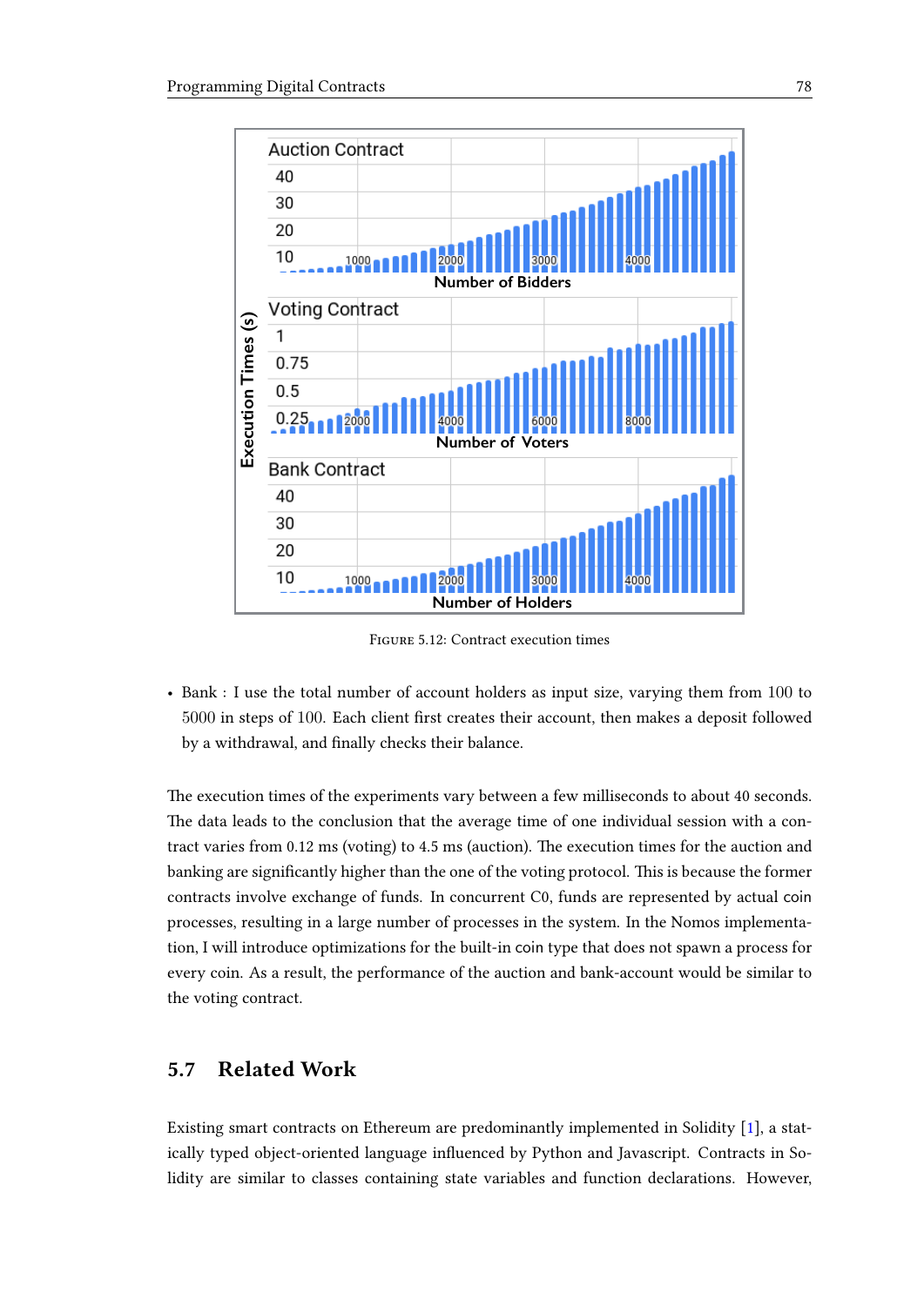FIGURE 5.12: Contract execution times

- Bank : I use the total number of account holders as input size, varying them from 100 to 5000 in steps of 100. Each client first creates their account, then makes a deposit followed by a withdrawal, and finally checks their balance.

The execution times of the experiments vary between a few milliseconds to about 40 seconds. The data leads to the conclusion that the average time of one individual session with a contract varies from 0.12 ms (voting) to 4.5 ms (auction). The execution times for the auction and banking are significantly higher than the one of the voting protocol. This is because the former contracts involve exchange of funds. In concurrent C0, funds are represented by actual coin processes, resulting in a large number of processes in the system. In the Nomos implementation, I will introduce optimizations for the built-in coin type that does not spawn a process for every coin. As a result, the performance of the auction and bank-account would be similar to the voting contract.

## 5.7 Related Work

Existing smart contracts on Ethereum are predominantly implemented in Solidity [1], a statically typed object-oriented language influenced by Python and Javascript. Contracts in Solidity are similar to classes containing state variables and function declarations. However,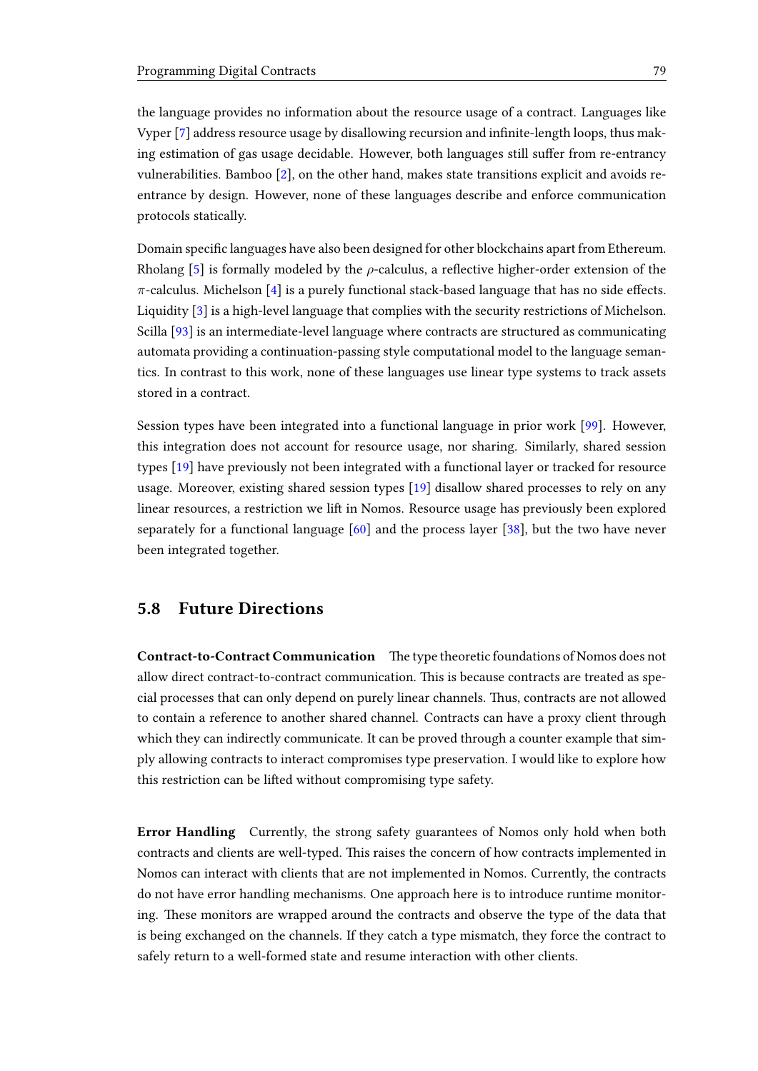the language provides no information about the resource usage of a contract. Languages like Vyper [7] address resource usage by disallowing recursion and infinite-length loops, thus making estimation of gas usage decidable. However, both languages still suffer from re-entrancy vulnerabilities. Bamboo [2], on the other hand, makes state transitions explicit and avoids re-entrance by design. However, none of these languages describe and enforce communication protocols statically.

Domain specific languages have also been designed for other blockchains apart from Ethereum. Rholang [5] is formally modeled by the $\rho$-calculus, a reflective higher-order extension of the $\pi$-calculus. Michelson [4] is a purely functional stack-based language that has no side effects. Liquidity [3] is a high-level language that complies with the security restrictions of Michelson. Scilla [93] is an intermediate-level language where contracts are structured as communicating automata providing a continuation-passing style computational model to the language semantics. In contrast to this work, none of these languages use linear type systems to track assets stored in a contract.

Session types have been integrated into a functional language in prior work [99]. However, this integration does not account for resource usage, nor sharing. Similarly, shared session types [19] have previously not been integrated with a functional layer or tracked for resource usage. Moreover, existing shared session types [19] disallow shared processes to rely on any linear resources, a restriction we lift in Nomos. Resource usage has previously been explored separately for a functional language [60] and the process layer [38], but the two have never been integrated together.

## 5.8 Future Directions

**Contract-to-Contract Communication** The type theoretic foundations of Nomos does not allow direct contract-to-contract communication. This is because contracts are treated as special processes that can only depend on purely linear channels. Thus, contracts are not allowed to contain a reference to another shared channel. Contracts can have a proxy client through which they can indirectly communicate. It can be proved through a counter example that simply allowing contracts to interact compromises type preservation. I would like to explore how this restriction can be lifted without compromising type safety.

**Error Handling** Currently, the strong safety guarantees of Nomos only hold when both contracts and clients are well-typed. This raises the concern of how contracts implemented in Nomos can interact with clients that are not implemented in Nomos. Currently, the contracts do not have error handling mechanisms. One approach here is to introduce runtime monitoring. These monitors are wrapped around the contracts and observe the type of the data that is being exchanged on the channels. If they catch a type mismatch, they force the contract to safely return to a well-formed state and resume interaction with other clients.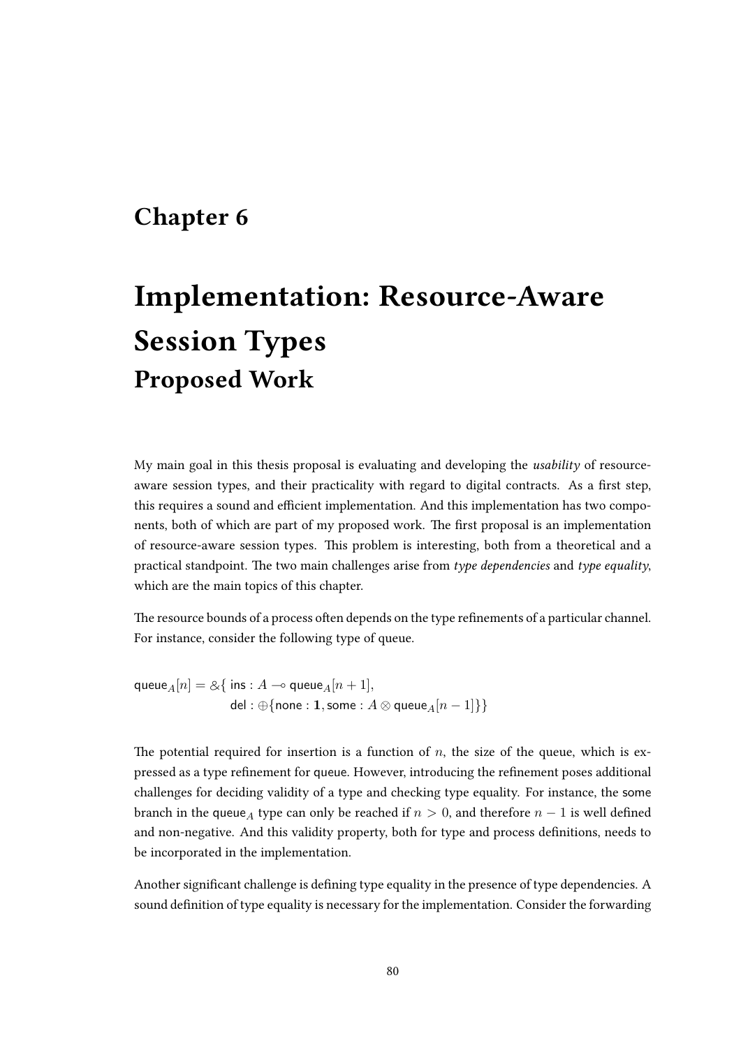# Chapter 6

# Implementation: Resource-Aware Session Types

## Proposed Work

My main goal in this thesis proposal is evaluating and developing the *usability* of resource-aware session types, and their practicality with regard to digital contracts. As a first step, this requires a sound and efficient implementation. And this implementation has two components, both of which are part of my proposed work. The first proposal is an implementation of resource-aware session types. This problem is interesting, both from a theoretical and a practical standpoint. The two main challenges arise from *type dependencies* and *type equality*, which are the main topics of this chapter.

The resource bounds of a process often depends on the type refinements of a particular channel. For instance, consider the following type of queue.

$$\begin{aligned}\mathsf{queue}_A[n] = \&\{\ & \mathsf{ins} : A \multimap \mathsf{queue}_A[n+1], \\ & \mathsf{del} : \oplus\{\mathsf{none} : \mathbf{1}, \mathsf{some} : A \otimes \mathsf{queue}_A[n-1]\}\}\end{aligned}$$

The potential required for insertion is a function of $n$, the size of the queue, which is expressed as a type refinement for queue. However, introducing the refinement poses additional challenges for deciding validity of a type and checking type equality. For instance, the some branch in the $\mathsf{queue}_A$ type can only be reached if $n > 0$, and therefore $n - 1$ is well defined and non-negative. And this validity property, both for type and process definitions, needs to be incorporated in the implementation.

Another significant challenge is defining type equality in the presence of type dependencies. A sound definition of type equality is necessary for the implementation. Consider the forwarding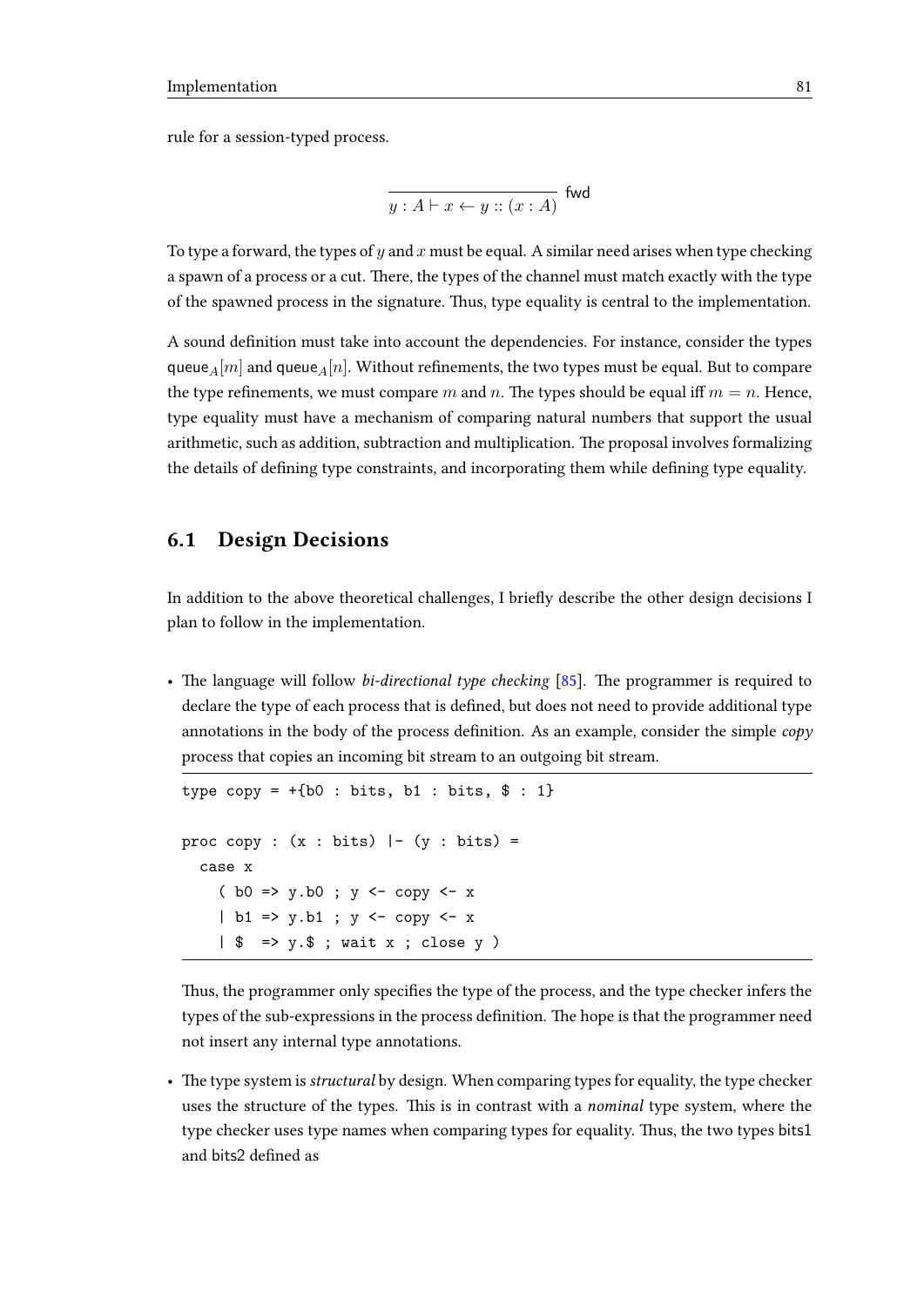rule for a session-typed process.

$$\frac{}{y : A \vdash x \leftarrow y :: (x : A)} \; \mathsf{fwd}$$

To type a forward, the types of $y$ and $x$ must be equal. A similar need arises when type checking a spawn of a process or a cut. There, the types of the channel must match exactly with the type of the spawned process in the signature. Thus, type equality is central to the implementation.

A sound definition must take into account the dependencies. For instance, consider the types $\mathsf{queue}_A[m]$ and $\mathsf{queue}_A[n]$. Without refinements, the two types must be equal. But to compare the type refinements, we must compare $m$ and $n$. The types should be equal iff $m = n$. Hence, type equality must have a mechanism of comparing natural numbers that support the usual arithmetic, such as addition, subtraction and multiplication. The proposal involves formalizing the details of defining type constraints, and incorporating them while defining type equality.

## 6.1 Design Decisions

In addition to the above theoretical challenges, I briefly describe the other design decisions I plan to follow in the implementation.

- The language will follow *bi-directional type checking* [85]. The programmer is required to declare the type of each process that is defined, but does not need to provide additional type annotations in the body of the process definition. As an example, consider the simple *copy* process that copies an incoming bit stream to an outgoing bit stream.

```
type copy = +{b0 : bits, b1 : bits, $ : 1}

proc copy : (x : bits) |- (y : bits) =
  case x
    ( b0 => y.b0 ; y <- copy <- x
    | b1 => y.b1 ; y <- copy <- x
    | $  => y.$ ; wait x ; close y )
```

  Thus, the programmer only specifies the type of the process, and the type checker infers the types of the sub-expressions in the process definition. The hope is that the programmer need not insert any internal type annotations.

- The type system is *structural* by design. When comparing types for equality, the type checker uses the structure of the types. This is in contrast with a *nominal* type system, where the type checker uses type names when comparing types for equality. Thus, the two types bits1 and bits2 defined as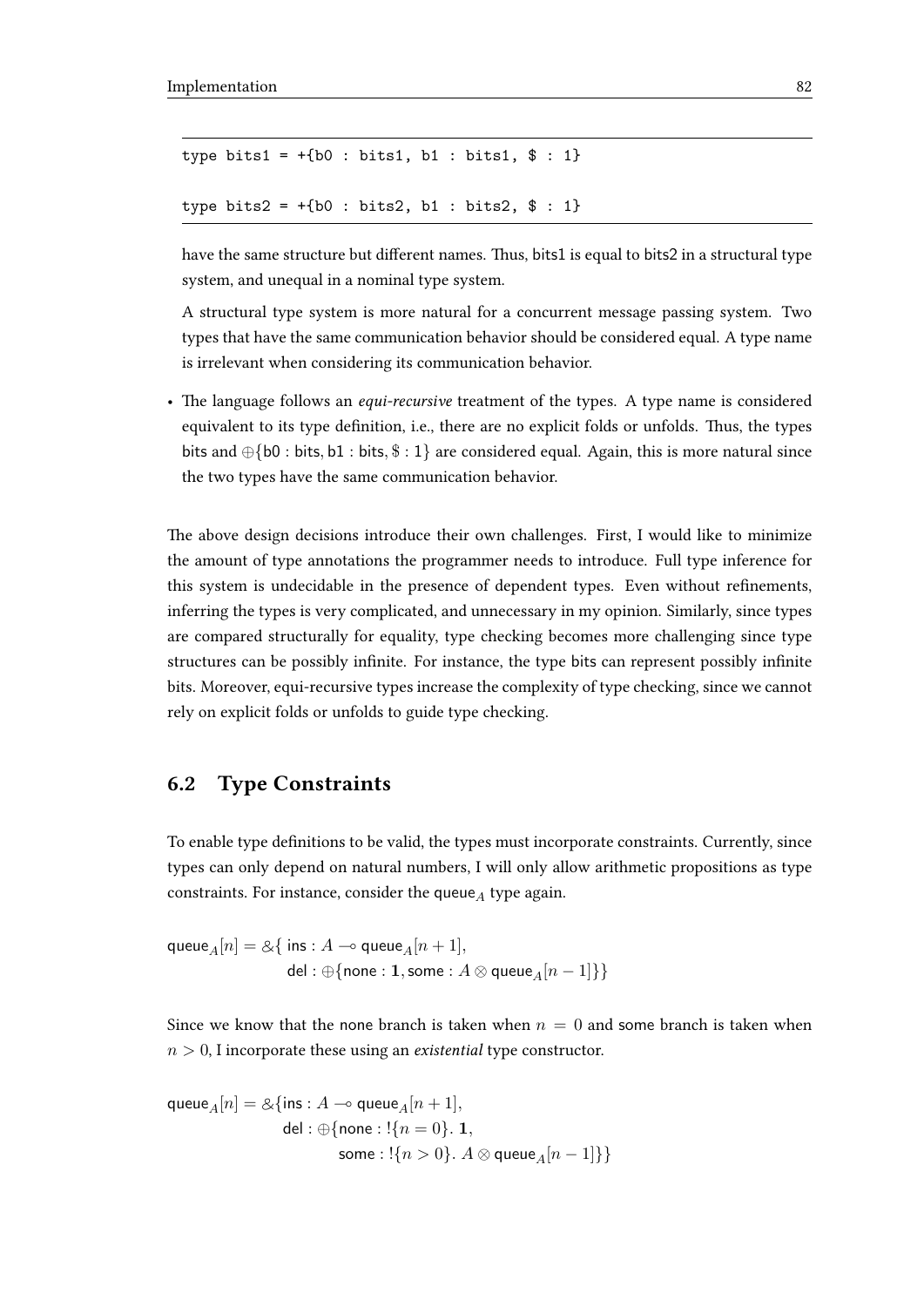```
type bits1 = +{b0 : bits1, b1 : bits1, $ : 1}

type bits2 = +{b0 : bits2, b1 : bits2, $ : 1}
```

have the same structure but different names. Thus, bits1 is equal to bits2 in a structural type system, and unequal in a nominal type system.

A structural type system is more natural for a concurrent message passing system. Two types that have the same communication behavior should be considered equal. A type name is irrelevant when considering its communication behavior.

- The language follows an *equi-recursive* treatment of the types. A type name is considered equivalent to its type definition, i.e., there are no explicit folds or unfolds. Thus, the types bits and $\oplus\{\mathsf{b0} : \mathsf{bits}, \mathsf{b1} : \mathsf{bits}, \$ : 1\}$ are considered equal. Again, this is more natural since the two types have the same communication behavior.

The above design decisions introduce their own challenges. First, I would like to minimize the amount of type annotations the programmer needs to introduce. Full type inference for this system is undecidable in the presence of dependent types. Even without refinements, inferring the types is very complicated, and unnecessary in my opinion. Similarly, since types are compared structurally for equality, type checking becomes more challenging since type structures can be possibly infinite. For instance, the type bits can represent possibly infinite bits. Moreover, equi-recursive types increase the complexity of type checking, since we cannot rely on explicit folds or unfolds to guide type checking.

## 6.2 Type Constraints

To enable type definitions to be valid, the types must incorporate constraints. Currently, since types can only depend on natural numbers, I will only allow arithmetic propositions as type constraints. For instance, consider the $\mathsf{queue}_A$ type again.

$$
\begin{aligned}
\mathsf{queue}_A[n] = \&\{\ & \mathsf{ins} : A \multimap \mathsf{queue}_A[n+1], \\
& \mathsf{del} : \oplus\{\mathsf{none} : \mathbf{1}, \mathsf{some} : A \otimes \mathsf{queue}_A[n-1]\}\}
\end{aligned}
$$

Since we know that the none branch is taken when $n = 0$ and some branch is taken when $n > 0$, I incorporate these using an *existential* type constructor.

$$
\begin{aligned}
\mathsf{queue}_A[n] = \&\{ & \mathsf{ins} : A \multimap \mathsf{queue}_A[n+1], \\
& \mathsf{del} : \oplus\{\mathsf{none} : !\{n = 0\}.\ \mathbf{1}, \\
& \qquad\quad \mathsf{some} : !\{n > 0\}.\ A \otimes \mathsf{queue}_A[n-1]\}\}
\end{aligned}
$$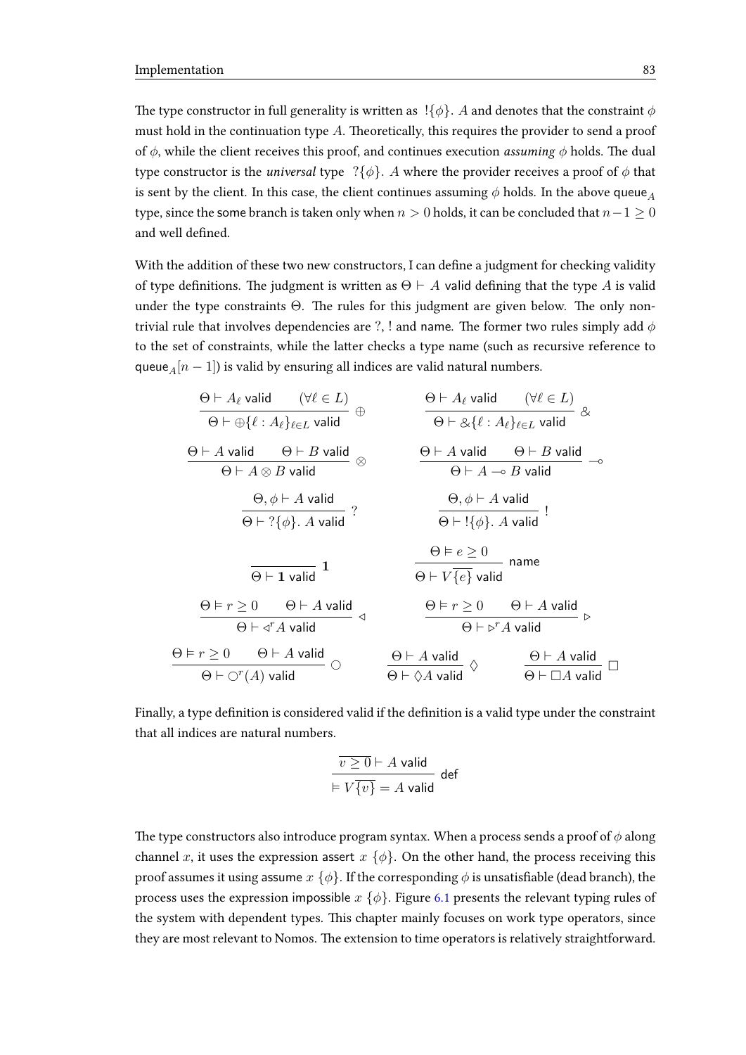The type constructor in full generality is written as $!\{\phi\}.\ A$ and denotes that the constraint $\phi$ must hold in the continuation type $A$. Theoretically, this requires the provider to send a proof of $\phi$, while the client receives this proof, and continues execution *assuming* $\phi$ holds. The dual type constructor is the *universal* type $?\{\phi\}.\ A$ where the provider receives a proof of $\phi$ that is sent by the client. In this case, the client continues assuming $\phi$ holds. In the above $\mathsf{queue}_A$ type, since the some branch is taken only when $n > 0$ holds, it can be concluded that $n - 1 \geq 0$ and well defined.

With the addition of these two new constructors, I can define a judgment for checking validity of type definitions. The judgment is written as $\Theta \vdash A$ valid defining that the type $A$ is valid under the type constraints $\Theta$. The rules for this judgment are given below. The only non-trivial rule that involves dependencies are ?, ! and name. The former two rules simply add $\phi$ to the set of constraints, while the latter checks a type name (such as recursive reference to $\mathsf{queue}_A[n-1]$) is valid by ensuring all indices are valid natural numbers.

$$\frac{\Theta \vdash A_\ell \ \mathsf{valid} \quad (\forall \ell \in L)}{\Theta \vdash \oplus\{\ell : A_\ell\}_{\ell \in L} \ \mathsf{valid}} \oplus \qquad \frac{\Theta \vdash A_\ell \ \mathsf{valid} \quad (\forall \ell \in L)}{\Theta \vdash \&\{\ell : A_\ell\}_{\ell \in L} \ \mathsf{valid}} \&$$

$$\frac{\Theta \vdash A \ \mathsf{valid} \quad \Theta \vdash B \ \mathsf{valid}}{\Theta \vdash A \otimes B \ \mathsf{valid}} \otimes \qquad \frac{\Theta \vdash A \ \mathsf{valid} \quad \Theta \vdash B \ \mathsf{valid}}{\Theta \vdash A \multimap B \ \mathsf{valid}} \multimap$$

$$\frac{\Theta, \phi \vdash A \ \mathsf{valid}}{\Theta \vdash ?\{\phi\}.\ A \ \mathsf{valid}} ? \qquad \frac{\Theta, \phi \vdash A \ \mathsf{valid}}{\Theta \vdash !\{\phi\}.\ A \ \mathsf{valid}} !$$

$$\frac{}{\Theta \vdash \mathbf{1} \ \mathsf{valid}} \mathbf{1} \qquad \frac{\Theta \vDash e \geq 0}{\Theta \vdash V\overline{\{e\}} \ \mathsf{valid}} \ \mathsf{name}$$

$$\frac{\Theta \vDash r \geq 0 \quad \Theta \vdash A \ \mathsf{valid}}{\Theta \vdash \triangleleft^r A \ \mathsf{valid}} \triangleleft \qquad \frac{\Theta \vDash r \geq 0 \quad \Theta \vdash A \ \mathsf{valid}}{\Theta \vdash \triangleright^r A \ \mathsf{valid}} \triangleright$$

$$\frac{\Theta \vDash r \geq 0 \quad \Theta \vdash A \ \mathsf{valid}}{\Theta \vdash \bigcirc^r(A) \ \mathsf{valid}} \bigcirc \qquad \frac{\Theta \vdash A \ \mathsf{valid}}{\Theta \vdash \Diamond A \ \mathsf{valid}} \Diamond \qquad \frac{\Theta \vdash A \ \mathsf{valid}}{\Theta \vdash \Box A \ \mathsf{valid}} \Box$$

Finally, a type definition is considered valid if the definition is a valid type under the constraint that all indices are natural numbers.

$$\frac{\overline{v \geq 0} \vdash A \ \mathsf{valid}}{\vDash V\overline{\{v\}} = A \ \mathsf{valid}} \ \mathsf{def}$$

The type constructors also introduce program syntax. When a process sends a proof of $\phi$ along channel $x$, it uses the expression $\mathsf{assert}\ x\ \{\phi\}$. On the other hand, the process receiving this proof assumes it using $\mathsf{assume}\ x\ \{\phi\}$. If the corresponding $\phi$ is unsatisfiable (dead branch), the process uses the expression $\mathsf{impossible}\ x\ \{\phi\}$. Figure 6.1 presents the relevant typing rules of the system with dependent types. This chapter mainly focuses on work type operators, since they are most relevant to Nomos. The extension to time operators is relatively straightforward.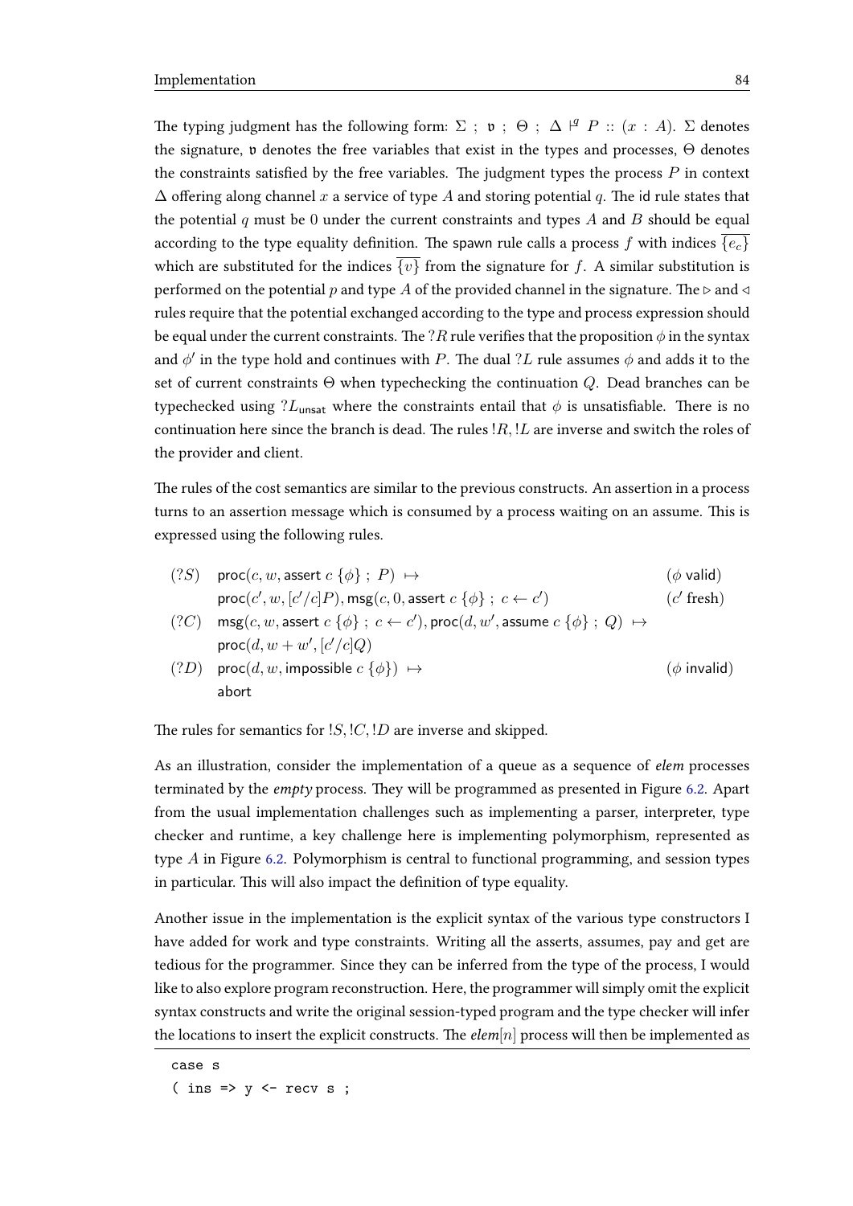The typing judgment has the following form: $\Sigma \; ; \; \mathfrak{v} \; ; \; \Theta \; ; \; \Delta \vdash^q P :: (x : A)$. $\Sigma$ denotes the signature, $\mathfrak{v}$ denotes the free variables that exist in the types and processes, $\Theta$ denotes the constraints satisfied by the free variables. The judgment types the process $P$ in context $\Delta$ offering along channel $x$ a service of type $A$ and storing potential $q$. The id rule states that the potential $q$ must be 0 under the current constraints and types $A$ and $B$ should be equal according to the type equality definition. The spawn rule calls a process $f$ with indices $\overline{\{e_c\}}$ which are substituted for the indices $\overline{\{v\}}$ from the signature for $f$. A similar substitution is performed on the potential $p$ and type $A$ of the provided channel in the signature. The $\triangleright$ and $\triangleleft$ rules require that the potential exchanged according to the type and process expression should be equal under the current constraints. The $?R$ rule verifies that the proposition $\phi$ in the syntax and $\phi'$ in the type hold and continues with $P$. The dual $?L$ rule assumes $\phi$ and adds it to the set of current constraints $\Theta$ when typechecking the continuation $Q$. Dead branches can be typechecked using $?L_{\mathsf{unsat}}$ where the constraints entail that $\phi$ is unsatisfiable. There is no continuation here since the branch is dead. The rules $!R, !L$ are inverse and switch the roles of the provider and client.

The rules of the cost semantics are similar to the previous constructs. An assertion in a process turns to an assertion message which is consumed by a process waiting on an assume. This is expressed using the following rules.

$$
\begin{array}{lll}
(?S) & \mathsf{proc}(c, w, \mathsf{assert}\ c\ \{\phi\}\ ;\ P) \ \mapsto & (\phi\ \mathsf{valid}) \\
 & \mathsf{proc}(c', w, [c'/c]P), \mathsf{msg}(c, 0, \mathsf{assert}\ c\ \{\phi\}\ ;\ c \leftarrow c') & (c'\ \mathsf{fresh}) \\
(?C) & \mathsf{msg}(c, w, \mathsf{assert}\ c\ \{\phi\}\ ;\ c \leftarrow c'), \mathsf{proc}(d, w', \mathsf{assume}\ c\ \{\phi\}\ ;\ Q) \ \mapsto & \\
 & \mathsf{proc}(d, w + w', [c'/c]Q) & \\
(?D) & \mathsf{proc}(d, w, \mathsf{impossible}\ c\ \{\phi\}) \ \mapsto & (\phi\ \mathsf{invalid}) \\
 & \mathsf{abort} &
\end{array}
$$

The rules for semantics for $!S, !C, !D$ are inverse and skipped.

As an illustration, consider the implementation of a queue as a sequence of *elem* processes terminated by the *empty* process. They will be programmed as presented in Figure 6.2. Apart from the usual implementation challenges such as implementing a parser, interpreter, type checker and runtime, a key challenge here is implementing polymorphism, represented as type $A$ in Figure 6.2. Polymorphism is central to functional programming, and session types in particular. This will also impact the definition of type equality.

Another issue in the implementation is the explicit syntax of the various type constructors I have added for work and type constraints. Writing all the asserts, assumes, pay and get are tedious for the programmer. Since they can be inferred from the type of the process, I would like to also explore program reconstruction. Here, the programmer will simply omit the explicit syntax constructs and write the original session-typed program and the type checker will infer the locations to insert the explicit constructs. The *elem*$[n]$ process will then be implemented as

```
case s
( ins => y <- recv s ;
```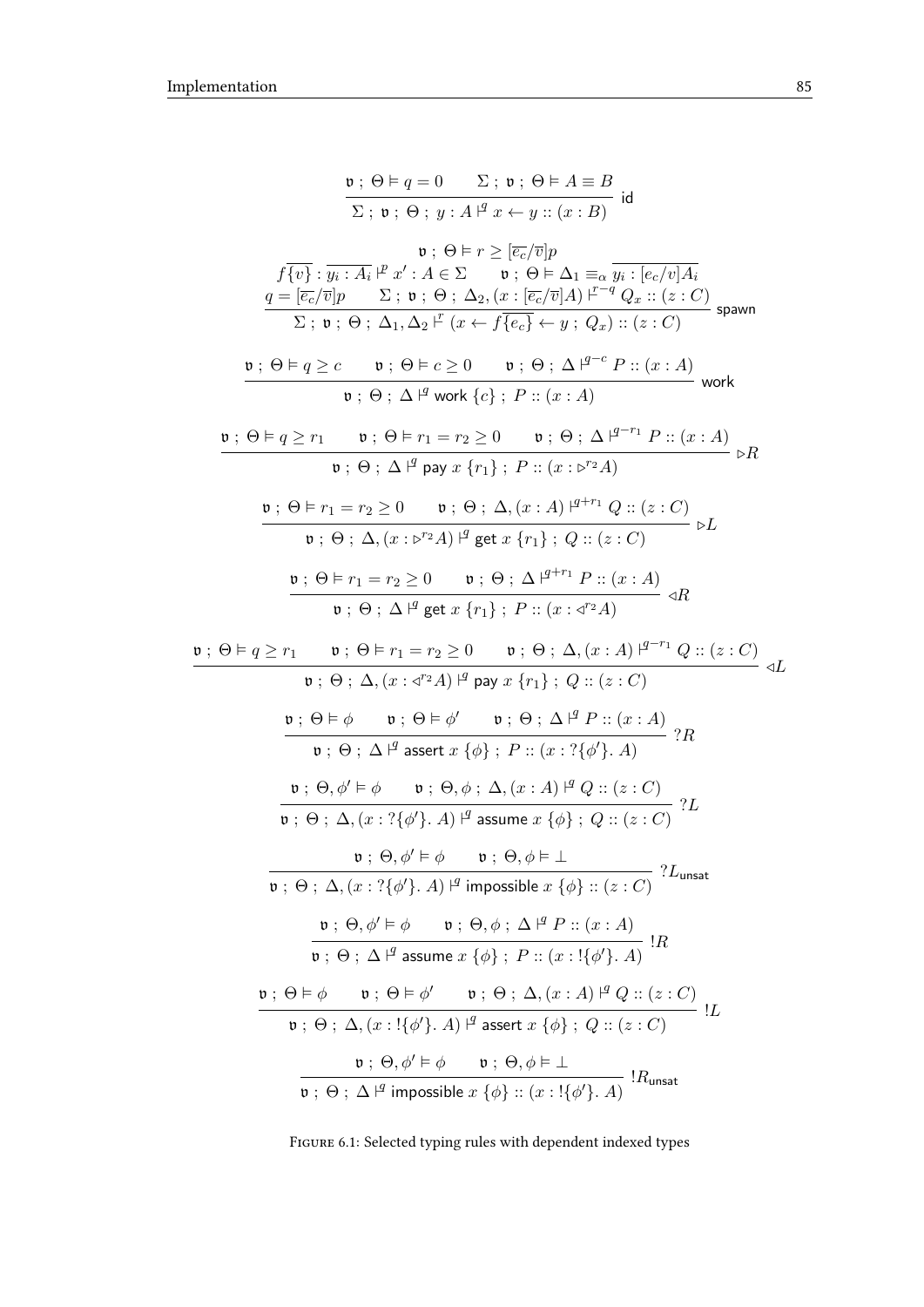$$\frac{\mathfrak{v} \;;\; \Theta \vDash q = 0 \qquad \Sigma \;;\; \mathfrak{v} \;;\; \Theta \vDash A \equiv B}{\Sigma \;;\; \mathfrak{v} \;;\; \Theta \;;\; y : A \vdash^{q} x \leftarrow y :: (x : B)} \;\mathsf{id}$$

$$\frac{\begin{array}{c} \mathfrak{v} \;;\; \Theta \vDash r \geq [\overline{e_c}/\overline{v}]p \\ f\{\overline{v}\} : \overline{y_i : A_i} \vdash^{p} x' : A \in \Sigma \qquad \mathfrak{v} \;;\; \Theta \vDash \Delta_1 \equiv_\alpha \overline{y_i : [e_c/v]A_i} \\ q = [\overline{e_c}/\overline{v}]p \qquad \Sigma \;;\; \mathfrak{v} \;;\; \Theta \;;\; \Delta_2, (x : [\overline{e_c}/\overline{v}]A) \vdash^{r-q} Q_x :: (z : C) \end{array}}{\Sigma \;;\; \mathfrak{v} \;;\; \Theta \;;\; \Delta_1, \Delta_2 \vdash^{r} (x \leftarrow f\{\overline{e_c}\} \leftarrow y \;;\; Q_x) :: (z : C)} \;\mathsf{spawn}$$

$$\frac{\mathfrak{v} \;;\; \Theta \vDash q \geq c \qquad \mathfrak{v} \;;\; \Theta \vDash c \geq 0 \qquad \mathfrak{v} \;;\; \Theta \;;\; \Delta \vdash^{q-c} P :: (x : A)}{\mathfrak{v} \;;\; \Theta \;;\; \Delta \vdash^{q} \mathsf{work}\ \{c\} \;;\; P :: (x : A)} \;\mathsf{work}$$

$$\frac{\mathfrak{v} \;;\; \Theta \vDash q \geq r_1 \qquad \mathfrak{v} \;;\; \Theta \vDash r_1 = r_2 \geq 0 \qquad \mathfrak{v} \;;\; \Theta \;;\; \Delta \vdash^{q-r_1} P :: (x : A)}{\mathfrak{v} \;;\; \Theta \;;\; \Delta \vdash^{q} \mathsf{pay}\ x\ \{r_1\} \;;\; P :: (x : \triangleright^{r_2} A)} \;\triangleright R$$

$$\frac{\mathfrak{v} \;;\; \Theta \vDash r_1 = r_2 \geq 0 \qquad \mathfrak{v} \;;\; \Theta \;;\; \Delta, (x : A) \vdash^{q+r_1} Q :: (z : C)}{\mathfrak{v} \;;\; \Theta \;;\; \Delta, (x : \triangleright^{r_2} A) \vdash^{q} \mathsf{get}\ x\ \{r_1\} \;;\; Q :: (z : C)} \;\triangleright L$$

$$\frac{\mathfrak{v} \;;\; \Theta \vDash r_1 = r_2 \geq 0 \qquad \mathfrak{v} \;;\; \Theta \;;\; \Delta \vdash^{q+r_1} P :: (x : A)}{\mathfrak{v} \;;\; \Theta \;;\; \Delta \vdash^{q} \mathsf{get}\ x\ \{r_1\} \;;\; P :: (x : \triangleleft^{r_2} A)} \;\triangleleft R$$

$$\frac{\mathfrak{v} \;;\; \Theta \vDash q \geq r_1 \qquad \mathfrak{v} \;;\; \Theta \vDash r_1 = r_2 \geq 0 \qquad \mathfrak{v} \;;\; \Theta \;;\; \Delta, (x : A) \vdash^{q-r_1} Q :: (z : C)}{\mathfrak{v} \;;\; \Theta \;;\; \Delta, (x : \triangleleft^{r_2} A) \vdash^{q} \mathsf{pay}\ x\ \{r_1\} \;;\; Q :: (z : C)} \;\triangleleft L$$

$$\frac{\mathfrak{v} \;;\; \Theta \vDash \phi \qquad \mathfrak{v} \;;\; \Theta \vDash \phi' \qquad \mathfrak{v} \;;\; \Theta \;;\; \Delta \vdash^{q} P :: (x : A)}{\mathfrak{v} \;;\; \Theta \;;\; \Delta \vdash^{q} \mathsf{assert}\ x\ \{\phi\} \;;\; P :: (x : ?\{\phi'\}.\ A)} \;?R$$

$$\frac{\mathfrak{v} \;;\; \Theta, \phi' \vDash \phi \qquad \mathfrak{v} \;;\; \Theta, \phi \;;\; \Delta, (x : A) \vdash^{q} Q :: (z : C)}{\mathfrak{v} \;;\; \Theta \;;\; \Delta, (x : ?\{\phi'\}.\ A) \vdash^{q} \mathsf{assume}\ x\ \{\phi\} \;;\; Q :: (z : C)} \;?L$$

$$\frac{\mathfrak{v} \;;\; \Theta, \phi' \vDash \phi \qquad \mathfrak{v} \;;\; \Theta, \phi \vDash \bot}{\mathfrak{v} \;;\; \Theta \;;\; \Delta, (x : ?\{\phi'\}.\ A) \vdash^{q} \mathsf{impossible}\ x\ \{\phi\} :: (z : C)} \;?L_{\mathsf{unsat}}$$

$$\frac{\mathfrak{v} \;;\; \Theta, \phi' \vDash \phi \qquad \mathfrak{v} \;;\; \Theta, \phi \;;\; \Delta \vdash^{q} P :: (x : A)}{\mathfrak{v} \;;\; \Theta \;;\; \Delta \vdash^{q} \mathsf{assume}\ x\ \{\phi\} \;;\; P :: (x : !\{\phi'\}.\ A)} \;!R$$

$$\frac{\mathfrak{v} \;;\; \Theta \vDash \phi \qquad \mathfrak{v} \;;\; \Theta \vDash \phi' \qquad \mathfrak{v} \;;\; \Theta \;;\; \Delta, (x : A) \vdash^{q} Q :: (z : C)}{\mathfrak{v} \;;\; \Theta \;;\; \Delta, (x : !\{\phi'\}.\ A) \vdash^{q} \mathsf{assert}\ x\ \{\phi\} \;;\; Q :: (z : C)} \;!L$$

$$\frac{\mathfrak{v} \;;\; \Theta, \phi' \vDash \phi \qquad \mathfrak{v} \;;\; \Theta, \phi \vDash \bot}{\mathfrak{v} \;;\; \Theta \;;\; \Delta \vdash^{q} \mathsf{impossible}\ x\ \{\phi\} :: (x : !\{\phi'\}.\ A)} \;!R_{\mathsf{unsat}}$$

FIGURE 6.1: Selected typing rules with dependent indexed types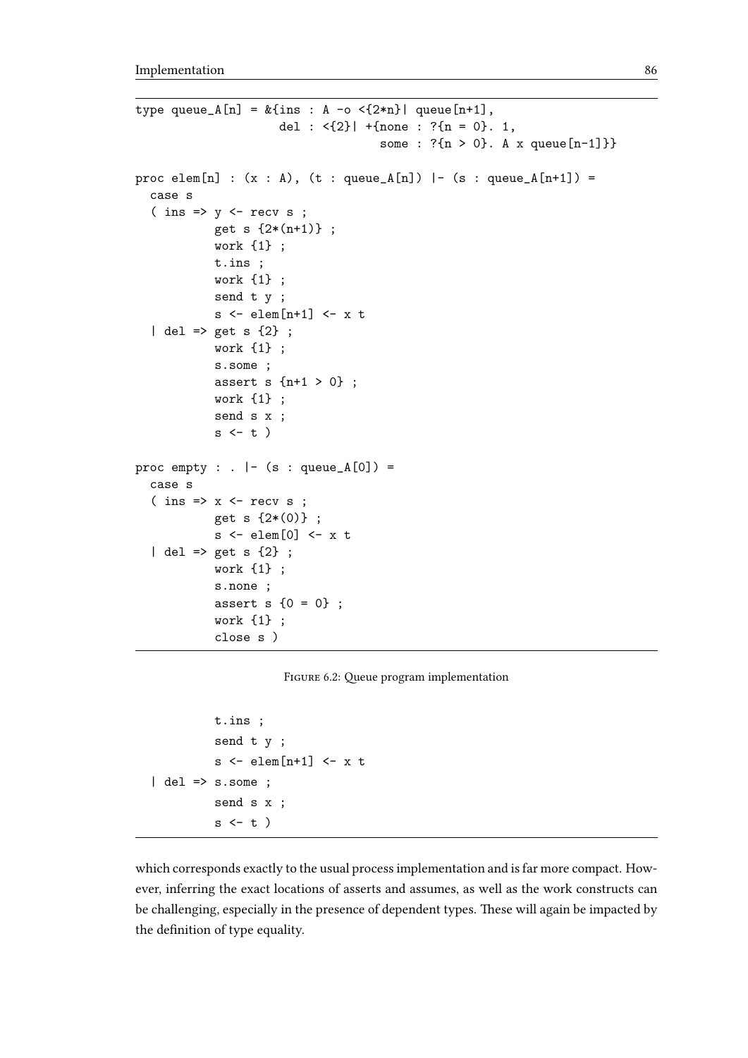```
type queue_A[n] = &{ins : A -o <{2*n}| queue[n+1],
                    del : <{2}| +{none : ?{n = 0}. 1,
                                  some : ?{n > 0}. A x queue[n-1]}}

proc elem[n] : (x : A), (t : queue_A[n]) |- (s : queue_A[n+1]) =
  case s
  ( ins => y <- recv s ;
           get s {2*(n+1)} ;
           work {1} ;
           t.ins ;
           work {1} ;
           send t y ;
           s <- elem[n+1] <- x t
  | del => get s {2} ;
           work {1} ;
           s.some ;
           assert s {n+1 > 0} ;
           work {1} ;
           send s x ;
           s <- t )

proc empty : . |- (s : queue_A[0]) =
  case s
  ( ins => x <- recv s ;
           get s {2*(0)} ;
           s <- elem[0] <- x t
  | del => get s {2} ;
           work {1} ;
           s.none ;
           assert s {0 = 0} ;
           work {1} ;
           close s )
```

Figure 6.2: Queue program implementation

```
           t.ins ;
           send t y ;
           s <- elem[n+1] <- x t
  | del => s.some ;
           send s x ;
           s <- t )
```

which corresponds exactly to the usual process implementation and is far more compact. However, inferring the exact locations of asserts and assumes, as well as the work constructs can be challenging, especially in the presence of dependent types. These will again be impacted by the definition of type equality.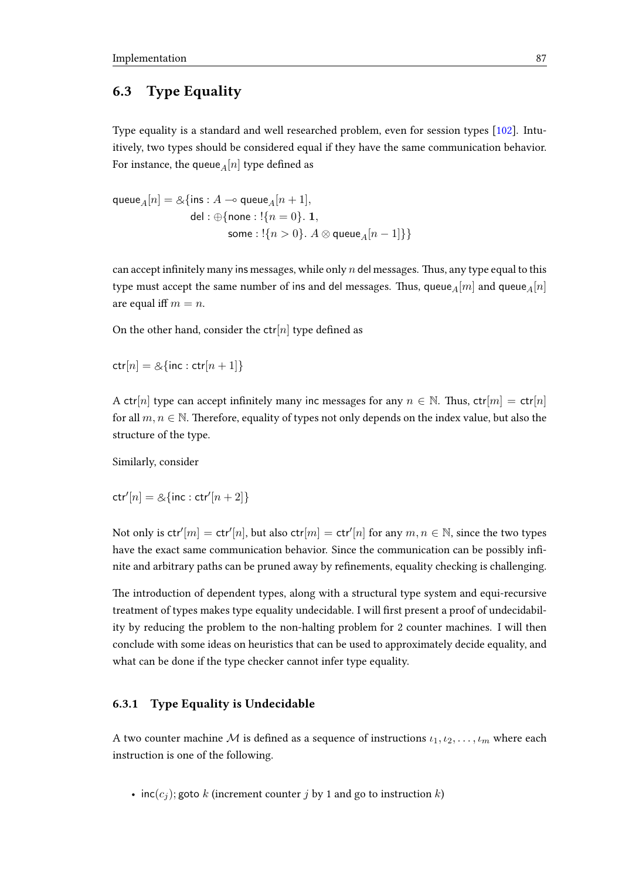## 6.3 Type Equality

Type equality is a standard and well researched problem, even for session types [102]. Intuitively, two types should be considered equal if they have the same communication behavior. For instance, the $\mathsf{queue}_A[n]$ type defined as

$$
\begin{aligned}
\mathsf{queue}_A[n] = \&\{&\mathsf{ins} : A \multimap \mathsf{queue}_A[n+1], \\
&\mathsf{del} : \oplus\{\mathsf{none} : !\{n = 0\}.\ \mathbf{1}, \\
&\qquad\quad \mathsf{some} : !\{n > 0\}.\ A \otimes \mathsf{queue}_A[n-1]\}\}
\end{aligned}
$$

can accept infinitely many $\mathsf{ins}$ messages, while only $n$ $\mathsf{del}$ messages. Thus, any type equal to this type must accept the same number of $\mathsf{ins}$ and $\mathsf{del}$ messages. Thus, $\mathsf{queue}_A[m]$ and $\mathsf{queue}_A[n]$ are equal iff $m = n$.

On the other hand, consider the $\mathsf{ctr}[n]$ type defined as

$$
\mathsf{ctr}[n] = \&\{\mathsf{inc} : \mathsf{ctr}[n+1]\}
$$

A $\mathsf{ctr}[n]$ type can accept infinitely many $\mathsf{inc}$ messages for any $n \in \mathbb{N}$. Thus, $\mathsf{ctr}[m] = \mathsf{ctr}[n]$ for all $m, n \in \mathbb{N}$. Therefore, equality of types not only depends on the index value, but also the structure of the type.

Similarly, consider

$$
\mathsf{ctr}'[n] = \&\{\mathsf{inc} : \mathsf{ctr}'[n+2]\}
$$

Not only is $\mathsf{ctr}'[m] = \mathsf{ctr}'[n]$, but also $\mathsf{ctr}[m] = \mathsf{ctr}'[n]$ for any $m, n \in \mathbb{N}$, since the two types have the exact same communication behavior. Since the communication can be possibly infinite and arbitrary paths can be pruned away by refinements, equality checking is challenging.

The introduction of dependent types, along with a structural type system and equi-recursive treatment of types makes type equality undecidable. I will first present a proof of undecidability by reducing the problem to the non-halting problem for 2 counter machines. I will then conclude with some ideas on heuristics that can be used to approximately decide equality, and what can be done if the type checker cannot infer type equality.

### 6.3.1 Type Equality is Undecidable

A two counter machine $\mathcal{M}$ is defined as a sequence of instructions $\iota_1, \iota_2, \ldots, \iota_m$ where each instruction is one of the following.

- $\mathsf{inc}(c_j)$; goto $k$ (increment counter $j$ by 1 and go to instruction $k$)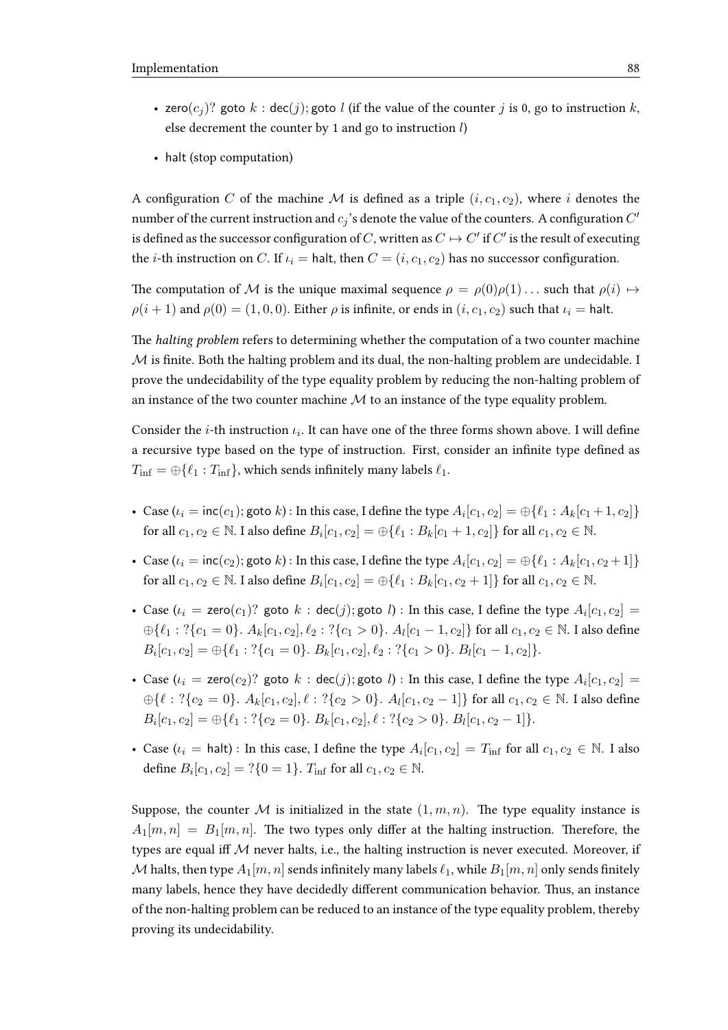- $\mathsf{zero}(c_j)?$ goto $k$ : $\mathsf{dec}(j)$; goto $l$ (if the value of the counter $j$ is 0, go to instruction $k$, else decrement the counter by 1 and go to instruction $l$)
- halt (stop computation)

A configuration $C$ of the machine $\mathcal{M}$ is defined as a triple $(i, c_1, c_2)$, where $i$ denotes the number of the current instruction and $c_j$'s denote the value of the counters. A configuration $C'$ is defined as the successor configuration of $C$, written as $C \mapsto C'$ if $C'$ is the result of executing the $i$-th instruction on $C$. If $\iota_i = \mathsf{halt}$, then $C = (i, c_1, c_2)$ has no successor configuration.

The computation of $\mathcal{M}$ is the unique maximal sequence $\rho = \rho(0)\rho(1)\ldots$ such that $\rho(i) \mapsto \rho(i+1)$ and $\rho(0) = (1, 0, 0)$. Either $\rho$ is infinite, or ends in $(i, c_1, c_2)$ such that $\iota_i = \mathsf{halt}$.

The *halting problem* refers to determining whether the computation of a two counter machine $\mathcal{M}$ is finite. Both the halting problem and its dual, the non-halting problem are undecidable. I prove the undecidability of the type equality problem by reducing the non-halting problem of an instance of the two counter machine $\mathcal{M}$ to an instance of the type equality problem.

Consider the $i$-th instruction $\iota_i$. It can have one of the three forms shown above. I will define a recursive type based on the type of instruction. First, consider an infinite type defined as $T_{\text{inf}} = \oplus\{\ell_1 : T_{\text{inf}}\}$, which sends infinitely many labels $\ell_1$.

- Case ($\iota_i = \mathsf{inc}(c_1)$; goto $k$) : In this case, I define the type $A_i[c_1, c_2] = \oplus\{\ell_1 : A_k[c_1+1, c_2]\}$ for all $c_1, c_2 \in \mathbb{N}$. I also define $B_i[c_1, c_2] = \oplus\{\ell_1 : B_k[c_1+1, c_2]\}$ for all $c_1, c_2 \in \mathbb{N}$.
- Case ($\iota_i = \mathsf{inc}(c_2)$; goto $k$) : In this case, I define the type $A_i[c_1, c_2] = \oplus\{\ell_1 : A_k[c_1, c_2+1]\}$ for all $c_1, c_2 \in \mathbb{N}$. I also define $B_i[c_1, c_2] = \oplus\{\ell_1 : B_k[c_1, c_2+1]\}$ for all $c_1, c_2 \in \mathbb{N}$.
- Case ($\iota_i = \mathsf{zero}(c_1)?$ goto $k$ : $\mathsf{dec}(j)$; goto $l$) : In this case, I define the type $A_i[c_1, c_2] = \oplus\{\ell_1 : ?\{c_1 = 0\}.\ A_k[c_1, c_2], \ell_2 : ?\{c_1 > 0\}.\ A_l[c_1 - 1, c_2]\}$ for all $c_1, c_2 \in \mathbb{N}$. I also define $B_i[c_1, c_2] = \oplus\{\ell_1 : ?\{c_1 = 0\}.\ B_k[c_1, c_2], \ell_2 : ?\{c_1 > 0\}.\ B_l[c_1 - 1, c_2]\}$.
- Case ($\iota_i = \mathsf{zero}(c_2)?$ goto $k$ : $\mathsf{dec}(j)$; goto $l$) : In this case, I define the type $A_i[c_1, c_2] = \oplus\{\ell : ?\{c_2 = 0\}.\ A_k[c_1, c_2], \ell : ?\{c_2 > 0\}.\ A_l[c_1, c_2 - 1]\}$ for all $c_1, c_2 \in \mathbb{N}$. I also define $B_i[c_1, c_2] = \oplus\{\ell_1 : ?\{c_2 = 0\}.\ B_k[c_1, c_2], \ell : ?\{c_2 > 0\}.\ B_l[c_1, c_2 - 1]\}$.
- Case ($\iota_i = \mathsf{halt}$) : In this case, I define the type $A_i[c_1, c_2] = T_{\text{inf}}$ for all $c_1, c_2 \in \mathbb{N}$. I also define $B_i[c_1, c_2] = ?\{0 = 1\}.\ T_{\text{inf}}$ for all $c_1, c_2 \in \mathbb{N}$.

Suppose, the counter $\mathcal{M}$ is initialized in the state $(1, m, n)$. The type equality instance is $A_1[m, n] = B_1[m, n]$. The two types only differ at the halting instruction. Therefore, the types are equal iff $\mathcal{M}$ never halts, i.e., the halting instruction is never executed. Moreover, if $\mathcal{M}$ halts, then type $A_1[m, n]$ sends infinitely many labels $\ell_1$, while $B_1[m, n]$ only sends finitely many labels, hence they have decidedly different communication behavior. Thus, an instance of the non-halting problem can be reduced to an instance of the type equality problem, thereby proving its undecidability.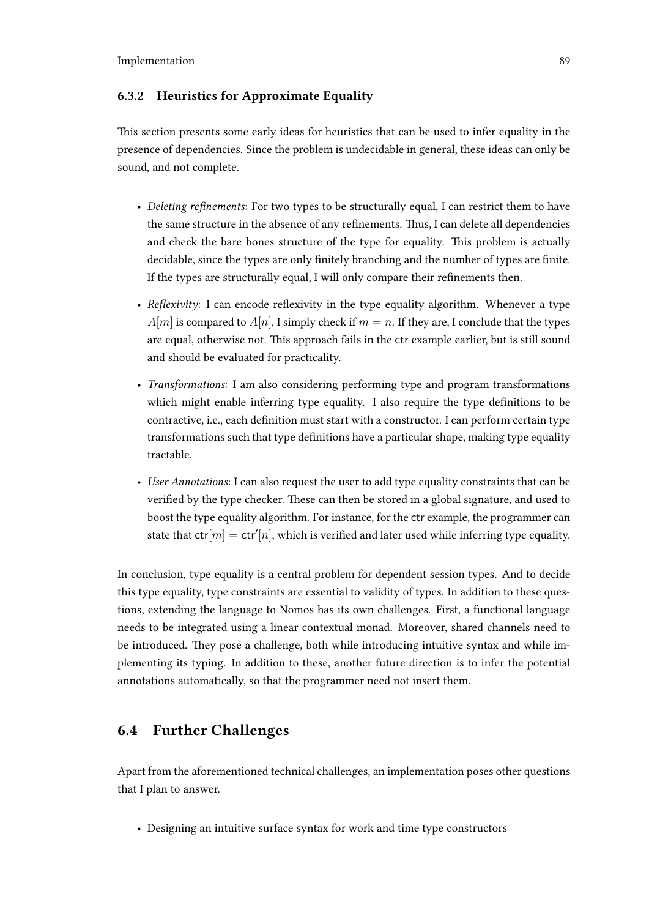### 6.3.2 Heuristics for Approximate Equality

This section presents some early ideas for heuristics that can be used to infer equality in the presence of dependencies. Since the problem is undecidable in general, these ideas can only be sound, and not complete.

- *Deleting refinements*: For two types to be structurally equal, I can restrict them to have the same structure in the absence of any refinements. Thus, I can delete all dependencies and check the bare bones structure of the type for equality. This problem is actually decidable, since the types are only finitely branching and the number of types are finite. If the types are structurally equal, I will only compare their refinements then.
- *Reflexivity*: I can encode reflexivity in the type equality algorithm. Whenever a type $A[m]$ is compared to $A[n]$, I simply check if $m = n$. If they are, I conclude that the types are equal, otherwise not. This approach fails in the ctr example earlier, but is still sound and should be evaluated for practicality.
- *Transformations*: I am also considering performing type and program transformations which might enable inferring type equality. I also require the type definitions to be contractive, i.e., each definition must start with a constructor. I can perform certain type transformations such that type definitions have a particular shape, making type equality tractable.
- *User Annotations*: I can also request the user to add type equality constraints that can be verified by the type checker. These can then be stored in a global signature, and used to boost the type equality algorithm. For instance, for the ctr example, the programmer can state that $\mathsf{ctr}[m] = \mathsf{ctr}'[n]$, which is verified and later used while inferring type equality.

In conclusion, type equality is a central problem for dependent session types. And to decide this type equality, type constraints are essential to validity of types. In addition to these questions, extending the language to Nomos has its own challenges. First, a functional language needs to be integrated using a linear contextual monad. Moreover, shared channels need to be introduced. They pose a challenge, both while introducing intuitive syntax and while implementing its typing. In addition to these, another future direction is to infer the potential annotations automatically, so that the programmer need not insert them.

## 6.4 Further Challenges

Apart from the aforementioned technical challenges, an implementation poses other questions that I plan to answer.

- Designing an intuitive surface syntax for work and time type constructors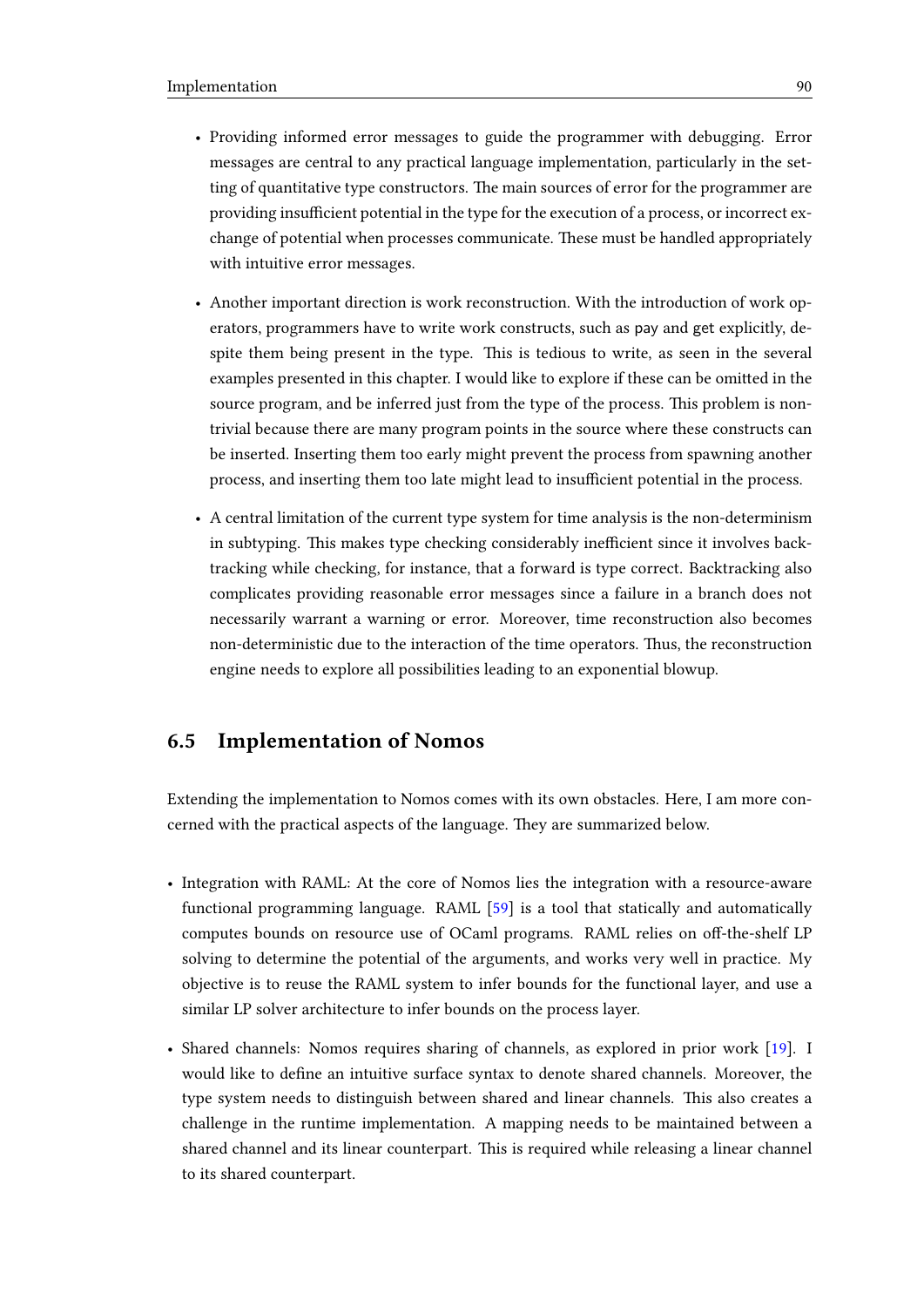- Providing informed error messages to guide the programmer with debugging. Error messages are central to any practical language implementation, particularly in the setting of quantitative type constructors. The main sources of error for the programmer are providing insufficient potential in the type for the execution of a process, or incorrect exchange of potential when processes communicate. These must be handled appropriately with intuitive error messages.

- Another important direction is work reconstruction. With the introduction of work operators, programmers have to write work constructs, such as pay and get explicitly, despite them being present in the type. This is tedious to write, as seen in the several examples presented in this chapter. I would like to explore if these can be omitted in the source program, and be inferred just from the type of the process. This problem is non-trivial because there are many program points in the source where these constructs can be inserted. Inserting them too early might prevent the process from spawning another process, and inserting them too late might lead to insufficient potential in the process.

- A central limitation of the current type system for time analysis is the non-determinism in subtyping. This makes type checking considerably inefficient since it involves backtracking while checking, for instance, that a forward is type correct. Backtracking also complicates providing reasonable error messages since a failure in a branch does not necessarily warrant a warning or error. Moreover, time reconstruction also becomes non-deterministic due to the interaction of the time operators. Thus, the reconstruction engine needs to explore all possibilities leading to an exponential blowup.

## 6.5 Implementation of Nomos

Extending the implementation to Nomos comes with its own obstacles. Here, I am more concerned with the practical aspects of the language. They are summarized below.

- Integration with RAML: At the core of Nomos lies the integration with a resource-aware functional programming language. RAML [59] is a tool that statically and automatically computes bounds on resource use of OCaml programs. RAML relies on off-the-shelf LP solving to determine the potential of the arguments, and works very well in practice. My objective is to reuse the RAML system to infer bounds for the functional layer, and use a similar LP solver architecture to infer bounds on the process layer.

- Shared channels: Nomos requires sharing of channels, as explored in prior work [19]. I would like to define an intuitive surface syntax to denote shared channels. Moreover, the type system needs to distinguish between shared and linear channels. This also creates a challenge in the runtime implementation. A mapping needs to be maintained between a shared channel and its linear counterpart. This is required while releasing a linear channel to its shared counterpart.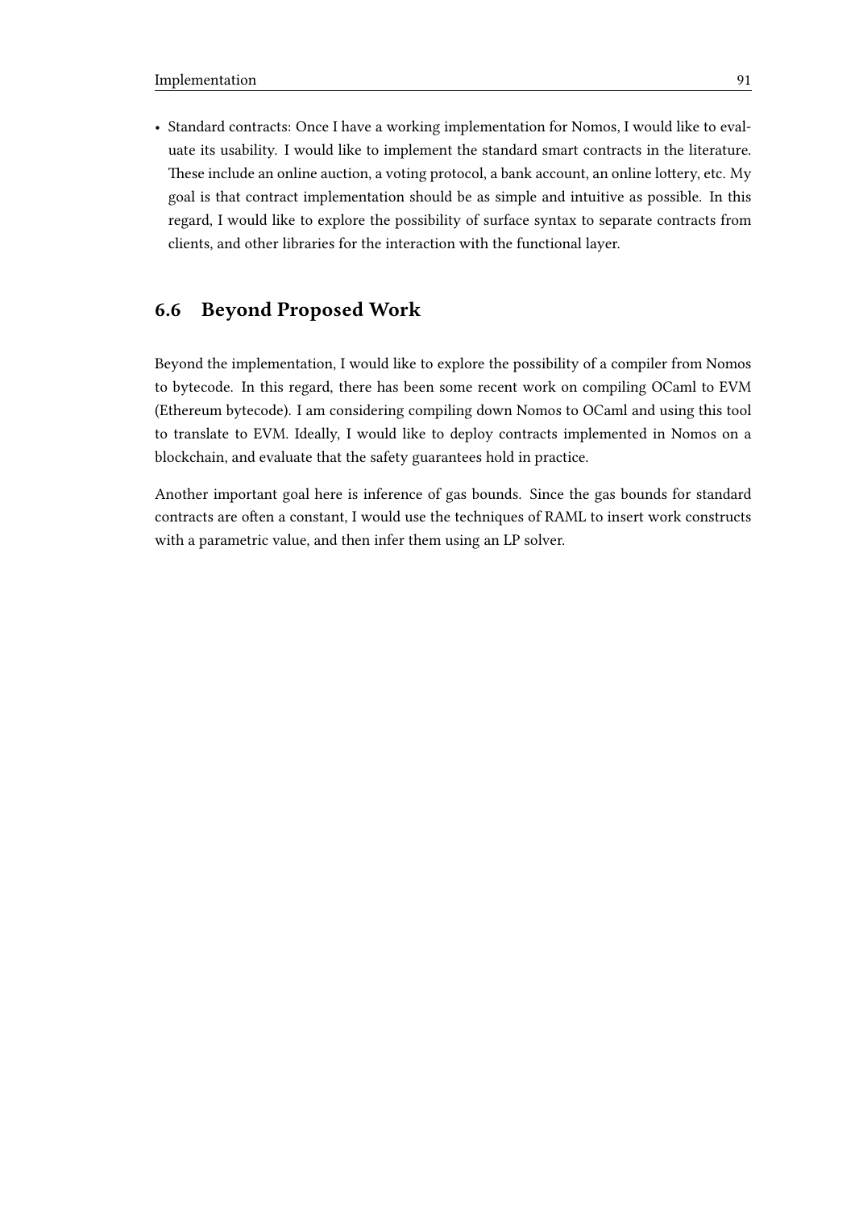- Standard contracts: Once I have a working implementation for Nomos, I would like to evaluate its usability. I would like to implement the standard smart contracts in the literature. These include an online auction, a voting protocol, a bank account, an online lottery, etc. My goal is that contract implementation should be as simple and intuitive as possible. In this regard, I would like to explore the possibility of surface syntax to separate contracts from clients, and other libraries for the interaction with the functional layer.

## 6.6 Beyond Proposed Work

Beyond the implementation, I would like to explore the possibility of a compiler from Nomos to bytecode. In this regard, there has been some recent work on compiling OCaml to EVM (Ethereum bytecode). I am considering compiling down Nomos to OCaml and using this tool to translate to EVM. Ideally, I would like to deploy contracts implemented in Nomos on a blockchain, and evaluate that the safety guarantees hold in practice.

Another important goal here is inference of gas bounds. Since the gas bounds for standard contracts are often a constant, I would use the techniques of RAML to insert work constructs with a parametric value, and then infer them using an LP solver.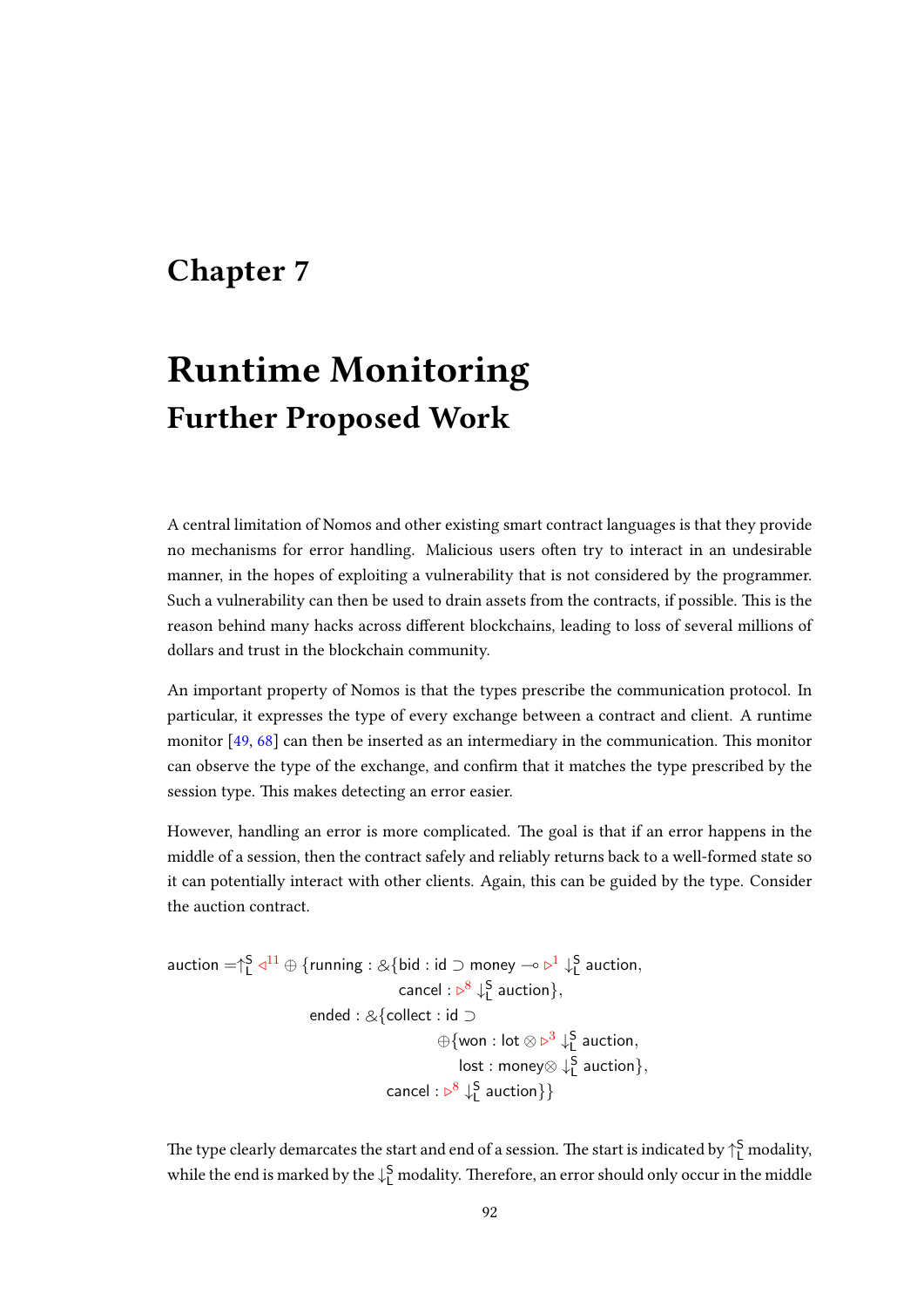# Chapter 7

# Runtime Monitoring

## Further Proposed Work

A central limitation of Nomos and other existing smart contract languages is that they provide no mechanisms for error handling. Malicious users often try to interact in an undesirable manner, in the hopes of exploiting a vulnerability that is not considered by the programmer. Such a vulnerability can then be used to drain assets from the contracts, if possible. This is the reason behind many hacks across different blockchains, leading to loss of several millions of dollars and trust in the blockchain community.

An important property of Nomos is that the types prescribe the communication protocol. In particular, it expresses the type of every exchange between a contract and client. A runtime monitor [49, 68] can then be inserted as an intermediary in the communication. This monitor can observe the type of the exchange, and confirm that it matches the type prescribed by the session type. This makes detecting an error easier.

However, handling an error is more complicated. The goal is that if an error happens in the middle of a session, then the contract safely and reliably returns back to a well-formed state so it can potentially interact with other clients. Again, this can be guided by the type. Consider the auction contract.

$$
\begin{aligned}
\mathsf{auction} = {\uparrow}^{\mathsf{S}}_{\mathsf{L}} \triangleleft^{11} \oplus \{ & \mathsf{running} : \& \{ \mathsf{bid} : \mathsf{id} \supset \mathsf{money} \multimap \triangleright^{1} {\downarrow}^{\mathsf{S}}_{\mathsf{L}}\, \mathsf{auction}, \\
& \qquad\qquad\qquad \mathsf{cancel} : \triangleright^{8} {\downarrow}^{\mathsf{S}}_{\mathsf{L}}\, \mathsf{auction}\}, \\
& \mathsf{ended} : \& \{ \mathsf{collect} : \mathsf{id} \supset \\
& \qquad\qquad\qquad \oplus \{ \mathsf{won} : \mathsf{lot} \otimes \triangleright^{3} {\downarrow}^{\mathsf{S}}_{\mathsf{L}}\, \mathsf{auction}, \\
& \qquad\qquad\qquad\quad \mathsf{lost} : \mathsf{money} \otimes {\downarrow}^{\mathsf{S}}_{\mathsf{L}}\, \mathsf{auction}\}, \\
& \qquad\qquad \mathsf{cancel} : \triangleright^{8} {\downarrow}^{\mathsf{S}}_{\mathsf{L}}\, \mathsf{auction}\}\}
\end{aligned}
$$

The type clearly demarcates the start and end of a session. The start is indicated by ${\uparrow}^{\mathsf{S}}_{\mathsf{L}}$ modality, while the end is marked by the ${\downarrow}^{\mathsf{S}}_{\mathsf{L}}$ modality. Therefore, an error should only occur in the middle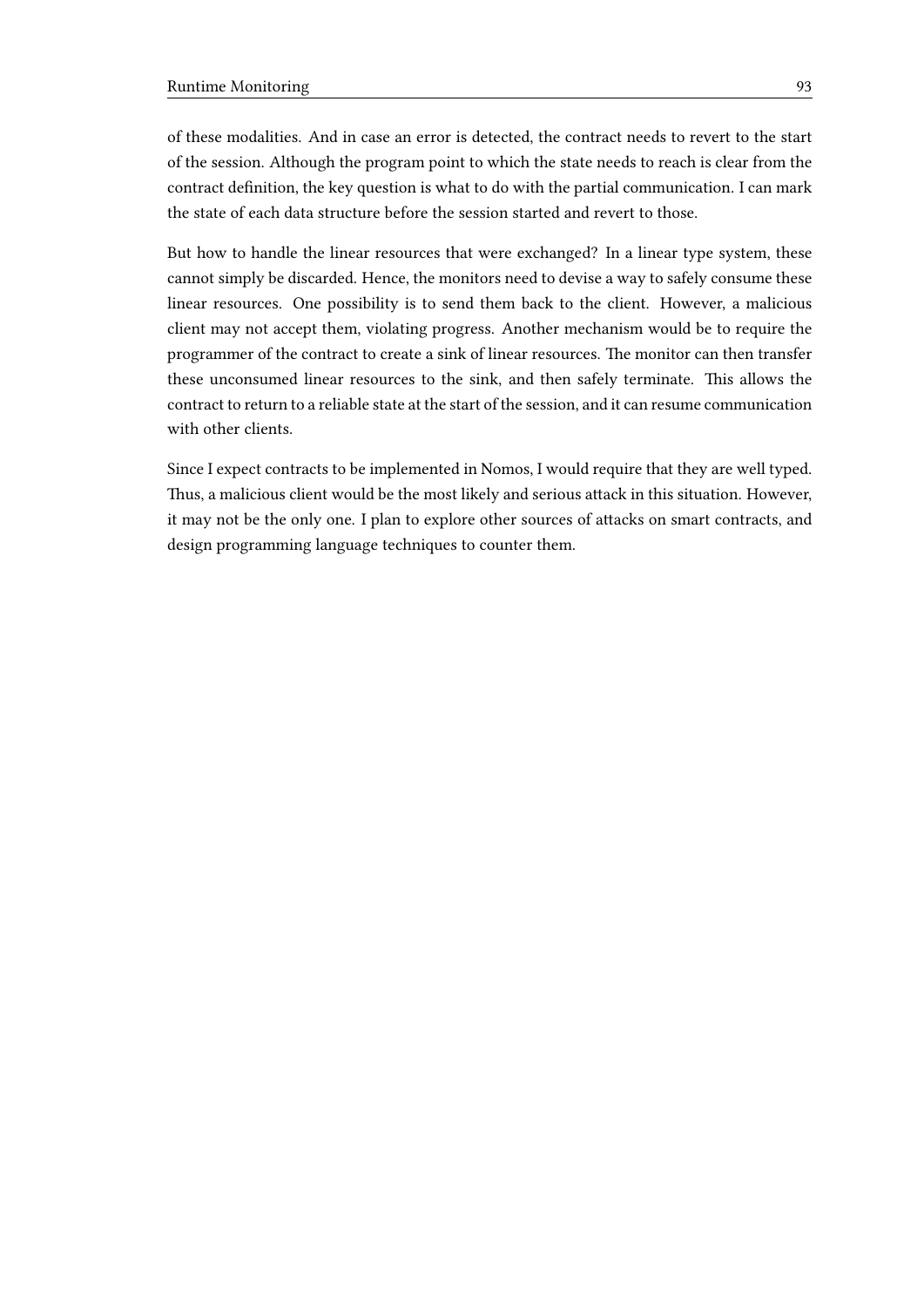of these modalities. And in case an error is detected, the contract needs to revert to the start of the session. Although the program point to which the state needs to reach is clear from the contract definition, the key question is what to do with the partial communication. I can mark the state of each data structure before the session started and revert to those.

But how to handle the linear resources that were exchanged? In a linear type system, these cannot simply be discarded. Hence, the monitors need to devise a way to safely consume these linear resources. One possibility is to send them back to the client. However, a malicious client may not accept them, violating progress. Another mechanism would be to require the programmer of the contract to create a sink of linear resources. The monitor can then transfer these unconsumed linear resources to the sink, and then safely terminate. This allows the contract to return to a reliable state at the start of the session, and it can resume communication with other clients.

Since I expect contracts to be implemented in Nomos, I would require that they are well typed. Thus, a malicious client would be the most likely and serious attack in this situation. However, it may not be the only one. I plan to explore other sources of attacks on smart contracts, and design programming language techniques to counter them.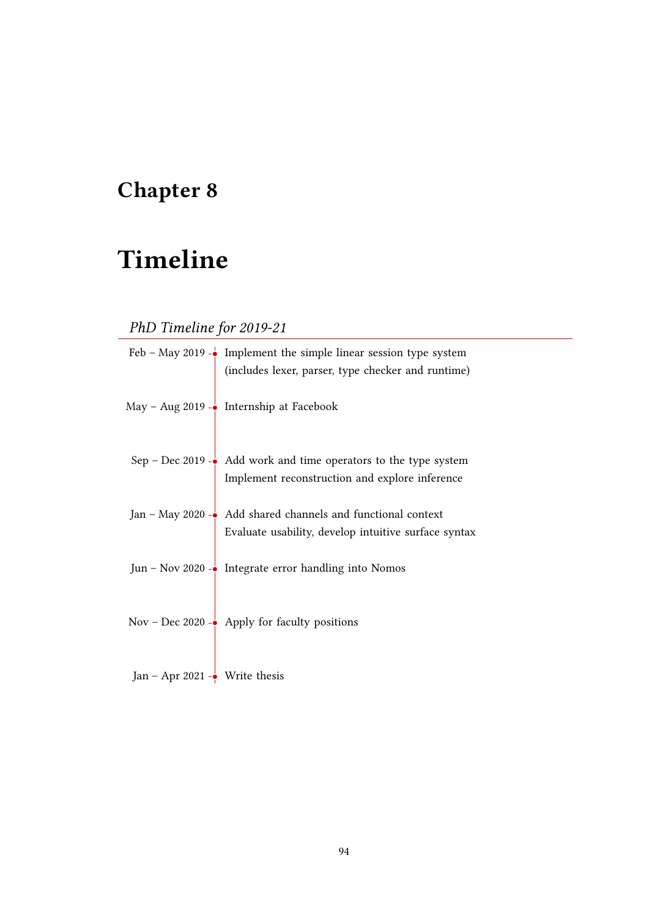# Chapter 8

# Timeline

*PhD Timeline for 2019-21*

| | |
|---|---|
| Feb – May 2019 | Implement the simple linear session type system (includes lexer, parser, type checker and runtime) |
| May – Aug 2019 | Internship at Facebook |
| Sep – Dec 2019 | Add work and time operators to the type system<br>Implement reconstruction and explore inference |
| Jan – May 2020 | Add shared channels and functional context<br>Evaluate usability, develop intuitive surface syntax |
| Jun – Nov 2020 | Integrate error handling into Nomos |
| Nov – Dec 2020 | Apply for faculty positions |
| Jan – Apr 2021 | Write thesis |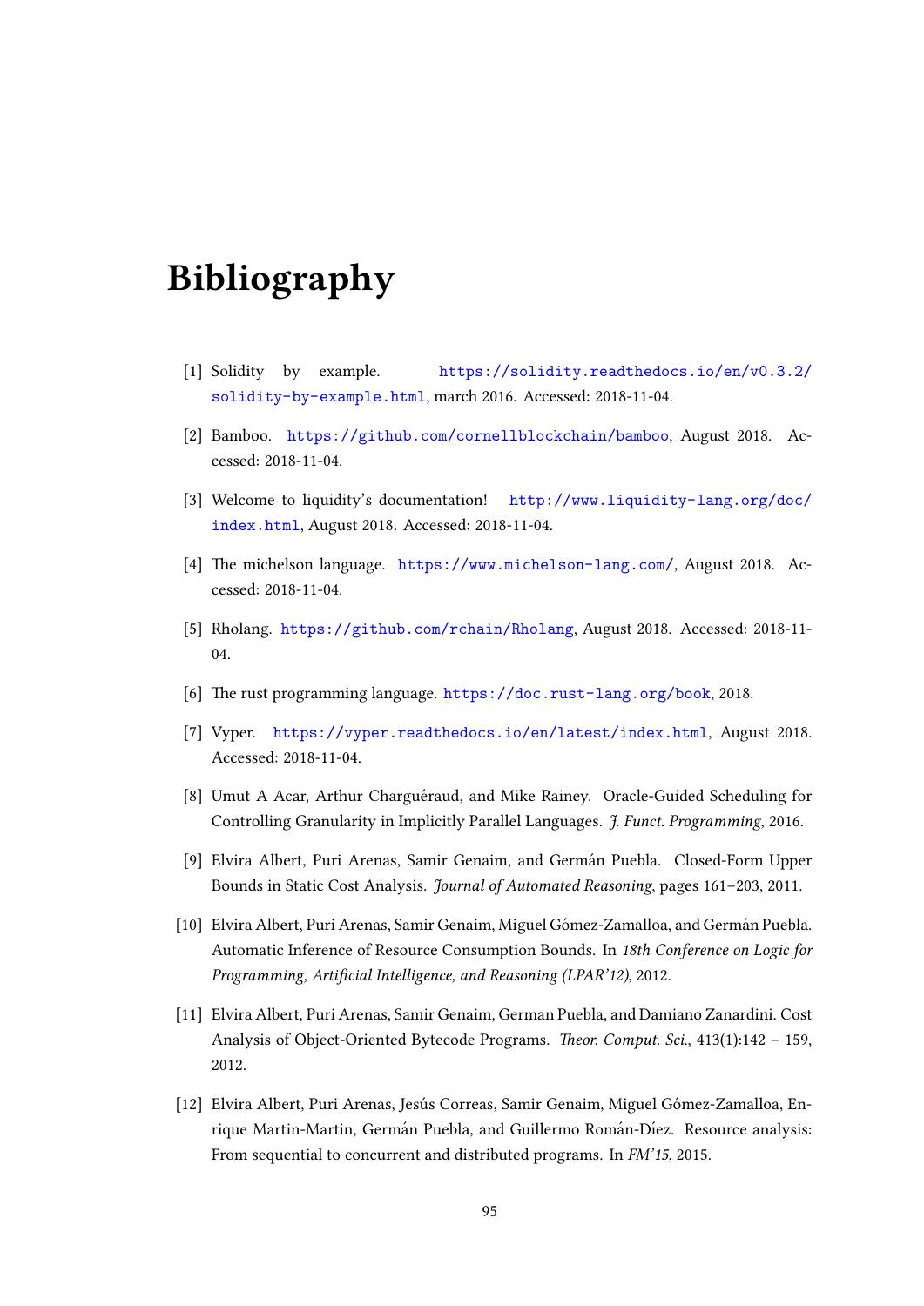# Bibliography

[1] Solidity by example. https://solidity.readthedocs.io/en/v0.3.2/solidity-by-example.html, march 2016. Accessed: 2018-11-04.

[2] Bamboo. https://github.com/cornellblockchain/bamboo, August 2018. Accessed: 2018-11-04.

[3] Welcome to liquidity's documentation! http://www.liquidity-lang.org/doc/index.html, August 2018. Accessed: 2018-11-04.

[4] The michelson language. https://www.michelson-lang.com/, August 2018. Accessed: 2018-11-04.

[5] Rholang. https://github.com/rchain/Rholang, August 2018. Accessed: 2018-11-04.

[6] The rust programming language. https://doc.rust-lang.org/book, 2018.

[7] Vyper. https://vyper.readthedocs.io/en/latest/index.html, August 2018. Accessed: 2018-11-04.

[8] Umut A Acar, Arthur Charguéraud, and Mike Rainey. Oracle-Guided Scheduling for Controlling Granularity in Implicitly Parallel Languages. *J. Funct. Programming*, 2016.

[9] Elvira Albert, Puri Arenas, Samir Genaim, and Germán Puebla. Closed-Form Upper Bounds in Static Cost Analysis. *Journal of Automated Reasoning*, pages 161–203, 2011.

[10] Elvira Albert, Puri Arenas, Samir Genaim, Miguel Gómez-Zamalloa, and Germán Puebla. Automatic Inference of Resource Consumption Bounds. In *18th Conference on Logic for Programming, Artificial Intelligence, and Reasoning (LPAR'12)*, 2012.

[11] Elvira Albert, Puri Arenas, Samir Genaim, German Puebla, and Damiano Zanardini. Cost Analysis of Object-Oriented Bytecode Programs. *Theor. Comput. Sci.*, 413(1):142 – 159, 2012.

[12] Elvira Albert, Puri Arenas, Jesús Correas, Samir Genaim, Miguel Gómez-Zamalloa, Enrique Martin-Martin, Germán Puebla, and Guillermo Román-Díez. Resource analysis: From sequential to concurrent and distributed programs. In *FM'15*, 2015.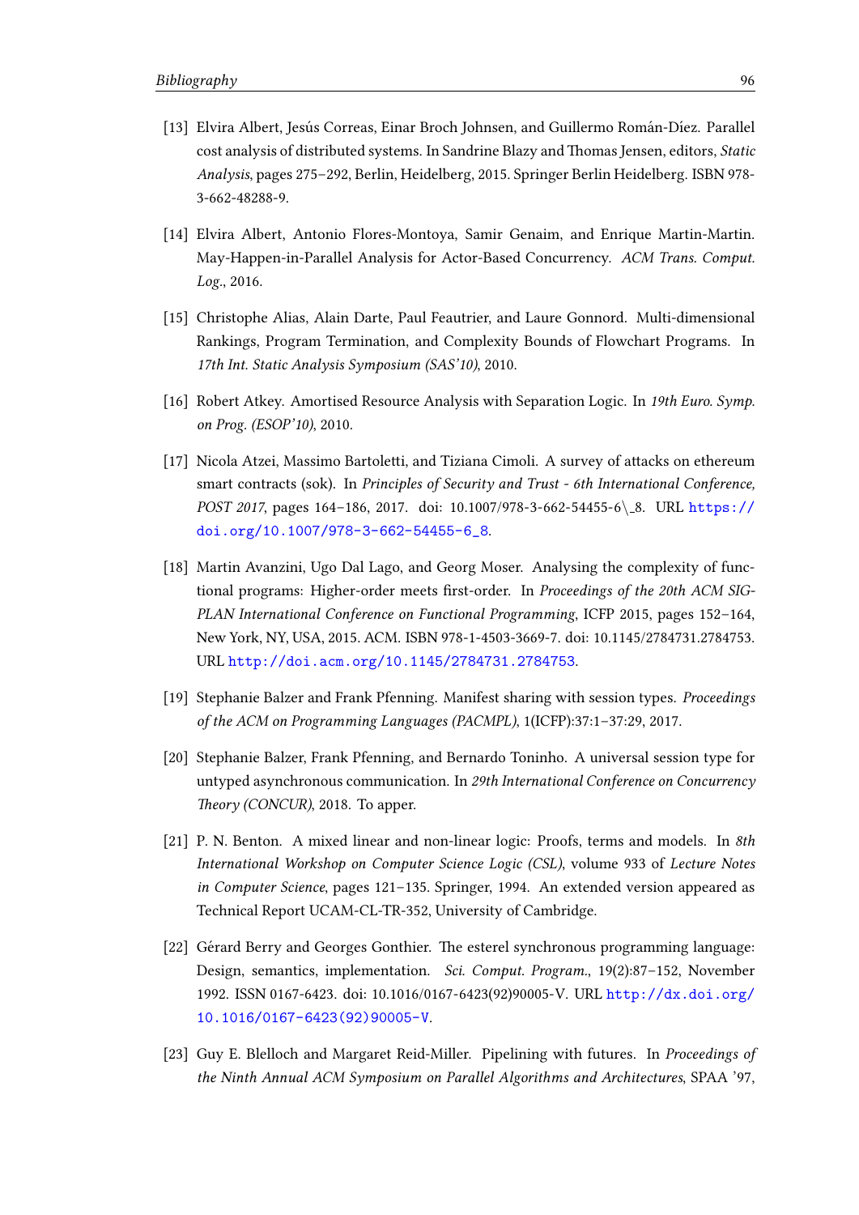[13] Elvira Albert, Jesús Correas, Einar Broch Johnsen, and Guillermo Román-Díez. Parallel cost analysis of distributed systems. In Sandrine Blazy and Thomas Jensen, editors, *Static Analysis*, pages 275–292, Berlin, Heidelberg, 2015. Springer Berlin Heidelberg. ISBN 978-3-662-48288-9.

[14] Elvira Albert, Antonio Flores-Montoya, Samir Genaim, and Enrique Martin-Martin. May-Happen-in-Parallel Analysis for Actor-Based Concurrency. *ACM Trans. Comput. Log.*, 2016.

[15] Christophe Alias, Alain Darte, Paul Feautrier, and Laure Gonnord. Multi-dimensional Rankings, Program Termination, and Complexity Bounds of Flowchart Programs. In *17th Int. Static Analysis Symposium (SAS'10)*, 2010.

[16] Robert Atkey. Amortised Resource Analysis with Separation Logic. In *19th Euro. Symp. on Prog. (ESOP'10)*, 2010.

[17] Nicola Atzei, Massimo Bartoletti, and Tiziana Cimoli. A survey of attacks on ethereum smart contracts (sok). In *Principles of Security and Trust - 6th International Conference, POST 2017*, pages 164–186, 2017. doi: 10.1007/978-3-662-54455-6\_8. URL https://doi.org/10.1007/978-3-662-54455-6_8.

[18] Martin Avanzini, Ugo Dal Lago, and Georg Moser. Analysing the complexity of functional programs: Higher-order meets first-order. In *Proceedings of the 20th ACM SIGPLAN International Conference on Functional Programming*, ICFP 2015, pages 152–164, New York, NY, USA, 2015. ACM. ISBN 978-1-4503-3669-7. doi: 10.1145/2784731.2784753. URL http://doi.acm.org/10.1145/2784731.2784753.

[19] Stephanie Balzer and Frank Pfenning. Manifest sharing with session types. *Proceedings of the ACM on Programming Languages (PACMPL)*, 1(ICFP):37:1–37:29, 2017.

[20] Stephanie Balzer, Frank Pfenning, and Bernardo Toninho. A universal session type for untyped asynchronous communication. In *29th International Conference on Concurrency Theory (CONCUR)*, 2018. To apper.

[21] P. N. Benton. A mixed linear and non-linear logic: Proofs, terms and models. In *8th International Workshop on Computer Science Logic (CSL)*, volume 933 of *Lecture Notes in Computer Science*, pages 121–135. Springer, 1994. An extended version appeared as Technical Report UCAM-CL-TR-352, University of Cambridge.

[22] Gérard Berry and Georges Gonthier. The esterel synchronous programming language: Design, semantics, implementation. *Sci. Comput. Program.*, 19(2):87–152, November 1992. ISSN 0167-6423. doi: 10.1016/0167-6423(92)90005-V. URL http://dx.doi.org/10.1016/0167-6423(92)90005-V.

[23] Guy E. Blelloch and Margaret Reid-Miller. Pipelining with futures. In *Proceedings of the Ninth Annual ACM Symposium on Parallel Algorithms and Architectures*, SPAA '97,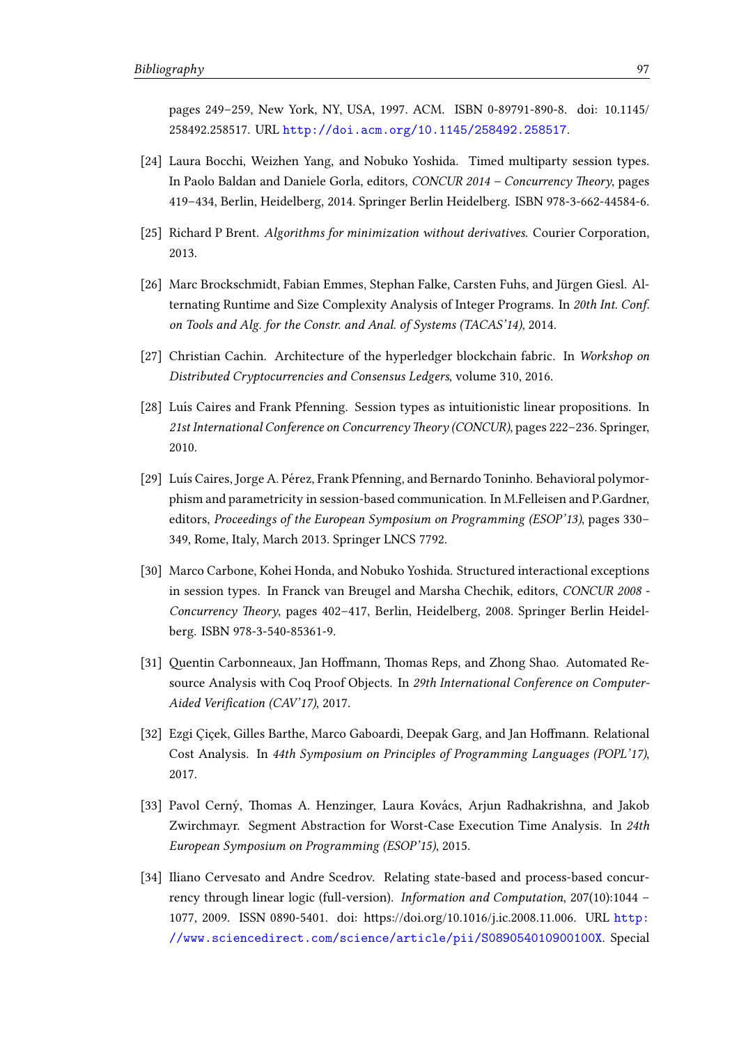pages 249–259, New York, NY, USA, 1997. ACM. ISBN 0-89791-890-8. doi: 10.1145/258492.258517. URL http://doi.acm.org/10.1145/258492.258517.

[24] Laura Bocchi, Weizhen Yang, and Nobuko Yoshida. Timed multiparty session types. In Paolo Baldan and Daniele Gorla, editors, *CONCUR 2014 – Concurrency Theory*, pages 419–434, Berlin, Heidelberg, 2014. Springer Berlin Heidelberg. ISBN 978-3-662-44584-6.

[25] Richard P Brent. *Algorithms for minimization without derivatives*. Courier Corporation, 2013.

[26] Marc Brockschmidt, Fabian Emmes, Stephan Falke, Carsten Fuhs, and Jürgen Giesl. Alternating Runtime and Size Complexity Analysis of Integer Programs. In *20th Int. Conf. on Tools and Alg. for the Constr. and Anal. of Systems (TACAS'14)*, 2014.

[27] Christian Cachin. Architecture of the hyperledger blockchain fabric. In *Workshop on Distributed Cryptocurrencies and Consensus Ledgers*, volume 310, 2016.

[28] Luís Caires and Frank Pfenning. Session types as intuitionistic linear propositions. In *21st International Conference on Concurrency Theory (CONCUR)*, pages 222–236. Springer, 2010.

[29] Luís Caires, Jorge A. Pérez, Frank Pfenning, and Bernardo Toninho. Behavioral polymorphism and parametricity in session-based communication. In M.Felleisen and P.Gardner, editors, *Proceedings of the European Symposium on Programming (ESOP'13)*, pages 330–349, Rome, Italy, March 2013. Springer LNCS 7792.

[30] Marco Carbone, Kohei Honda, and Nobuko Yoshida. Structured interactional exceptions in session types. In Franck van Breugel and Marsha Chechik, editors, *CONCUR 2008 - Concurrency Theory*, pages 402–417, Berlin, Heidelberg, 2008. Springer Berlin Heidelberg. ISBN 978-3-540-85361-9.

[31] Quentin Carbonneaux, Jan Hoffmann, Thomas Reps, and Zhong Shao. Automated Resource Analysis with Coq Proof Objects. In *29th International Conference on Computer-Aided Verification (CAV'17)*, 2017.

[32] Ezgi Çiçek, Gilles Barthe, Marco Gaboardi, Deepak Garg, and Jan Hoffmann. Relational Cost Analysis. In *44th Symposium on Principles of Programming Languages (POPL'17)*, 2017.

[33] Pavol Cerný, Thomas A. Henzinger, Laura Kovács, Arjun Radhakrishna, and Jakob Zwirchmayr. Segment Abstraction for Worst-Case Execution Time Analysis. In *24th European Symposium on Programming (ESOP'15)*, 2015.

[34] Iliano Cervesato and Andre Scedrov. Relating state-based and process-based concurrency through linear logic (full-version). *Information and Computation*, 207(10):1044 – 1077, 2009. ISSN 0890-5401. doi: https://doi.org/10.1016/j.ic.2008.11.006. URL http://www.sciencedirect.com/science/article/pii/S089054010900100X. Special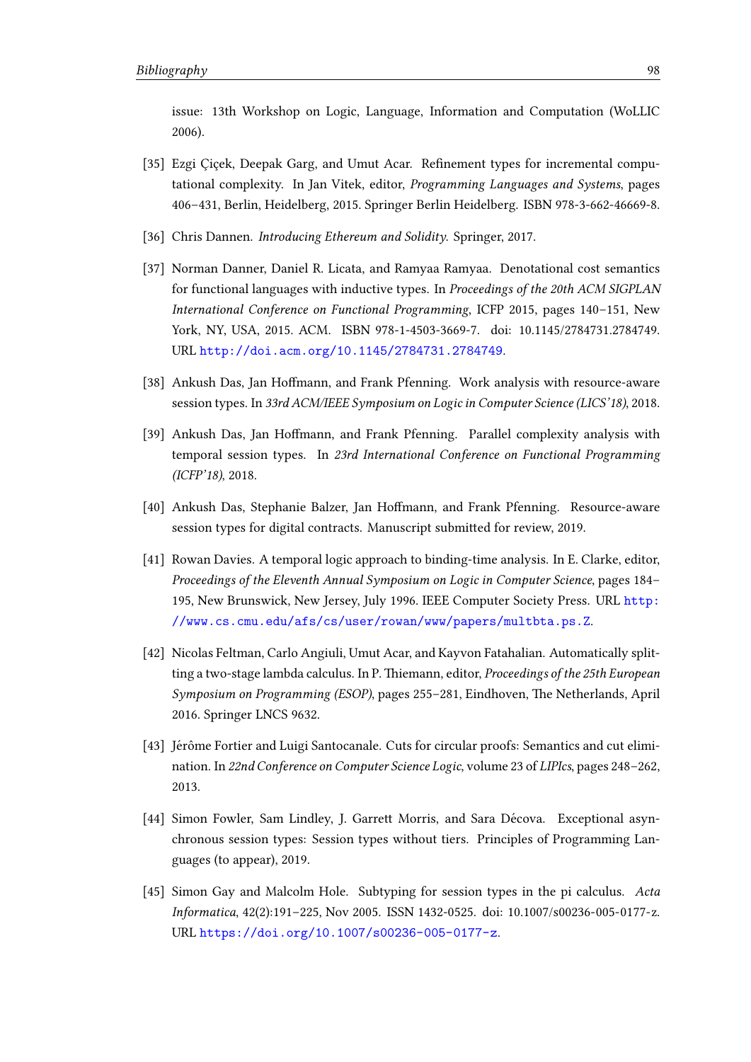issue: 13th Workshop on Logic, Language, Information and Computation (WoLLIC 2006).

[35] Ezgi Çiçek, Deepak Garg, and Umut Acar. Refinement types for incremental computational complexity. In Jan Vitek, editor, *Programming Languages and Systems*, pages 406–431, Berlin, Heidelberg, 2015. Springer Berlin Heidelberg. ISBN 978-3-662-46669-8.

[36] Chris Dannen. *Introducing Ethereum and Solidity*. Springer, 2017.

[37] Norman Danner, Daniel R. Licata, and Ramyaa Ramyaa. Denotational cost semantics for functional languages with inductive types. In *Proceedings of the 20th ACM SIGPLAN International Conference on Functional Programming*, ICFP 2015, pages 140–151, New York, NY, USA, 2015. ACM. ISBN 978-1-4503-3669-7. doi: 10.1145/2784731.2784749. URL http://doi.acm.org/10.1145/2784731.2784749.

[38] Ankush Das, Jan Hoffmann, and Frank Pfenning. Work analysis with resource-aware session types. In *33rd ACM/IEEE Symposium on Logic in Computer Science (LICS'18)*, 2018.

[39] Ankush Das, Jan Hoffmann, and Frank Pfenning. Parallel complexity analysis with temporal session types. In *23rd International Conference on Functional Programming (ICFP'18)*, 2018.

[40] Ankush Das, Stephanie Balzer, Jan Hoffmann, and Frank Pfenning. Resource-aware session types for digital contracts. Manuscript submitted for review, 2019.

[41] Rowan Davies. A temporal logic approach to binding-time analysis. In E. Clarke, editor, *Proceedings of the Eleventh Annual Symposium on Logic in Computer Science*, pages 184–195, New Brunswick, New Jersey, July 1996. IEEE Computer Society Press. URL http://www.cs.cmu.edu/afs/cs/user/rowan/www/papers/multbta.ps.Z.

[42] Nicolas Feltman, Carlo Angiuli, Umut Acar, and Kayvon Fatahalian. Automatically splitting a two-stage lambda calculus. In P. Thiemann, editor, *Proceedings of the 25th European Symposium on Programming (ESOP)*, pages 255–281, Eindhoven, The Netherlands, April 2016. Springer LNCS 9632.

[43] Jérôme Fortier and Luigi Santocanale. Cuts for circular proofs: Semantics and cut elimination. In *22nd Conference on Computer Science Logic*, volume 23 of *LIPIcs*, pages 248–262, 2013.

[44] Simon Fowler, Sam Lindley, J. Garrett Morris, and Sara Décova. Exceptional asynchronous session types: Session types without tiers. Principles of Programming Languages (to appear), 2019.

[45] Simon Gay and Malcolm Hole. Subtyping for session types in the pi calculus. *Acta Informatica*, 42(2):191–225, Nov 2005. ISSN 1432-0525. doi: 10.1007/s00236-005-0177-z. URL https://doi.org/10.1007/s00236-005-0177-z.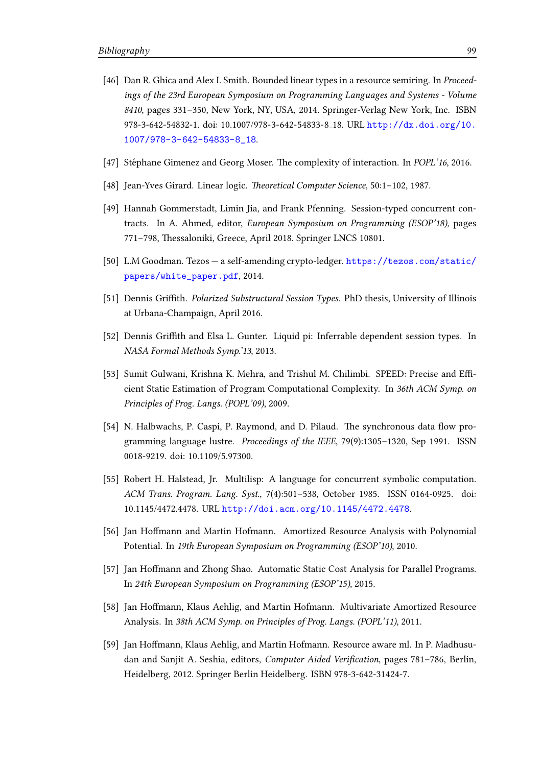- [46] Dan R. Ghica and Alex I. Smith. Bounded linear types in a resource semiring. In *Proceedings of the 23rd European Symposium on Programming Languages and Systems - Volume 8410*, pages 331–350, New York, NY, USA, 2014. Springer-Verlag New York, Inc. ISBN 978-3-642-54832-1. doi: 10.1007/978-3-642-54833-8_18. URL http://dx.doi.org/10.1007/978-3-642-54833-8_18.

- [47] Stéphane Gimenez and Georg Moser. The complexity of interaction. In *POPL'16*, 2016.

- [48] Jean-Yves Girard. Linear logic. *Theoretical Computer Science*, 50:1–102, 1987.

- [49] Hannah Gommerstadt, Limin Jia, and Frank Pfenning. Session-typed concurrent contracts. In A. Ahmed, editor, *European Symposium on Programming (ESOP'18)*, pages 771–798, Thessaloniki, Greece, April 2018. Springer LNCS 10801.

- [50] L.M Goodman. Tezos — a self-amending crypto-ledger. https://tezos.com/static/papers/white_paper.pdf, 2014.

- [51] Dennis Griffith. *Polarized Substructural Session Types*. PhD thesis, University of Illinois at Urbana-Champaign, April 2016.

- [52] Dennis Griffith and Elsa L. Gunter. Liquid pi: Inferrable dependent session types. In *NASA Formal Methods Symp.'13*, 2013.

- [53] Sumit Gulwani, Krishna K. Mehra, and Trishul M. Chilimbi. SPEED: Precise and Efficient Static Estimation of Program Computational Complexity. In *36th ACM Symp. on Principles of Prog. Langs. (POPL'09)*, 2009.

- [54] N. Halbwachs, P. Caspi, P. Raymond, and D. Pilaud. The synchronous data flow programming language lustre. *Proceedings of the IEEE*, 79(9):1305–1320, Sep 1991. ISSN 0018-9219. doi: 10.1109/5.97300.

- [55] Robert H. Halstead, Jr. Multilisp: A language for concurrent symbolic computation. *ACM Trans. Program. Lang. Syst.*, 7(4):501–538, October 1985. ISSN 0164-0925. doi: 10.1145/4472.4478. URL http://doi.acm.org/10.1145/4472.4478.

- [56] Jan Hoffmann and Martin Hofmann. Amortized Resource Analysis with Polynomial Potential. In *19th European Symposium on Programming (ESOP'10)*, 2010.

- [57] Jan Hoffmann and Zhong Shao. Automatic Static Cost Analysis for Parallel Programs. In *24th European Symposium on Programming (ESOP'15)*, 2015.

- [58] Jan Hoffmann, Klaus Aehlig, and Martin Hofmann. Multivariate Amortized Resource Analysis. In *38th ACM Symp. on Principles of Prog. Langs. (POPL'11)*, 2011.

- [59] Jan Hoffmann, Klaus Aehlig, and Martin Hofmann. Resource aware ml. In P. Madhusudan and Sanjit A. Seshia, editors, *Computer Aided Verification*, pages 781–786, Berlin, Heidelberg, 2012. Springer Berlin Heidelberg. ISBN 978-3-642-31424-7.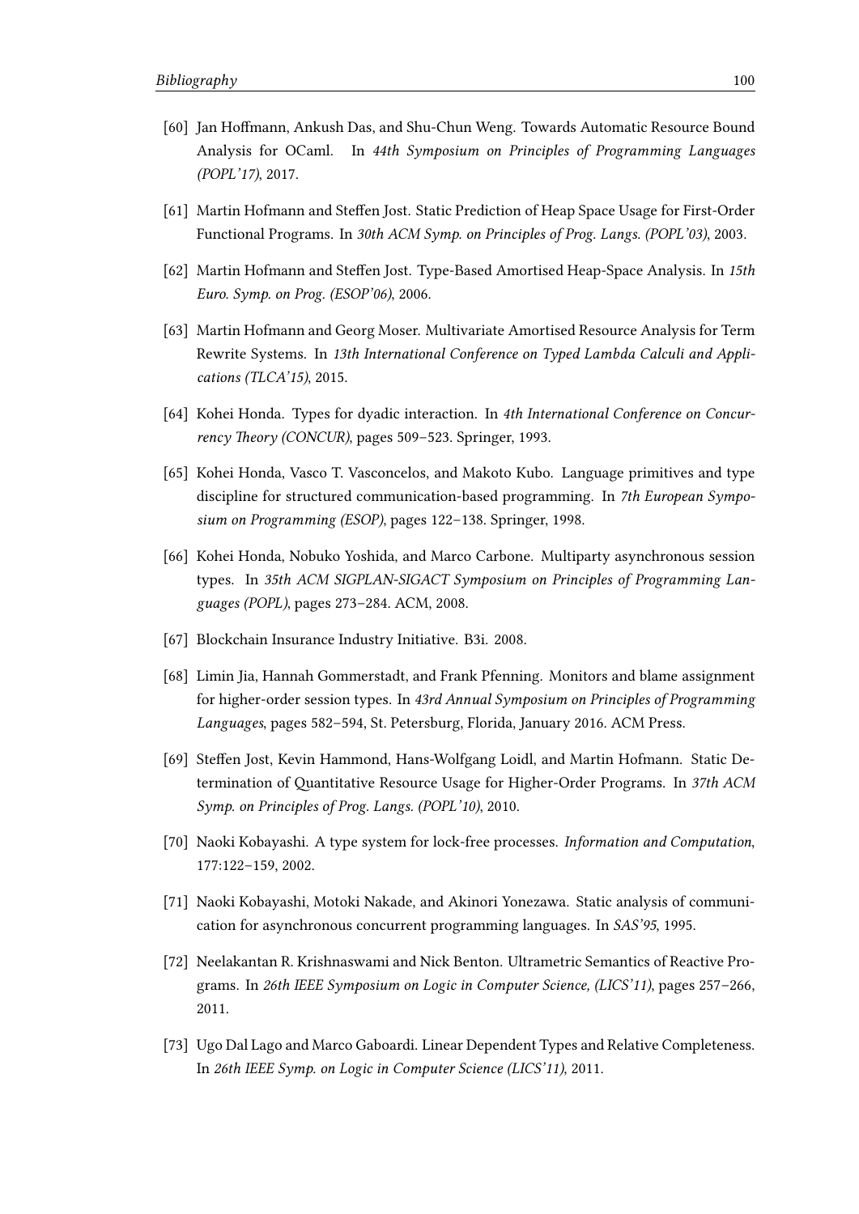[60] Jan Hoffmann, Ankush Das, and Shu-Chun Weng. Towards Automatic Resource Bound Analysis for OCaml. In *44th Symposium on Principles of Programming Languages (POPL'17)*, 2017.

[61] Martin Hofmann and Steffen Jost. Static Prediction of Heap Space Usage for First-Order Functional Programs. In *30th ACM Symp. on Principles of Prog. Langs. (POPL'03)*, 2003.

[62] Martin Hofmann and Steffen Jost. Type-Based Amortised Heap-Space Analysis. In *15th Euro. Symp. on Prog. (ESOP'06)*, 2006.

[63] Martin Hofmann and Georg Moser. Multivariate Amortised Resource Analysis for Term Rewrite Systems. In *13th International Conference on Typed Lambda Calculi and Applications (TLCA'15)*, 2015.

[64] Kohei Honda. Types for dyadic interaction. In *4th International Conference on Concurrency Theory (CONCUR)*, pages 509–523. Springer, 1993.

[65] Kohei Honda, Vasco T. Vasconcelos, and Makoto Kubo. Language primitives and type discipline for structured communication-based programming. In *7th European Symposium on Programming (ESOP)*, pages 122–138. Springer, 1998.

[66] Kohei Honda, Nobuko Yoshida, and Marco Carbone. Multiparty asynchronous session types. In *35th ACM SIGPLAN-SIGACT Symposium on Principles of Programming Languages (POPL)*, pages 273–284. ACM, 2008.

[67] Blockchain Insurance Industry Initiative. B3i. 2008.

[68] Limin Jia, Hannah Gommerstadt, and Frank Pfenning. Monitors and blame assignment for higher-order session types. In *43rd Annual Symposium on Principles of Programming Languages*, pages 582–594, St. Petersburg, Florida, January 2016. ACM Press.

[69] Steffen Jost, Kevin Hammond, Hans-Wolfgang Loidl, and Martin Hofmann. Static Determination of Quantitative Resource Usage for Higher-Order Programs. In *37th ACM Symp. on Principles of Prog. Langs. (POPL'10)*, 2010.

[70] Naoki Kobayashi. A type system for lock-free processes. *Information and Computation*, 177:122–159, 2002.

[71] Naoki Kobayashi, Motoki Nakade, and Akinori Yonezawa. Static analysis of communication for asynchronous concurrent programming languages. In *SAS'95*, 1995.

[72] Neelakantan R. Krishnaswami and Nick Benton. Ultrametric Semantics of Reactive Programs. In *26th IEEE Symposium on Logic in Computer Science, (LICS'11)*, pages 257–266, 2011.

[73] Ugo Dal Lago and Marco Gaboardi. Linear Dependent Types and Relative Completeness. In *26th IEEE Symp. on Logic in Computer Science (LICS'11)*, 2011.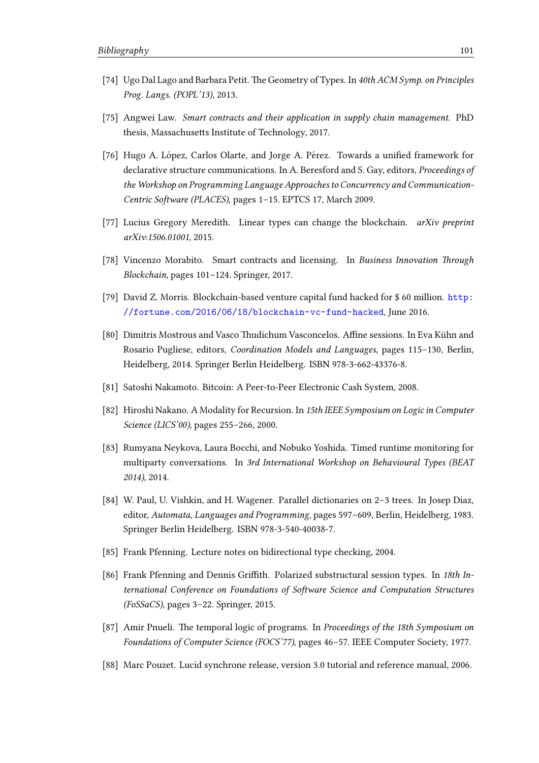[74] Ugo Dal Lago and Barbara Petit. The Geometry of Types. In *40th ACM Symp. on Principles Prog. Langs. (POPL'13)*, 2013.

[75] Angwei Law. *Smart contracts and their application in supply chain management*. PhD thesis, Massachusetts Institute of Technology, 2017.

[76] Hugo A. López, Carlos Olarte, and Jorge A. Pérez. Towards a unified framework for declarative structure communications. In A. Beresford and S. Gay, editors, *Proceedings of the Workshop on Programming Language Approaches to Concurrency and Communication-Centric Software (PLACES)*, pages 1–15. EPTCS 17, March 2009.

[77] Lucius Gregory Meredith. Linear types can change the blockchain. *arXiv preprint arXiv:1506.01001*, 2015.

[78] Vincenzo Morabito. Smart contracts and licensing. In *Business Innovation Through Blockchain*, pages 101–124. Springer, 2017.

[79] David Z. Morris. Blockchain-based venture capital fund hacked for $ 60 million. http://fortune.com/2016/06/18/blockchain-vc-fund-hacked, June 2016.

[80] Dimitris Mostrous and Vasco Thudichum Vasconcelos. Affine sessions. In Eva Kühn and Rosario Pugliese, editors, *Coordination Models and Languages*, pages 115–130, Berlin, Heidelberg, 2014. Springer Berlin Heidelberg. ISBN 978-3-662-43376-8.

[81] Satoshi Nakamoto. Bitcoin: A Peer-to-Peer Electronic Cash System, 2008.

[82] Hiroshi Nakano. A Modality for Recursion. In *15th IEEE Symposium on Logic in Computer Science (LICS'00)*, pages 255–266, 2000.

[83] Rumyana Neykova, Laura Bocchi, and Nobuko Yoshida. Timed runtime monitoring for multiparty conversations. In *3rd International Workshop on Behavioural Types (BEAT 2014)*, 2014.

[84] W. Paul, U. Vishkin, and H. Wagener. Parallel dictionaries on 2–3 trees. In Josep Diaz, editor, *Automata, Languages and Programming*, pages 597–609, Berlin, Heidelberg, 1983. Springer Berlin Heidelberg. ISBN 978-3-540-40038-7.

[85] Frank Pfenning. Lecture notes on bidirectional type checking, 2004.

[86] Frank Pfenning and Dennis Griffith. Polarized substructural session types. In *18th International Conference on Foundations of Software Science and Computation Structures (FoSSaCS)*, pages 3–22. Springer, 2015.

[87] Amir Pnueli. The temporal logic of programs. In *Proceedings of the 18th Symposium on Foundations of Computer Science (FOCS'77)*, pages 46–57. IEEE Computer Society, 1977.

[88] Marc Pouzet. Lucid synchrone release, version 3.0 tutorial and reference manual, 2006.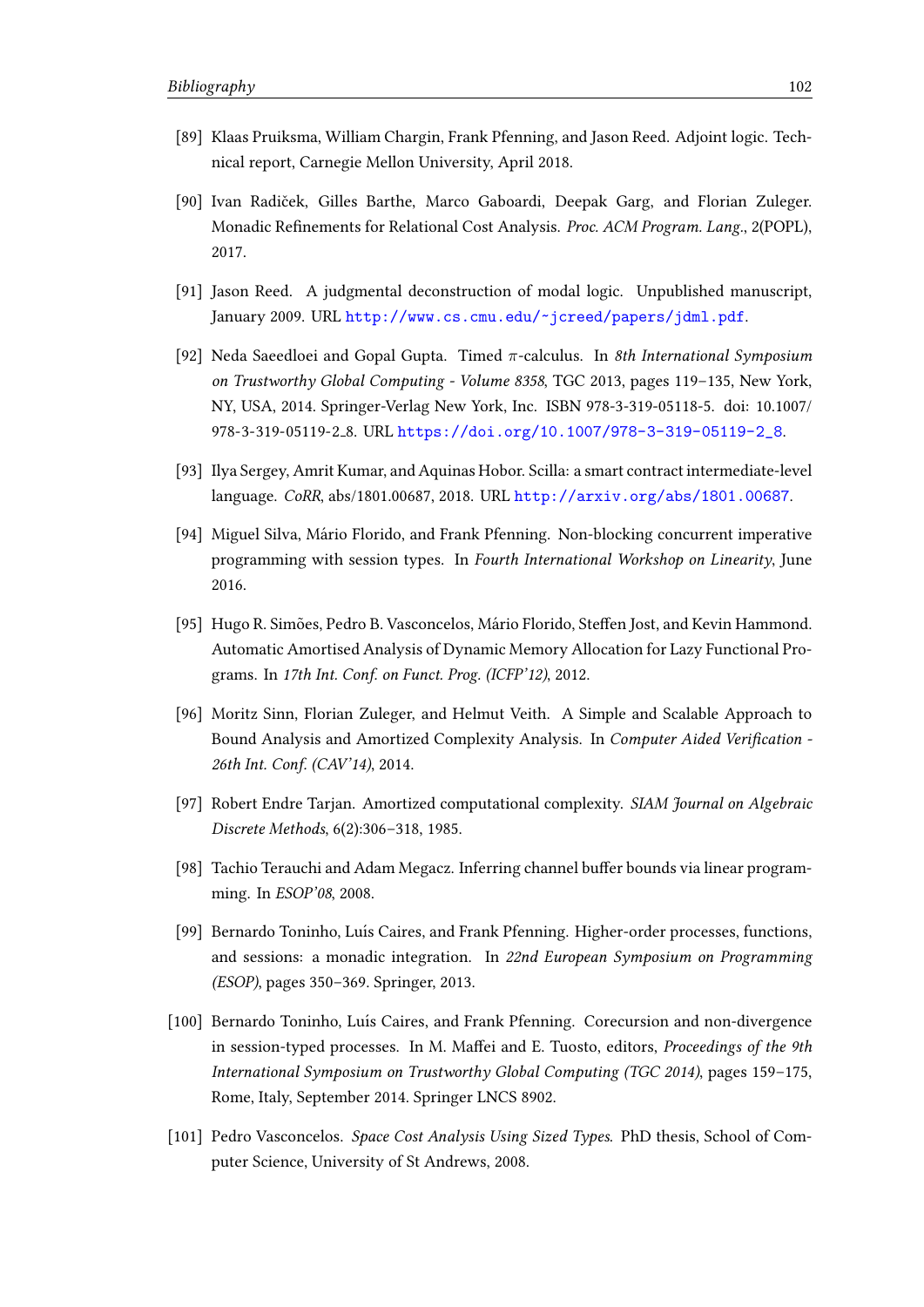[89] Klaas Pruiksma, William Chargin, Frank Pfenning, and Jason Reed. Adjoint logic. Technical report, Carnegie Mellon University, April 2018.

[90] Ivan Radiček, Gilles Barthe, Marco Gaboardi, Deepak Garg, and Florian Zuleger. Monadic Refinements for Relational Cost Analysis. *Proc. ACM Program. Lang.*, 2(POPL), 2017.

[91] Jason Reed. A judgmental deconstruction of modal logic. Unpublished manuscript, January 2009. URL http://www.cs.cmu.edu/~jcreed/papers/jdml.pdf.

[92] Neda Saeedloei and Gopal Gupta. Timed $\pi$-calculus. In *8th International Symposium on Trustworthy Global Computing - Volume 8358*, TGC 2013, pages 119–135, New York, NY, USA, 2014. Springer-Verlag New York, Inc. ISBN 978-3-319-05118-5. doi: 10.1007/978-3-319-05119-2_8. URL https://doi.org/10.1007/978-3-319-05119-2_8.

[93] Ilya Sergey, Amrit Kumar, and Aquinas Hobor. Scilla: a smart contract intermediate-level language. *CoRR*, abs/1801.00687, 2018. URL http://arxiv.org/abs/1801.00687.

[94] Miguel Silva, Mário Florido, and Frank Pfenning. Non-blocking concurrent imperative programming with session types. In *Fourth International Workshop on Linearity*, June 2016.

[95] Hugo R. Simões, Pedro B. Vasconcelos, Mário Florido, Steffen Jost, and Kevin Hammond. Automatic Amortised Analysis of Dynamic Memory Allocation for Lazy Functional Programs. In *17th Int. Conf. on Funct. Prog. (ICFP'12)*, 2012.

[96] Moritz Sinn, Florian Zuleger, and Helmut Veith. A Simple and Scalable Approach to Bound Analysis and Amortized Complexity Analysis. In *Computer Aided Verification - 26th Int. Conf. (CAV'14)*, 2014.

[97] Robert Endre Tarjan. Amortized computational complexity. *SIAM Journal on Algebraic Discrete Methods*, 6(2):306–318, 1985.

[98] Tachio Terauchi and Adam Megacz. Inferring channel buffer bounds via linear programming. In *ESOP'08*, 2008.

[99] Bernardo Toninho, Luís Caires, and Frank Pfenning. Higher-order processes, functions, and sessions: a monadic integration. In *22nd European Symposium on Programming (ESOP)*, pages 350–369. Springer, 2013.

[100] Bernardo Toninho, Luís Caires, and Frank Pfenning. Corecursion and non-divergence in session-typed processes. In M. Maffei and E. Tuosto, editors, *Proceedings of the 9th International Symposium on Trustworthy Global Computing (TGC 2014)*, pages 159–175, Rome, Italy, September 2014. Springer LNCS 8902.

[101] Pedro Vasconcelos. *Space Cost Analysis Using Sized Types*. PhD thesis, School of Computer Science, University of St Andrews, 2008.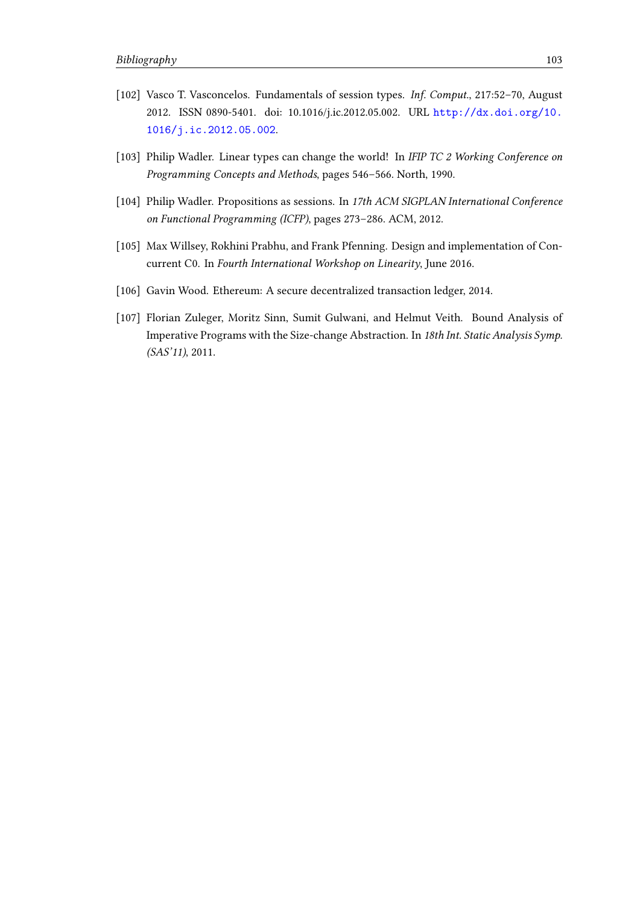[102] Vasco T. Vasconcelos. Fundamentals of session types. *Inf. Comput.*, 217:52–70, August 2012. ISSN 0890-5401. doi: 10.1016/j.ic.2012.05.002. URL http://dx.doi.org/10.1016/j.ic.2012.05.002.

[103] Philip Wadler. Linear types can change the world! In *IFIP TC 2 Working Conference on Programming Concepts and Methods*, pages 546–566. North, 1990.

[104] Philip Wadler. Propositions as sessions. In *17th ACM SIGPLAN International Conference on Functional Programming (ICFP)*, pages 273–286. ACM, 2012.

[105] Max Willsey, Rokhini Prabhu, and Frank Pfenning. Design and implementation of Concurrent C0. In *Fourth International Workshop on Linearity*, June 2016.

[106] Gavin Wood. Ethereum: A secure decentralized transaction ledger, 2014.

[107] Florian Zuleger, Moritz Sinn, Sumit Gulwani, and Helmut Veith. Bound Analysis of Imperative Programs with the Size-change Abstraction. In *18th Int. Static Analysis Symp. (SAS'11)*, 2011.